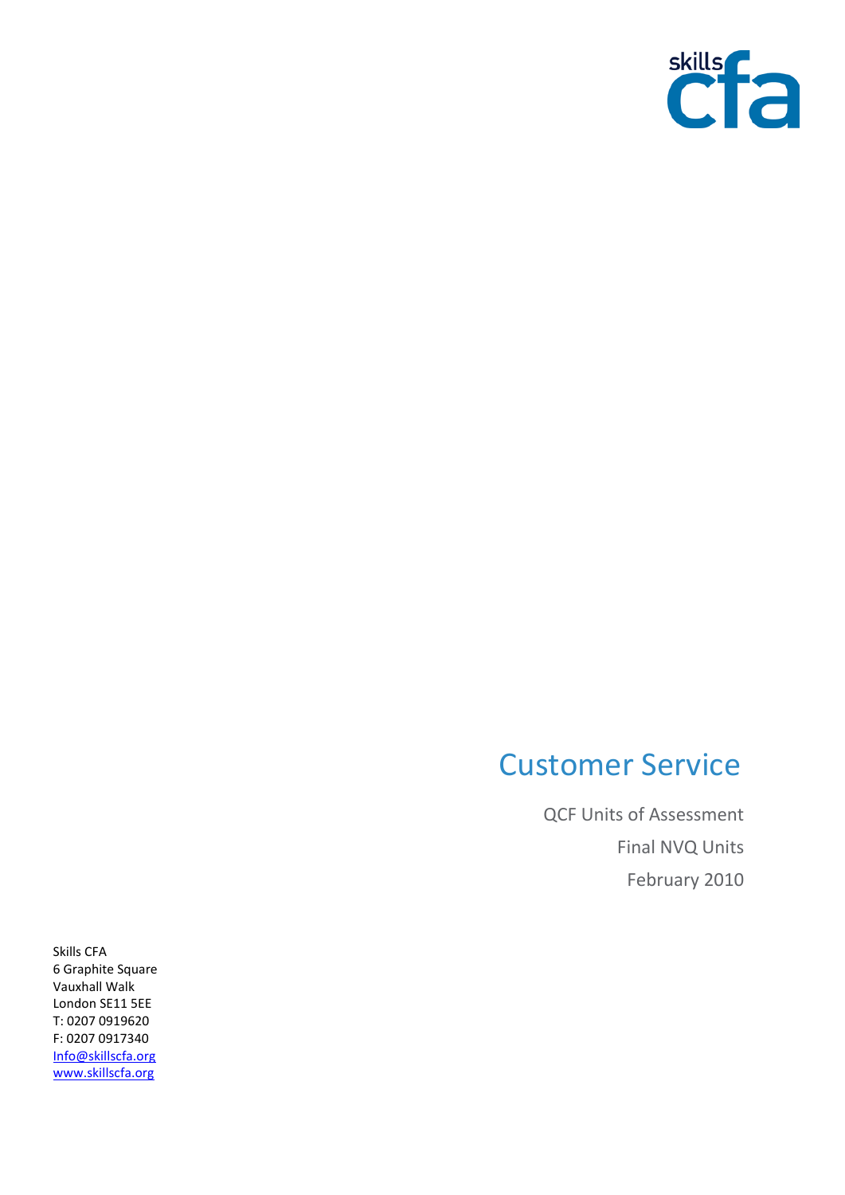skills cfa

# Customer Service

QCF Units of Assessment

Final NVQ Units

February 2010

Skills CFA
6 Graphite Square
Vauxhall Walk
London SE11 5EE
T: 0207 0919620
F: 0207 0917340
Info@skillscfa.org
www.skillscfa.org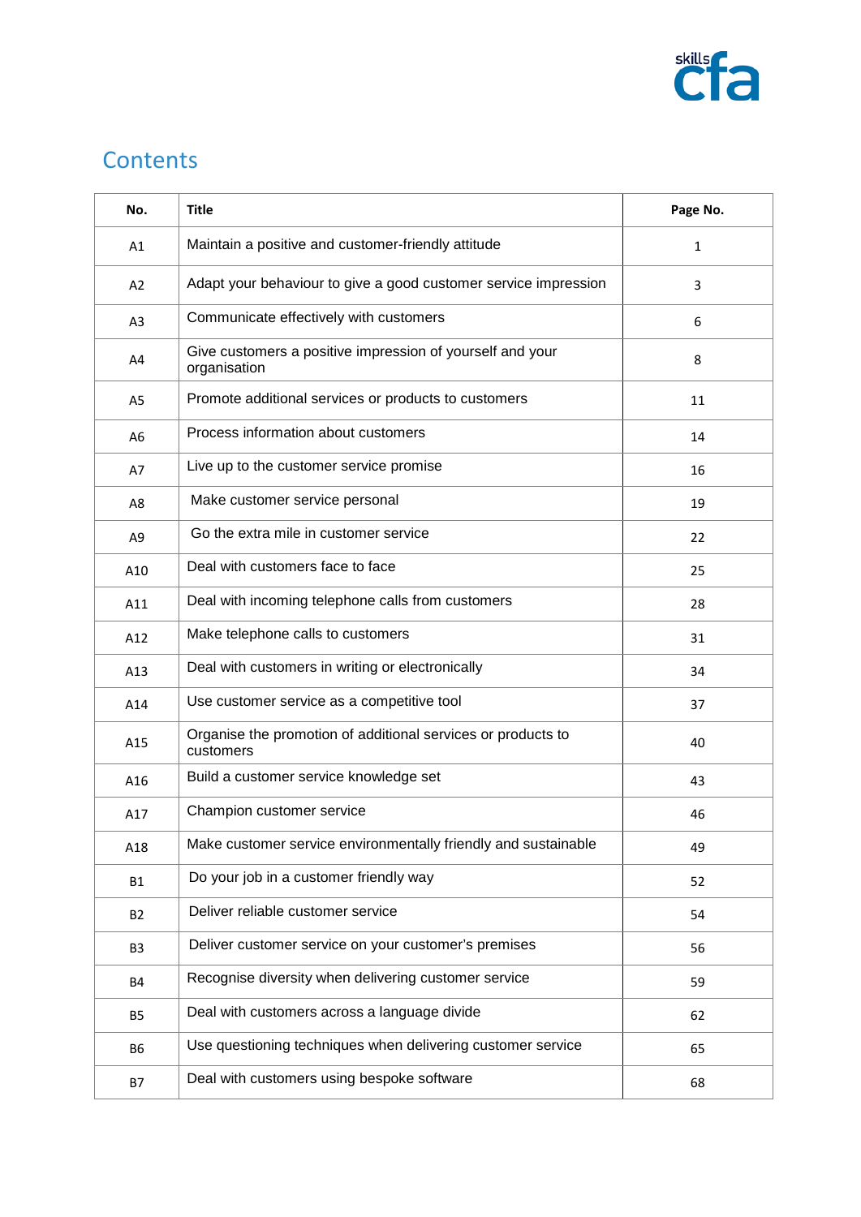## Contents

| No. | Title | Page No. |
|---|---|---|
| A1 | Maintain a positive and customer-friendly attitude | 1 |
| A2 | Adapt your behaviour to give a good customer service impression | 3 |
| A3 | Communicate effectively with customers | 6 |
| A4 | Give customers a positive impression of yourself and your organisation | 8 |
| A5 | Promote additional services or products to customers | 11 |
| A6 | Process information about customers | 14 |
| A7 | Live up to the customer service promise | 16 |
| A8 | Make customer service personal | 19 |
| A9 | Go the extra mile in customer service | 22 |
| A10 | Deal with customers face to face | 25 |
| A11 | Deal with incoming telephone calls from customers | 28 |
| A12 | Make telephone calls to customers | 31 |
| A13 | Deal with customers in writing or electronically | 34 |
| A14 | Use customer service as a competitive tool | 37 |
| A15 | Organise the promotion of additional services or products to customers | 40 |
| A16 | Build a customer service knowledge set | 43 |
| A17 | Champion customer service | 46 |
| A18 | Make customer service environmentally friendly and sustainable | 49 |
| B1 | Do your job in a customer friendly way | 52 |
| B2 | Deliver reliable customer service | 54 |
| B3 | Deliver customer service on your customer's premises | 56 |
| B4 | Recognise diversity when delivering customer service | 59 |
| B5 | Deal with customers across a language divide | 62 |
| B6 | Use questioning techniques when delivering customer service | 65 |
| B7 | Deal with customers using bespoke software | 68 |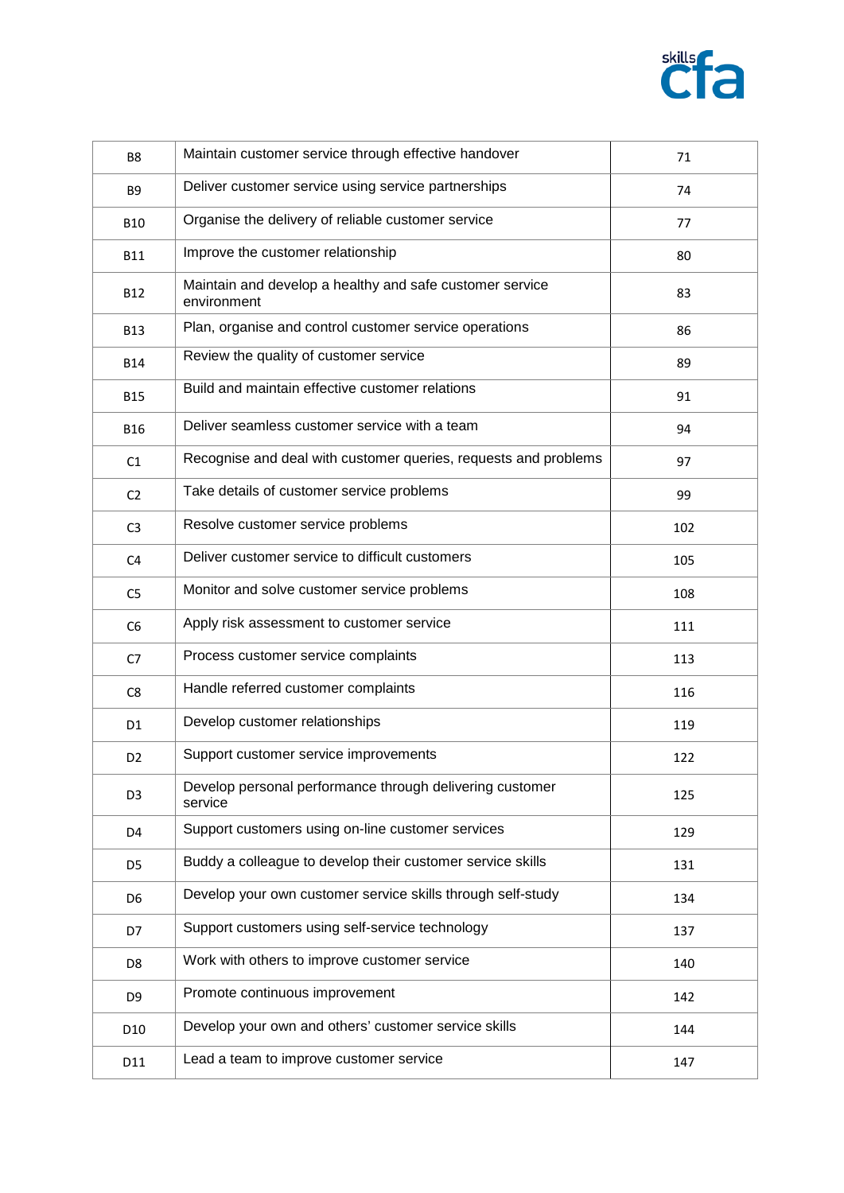| B8 | Maintain customer service through effective handover | 71 |
|---|---|---|
| B9 | Deliver customer service using service partnerships | 74 |
| B10 | Organise the delivery of reliable customer service | 77 |
| B11 | Improve the customer relationship | 80 |
| B12 | Maintain and develop a healthy and safe customer service environment | 83 |
| B13 | Plan, organise and control customer service operations | 86 |
| B14 | Review the quality of customer service | 89 |
| B15 | Build and maintain effective customer relations | 91 |
| B16 | Deliver seamless customer service with a team | 94 |
| C1 | Recognise and deal with customer queries, requests and problems | 97 |
| C2 | Take details of customer service problems | 99 |
| C3 | Resolve customer service problems | 102 |
| C4 | Deliver customer service to difficult customers | 105 |
| C5 | Monitor and solve customer service problems | 108 |
| C6 | Apply risk assessment to customer service | 111 |
| C7 | Process customer service complaints | 113 |
| C8 | Handle referred customer complaints | 116 |
| D1 | Develop customer relationships | 119 |
| D2 | Support customer service improvements | 122 |
| D3 | Develop personal performance through delivering customer service | 125 |
| D4 | Support customers using on-line customer services | 129 |
| D5 | Buddy a colleague to develop their customer service skills | 131 |
| D6 | Develop your own customer service skills through self-study | 134 |
| D7 | Support customers using self-service technology | 137 |
| D8 | Work with others to improve customer service | 140 |
| D9 | Promote continuous improvement | 142 |
| D10 | Develop your own and others' customer service skills | 144 |
| D11 | Lead a team to improve customer service | 147 |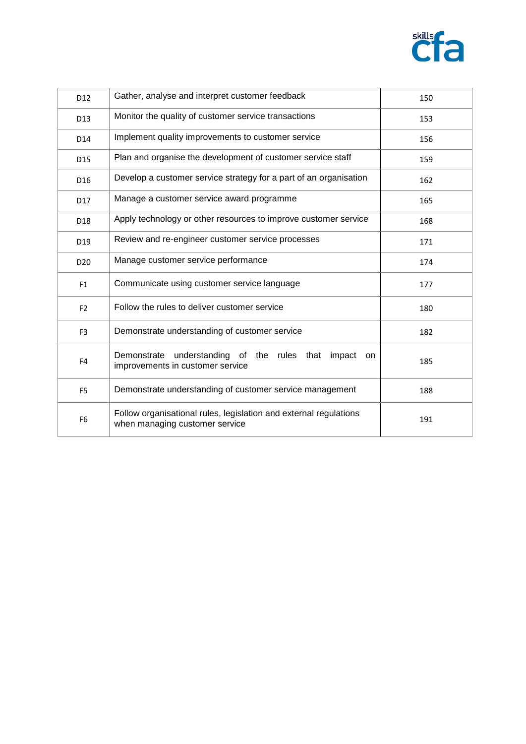| | | |
|---|---|---|
| D12 | Gather, analyse and interpret customer feedback | 150 |
| D13 | Monitor the quality of customer service transactions | 153 |
| D14 | Implement quality improvements to customer service | 156 |
| D15 | Plan and organise the development of customer service staff | 159 |
| D16 | Develop a customer service strategy for a part of an organisation | 162 |
| D17 | Manage a customer service award programme | 165 |
| D18 | Apply technology or other resources to improve customer service | 168 |
| D19 | Review and re-engineer customer service processes | 171 |
| D20 | Manage customer service performance | 174 |
| F1 | Communicate using customer service language | 177 |
| F2 | Follow the rules to deliver customer service | 180 |
| F3 | Demonstrate understanding of customer service | 182 |
| F4 | Demonstrate understanding of the rules that impact on improvements in customer service | 185 |
| F5 | Demonstrate understanding of customer service management | 188 |
| F6 | Follow organisational rules, legislation and external regulations when managing customer service | 191 |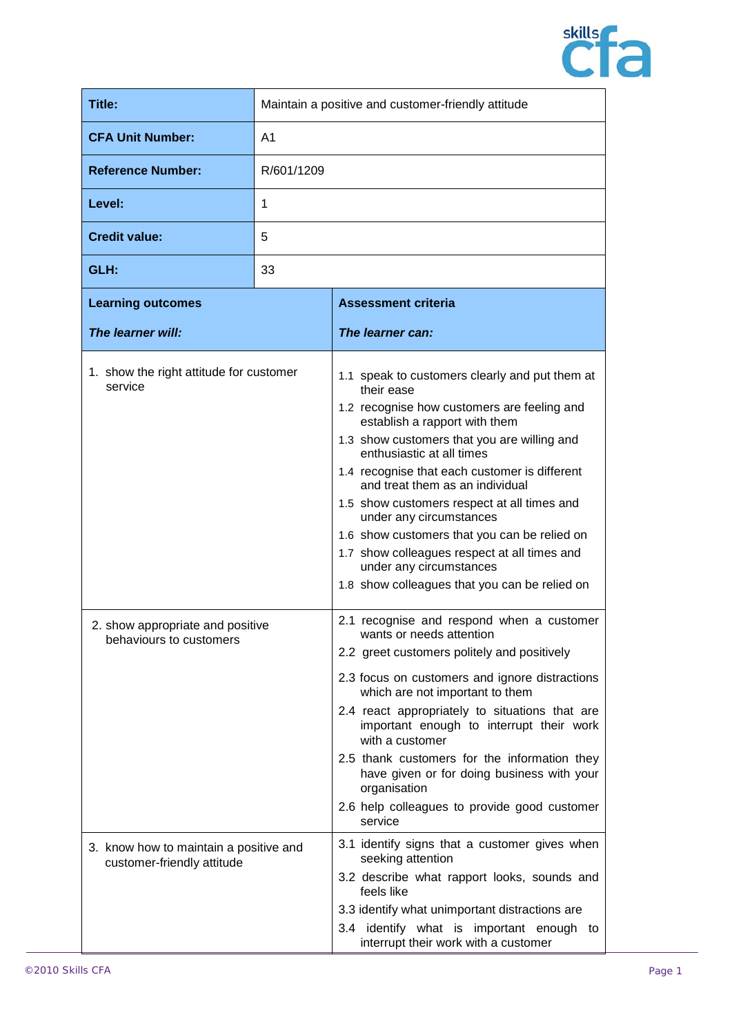| **Title:** | Maintain a positive and customer-friendly attitude |
|---|---|
| **CFA Unit Number:** | A1 |
| **Reference Number:** | R/601/1209 |
| **Level:** | 1 |
| **Credit value:** | 5 |
| **GLH:** | 33 |

| **Learning outcomes**<br>***The learner will:*** | **Assessment criteria**<br>***The learner can:*** |
|---|---|
| 1. show the right attitude for customer service | 1.1 speak to customers clearly and put them at their ease<br>1.2 recognise how customers are feeling and establish a rapport with them<br>1.3 show customers that you are willing and enthusiastic at all times<br>1.4 recognise that each customer is different and treat them as an individual<br>1.5 show customers respect at all times and under any circumstances<br>1.6 show customers that you can be relied on<br>1.7 show colleagues respect at all times and under any circumstances<br>1.8 show colleagues that you can be relied on |
| 2. show appropriate and positive behaviours to customers | 2.1 recognise and respond when a customer wants or needs attention<br>2.2 greet customers politely and positively<br>2.3 focus on customers and ignore distractions which are not important to them<br>2.4 react appropriately to situations that are important enough to interrupt their work with a customer<br>2.5 thank customers for the information they have given or for doing business with your organisation<br>2.6 help colleagues to provide good customer service |
| 3. know how to maintain a positive and customer-friendly attitude | 3.1 identify signs that a customer gives when seeking attention<br>3.2 describe what rapport looks, sounds and feels like<br>3.3 identify what unimportant distractions are<br>3.4 identify what is important enough to interrupt their work with a customer |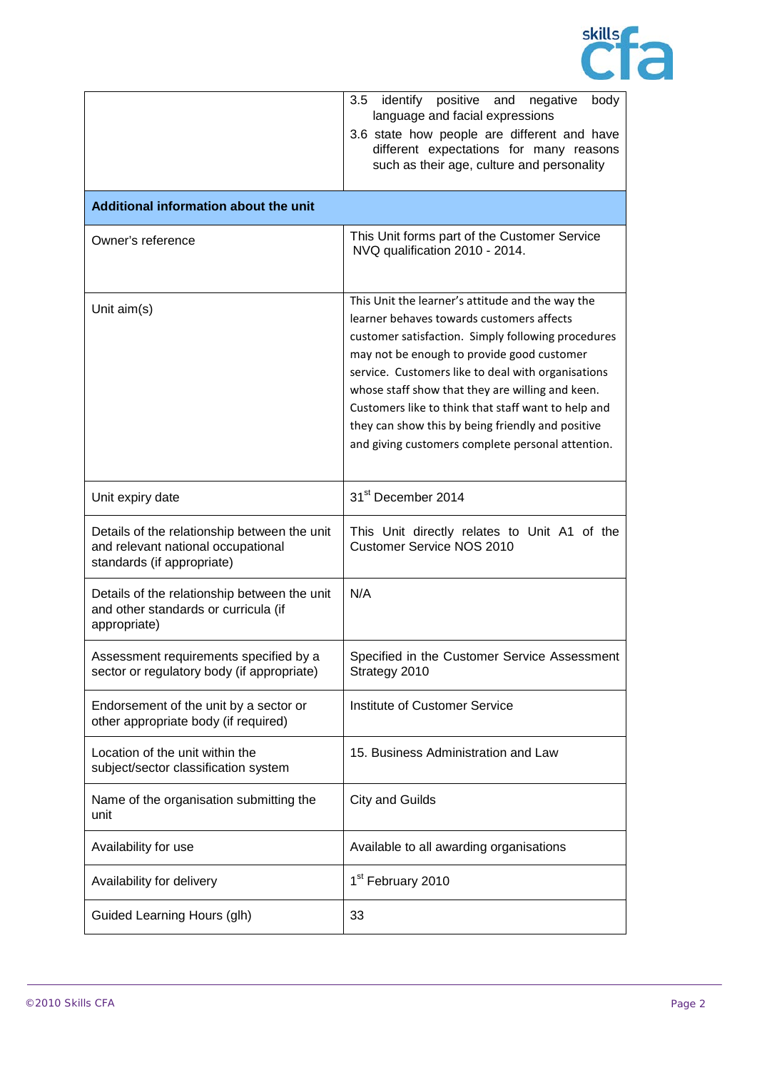| | |
|---|---|
| | 3.5 identify positive and negative body language and facial expressions<br>3.6 state how people are different and have different expectations for many reasons such as their age, culture and personality |
| **Additional information about the unit** | |
| Owner's reference | This Unit forms part of the Customer Service NVQ qualification 2010 - 2014. |
| Unit aim(s) | This Unit the learner's attitude and the way the learner behaves towards customers affects customer satisfaction. Simply following procedures may not be enough to provide good customer service. Customers like to deal with organisations whose staff show that they are willing and keen. Customers like to think that staff want to help and they can show this by being friendly and positive and giving customers complete personal attention. |
| Unit expiry date | 31st December 2014 |
| Details of the relationship between the unit and relevant national occupational standards (if appropriate) | This Unit directly relates to Unit A1 of the Customer Service NOS 2010 |
| Details of the relationship between the unit and other standards or curricula (if appropriate) | N/A |
| Assessment requirements specified by a sector or regulatory body (if appropriate) | Specified in the Customer Service Assessment Strategy 2010 |
| Endorsement of the unit by a sector or other appropriate body (if required) | Institute of Customer Service |
| Location of the unit within the subject/sector classification system | 15. Business Administration and Law |
| Name of the organisation submitting the unit | City and Guilds |
| Availability for use | Available to all awarding organisations |
| Availability for delivery | 1st February 2010 |
| Guided Learning Hours (glh) | 33 |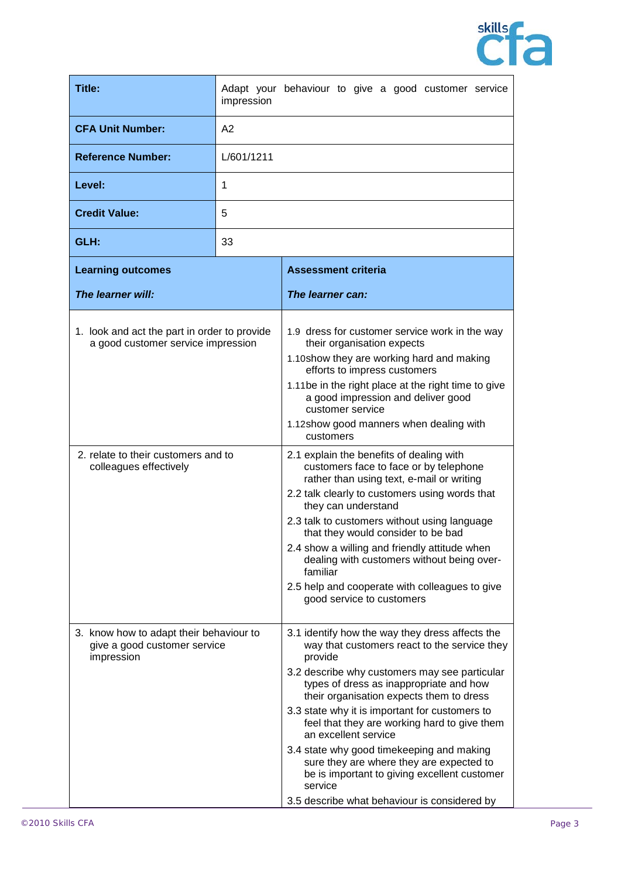| | |
|---|---|
| **Title:** | Adapt your behaviour to give a good customer service impression |
| **CFA Unit Number:** | A2 |
| **Reference Number:** | L/601/1211 |
| **Level:** | 1 |
| **Credit Value:** | 5 |
| **GLH:** | 33 |

| **Learning outcomes** <br><br> ***The learner will:*** | **Assessment criteria** <br><br> ***The learner can:*** |
|---|---|
| 1. look and act the part in order to provide a good customer service impression | 1.9 dress for customer service work in the way their organisation expects <br> 1.10 show they are working hard and making efforts to impress customers <br> 1.11 be in the right place at the right time to give a good impression and deliver good customer service <br> 1.12 show good manners when dealing with customers |
| 2. relate to their customers and to colleagues effectively | 2.1 explain the benefits of dealing with customers face to face or by telephone rather than using text, e-mail or writing <br> 2.2 talk clearly to customers using words that they can understand <br> 2.3 talk to customers without using language that they would consider to be bad <br> 2.4 show a willing and friendly attitude when dealing with customers without being over-familiar <br> 2.5 help and cooperate with colleagues to give good service to customers |
| 3. know how to adapt their behaviour to give a good customer service impression | 3.1 identify how the way they dress affects the way that customers react to the service they provide <br> 3.2 describe why customers may see particular types of dress as inappropriate and how their organisation expects them to dress <br> 3.3 state why it is important for customers to feel that they are working hard to give them an excellent service <br> 3.4 state why good timekeeping and making sure they are where they are expected to be is important to giving excellent customer service <br> 3.5 describe what behaviour is considered by |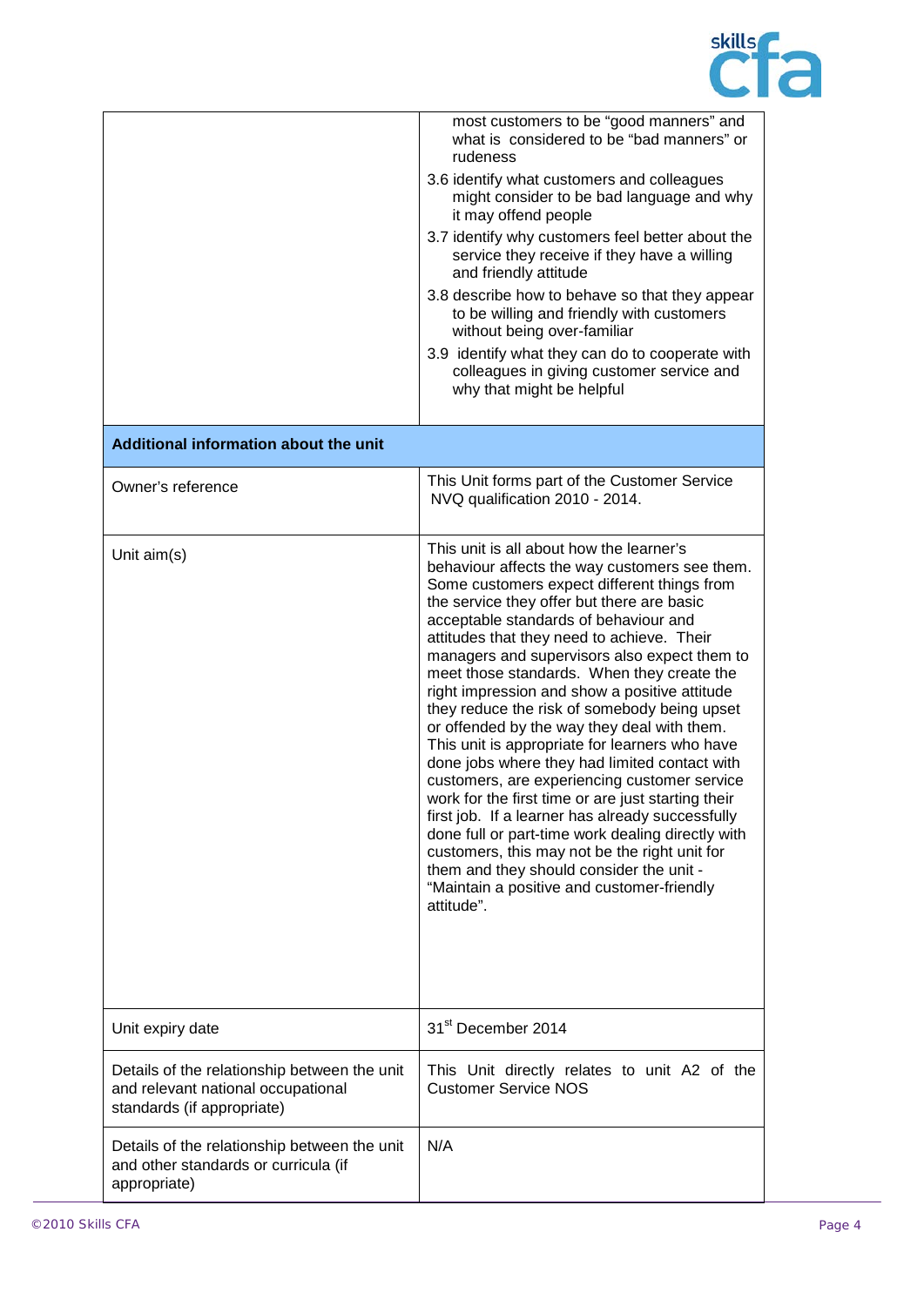| | |
|---|---|
| | most customers to be "good manners" and what is considered to be "bad manners" or rudeness<br>3.6 identify what customers and colleagues might consider to be bad language and why it may offend people<br>3.7 identify why customers feel better about the service they receive if they have a willing and friendly attitude<br>3.8 describe how to behave so that they appear to be willing and friendly with customers without being over-familiar<br>3.9 identify what they can do to cooperate with colleagues in giving customer service and why that might be helpful |
| **Additional information about the unit** | |
| Owner's reference | This Unit forms part of the Customer Service NVQ qualification 2010 - 2014. |
| Unit aim(s) | This unit is all about how the learner's behaviour affects the way customers see them. Some customers expect different things from the service they offer but there are basic acceptable standards of behaviour and attitudes that they need to achieve. Their managers and supervisors also expect them to meet those standards. When they create the right impression and show a positive attitude they reduce the risk of somebody being upset or offended by the way they deal with them. This unit is appropriate for learners who have done jobs where they had limited contact with customers, are experiencing customer service work for the first time or are just starting their first job. If a learner has already successfully done full or part-time work dealing directly with customers, this may not be the right unit for them and they should consider the unit - "Maintain a positive and customer-friendly attitude". |
| Unit expiry date | 31st December 2014 |
| Details of the relationship between the unit and relevant national occupational standards (if appropriate) | This Unit directly relates to unit A2 of the Customer Service NOS |
| Details of the relationship between the unit and other standards or curricula (if appropriate) | N/A |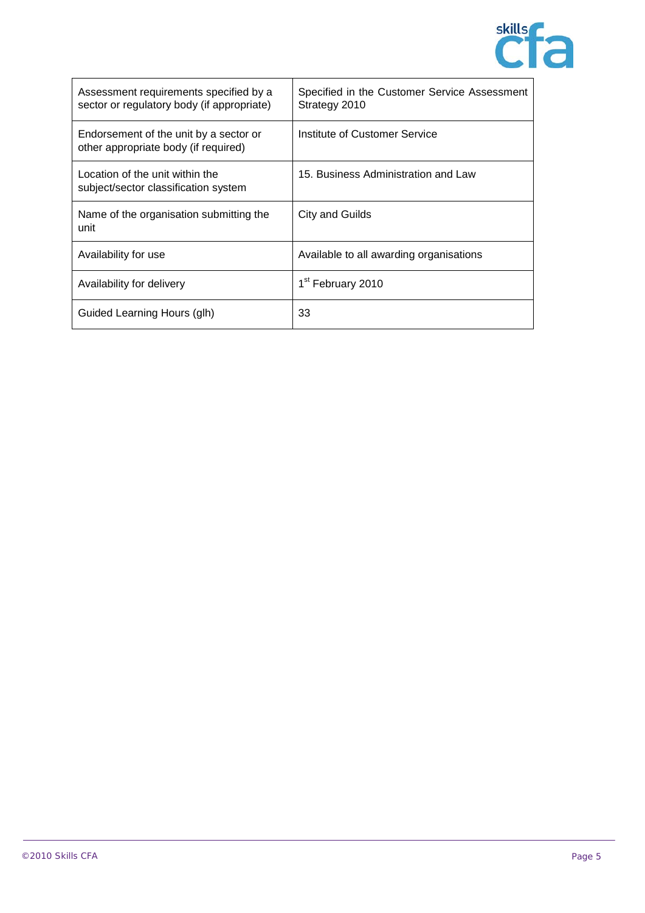| Assessment requirements specified by a sector or regulatory body (if appropriate) | Specified in the Customer Service Assessment Strategy 2010 |
|---|---|
| Endorsement of the unit by a sector or other appropriate body (if required) | Institute of Customer Service |
| Location of the unit within the subject/sector classification system | 15. Business Administration and Law |
| Name of the organisation submitting the unit | City and Guilds |
| Availability for use | Available to all awarding organisations |
| Availability for delivery | 1st February 2010 |
| Guided Learning Hours (glh) | 33 |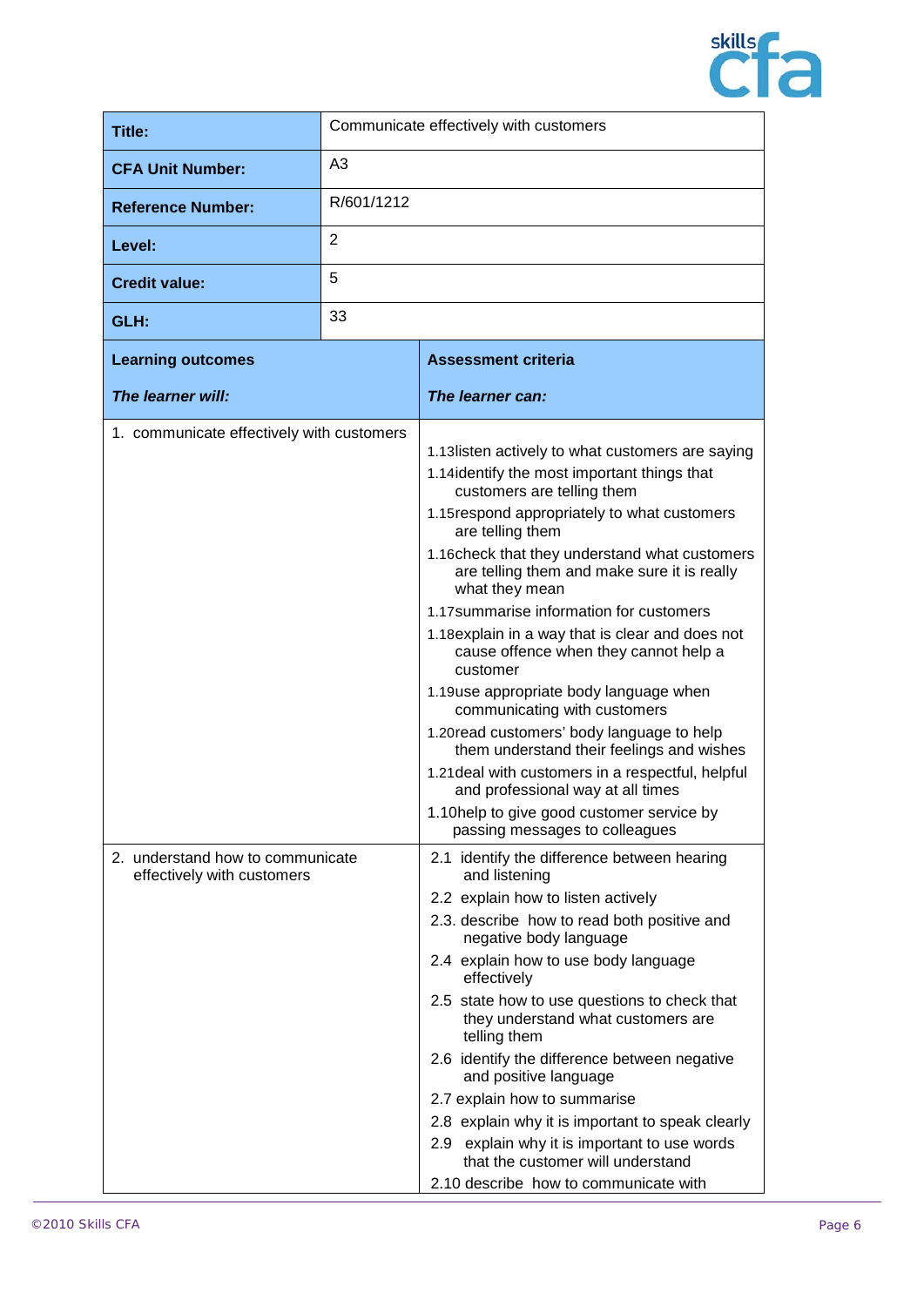| Title: | Communicate effectively with customers |
|---|---|
| CFA Unit Number: | A3 |
| Reference Number: | R/601/1212 |
| Level: | 2 |
| Credit value: | 5 |
| GLH: | 33 |

| Learning outcomes<br>*The learner will:* | Assessment criteria<br>*The learner can:* |
|---|---|
| 1. communicate effectively with customers | 1.13listen actively to what customers are saying<br>1.14identify the most important things that customers are telling them<br>1.15respond appropriately to what customers are telling them<br>1.16check that they understand what customers are telling them and make sure it is really what they mean<br>1.17summarise information for customers<br>1.18explain in a way that is clear and does not cause offence when they cannot help a customer<br>1.19use appropriate body language when communicating with customers<br>1.20read customers' body language to help them understand their feelings and wishes<br>1.21deal with customers in a respectful, helpful and professional way at all times<br>1.10help to give good customer service by passing messages to colleagues |
| 2. understand how to communicate effectively with customers | 2.1 identify the difference between hearing and listening<br>2.2 explain how to listen actively<br>2.3. describe how to read both positive and negative body language<br>2.4 explain how to use body language effectively<br>2.5 state how to use questions to check that they understand what customers are telling them<br>2.6 identify the difference between negative and positive language<br>2.7 explain how to summarise<br>2.8 explain why it is important to speak clearly<br>2.9 explain why it is important to use words that the customer will understand<br>2.10 describe how to communicate with |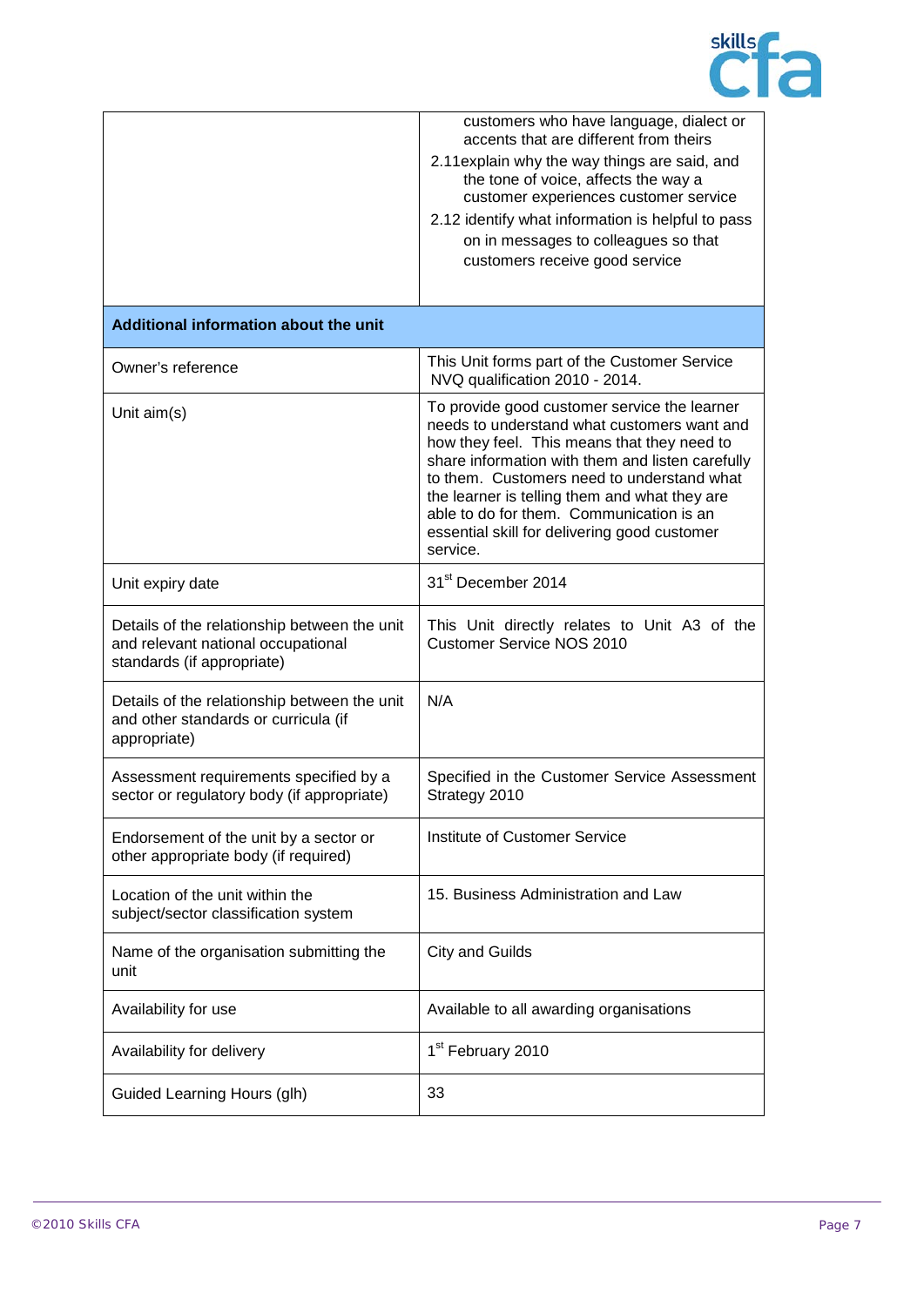| | |
|---|---|
| | customers who have language, dialect or accents that are different from theirs<br>2.11explain why the way things are said, and the tone of voice, affects the way a customer experiences customer service<br>2.12 identify what information is helpful to pass on in messages to colleagues so that customers receive good service |
| **Additional information about the unit** | |
| Owner's reference | This Unit forms part of the Customer Service NVQ qualification 2010 - 2014. |
| Unit aim(s) | To provide good customer service the learner needs to understand what customers want and how they feel. This means that they need to share information with them and listen carefully to them. Customers need to understand what the learner is telling them and what they are able to do for them. Communication is an essential skill for delivering good customer service. |
| Unit expiry date | 31st December 2014 |
| Details of the relationship between the unit and relevant national occupational standards (if appropriate) | This Unit directly relates to Unit A3 of the Customer Service NOS 2010 |
| Details of the relationship between the unit and other standards or curricula (if appropriate) | N/A |
| Assessment requirements specified by a sector or regulatory body (if appropriate) | Specified in the Customer Service Assessment Strategy 2010 |
| Endorsement of the unit by a sector or other appropriate body (if required) | Institute of Customer Service |
| Location of the unit within the subject/sector classification system | 15. Business Administration and Law |
| Name of the organisation submitting the unit | City and Guilds |
| Availability for use | Available to all awarding organisations |
| Availability for delivery | 1st February 2010 |
| Guided Learning Hours (glh) | 33 |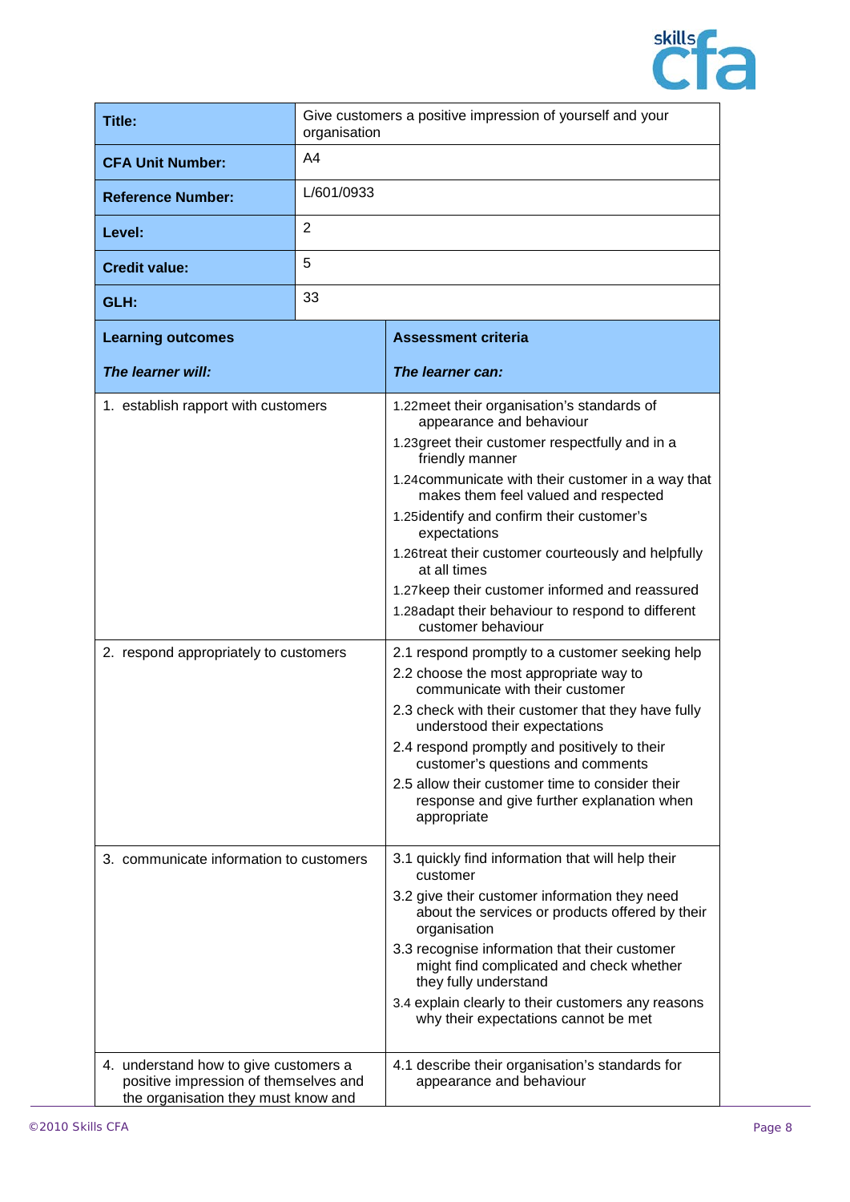| Title: | Give customers a positive impression of yourself and your organisation |
|---|---|
| **CFA Unit Number:** | A4 |
| **Reference Number:** | L/601/0933 |
| **Level:** | 2 |
| **Credit value:** | 5 |
| **GLH:** | 33 |

| **Learning outcomes**<br><br>***The learner will:*** | **Assessment criteria**<br><br>***The learner can:*** |
|---|---|
| 1. establish rapport with customers | 1.22meet their organisation's standards of appearance and behaviour<br>1.23greet their customer respectfully and in a friendly manner<br>1.24communicate with their customer in a way that makes them feel valued and respected<br>1.25identify and confirm their customer's expectations<br>1.26treat their customer courteously and helpfully at all times<br>1.27keep their customer informed and reassured<br>1.28adapt their behaviour to respond to different customer behaviour |
| 2. respond appropriately to customers | 2.1 respond promptly to a customer seeking help<br>2.2 choose the most appropriate way to communicate with their customer<br>2.3 check with their customer that they have fully understood their expectations<br>2.4 respond promptly and positively to their customer's questions and comments<br>2.5 allow their customer time to consider their response and give further explanation when appropriate |
| 3. communicate information to customers | 3.1 quickly find information that will help their customer<br>3.2 give their customer information they need about the services or products offered by their organisation<br>3.3 recognise information that their customer might find complicated and check whether they fully understand<br>3.4 explain clearly to their customers any reasons why their expectations cannot be met |
| 4. understand how to give customers a positive impression of themselves and the organisation they must know and | 4.1 describe their organisation's standards for appearance and behaviour |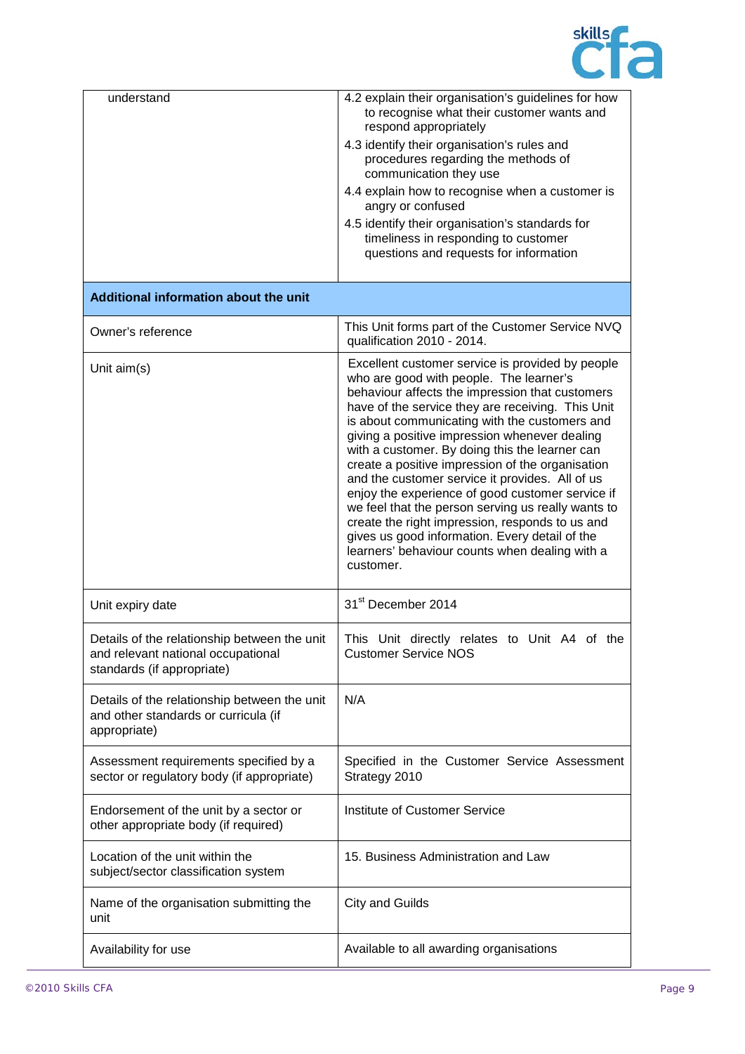| understand | 4.2 explain their organisation's guidelines for how to recognise what their customer wants and respond appropriately<br>4.3 identify their organisation's rules and procedures regarding the methods of communication they use<br>4.4 explain how to recognise when a customer is angry or confused<br>4.5 identify their organisation's standards for timeliness in responding to customer questions and requests for information |
|---|---|
| **Additional information about the unit** | |
| Owner's reference | This Unit forms part of the Customer Service NVQ qualification 2010 - 2014. |
| Unit aim(s) | Excellent customer service is provided by people who are good with people. The learner's behaviour affects the impression that customers have of the service they are receiving. This Unit is about communicating with the customers and giving a positive impression whenever dealing with a customer. By doing this the learner can create a positive impression of the organisation and the customer service it provides. All of us enjoy the experience of good customer service if we feel that the person serving us really wants to create the right impression, responds to us and gives us good information. Every detail of the learners' behaviour counts when dealing with a customer. |
| Unit expiry date | 31st December 2014 |
| Details of the relationship between the unit and relevant national occupational standards (if appropriate) | This Unit directly relates to Unit A4 of the Customer Service NOS |
| Details of the relationship between the unit and other standards or curricula (if appropriate) | N/A |
| Assessment requirements specified by a sector or regulatory body (if appropriate) | Specified in the Customer Service Assessment Strategy 2010 |
| Endorsement of the unit by a sector or other appropriate body (if required) | Institute of Customer Service |
| Location of the unit within the subject/sector classification system | 15. Business Administration and Law |
| Name of the organisation submitting the unit | City and Guilds |
| Availability for use | Available to all awarding organisations |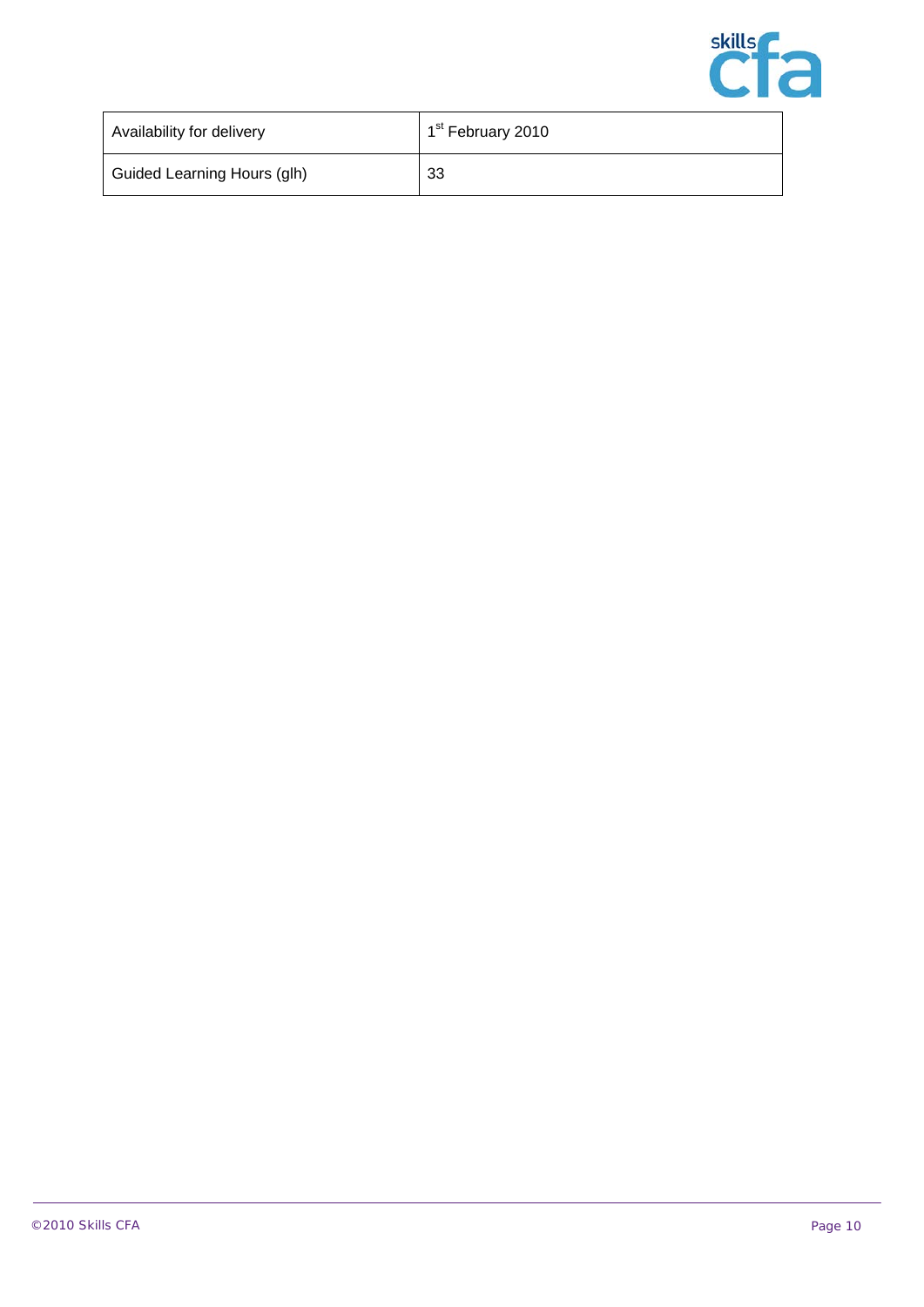| Availability for delivery | 1st February 2010 |
|---|---|
| Guided Learning Hours (glh) | 33 |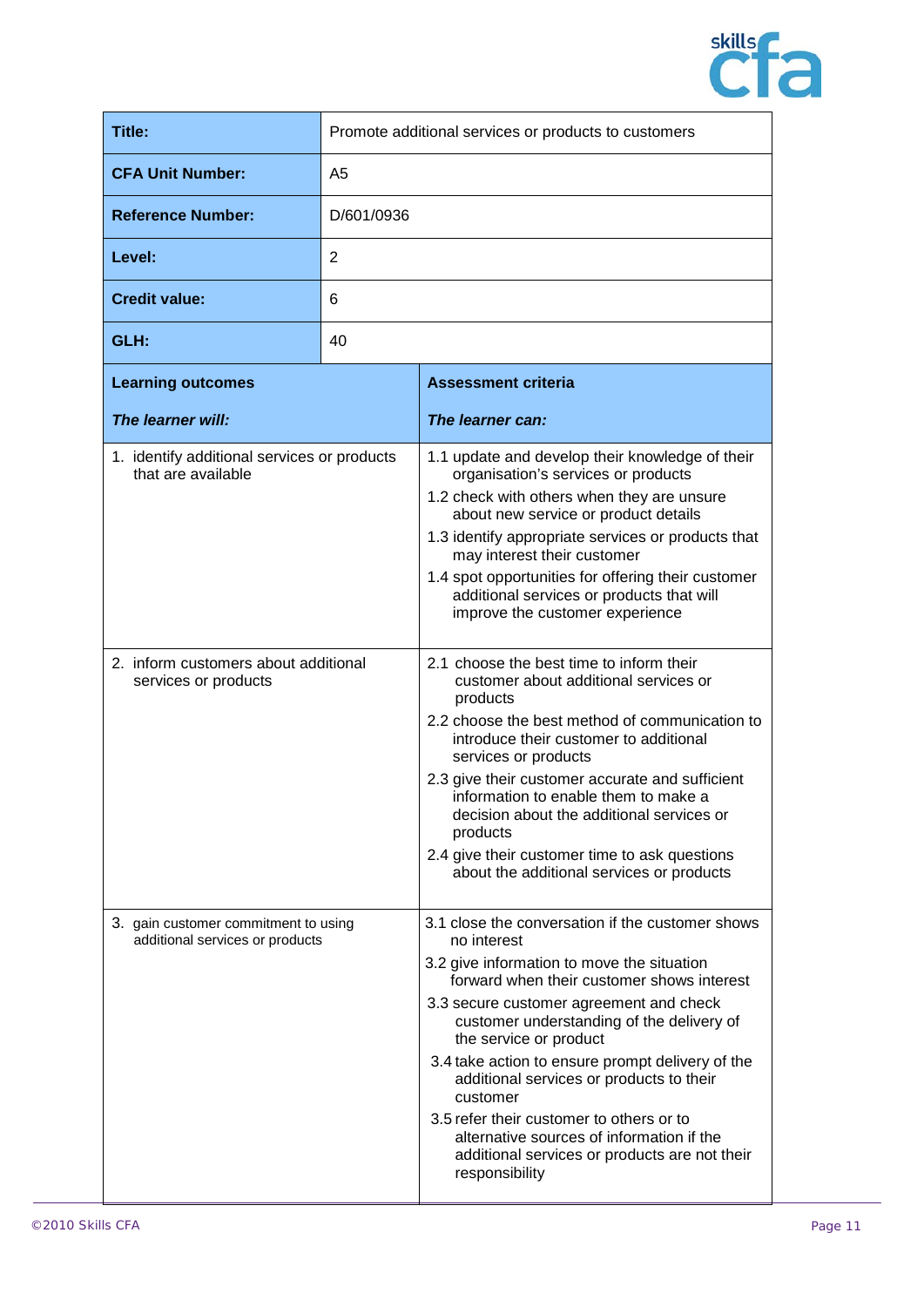| **Title:** | Promote additional services or products to customers |
| --- | --- |
| **CFA Unit Number:** | A5 |
| **Reference Number:** | D/601/0936 |
| **Level:** | 2 |
| **Credit value:** | 6 |
| **GLH:** | 40 |

| **Learning outcomes**<br><br>***The learner will:*** | **Assessment criteria**<br><br>***The learner can:*** |
| --- | --- |
| 1. identify additional services or products that are available | 1.1 update and develop their knowledge of their organisation's services or products<br>1.2 check with others when they are unsure about new service or product details<br>1.3 identify appropriate services or products that may interest their customer<br>1.4 spot opportunities for offering their customer additional services or products that will improve the customer experience |
| 2. inform customers about additional services or products | 2.1 choose the best time to inform their customer about additional services or products<br>2.2 choose the best method of communication to introduce their customer to additional services or products<br>2.3 give their customer accurate and sufficient information to enable them to make a decision about the additional services or products<br>2.4 give their customer time to ask questions about the additional services or products |
| 3. gain customer commitment to using additional services or products | 3.1 close the conversation if the customer shows no interest<br>3.2 give information to move the situation forward when their customer shows interest<br>3.3 secure customer agreement and check customer understanding of the delivery of the service or product<br>3.4 take action to ensure prompt delivery of the additional services or products to their customer<br>3.5 refer their customer to others or to alternative sources of information if the additional services or products are not their responsibility |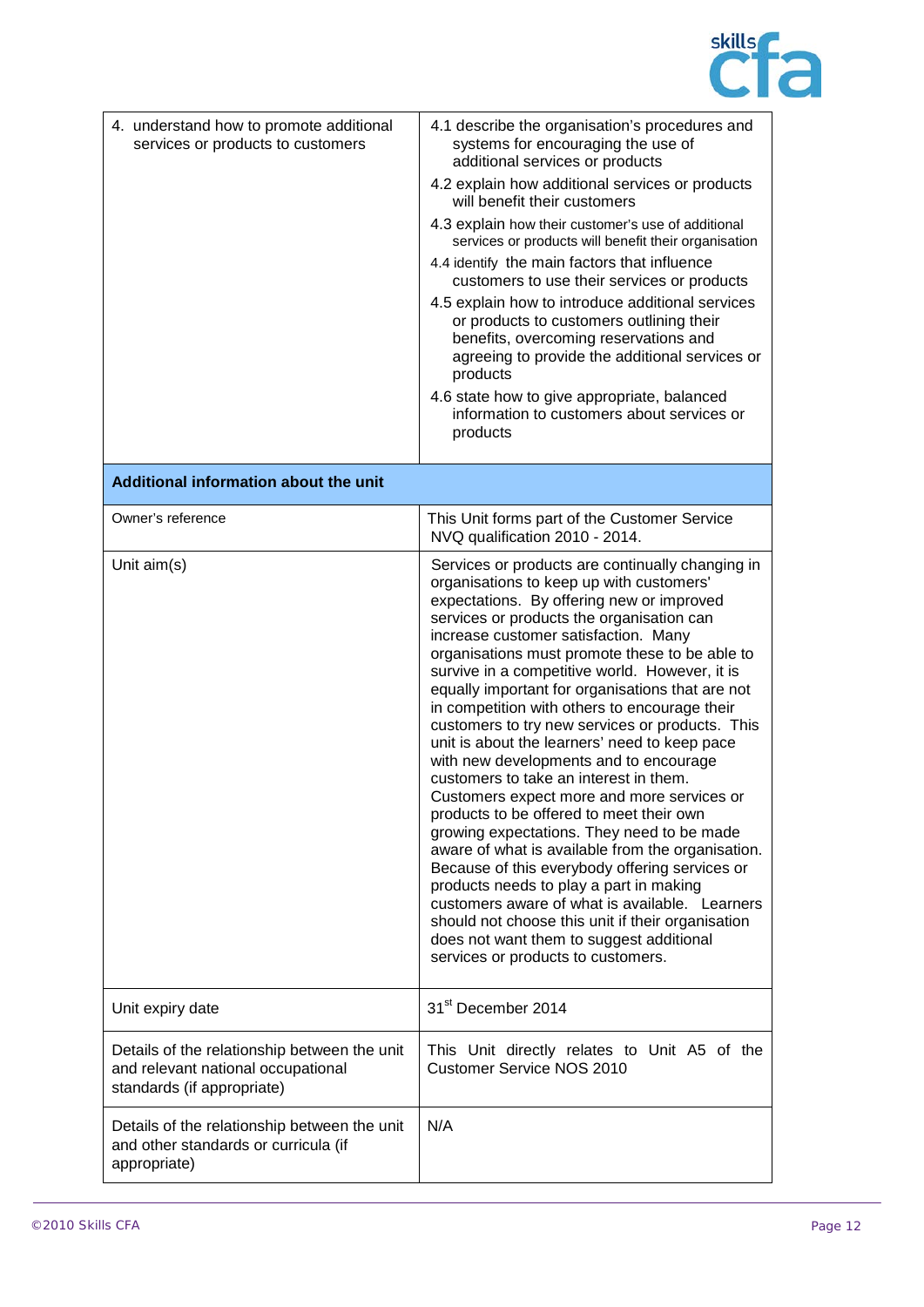| | |
|---|---|
| 4. understand how to promote additional services or products to customers | 4.1 describe the organisation's procedures and systems for encouraging the use of additional services or products<br>4.2 explain how additional services or products will benefit their customers<br>4.3 explain how their customer's use of additional services or products will benefit their organisation<br>4.4 identify the main factors that influence customers to use their services or products<br>4.5 explain how to introduce additional services or products to customers outlining their benefits, overcoming reservations and agreeing to provide the additional services or products<br>4.6 state how to give appropriate, balanced information to customers about services or products |

| **Additional information about the unit** | |
|---|---|
| Owner's reference | This Unit forms part of the Customer Service NVQ qualification 2010 - 2014. |
| Unit aim(s) | Services or products are continually changing in organisations to keep up with customers' expectations. By offering new or improved services or products the organisation can increase customer satisfaction. Many organisations must promote these to be able to survive in a competitive world. However, it is equally important for organisations that are not in competition with others to encourage their customers to try new services or products. This unit is about the learners' need to keep pace with new developments and to encourage customers to take an interest in them. Customers expect more and more services or products to be offered to meet their own growing expectations. They need to be made aware of what is available from the organisation. Because of this everybody offering services or products needs to play a part in making customers aware of what is available. Learners should not choose this unit if their organisation does not want them to suggest additional services or products to customers. |
| Unit expiry date | 31st December 2014 |
| Details of the relationship between the unit and relevant national occupational standards (if appropriate) | This Unit directly relates to Unit A5 of the Customer Service NOS 2010 |
| Details of the relationship between the unit and other standards or curricula (if appropriate) | N/A |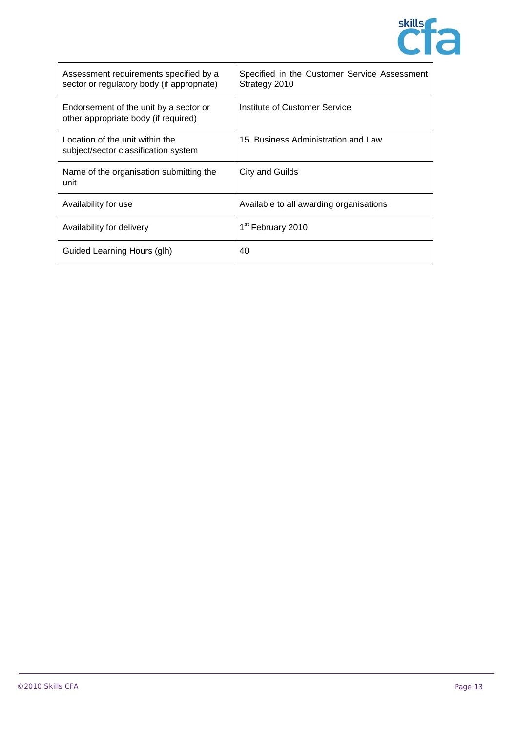| | |
|---|---|
| Assessment requirements specified by a sector or regulatory body (if appropriate) | Specified in the Customer Service Assessment Strategy 2010 |
| Endorsement of the unit by a sector or other appropriate body (if required) | Institute of Customer Service |
| Location of the unit within the subject/sector classification system | 15. Business Administration and Law |
| Name of the organisation submitting the unit | City and Guilds |
| Availability for use | Available to all awarding organisations |
| Availability for delivery | 1st February 2010 |
| Guided Learning Hours (glh) | 40 |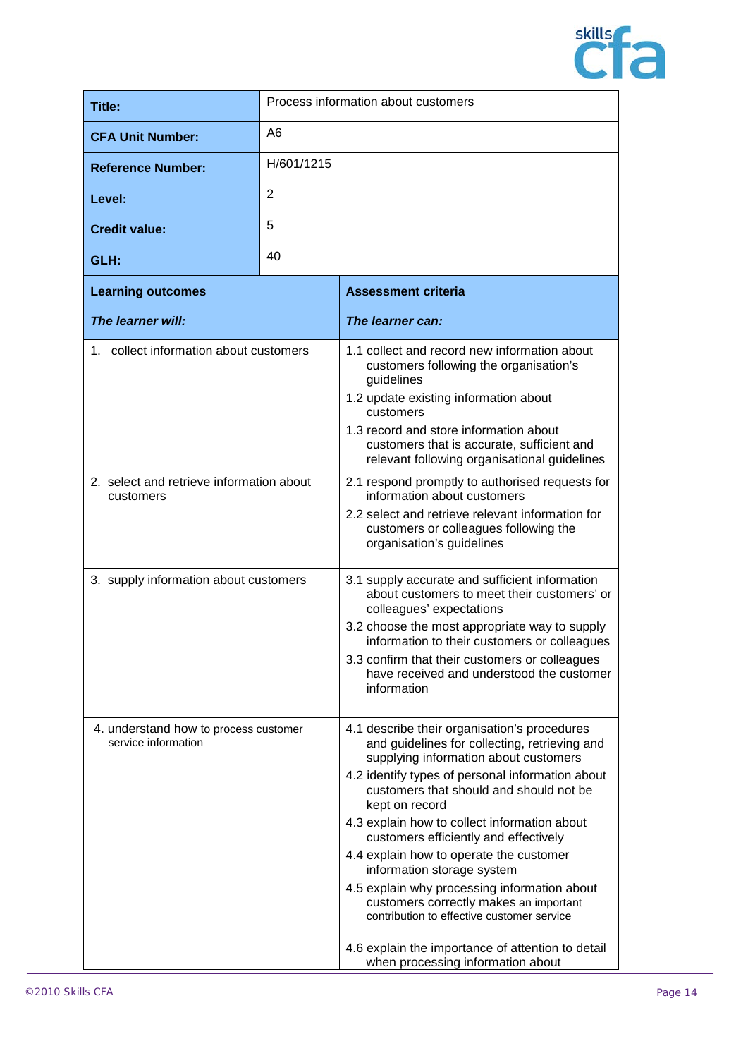| Title: | Process information about customers |
|---|---|
| CFA Unit Number: | A6 |
| Reference Number: | H/601/1215 |
| Level: | 2 |
| Credit value: | 5 |
| GLH: | 40 |

| **Learning outcomes**<br><br>***The learner will:*** | **Assessment criteria**<br><br>***The learner can:*** |
|---|---|
| 1. collect information about customers | 1.1 collect and record new information about customers following the organisation's guidelines<br>1.2 update existing information about customers<br>1.3 record and store information about customers that is accurate, sufficient and relevant following organisational guidelines |
| 2. select and retrieve information about customers | 2.1 respond promptly to authorised requests for information about customers<br>2.2 select and retrieve relevant information for customers or colleagues following the organisation's guidelines |
| 3. supply information about customers | 3.1 supply accurate and sufficient information about customers to meet their customers' or colleagues' expectations<br>3.2 choose the most appropriate way to supply information to their customers or colleagues<br>3.3 confirm that their customers or colleagues have received and understood the customer information |
| 4. understand how to process customer service information | 4.1 describe their organisation's procedures and guidelines for collecting, retrieving and supplying information about customers<br>4.2 identify types of personal information about customers that should and should not be kept on record<br>4.3 explain how to collect information about customers efficiently and effectively<br>4.4 explain how to operate the customer information storage system<br>4.5 explain why processing information about customers correctly makes an important contribution to effective customer service<br>4.6 explain the importance of attention to detail when processing information about |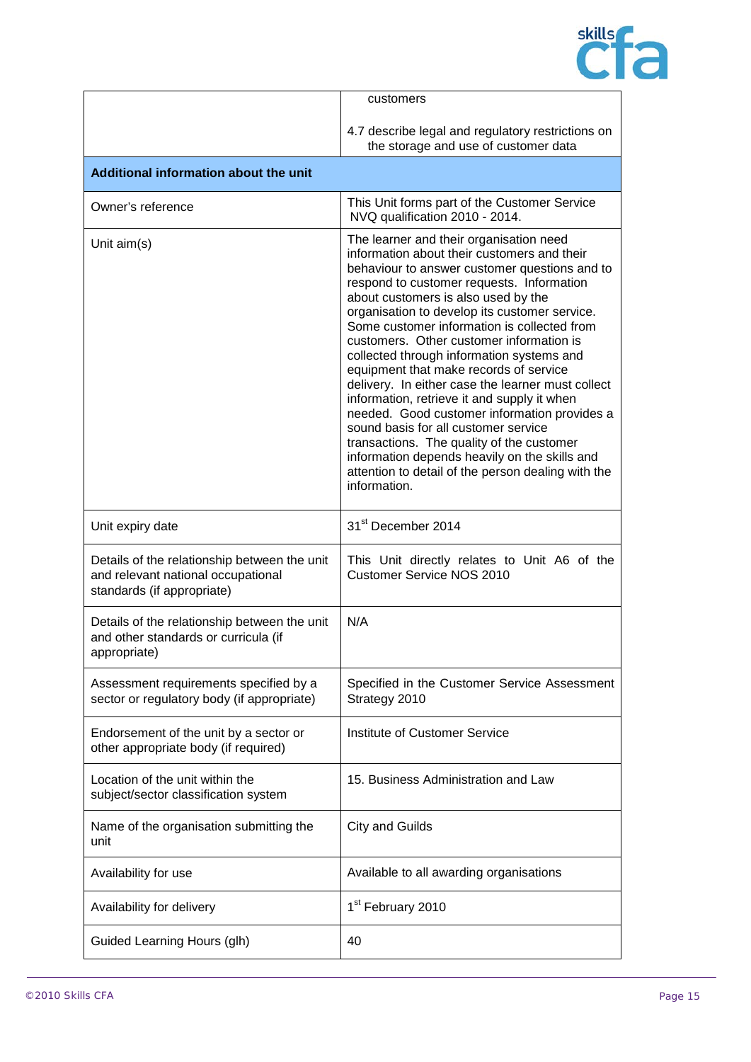| | |
|---|---|
| | customers<br><br>4.7 describe legal and regulatory restrictions on the storage and use of customer data |
| **Additional information about the unit** | |
| Owner's reference | This Unit forms part of the Customer Service NVQ qualification 2010 - 2014. |
| Unit aim(s) | The learner and their organisation need information about their customers and their behaviour to answer customer questions and to respond to customer requests. Information about customers is also used by the organisation to develop its customer service. Some customer information is collected from customers. Other customer information is collected through information systems and equipment that make records of service delivery. In either case the learner must collect information, retrieve it and supply it when needed. Good customer information provides a sound basis for all customer service transactions. The quality of the customer information depends heavily on the skills and attention to detail of the person dealing with the information. |
| Unit expiry date | 31st December 2014 |
| Details of the relationship between the unit and relevant national occupational standards (if appropriate) | This Unit directly relates to Unit A6 of the Customer Service NOS 2010 |
| Details of the relationship between the unit and other standards or curricula (if appropriate) | N/A |
| Assessment requirements specified by a sector or regulatory body (if appropriate) | Specified in the Customer Service Assessment Strategy 2010 |
| Endorsement of the unit by a sector or other appropriate body (if required) | Institute of Customer Service |
| Location of the unit within the subject/sector classification system | 15. Business Administration and Law |
| Name of the organisation submitting the unit | City and Guilds |
| Availability for use | Available to all awarding organisations |
| Availability for delivery | 1st February 2010 |
| Guided Learning Hours (glh) | 40 |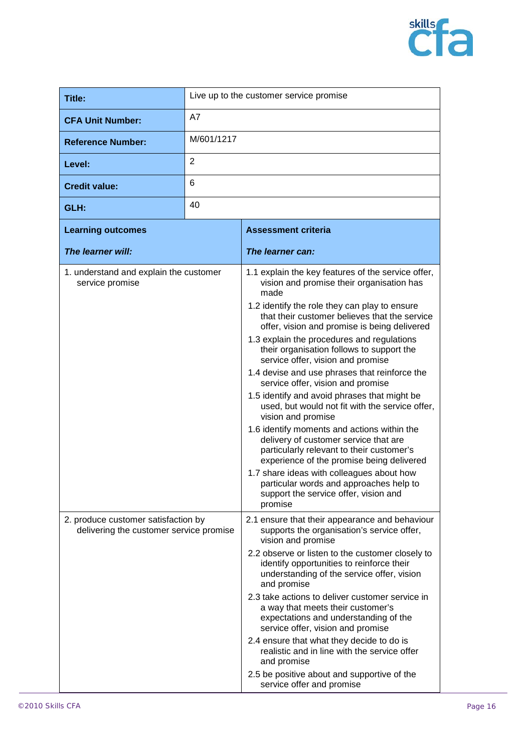| Title: | Live up to the customer service promise |
|---|---|
| **CFA Unit Number:** | A7 |
| **Reference Number:** | M/601/1217 |
| **Level:** | 2 |
| **Credit value:** | 6 |
| **GLH:** | 40 |

| **Learning outcomes**<br><br>***The learner will:*** | **Assessment criteria**<br><br>***The learner can:*** |
|---|---|
| 1. understand and explain the customer service promise | 1.1 explain the key features of the service offer, vision and promise their organisation has made<br>1.2 identify the role they can play to ensure that their customer believes that the service offer, vision and promise is being delivered<br>1.3 explain the procedures and regulations their organisation follows to support the service offer, vision and promise<br>1.4 devise and use phrases that reinforce the service offer, vision and promise<br>1.5 identify and avoid phrases that might be used, but would not fit with the service offer, vision and promise<br>1.6 identify moments and actions within the delivery of customer service that are particularly relevant to their customer's experience of the promise being delivered<br>1.7 share ideas with colleagues about how particular words and approaches help to support the service offer, vision and promise |
| 2. produce customer satisfaction by delivering the customer service promise | 2.1 ensure that their appearance and behaviour supports the organisation's service offer, vision and promise<br>2.2 observe or listen to the customer closely to identify opportunities to reinforce their understanding of the service offer, vision and promise<br>2.3 take actions to deliver customer service in a way that meets their customer's expectations and understanding of the service offer, vision and promise<br>2.4 ensure that what they decide to do is realistic and in line with the service offer and promise<br>2.5 be positive about and supportive of the service offer and promise |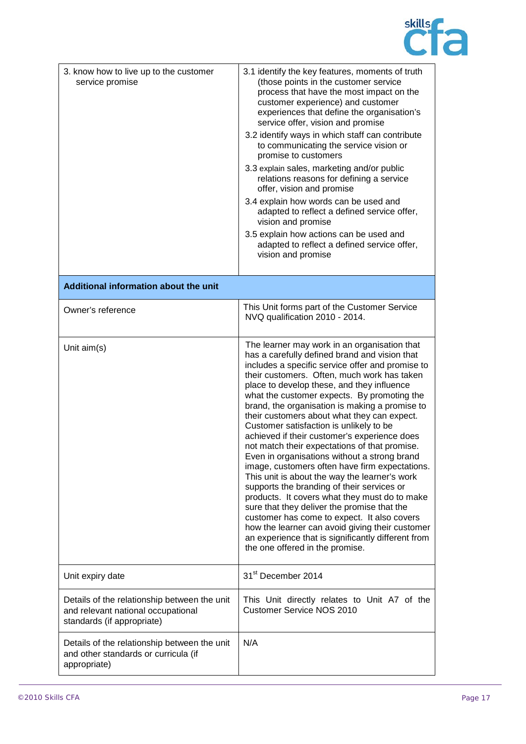| | |
|---|---|
| 3. know how to live up to the customer service promise | 3.1 identify the key features, moments of truth (those points in the customer service process that have the most impact on the customer experience) and customer experiences that define the organisation's service offer, vision and promise<br>3.2 identify ways in which staff can contribute to communicating the service vision or promise to customers<br>3.3 explain sales, marketing and/or public relations reasons for defining a service offer, vision and promise<br>3.4 explain how words can be used and adapted to reflect a defined service offer, vision and promise<br>3.5 explain how actions can be used and adapted to reflect a defined service offer, vision and promise |
| **Additional information about the unit** | |
| Owner's reference | This Unit forms part of the Customer Service NVQ qualification 2010 - 2014. |
| Unit aim(s) | The learner may work in an organisation that has a carefully defined brand and vision that includes a specific service offer and promise to their customers. Often, much work has taken place to develop these, and they influence what the customer expects. By promoting the brand, the organisation is making a promise to their customers about what they can expect. Customer satisfaction is unlikely to be achieved if their customer's experience does not match their expectations of that promise. Even in organisations without a strong brand image, customers often have firm expectations. This unit is about the way the learner's work supports the branding of their services or products. It covers what they must do to make sure that they deliver the promise that the customer has come to expect. It also covers how the learner can avoid giving their customer an experience that is significantly different from the one offered in the promise. |
| Unit expiry date | 31st December 2014 |
| Details of the relationship between the unit and relevant national occupational standards (if appropriate) | This Unit directly relates to Unit A7 of the Customer Service NOS 2010 |
| Details of the relationship between the unit and other standards or curricula (if appropriate) | N/A |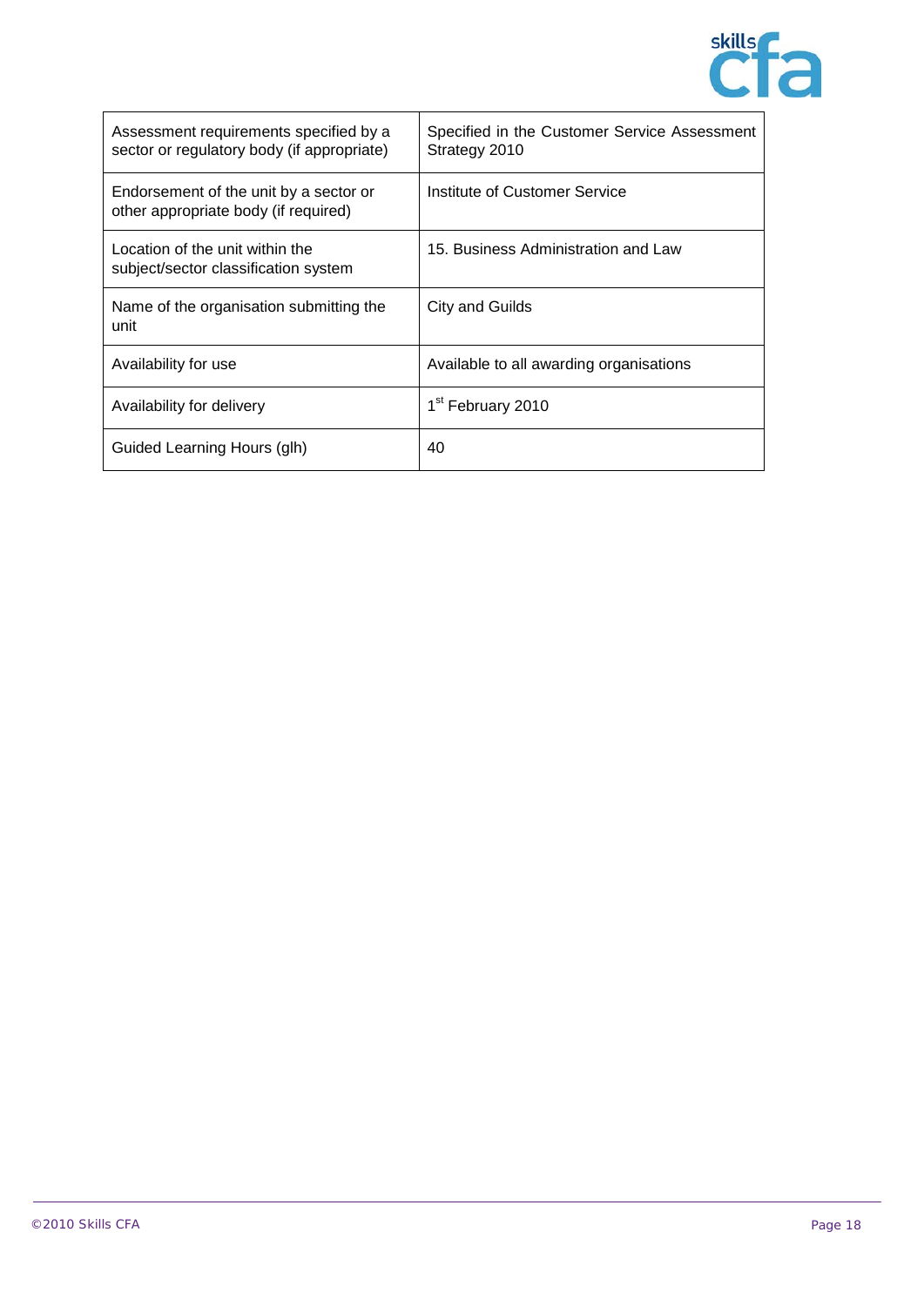| | |
|---|---|
| Assessment requirements specified by a sector or regulatory body (if appropriate) | Specified in the Customer Service Assessment Strategy 2010 |
| Endorsement of the unit by a sector or other appropriate body (if required) | Institute of Customer Service |
| Location of the unit within the subject/sector classification system | 15. Business Administration and Law |
| Name of the organisation submitting the unit | City and Guilds |
| Availability for use | Available to all awarding organisations |
| Availability for delivery | 1st February 2010 |
| Guided Learning Hours (glh) | 40 |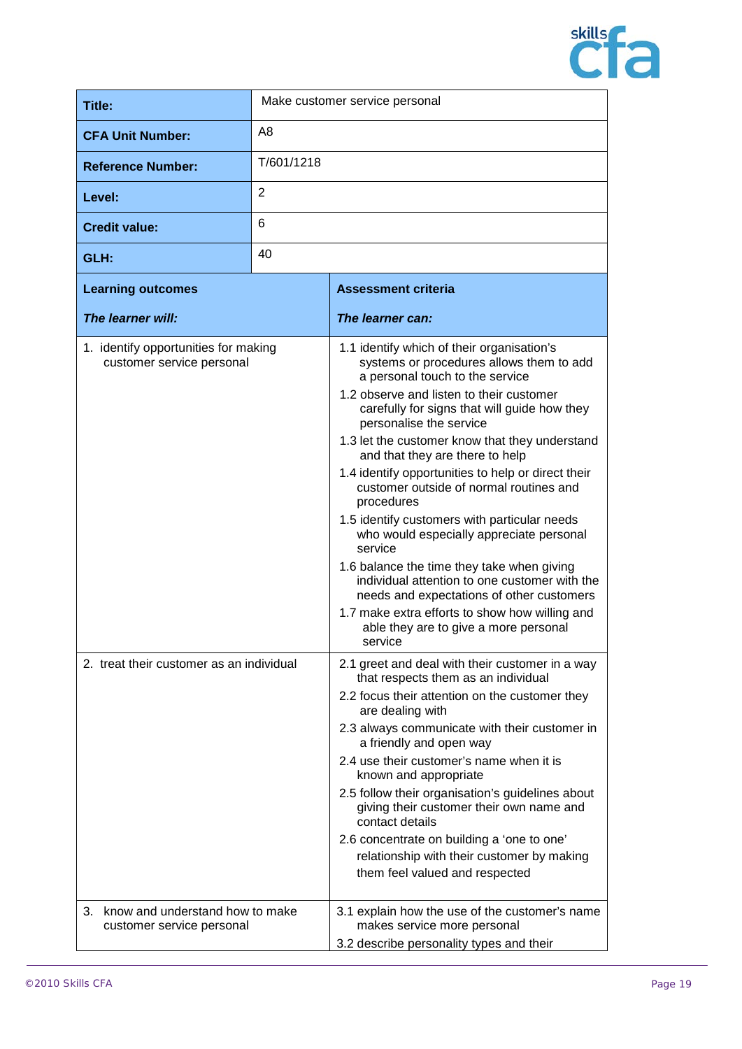| | |
|---|---|
| **Title:** | Make customer service personal |
| **CFA Unit Number:** | A8 |
| **Reference Number:** | T/601/1218 |
| **Level:** | 2 |
| **Credit value:** | 6 |
| **GLH:** | 40 |

| **Learning outcomes**<br>***The learner will:*** | **Assessment criteria**<br>***The learner can:*** |
|---|---|
| 1. identify opportunities for making customer service personal | 1.1 identify which of their organisation's systems or procedures allows them to add a personal touch to the service<br>1.2 observe and listen to their customer carefully for signs that will guide how they personalise the service<br>1.3 let the customer know that they understand and that they are there to help<br>1.4 identify opportunities to help or direct their customer outside of normal routines and procedures<br>1.5 identify customers with particular needs who would especially appreciate personal service<br>1.6 balance the time they take when giving individual attention to one customer with the needs and expectations of other customers<br>1.7 make extra efforts to show how willing and able they are to give a more personal service |
| 2. treat their customer as an individual | 2.1 greet and deal with their customer in a way that respects them as an individual<br>2.2 focus their attention on the customer they are dealing with<br>2.3 always communicate with their customer in a friendly and open way<br>2.4 use their customer's name when it is known and appropriate<br>2.5 follow their organisation's guidelines about giving their customer their own name and contact details<br>2.6 concentrate on building a 'one to one' relationship with their customer by making them feel valued and respected |
| 3. know and understand how to make customer service personal | 3.1 explain how the use of the customer's name makes service more personal<br>3.2 describe personality types and their |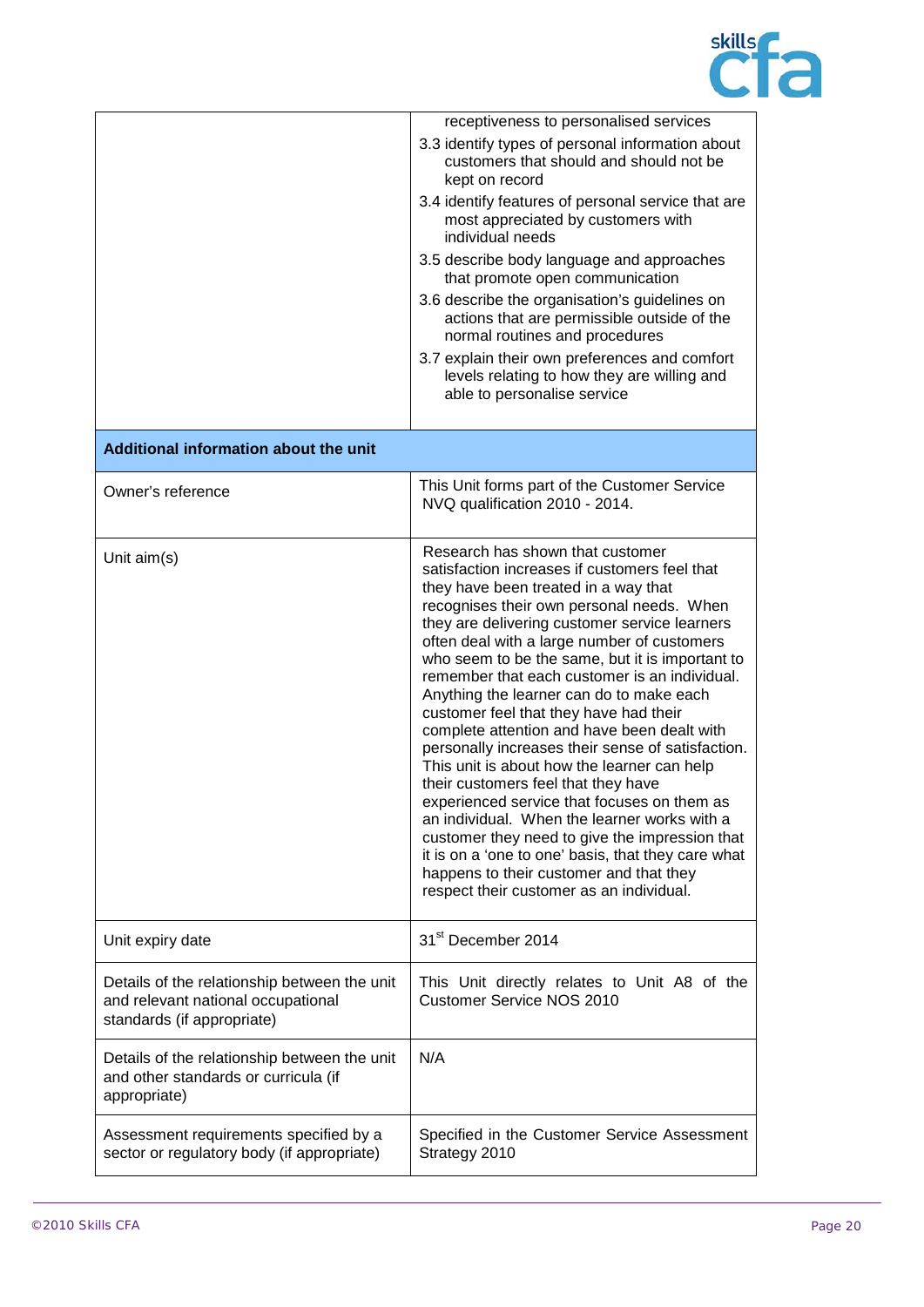| | |
|---|---|
| | receptiveness to personalised services<br>3.3 identify types of personal information about customers that should and should not be kept on record<br>3.4 identify features of personal service that are most appreciated by customers with individual needs<br>3.5 describe body language and approaches that promote open communication<br>3.6 describe the organisation's guidelines on actions that are permissible outside of the normal routines and procedures<br>3.7 explain their own preferences and comfort levels relating to how they are willing and able to personalise service |
| **Additional information about the unit** | |
| Owner's reference | This Unit forms part of the Customer Service NVQ qualification 2010 - 2014. |
| Unit aim(s) | Research has shown that customer satisfaction increases if customers feel that they have been treated in a way that recognises their own personal needs. When they are delivering customer service learners often deal with a large number of customers who seem to be the same, but it is important to remember that each customer is an individual. Anything the learner can do to make each customer feel that they have had their complete attention and have been dealt with personally increases their sense of satisfaction. This unit is about how the learner can help their customers feel that they have experienced service that focuses on them as an individual. When the learner works with a customer they need to give the impression that it is on a 'one to one' basis, that they care what happens to their customer and that they respect their customer as an individual. |
| Unit expiry date | 31st December 2014 |
| Details of the relationship between the unit and relevant national occupational standards (if appropriate) | This Unit directly relates to Unit A8 of the Customer Service NOS 2010 |
| Details of the relationship between the unit and other standards or curricula (if appropriate) | N/A |
| Assessment requirements specified by a sector or regulatory body (if appropriate) | Specified in the Customer Service Assessment Strategy 2010 |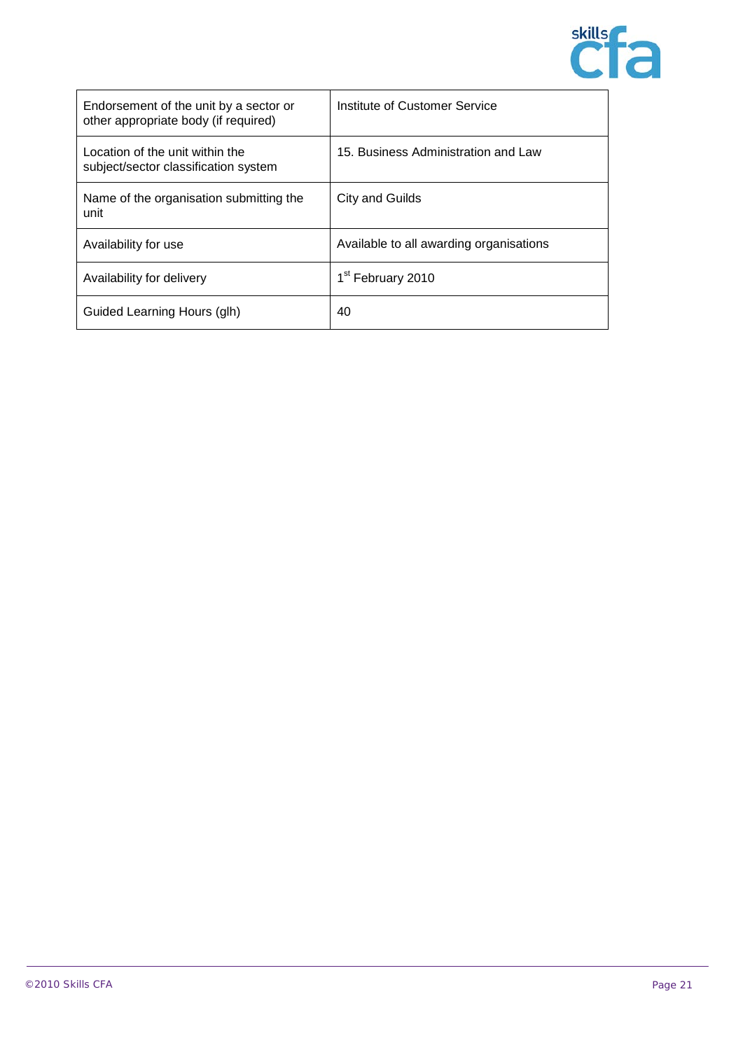| Endorsement of the unit by a sector or other appropriate body (if required) | Institute of Customer Service |
|---|---|
| Location of the unit within the subject/sector classification system | 15. Business Administration and Law |
| Name of the organisation submitting the unit | City and Guilds |
| Availability for use | Available to all awarding organisations |
| Availability for delivery | 1st February 2010 |
| Guided Learning Hours (glh) | 40 |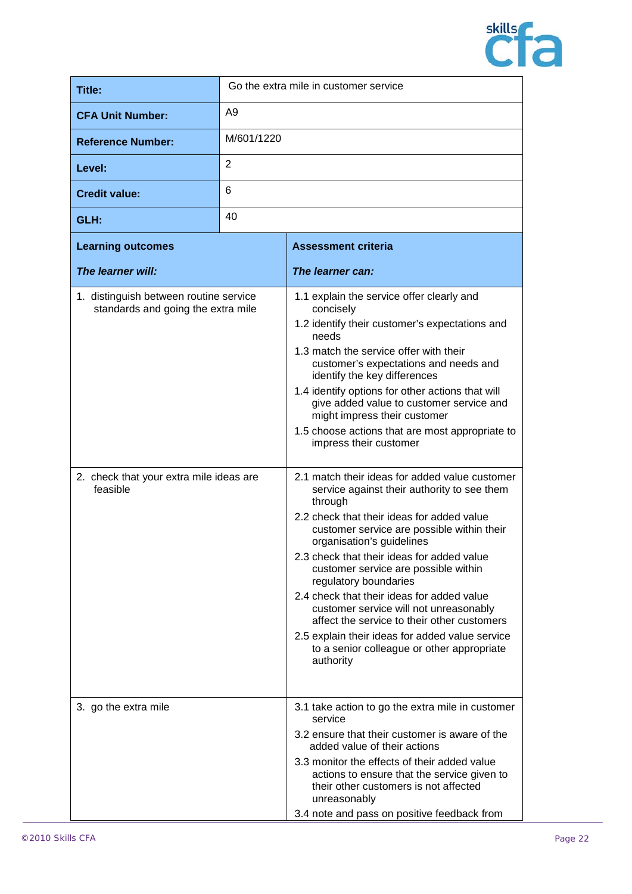| | |
|---|---|
| **Title:** | Go the extra mile in customer service |
| **CFA Unit Number:** | A9 |
| **Reference Number:** | M/601/1220 |
| **Level:** | 2 |
| **Credit value:** | 6 |
| **GLH:** | 40 |

| **Learning outcomes**<br><br>***The learner will:*** | **Assessment criteria**<br><br>***The learner can:*** |
|---|---|
| 1. distinguish between routine service standards and going the extra mile | 1.1 explain the service offer clearly and concisely<br>1.2 identify their customer's expectations and needs<br>1.3 match the service offer with their customer's expectations and needs and identify the key differences<br>1.4 identify options for other actions that will give added value to customer service and might impress their customer<br>1.5 choose actions that are most appropriate to impress their customer |
| 2. check that your extra mile ideas are feasible | 2.1 match their ideas for added value customer service against their authority to see them through<br>2.2 check that their ideas for added value customer service are possible within their organisation's guidelines<br>2.3 check that their ideas for added value customer service are possible within regulatory boundaries<br>2.4 check that their ideas for added value customer service will not unreasonably affect the service to their other customers<br>2.5 explain their ideas for added value service to a senior colleague or other appropriate authority |
| 3. go the extra mile | 3.1 take action to go the extra mile in customer service<br>3.2 ensure that their customer is aware of the added value of their actions<br>3.3 monitor the effects of their added value actions to ensure that the service given to their other customers is not affected unreasonably<br>3.4 note and pass on positive feedback from |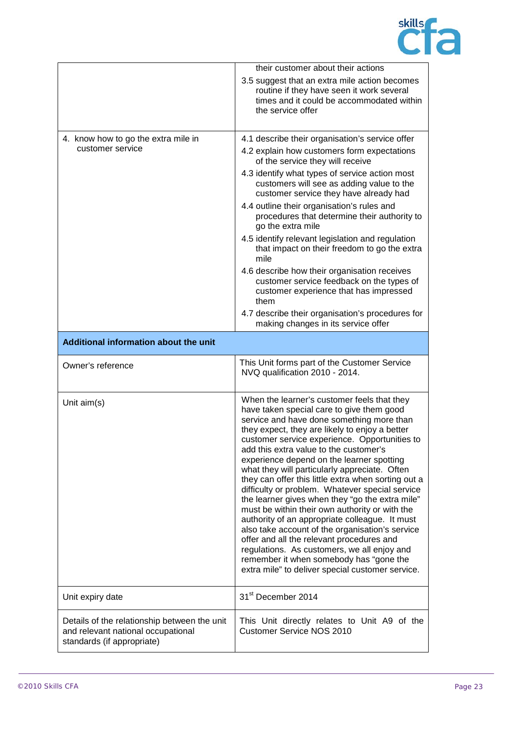| | |
|---|---|
| | their customer about their actions<br>3.5 suggest that an extra mile action becomes routine if they have seen it work several times and it could be accommodated within the service offer |
| 4. know how to go the extra mile in customer service | 4.1 describe their organisation's service offer<br>4.2 explain how customers form expectations of the service they will receive<br>4.3 identify what types of service action most customers will see as adding value to the customer service they have already had<br>4.4 outline their organisation's rules and procedures that determine their authority to go the extra mile<br>4.5 identify relevant legislation and regulation that impact on their freedom to go the extra mile<br>4.6 describe how their organisation receives customer service feedback on the types of customer experience that has impressed them<br>4.7 describe their organisation's procedures for making changes in its service offer |
| **Additional information about the unit** | |
| Owner's reference | This Unit forms part of the Customer Service NVQ qualification 2010 - 2014. |
| Unit aim(s) | When the learner's customer feels that they have taken special care to give them good service and have done something more than they expect, they are likely to enjoy a better customer service experience. Opportunities to add this extra value to the customer's experience depend on the learner spotting what they will particularly appreciate. Often they can offer this little extra when sorting out a difficulty or problem. Whatever special service the learner gives when they "go the extra mile" must be within their own authority or with the authority of an appropriate colleague. It must also take account of the organisation's service offer and all the relevant procedures and regulations. As customers, we all enjoy and remember it when somebody has "gone the extra mile" to deliver special customer service. |
| Unit expiry date | 31st December 2014 |
| Details of the relationship between the unit and relevant national occupational standards (if appropriate) | This Unit directly relates to Unit A9 of the Customer Service NOS 2010 |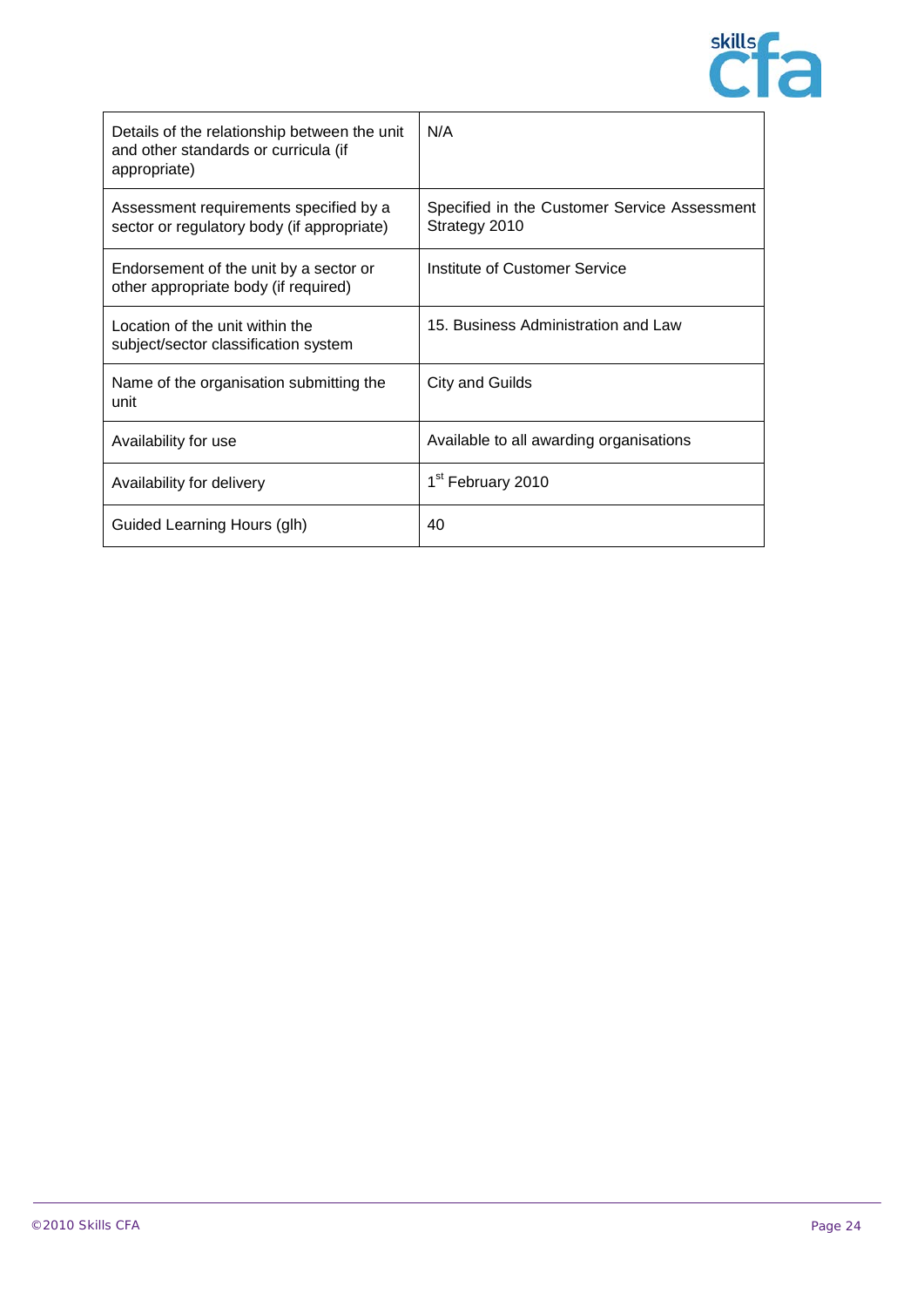| | |
|---|---|
| Details of the relationship between the unit and other standards or curricula (if appropriate) | N/A |
| Assessment requirements specified by a sector or regulatory body (if appropriate) | Specified in the Customer Service Assessment Strategy 2010 |
| Endorsement of the unit by a sector or other appropriate body (if required) | Institute of Customer Service |
| Location of the unit within the subject/sector classification system | 15. Business Administration and Law |
| Name of the organisation submitting the unit | City and Guilds |
| Availability for use | Available to all awarding organisations |
| Availability for delivery | 1st February 2010 |
| Guided Learning Hours (glh) | 40 |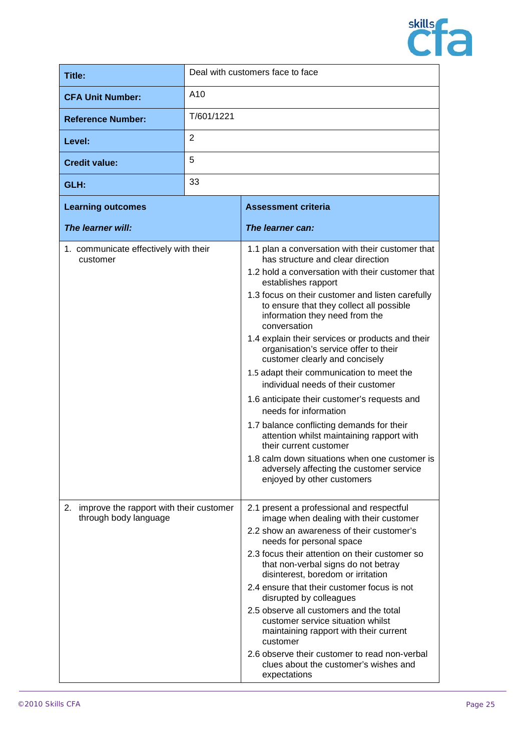| Title: | Deal with customers face to face |
|---|---|
| CFA Unit Number: | A10 |
| Reference Number: | T/601/1221 |
| Level: | 2 |
| Credit value: | 5 |
| GLH: | 33 |

| **Learning outcomes**<br><br>***The learner will:*** | **Assessment criteria**<br><br>***The learner can:*** |
|---|---|
| 1. communicate effectively with their customer | 1.1 plan a conversation with their customer that has structure and clear direction<br>1.2 hold a conversation with their customer that establishes rapport<br>1.3 focus on their customer and listen carefully to ensure that they collect all possible information they need from the conversation<br>1.4 explain their services or products and their organisation's service offer to their customer clearly and concisely<br>1.5 adapt their communication to meet the individual needs of their customer<br>1.6 anticipate their customer's requests and needs for information<br>1.7 balance conflicting demands for their attention whilst maintaining rapport with their current customer<br>1.8 calm down situations when one customer is adversely affecting the customer service enjoyed by other customers |
| 2. improve the rapport with their customer through body language | 2.1 present a professional and respectful image when dealing with their customer<br>2.2 show an awareness of their customer's needs for personal space<br>2.3 focus their attention on their customer so that non-verbal signs do not betray disinterest, boredom or irritation<br>2.4 ensure that their customer focus is not disrupted by colleagues<br>2.5 observe all customers and the total customer service situation whilst maintaining rapport with their current customer<br>2.6 observe their customer to read non-verbal clues about the customer's wishes and expectations |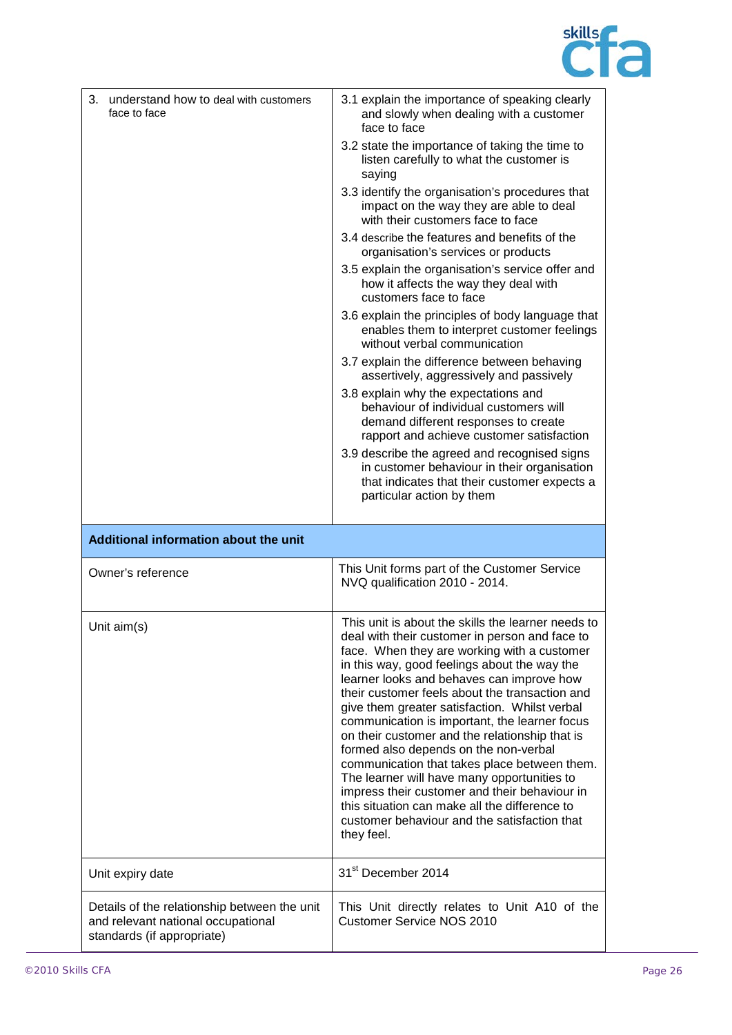| | |
|---|---|
| 3. understand how to deal with customers face to face | 3.1 explain the importance of speaking clearly and slowly when dealing with a customer face to face<br>3.2 state the importance of taking the time to listen carefully to what the customer is saying<br>3.3 identify the organisation's procedures that impact on the way they are able to deal with their customers face to face<br>3.4 describe the features and benefits of the organisation's services or products<br>3.5 explain the organisation's service offer and how it affects the way they deal with customers face to face<br>3.6 explain the principles of body language that enables them to interpret customer feelings without verbal communication<br>3.7 explain the difference between behaving assertively, aggressively and passively<br>3.8 explain why the expectations and behaviour of individual customers will demand different responses to create rapport and achieve customer satisfaction<br>3.9 describe the agreed and recognised signs in customer behaviour in their organisation that indicates that their customer expects a particular action by them |
| **Additional information about the unit** | |
| Owner's reference | This Unit forms part of the Customer Service NVQ qualification 2010 - 2014. |
| Unit aim(s) | This unit is about the skills the learner needs to deal with their customer in person and face to face. When they are working with a customer in this way, good feelings about the way the learner looks and behaves can improve how their customer feels about the transaction and give them greater satisfaction. Whilst verbal communication is important, the learner focus on their customer and the relationship that is formed also depends on the non-verbal communication that takes place between them. The learner will have many opportunities to impress their customer and their behaviour in this situation can make all the difference to customer behaviour and the satisfaction that they feel. |
| Unit expiry date | 31st December 2014 |
| Details of the relationship between the unit and relevant national occupational standards (if appropriate) | This Unit directly relates to Unit A10 of the Customer Service NOS 2010 |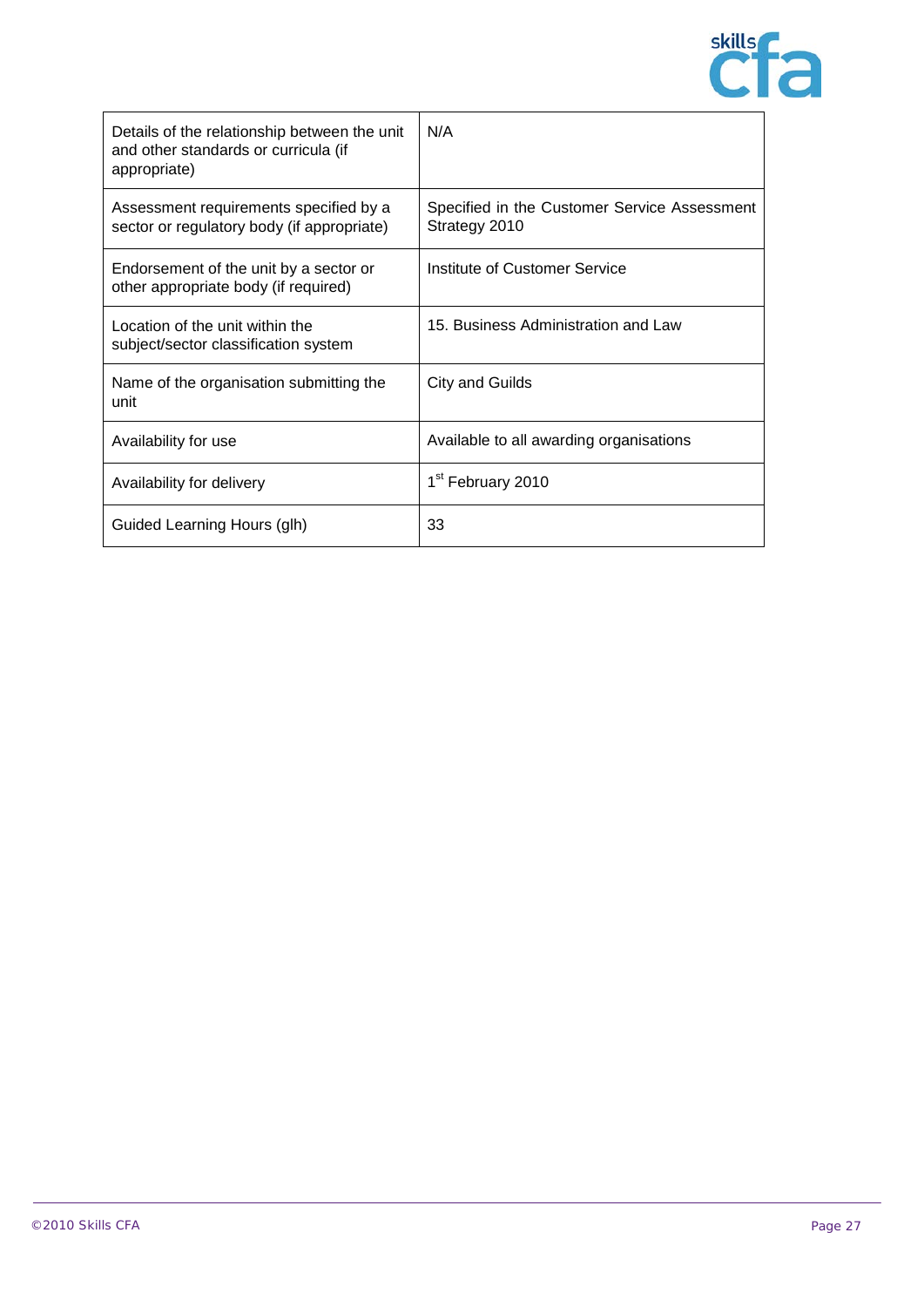| | |
|---|---|
| Details of the relationship between the unit and other standards or curricula (if appropriate) | N/A |
| Assessment requirements specified by a sector or regulatory body (if appropriate) | Specified in the Customer Service Assessment Strategy 2010 |
| Endorsement of the unit by a sector or other appropriate body (if required) | Institute of Customer Service |
| Location of the unit within the subject/sector classification system | 15. Business Administration and Law |
| Name of the organisation submitting the unit | City and Guilds |
| Availability for use | Available to all awarding organisations |
| Availability for delivery | 1st February 2010 |
| Guided Learning Hours (glh) | 33 |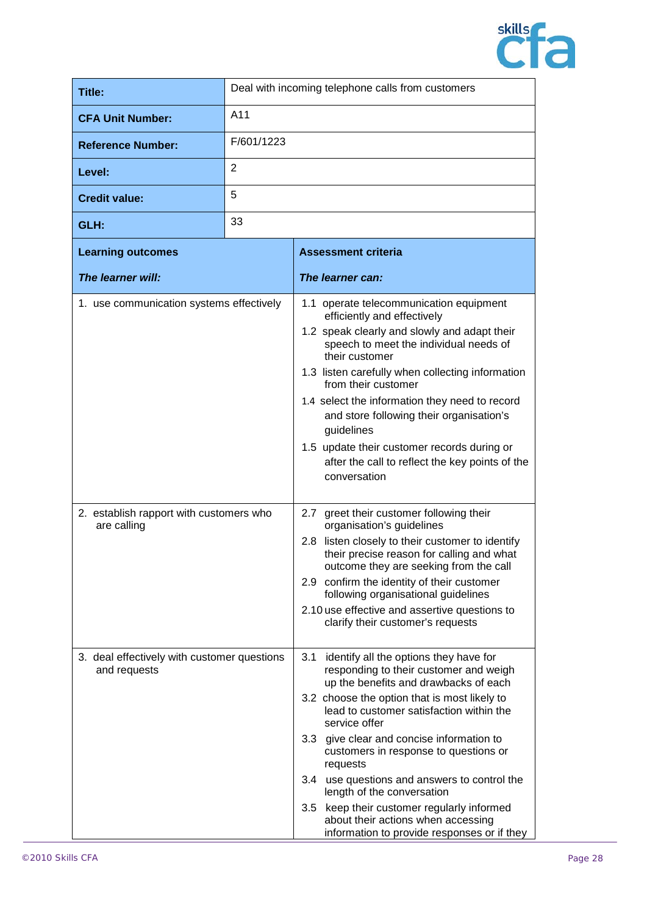| | |
|---|---|
| **Title:** | Deal with incoming telephone calls from customers |
| **CFA Unit Number:** | A11 |
| **Reference Number:** | F/601/1223 |
| **Level:** | 2 |
| **Credit value:** | 5 |
| **GLH:** | 33 |

| **Learning outcomes** *The learner will:* | **Assessment criteria** *The learner can:* |
|---|---|
| 1. use communication systems effectively | 1.1 operate telecommunication equipment efficiently and effectively<br>1.2 speak clearly and slowly and adapt their speech to meet the individual needs of their customer<br>1.3 listen carefully when collecting information from their customer<br>1.4 select the information they need to record and store following their organisation's guidelines<br>1.5 update their customer records during or after the call to reflect the key points of the conversation |
| 2. establish rapport with customers who are calling | 2.7 greet their customer following their organisation's guidelines<br>2.8 listen closely to their customer to identify their precise reason for calling and what outcome they are seeking from the call<br>2.9 confirm the identity of their customer following organisational guidelines<br>2.10 use effective and assertive questions to clarify their customer's requests |
| 3. deal effectively with customer questions and requests | 3.1 identify all the options they have for responding to their customer and weigh up the benefits and drawbacks of each<br>3.2 choose the option that is most likely to lead to customer satisfaction within the service offer<br>3.3 give clear and concise information to customers in response to questions or requests<br>3.4 use questions and answers to control the length of the conversation<br>3.5 keep their customer regularly informed about their actions when accessing information to provide responses or if they |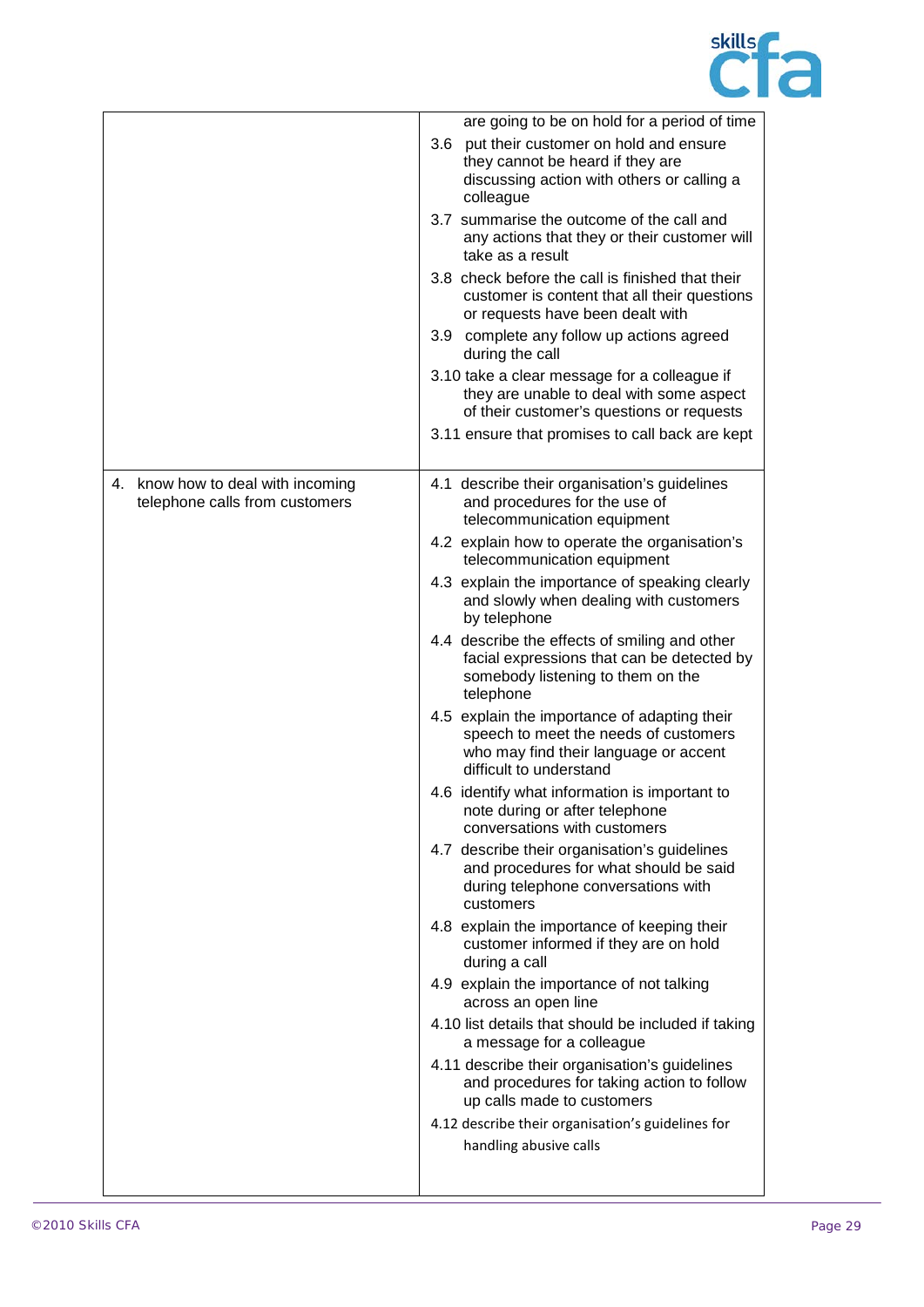| | |
|---|---|
| | are going to be on hold for a period of time<br>3.6 put their customer on hold and ensure they cannot be heard if they are discussing action with others or calling a colleague<br>3.7 summarise the outcome of the call and any actions that they or their customer will take as a result<br>3.8 check before the call is finished that their customer is content that all their questions or requests have been dealt with<br>3.9 complete any follow up actions agreed during the call<br>3.10 take a clear message for a colleague if they are unable to deal with some aspect of their customer's questions or requests<br>3.11 ensure that promises to call back are kept |
| 4. know how to deal with incoming telephone calls from customers | 4.1 describe their organisation's guidelines and procedures for the use of telecommunication equipment<br>4.2 explain how to operate the organisation's telecommunication equipment<br>4.3 explain the importance of speaking clearly and slowly when dealing with customers by telephone<br>4.4 describe the effects of smiling and other facial expressions that can be detected by somebody listening to them on the telephone<br>4.5 explain the importance of adapting their speech to meet the needs of customers who may find their language or accent difficult to understand<br>4.6 identify what information is important to note during or after telephone conversations with customers<br>4.7 describe their organisation's guidelines and procedures for what should be said during telephone conversations with customers<br>4.8 explain the importance of keeping their customer informed if they are on hold during a call<br>4.9 explain the importance of not talking across an open line<br>4.10 list details that should be included if taking a message for a colleague<br>4.11 describe their organisation's guidelines and procedures for taking action to follow up calls made to customers<br>4.12 describe their organisation's guidelines for handling abusive calls |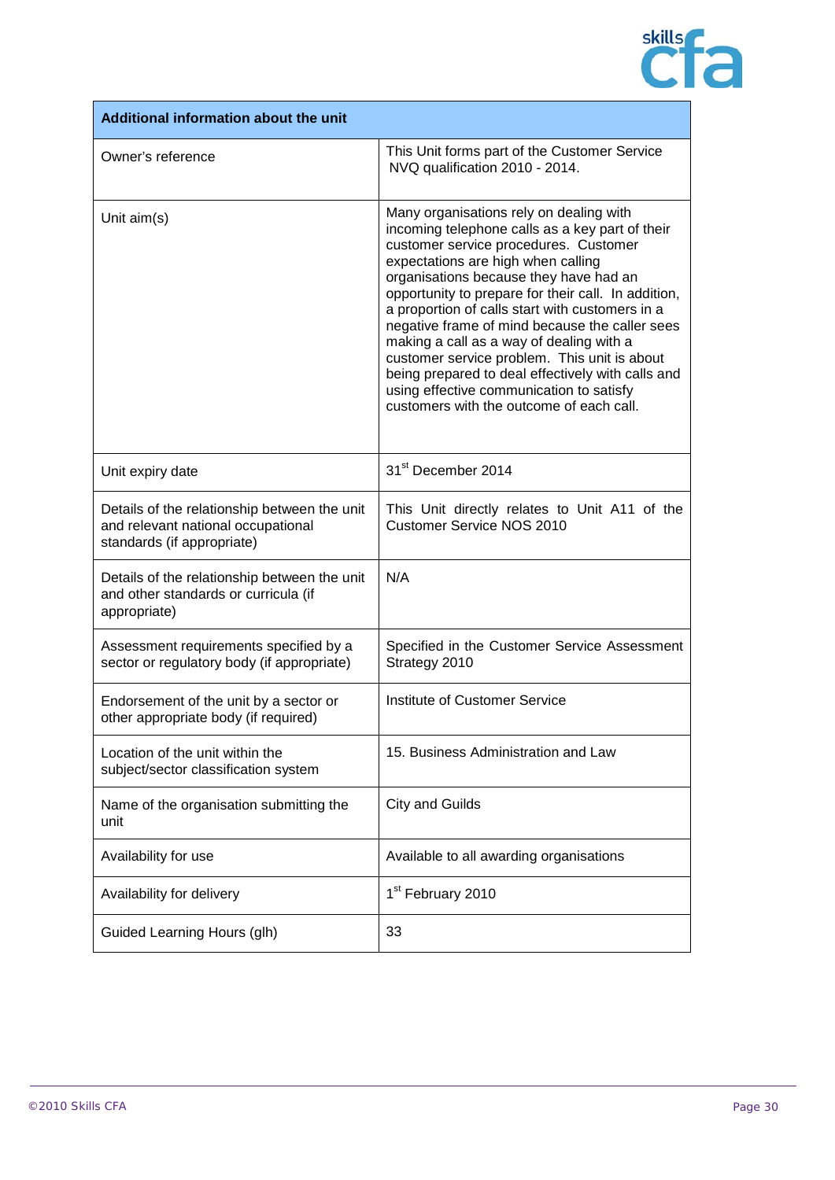| Additional information about the unit | |
|---|---|
| Owner's reference | This Unit forms part of the Customer Service NVQ qualification 2010 - 2014. |
| Unit aim(s) | Many organisations rely on dealing with incoming telephone calls as a key part of their customer service procedures. Customer expectations are high when calling organisations because they have had an opportunity to prepare for their call. In addition, a proportion of calls start with customers in a negative frame of mind because the caller sees making a call as a way of dealing with a customer service problem. This unit is about being prepared to deal effectively with calls and using effective communication to satisfy customers with the outcome of each call. |
| Unit expiry date | 31st December 2014 |
| Details of the relationship between the unit and relevant national occupational standards (if appropriate) | This Unit directly relates to Unit A11 of the Customer Service NOS 2010 |
| Details of the relationship between the unit and other standards or curricula (if appropriate) | N/A |
| Assessment requirements specified by a sector or regulatory body (if appropriate) | Specified in the Customer Service Assessment Strategy 2010 |
| Endorsement of the unit by a sector or other appropriate body (if required) | Institute of Customer Service |
| Location of the unit within the subject/sector classification system | 15. Business Administration and Law |
| Name of the organisation submitting the unit | City and Guilds |
| Availability for use | Available to all awarding organisations |
| Availability for delivery | 1st February 2010 |
| Guided Learning Hours (glh) | 33 |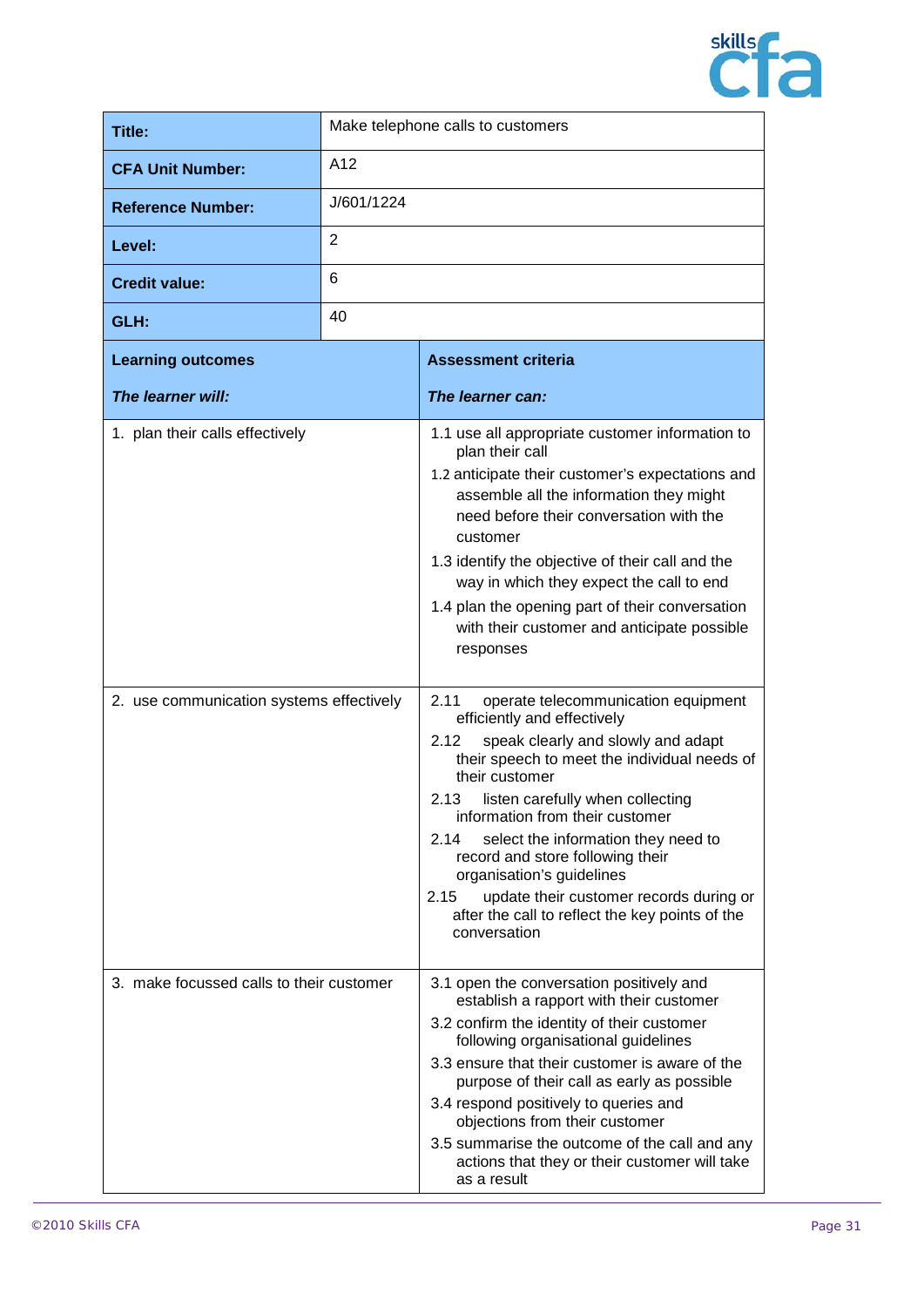| Title: | Make telephone calls to customers |
|---|---|
| **CFA Unit Number:** | A12 |
| **Reference Number:** | J/601/1224 |
| **Level:** | 2 |
| **Credit value:** | 6 |
| **GLH:** | 40 |

| **Learning outcomes**<br><br>***The learner will:*** | **Assessment criteria**<br><br>***The learner can:*** |
|---|---|
| 1. plan their calls effectively | 1.1 use all appropriate customer information to plan their call<br>1.2 anticipate their customer's expectations and assemble all the information they might need before their conversation with the customer<br>1.3 identify the objective of their call and the way in which they expect the call to end<br>1.4 plan the opening part of their conversation with their customer and anticipate possible responses |
| 2. use communication systems effectively | 2.11 operate telecommunication equipment efficiently and effectively<br>2.12 speak clearly and slowly and adapt their speech to meet the individual needs of their customer<br>2.13 listen carefully when collecting information from their customer<br>2.14 select the information they need to record and store following their organisation's guidelines<br>2.15 update their customer records during or after the call to reflect the key points of the conversation |
| 3. make focussed calls to their customer | 3.1 open the conversation positively and establish a rapport with their customer<br>3.2 confirm the identity of their customer following organisational guidelines<br>3.3 ensure that their customer is aware of the purpose of their call as early as possible<br>3.4 respond positively to queries and objections from their customer<br>3.5 summarise the outcome of the call and any actions that they or their customer will take as a result |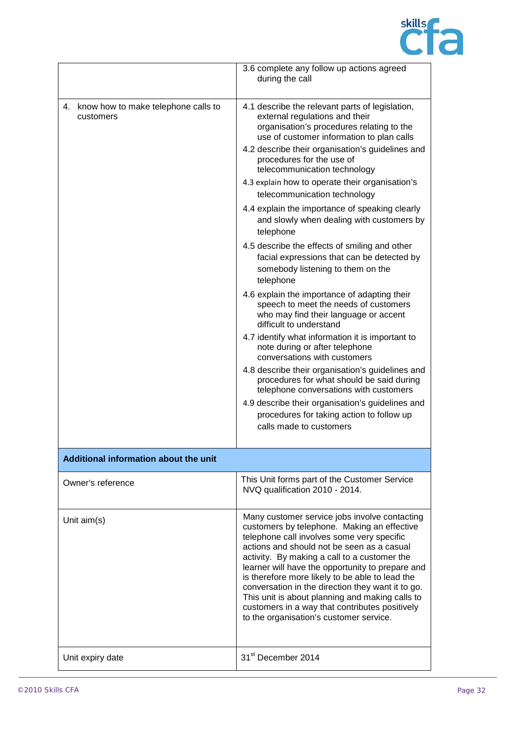| | |
|---|---|
| | 3.6 complete any follow up actions agreed during the call |
| 4. know how to make telephone calls to customers | 4.1 describe the relevant parts of legislation, external regulations and their organisation's procedures relating to the use of customer information to plan calls<br>4.2 describe their organisation's guidelines and procedures for the use of telecommunication technology<br>4.3 explain how to operate their organisation's telecommunication technology<br>4.4 explain the importance of speaking clearly and slowly when dealing with customers by telephone<br>4.5 describe the effects of smiling and other facial expressions that can be detected by somebody listening to them on the telephone<br>4.6 explain the importance of adapting their speech to meet the needs of customers who may find their language or accent difficult to understand<br>4.7 identify what information it is important to note during or after telephone conversations with customers<br>4.8 describe their organisation's guidelines and procedures for what should be said during telephone conversations with customers<br>4.9 describe their organisation's guidelines and procedures for taking action to follow up calls made to customers |
| **Additional information about the unit** | |
| Owner's reference | This Unit forms part of the Customer Service NVQ qualification 2010 - 2014. |
| Unit aim(s) | Many customer service jobs involve contacting customers by telephone. Making an effective telephone call involves some very specific actions and should not be seen as a casual activity. By making a call to a customer the learner will have the opportunity to prepare and is therefore more likely to be able to lead the conversation in the direction they want it to go. This unit is about planning and making calls to customers in a way that contributes positively to the organisation's customer service. |
| Unit expiry date | 31st December 2014 |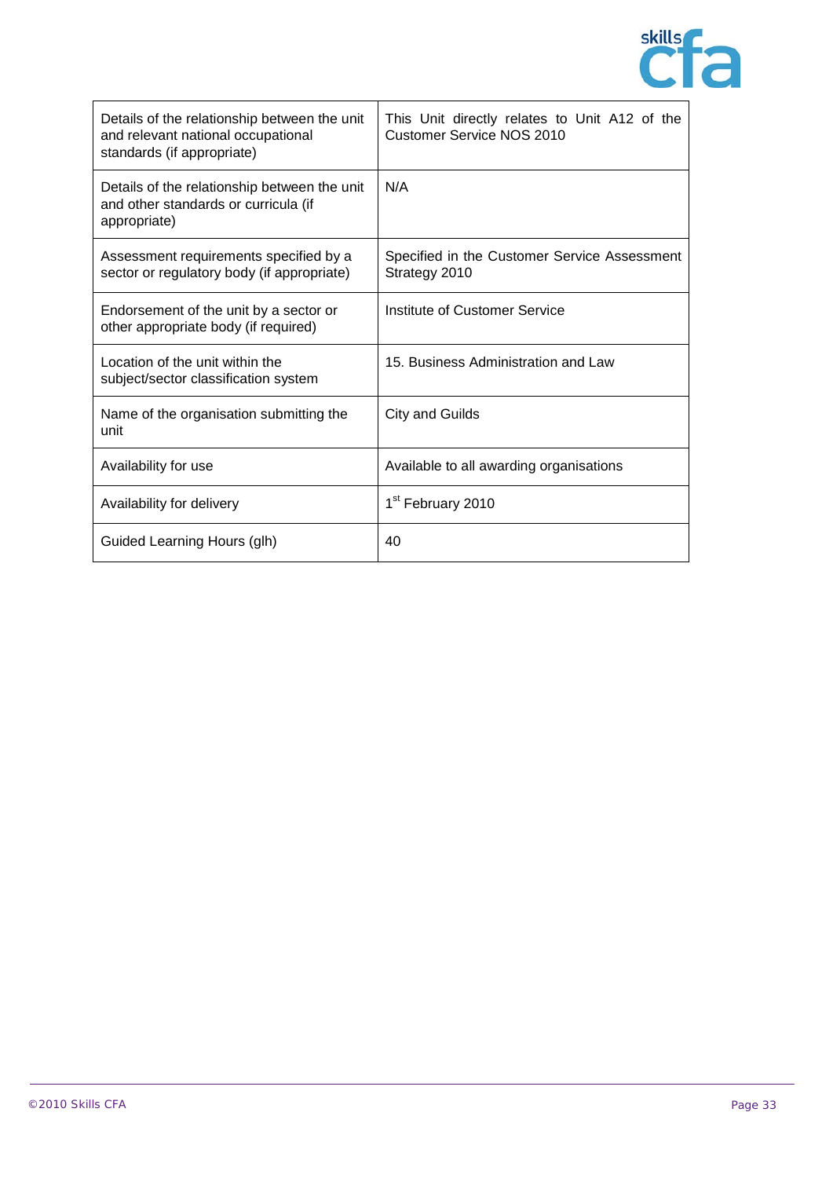| Details of the relationship between the unit and relevant national occupational standards (if appropriate) | This Unit directly relates to Unit A12 of the Customer Service NOS 2010 |
|---|---|
| Details of the relationship between the unit and other standards or curricula (if appropriate) | N/A |
| Assessment requirements specified by a sector or regulatory body (if appropriate) | Specified in the Customer Service Assessment Strategy 2010 |
| Endorsement of the unit by a sector or other appropriate body (if required) | Institute of Customer Service |
| Location of the unit within the subject/sector classification system | 15. Business Administration and Law |
| Name of the organisation submitting the unit | City and Guilds |
| Availability for use | Available to all awarding organisations |
| Availability for delivery | 1st February 2010 |
| Guided Learning Hours (glh) | 40 |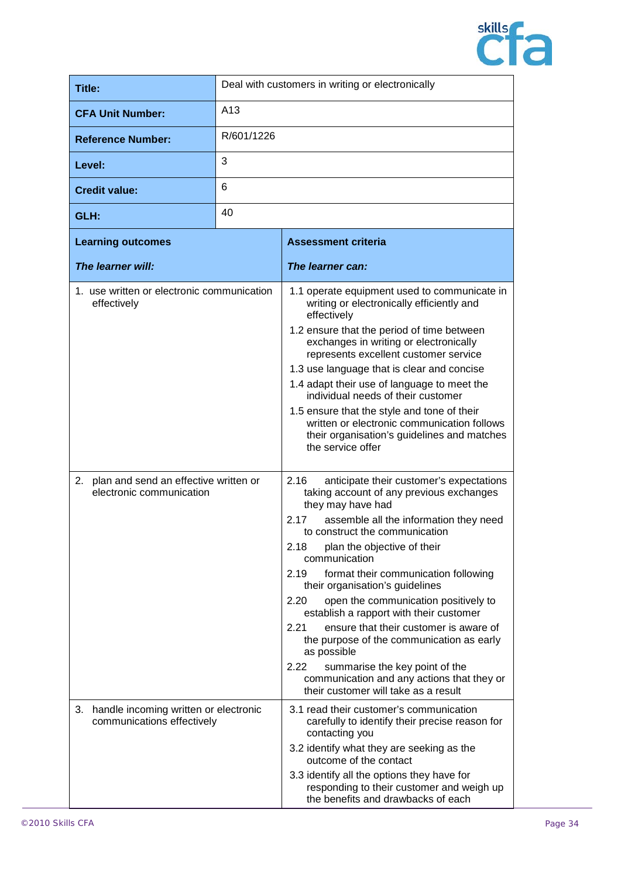| Title: | Deal with customers in writing or electronically |
| --- | --- |
| **CFA Unit Number:** | A13 |
| **Reference Number:** | R/601/1226 |
| **Level:** | 3 |
| **Credit value:** | 6 |
| **GLH:** | 40 |

| **Learning outcomes**<br><br>***The learner will:*** | **Assessment criteria**<br><br>***The learner can:*** |
| --- | --- |
| 1. use written or electronic communication effectively | 1.1 operate equipment used to communicate in writing or electronically efficiently and effectively<br>1.2 ensure that the period of time between exchanges in writing or electronically represents excellent customer service<br>1.3 use language that is clear and concise<br>1.4 adapt their use of language to meet the individual needs of their customer<br>1.5 ensure that the style and tone of their written or electronic communication follows their organisation's guidelines and matches the service offer |
| 2. plan and send an effective written or electronic communication | 2.16 anticipate their customer's expectations taking account of any previous exchanges they may have had<br>2.17 assemble all the information they need to construct the communication<br>2.18 plan the objective of their communication<br>2.19 format their communication following their organisation's guidelines<br>2.20 open the communication positively to establish a rapport with their customer<br>2.21 ensure that their customer is aware of the purpose of the communication as early as possible<br>2.22 summarise the key point of the communication and any actions that they or their customer will take as a result |
| 3. handle incoming written or electronic communications effectively | 3.1 read their customer's communication carefully to identify their precise reason for contacting you<br>3.2 identify what they are seeking as the outcome of the contact<br>3.3 identify all the options they have for responding to their customer and weigh up the benefits and drawbacks of each |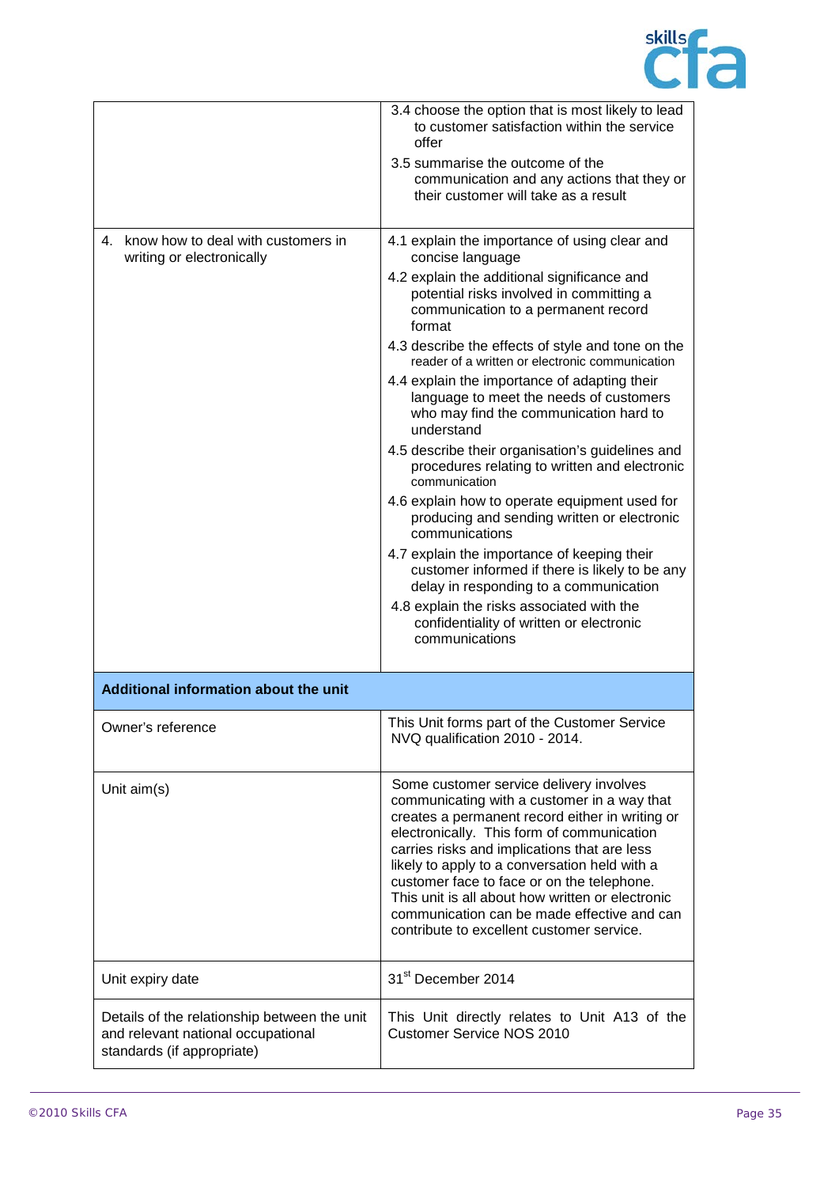| | |
|---|---|
| | 3.4 choose the option that is most likely to lead to customer satisfaction within the service offer<br>3.5 summarise the outcome of the communication and any actions that they or their customer will take as a result |
| 4. know how to deal with customers in writing or electronically | 4.1 explain the importance of using clear and concise language<br>4.2 explain the additional significance and potential risks involved in committing a communication to a permanent record format<br>4.3 describe the effects of style and tone on the reader of a written or electronic communication<br>4.4 explain the importance of adapting their language to meet the needs of customers who may find the communication hard to understand<br>4.5 describe their organisation's guidelines and procedures relating to written and electronic communication<br>4.6 explain how to operate equipment used for producing and sending written or electronic communications<br>4.7 explain the importance of keeping their customer informed if there is likely to be any delay in responding to a communication<br>4.8 explain the risks associated with the confidentiality of written or electronic communications |
| **Additional information about the unit** | |
| Owner's reference | This Unit forms part of the Customer Service NVQ qualification 2010 - 2014. |
| Unit aim(s) | Some customer service delivery involves communicating with a customer in a way that creates a permanent record either in writing or electronically. This form of communication carries risks and implications that are less likely to apply to a conversation held with a customer face to face or on the telephone. This unit is all about how written or electronic communication can be made effective and can contribute to excellent customer service. |
| Unit expiry date | 31st December 2014 |
| Details of the relationship between the unit and relevant national occupational standards (if appropriate) | This Unit directly relates to Unit A13 of the Customer Service NOS 2010 |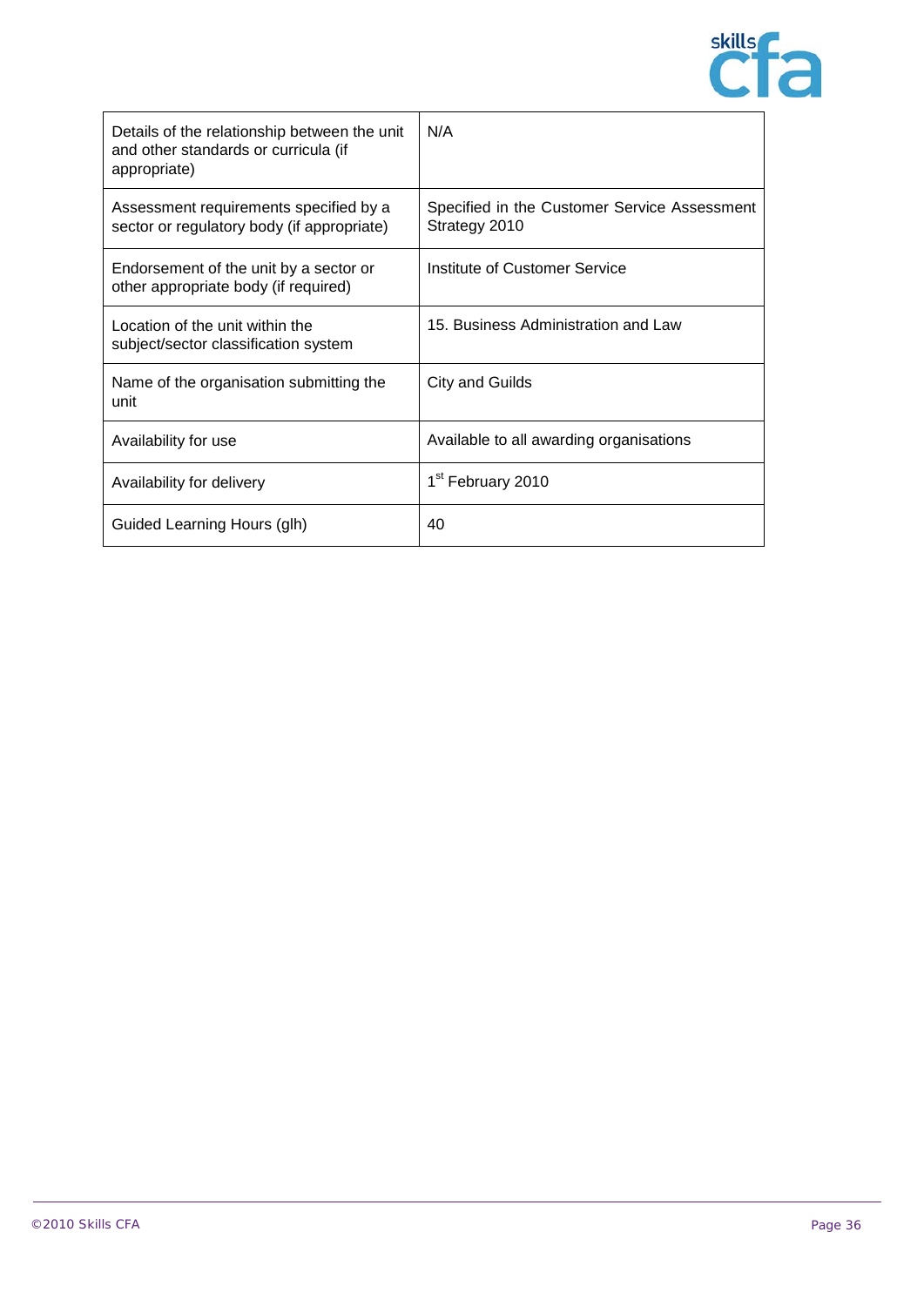| | |
|---|---|
| Details of the relationship between the unit and other standards or curricula (if appropriate) | N/A |
| Assessment requirements specified by a sector or regulatory body (if appropriate) | Specified in the Customer Service Assessment Strategy 2010 |
| Endorsement of the unit by a sector or other appropriate body (if required) | Institute of Customer Service |
| Location of the unit within the subject/sector classification system | 15. Business Administration and Law |
| Name of the organisation submitting the unit | City and Guilds |
| Availability for use | Available to all awarding organisations |
| Availability for delivery | 1st February 2010 |
| Guided Learning Hours (glh) | 40 |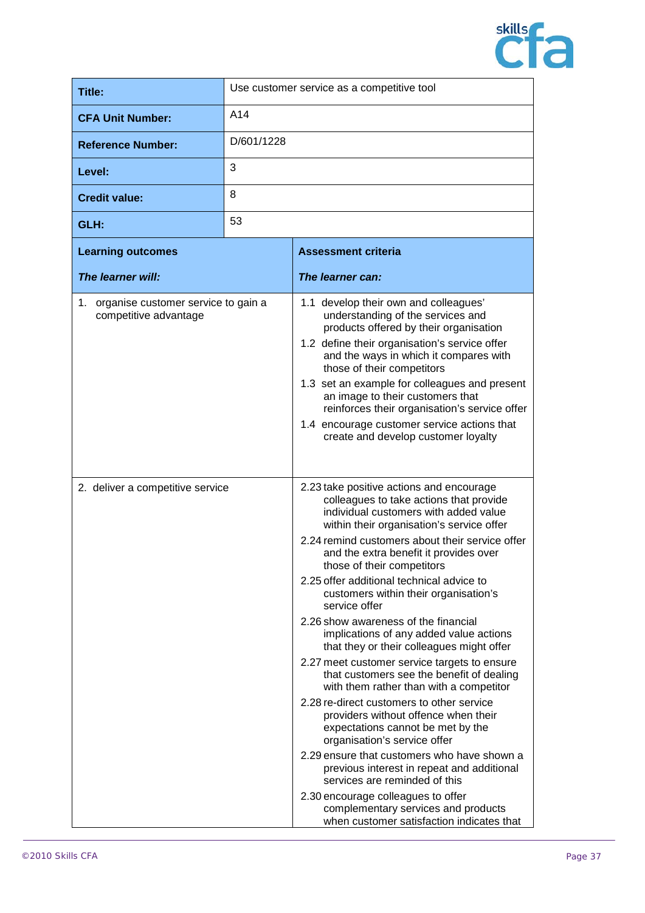| | |
|---|---|
| **Title:** | Use customer service as a competitive tool |
| **CFA Unit Number:** | A14 |
| **Reference Number:** | D/601/1228 |
| **Level:** | 3 |
| **Credit value:** | 8 |
| **GLH:** | 53 |

| **Learning outcomes**<br><br>***The learner will:*** | **Assessment criteria**<br><br>***The learner can:*** |
|---|---|
| 1. organise customer service to gain a competitive advantage | 1.1 develop their own and colleagues' understanding of the services and products offered by their organisation<br>1.2 define their organisation's service offer and the ways in which it compares with those of their competitors<br>1.3 set an example for colleagues and present an image to their customers that reinforces their organisation's service offer<br>1.4 encourage customer service actions that create and develop customer loyalty |
| 2. deliver a competitive service | 2.23 take positive actions and encourage colleagues to take actions that provide individual customers with added value within their organisation's service offer<br>2.24 remind customers about their service offer and the extra benefit it provides over those of their competitors<br>2.25 offer additional technical advice to customers within their organisation's service offer<br>2.26 show awareness of the financial implications of any added value actions that they or their colleagues might offer<br>2.27 meet customer service targets to ensure that customers see the benefit of dealing with them rather than with a competitor<br>2.28 re-direct customers to other service providers without offence when their expectations cannot be met by the organisation's service offer<br>2.29 ensure that customers who have shown a previous interest in repeat and additional services are reminded of this<br>2.30 encourage colleagues to offer complementary services and products when customer satisfaction indicates that |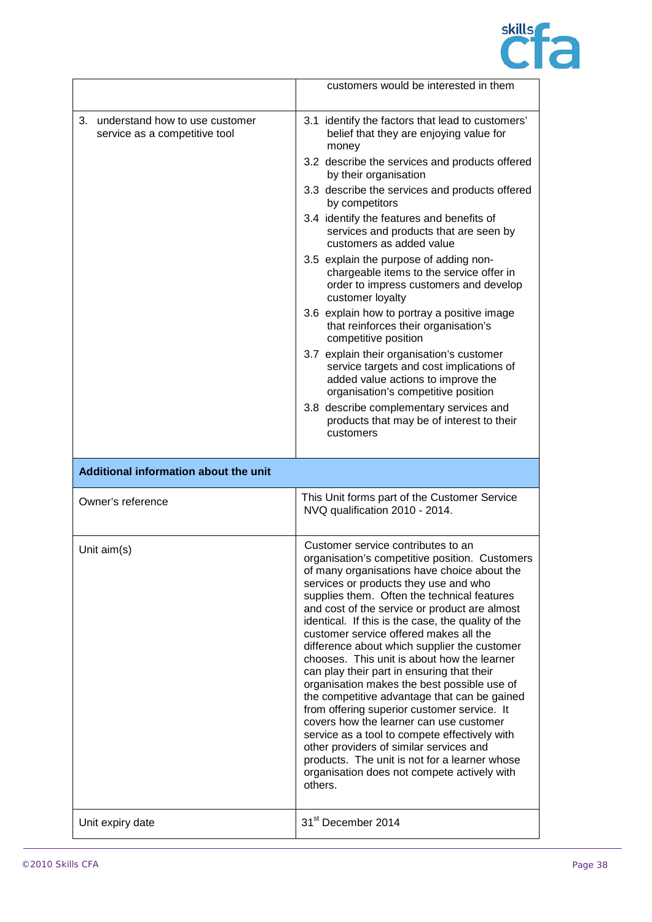| | |
|---|---|
| | customers would be interested in them |
| 3. understand how to use customer service as a competitive tool | 3.1 identify the factors that lead to customers' belief that they are enjoying value for money<br>3.2 describe the services and products offered by their organisation<br>3.3 describe the services and products offered by competitors<br>3.4 identify the features and benefits of services and products that are seen by customers as added value<br>3.5 explain the purpose of adding non-chargeable items to the service offer in order to impress customers and develop customer loyalty<br>3.6 explain how to portray a positive image that reinforces their organisation's competitive position<br>3.7 explain their organisation's customer service targets and cost implications of added value actions to improve the organisation's competitive position<br>3.8 describe complementary services and products that may be of interest to their customers |
| **Additional information about the unit** | |
| Owner's reference | This Unit forms part of the Customer Service NVQ qualification 2010 - 2014. |
| Unit aim(s) | Customer service contributes to an organisation's competitive position. Customers of many organisations have choice about the services or products they use and who supplies them. Often the technical features and cost of the service or product are almost identical. If this is the case, the quality of the customer service offered makes all the difference about which supplier the customer chooses. This unit is about how the learner can play their part in ensuring that their organisation makes the best possible use of the competitive advantage that can be gained from offering superior customer service. It covers how the learner can use customer service as a tool to compete effectively with other providers of similar services and products. The unit is not for a learner whose organisation does not compete actively with others. |
| Unit expiry date | 31st December 2014 |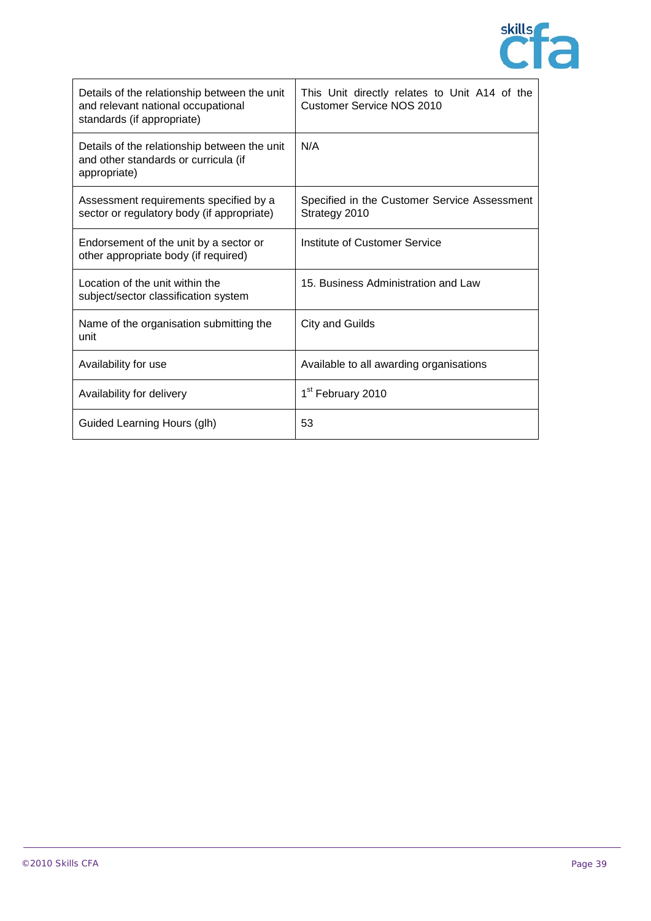| | |
|---|---|
| Details of the relationship between the unit and relevant national occupational standards (if appropriate) | This Unit directly relates to Unit A14 of the Customer Service NOS 2010 |
| Details of the relationship between the unit and other standards or curricula (if appropriate) | N/A |
| Assessment requirements specified by a sector or regulatory body (if appropriate) | Specified in the Customer Service Assessment Strategy 2010 |
| Endorsement of the unit by a sector or other appropriate body (if required) | Institute of Customer Service |
| Location of the unit within the subject/sector classification system | 15. Business Administration and Law |
| Name of the organisation submitting the unit | City and Guilds |
| Availability for use | Available to all awarding organisations |
| Availability for delivery | 1st February 2010 |
| Guided Learning Hours (glh) | 53 |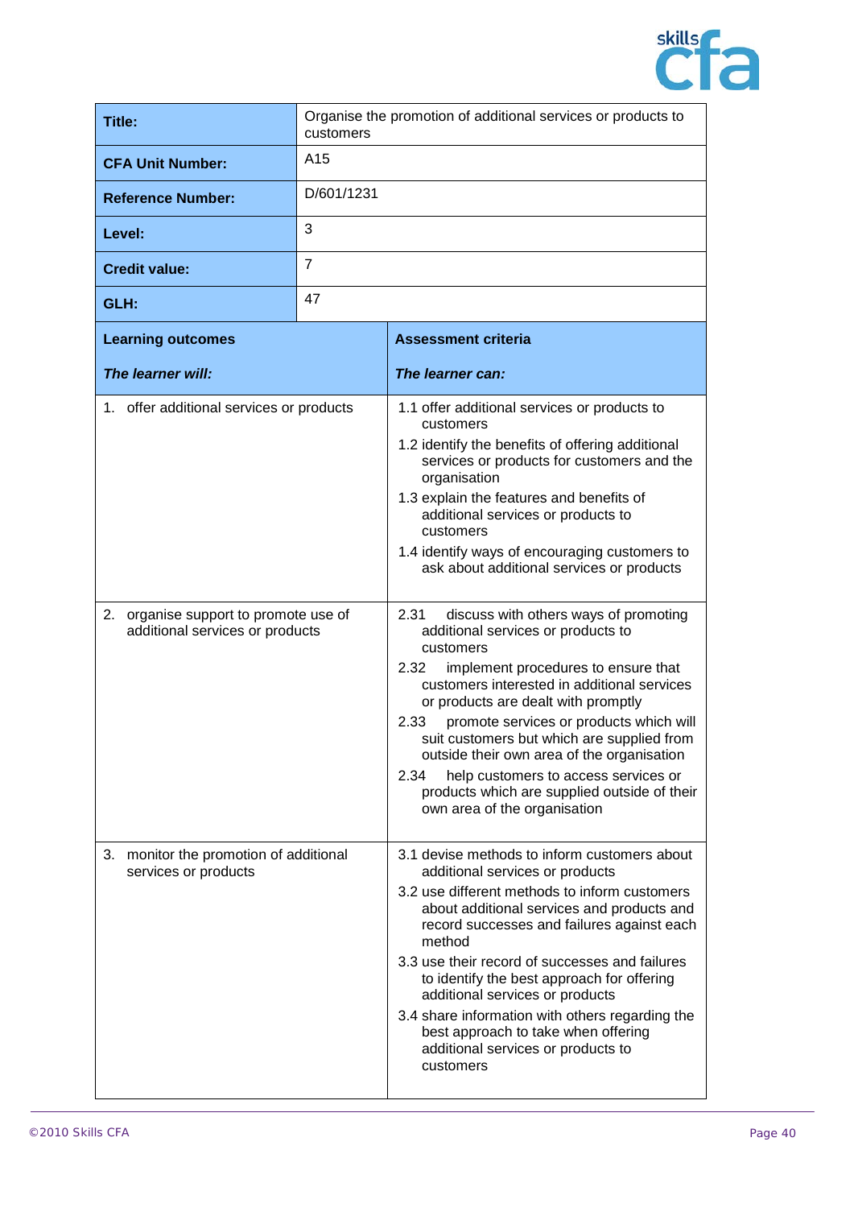| | |
|---|---|
| **Title:** | Organise the promotion of additional services or products to customers |
| **CFA Unit Number:** | A15 |
| **Reference Number:** | D/601/1231 |
| **Level:** | 3 |
| **Credit value:** | 7 |
| **GLH:** | 47 |

| **Learning outcomes** *The learner will:* | **Assessment criteria** *The learner can:* |
|---|---|
| 1. offer additional services or products | 1.1 offer additional services or products to customers<br>1.2 identify the benefits of offering additional services or products for customers and the organisation<br>1.3 explain the features and benefits of additional services or products to customers<br>1.4 identify ways of encouraging customers to ask about additional services or products |
| 2. organise support to promote use of additional services or products | 2.31 discuss with others ways of promoting additional services or products to customers<br>2.32 implement procedures to ensure that customers interested in additional services or products are dealt with promptly<br>2.33 promote services or products which will suit customers but which are supplied from outside their own area of the organisation<br>2.34 help customers to access services or products which are supplied outside of their own area of the organisation |
| 3. monitor the promotion of additional services or products | 3.1 devise methods to inform customers about additional services or products<br>3.2 use different methods to inform customers about additional services and products and record successes and failures against each method<br>3.3 use their record of successes and failures to identify the best approach for offering additional services or products<br>3.4 share information with others regarding the best approach to take when offering additional services or products to customers |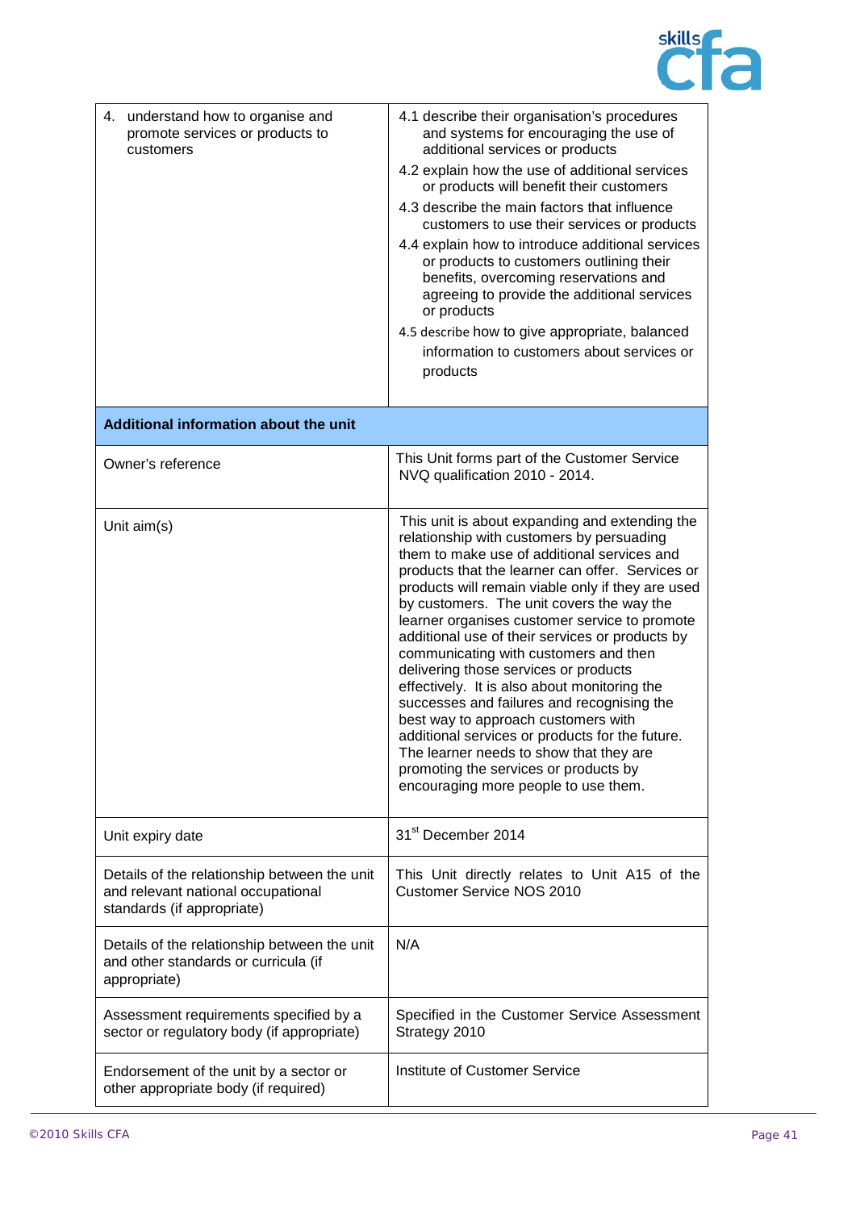| | |
|---|---|
| 4. understand how to organise and promote services or products to customers | 4.1 describe their organisation's procedures and systems for encouraging the use of additional services or products<br>4.2 explain how the use of additional services or products will benefit their customers<br>4.3 describe the main factors that influence customers to use their services or products<br>4.4 explain how to introduce additional services or products to customers outlining their benefits, overcoming reservations and agreeing to provide the additional services or products<br>4.5 describe how to give appropriate, balanced information to customers about services or products |
| **Additional information about the unit** | |
| Owner's reference | This Unit forms part of the Customer Service NVQ qualification 2010 - 2014. |
| Unit aim(s) | This unit is about expanding and extending the relationship with customers by persuading them to make use of additional services and products that the learner can offer. Services or products will remain viable only if they are used by customers. The unit covers the way the learner organises customer service to promote additional use of their services or products by communicating with customers and then delivering those services or products effectively. It is also about monitoring the successes and failures and recognising the best way to approach customers with additional services or products for the future. The learner needs to show that they are promoting the services or products by encouraging more people to use them. |
| Unit expiry date | 31st December 2014 |
| Details of the relationship between the unit and relevant national occupational standards (if appropriate) | This Unit directly relates to Unit A15 of the Customer Service NOS 2010 |
| Details of the relationship between the unit and other standards or curricula (if appropriate) | N/A |
| Assessment requirements specified by a sector or regulatory body (if appropriate) | Specified in the Customer Service Assessment Strategy 2010 |
| Endorsement of the unit by a sector or other appropriate body (if required) | Institute of Customer Service |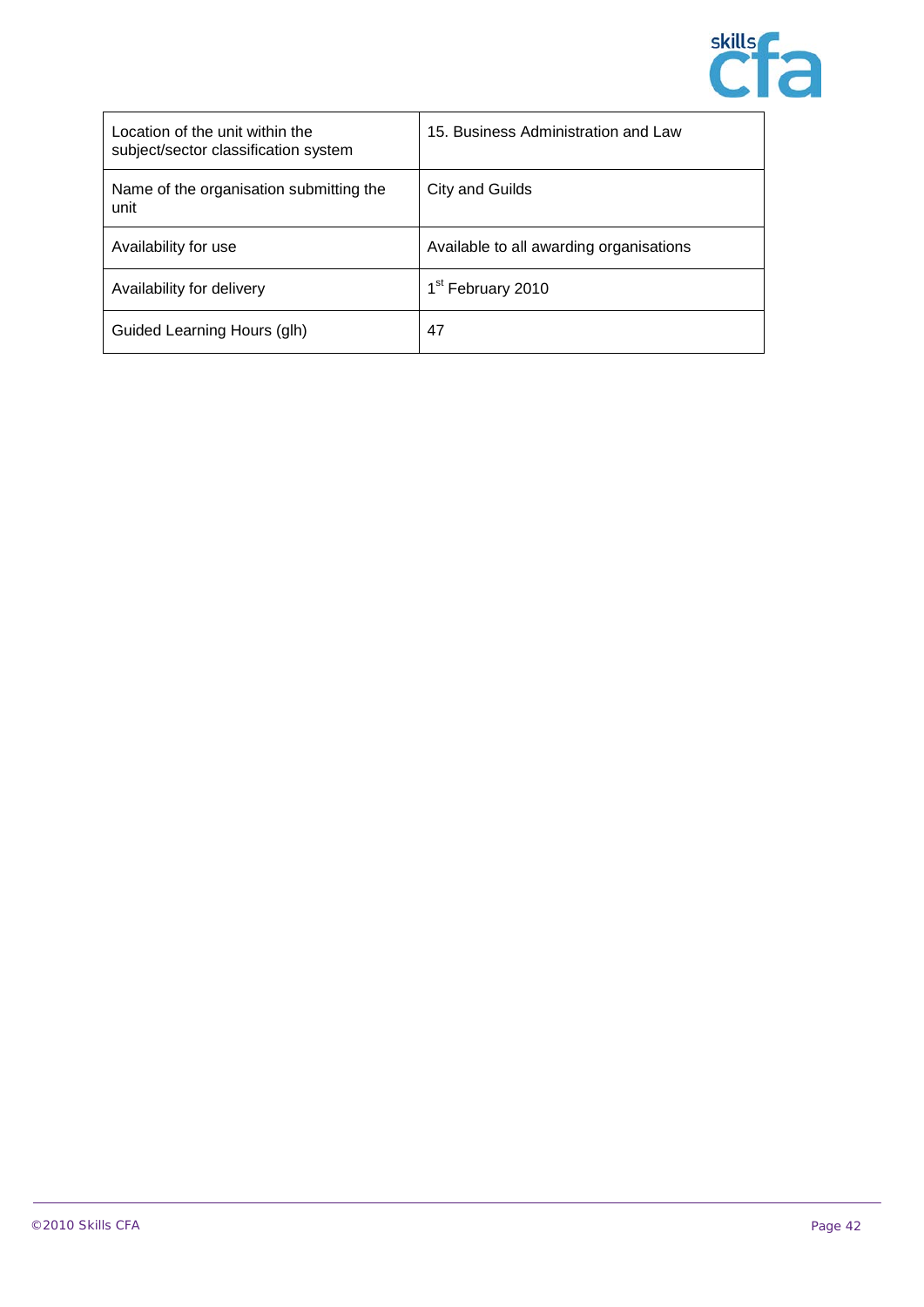| Location of the unit within the subject/sector classification system | 15. Business Administration and Law |
|---|---|
| Name of the organisation submitting the unit | City and Guilds |
| Availability for use | Available to all awarding organisations |
| Availability for delivery | 1st February 2010 |
| Guided Learning Hours (glh) | 47 |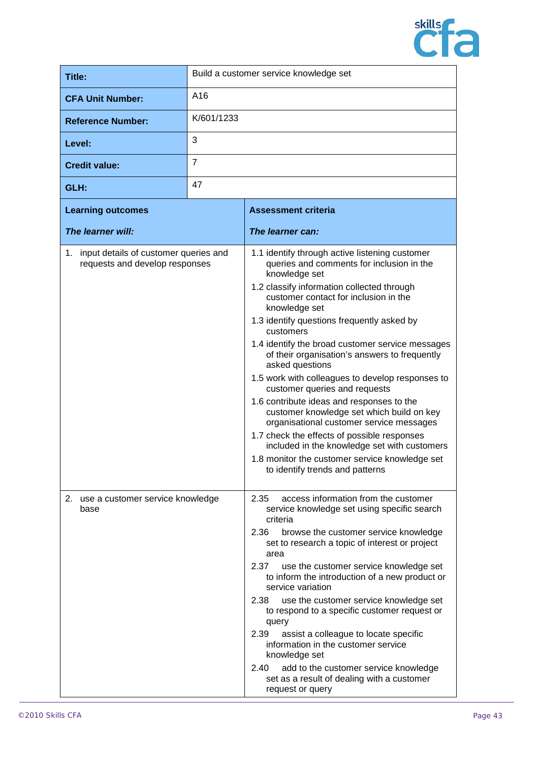| Title: | Build a customer service knowledge set |
|---|---|
| CFA Unit Number: | A16 |
| Reference Number: | K/601/1233 |
| Level: | 3 |
| Credit value: | 7 |
| GLH: | 47 |

| **Learning outcomes**<br><br>***The learner will:*** | **Assessment criteria**<br><br>***The learner can:*** |
|---|---|
| 1. input details of customer queries and requests and develop responses | 1.1 identify through active listening customer queries and comments for inclusion in the knowledge set<br>1.2 classify information collected through customer contact for inclusion in the knowledge set<br>1.3 identify questions frequently asked by customers<br>1.4 identify the broad customer service messages of their organisation's answers to frequently asked questions<br>1.5 work with colleagues to develop responses to customer queries and requests<br>1.6 contribute ideas and responses to the customer knowledge set which build on key organisational customer service messages<br>1.7 check the effects of possible responses included in the knowledge set with customers<br>1.8 monitor the customer service knowledge set to identify trends and patterns |
| 2. use a customer service knowledge base | 2.35 access information from the customer service knowledge set using specific search criteria<br>2.36 browse the customer service knowledge set to research a topic of interest or project area<br>2.37 use the customer service knowledge set to inform the introduction of a new product or service variation<br>2.38 use the customer service knowledge set to respond to a specific customer request or query<br>2.39 assist a colleague to locate specific information in the customer service knowledge set<br>2.40 add to the customer service knowledge set as a result of dealing with a customer request or query |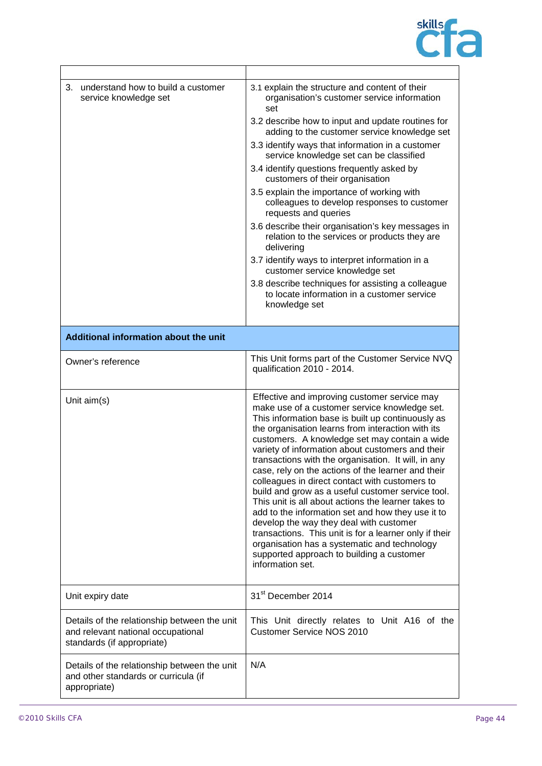| | |
|---|---|
| 3. understand how to build a customer service knowledge set | 3.1 explain the structure and content of their organisation's customer service information set<br>3.2 describe how to input and update routines for adding to the customer service knowledge set<br>3.3 identify ways that information in a customer service knowledge set can be classified<br>3.4 identify questions frequently asked by customers of their organisation<br>3.5 explain the importance of working with colleagues to develop responses to customer requests and queries<br>3.6 describe their organisation's key messages in relation to the services or products they are delivering<br>3.7 identify ways to interpret information in a customer service knowledge set<br>3.8 describe techniques for assisting a colleague to locate information in a customer service knowledge set |
| **Additional information about the unit** | |
| Owner's reference | This Unit forms part of the Customer Service NVQ qualification 2010 - 2014. |
| Unit aim(s) | Effective and improving customer service may make use of a customer service knowledge set. This information base is built up continuously as the organisation learns from interaction with its customers. A knowledge set may contain a wide variety of information about customers and their transactions with the organisation. It will, in any case, rely on the actions of the learner and their colleagues in direct contact with customers to build and grow as a useful customer service tool. This unit is all about actions the learner takes to add to the information set and how they use it to develop the way they deal with customer transactions. This unit is for a learner only if their organisation has a systematic and technology supported approach to building a customer information set. |
| Unit expiry date | 31st December 2014 |
| Details of the relationship between the unit and relevant national occupational standards (if appropriate) | This Unit directly relates to Unit A16 of the Customer Service NOS 2010 |
| Details of the relationship between the unit and other standards or curricula (if appropriate) | N/A |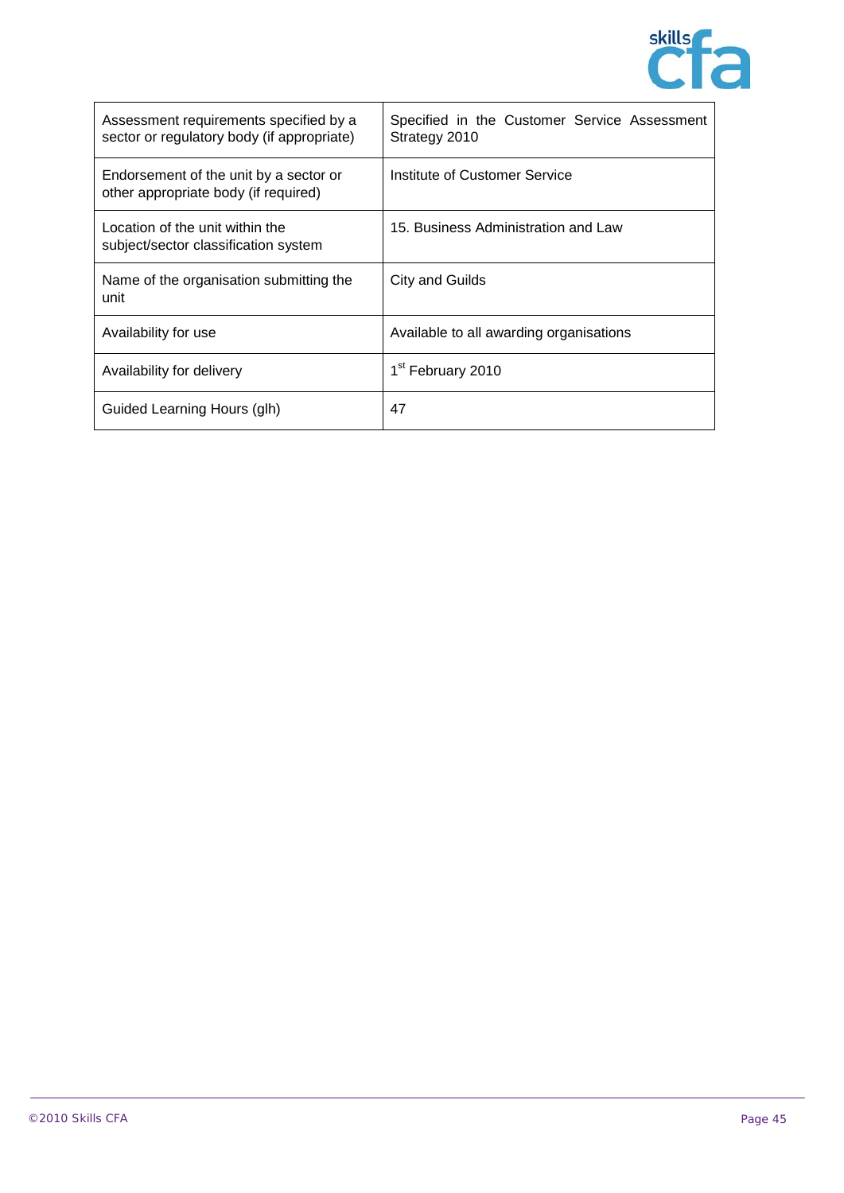| | |
|---|---|
| Assessment requirements specified by a sector or regulatory body (if appropriate) | Specified in the Customer Service Assessment Strategy 2010 |
| Endorsement of the unit by a sector or other appropriate body (if required) | Institute of Customer Service |
| Location of the unit within the subject/sector classification system | 15. Business Administration and Law |
| Name of the organisation submitting the unit | City and Guilds |
| Availability for use | Available to all awarding organisations |
| Availability for delivery | 1st February 2010 |
| Guided Learning Hours (glh) | 47 |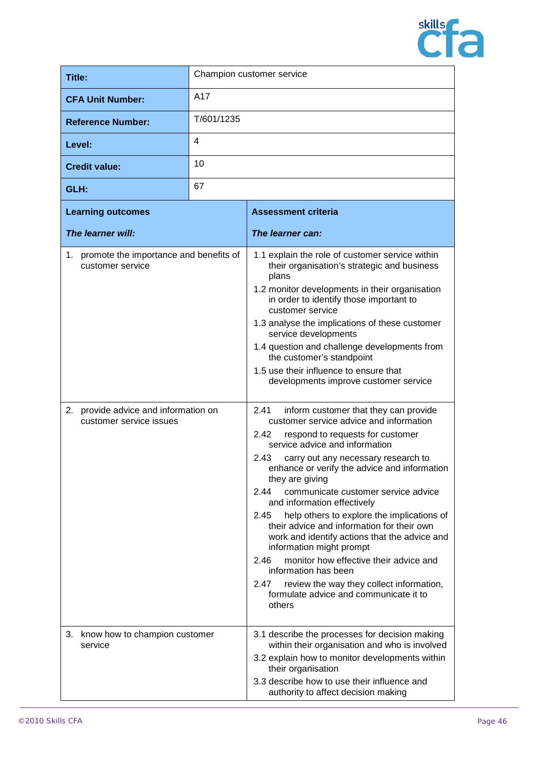| Title: | Champion customer service |
|---|---|
| **CFA Unit Number:** | A17 |
| **Reference Number:** | T/601/1235 |
| **Level:** | 4 |
| **Credit value:** | 10 |
| **GLH:** | 67 |

| **Learning outcomes**<br><br>***The learner will:*** | **Assessment criteria**<br><br>***The learner can:*** |
|---|---|
| 1. promote the importance and benefits of customer service | 1.1 explain the role of customer service within their organisation's strategic and business plans<br>1.2 monitor developments in their organisation in order to identify those important to customer service<br>1.3 analyse the implications of these customer service developments<br>1.4 question and challenge developments from the customer's standpoint<br>1.5 use their influence to ensure that developments improve customer service |
| 2. provide advice and information on customer service issues | 2.41 inform customer that they can provide customer service advice and information<br>2.42 respond to requests for customer service advice and information<br>2.43 carry out any necessary research to enhance or verify the advice and information they are giving<br>2.44 communicate customer service advice and information effectively<br>2.45 help others to explore the implications of their advice and information for their own work and identify actions that the advice and information might prompt<br>2.46 monitor how effective their advice and information has been<br>2.47 review the way they collect information, formulate advice and communicate it to others |
| 3. know how to champion customer service | 3.1 describe the processes for decision making within their organisation and who is involved<br>3.2 explain how to monitor developments within their organisation<br>3.3 describe how to use their influence and authority to affect decision making |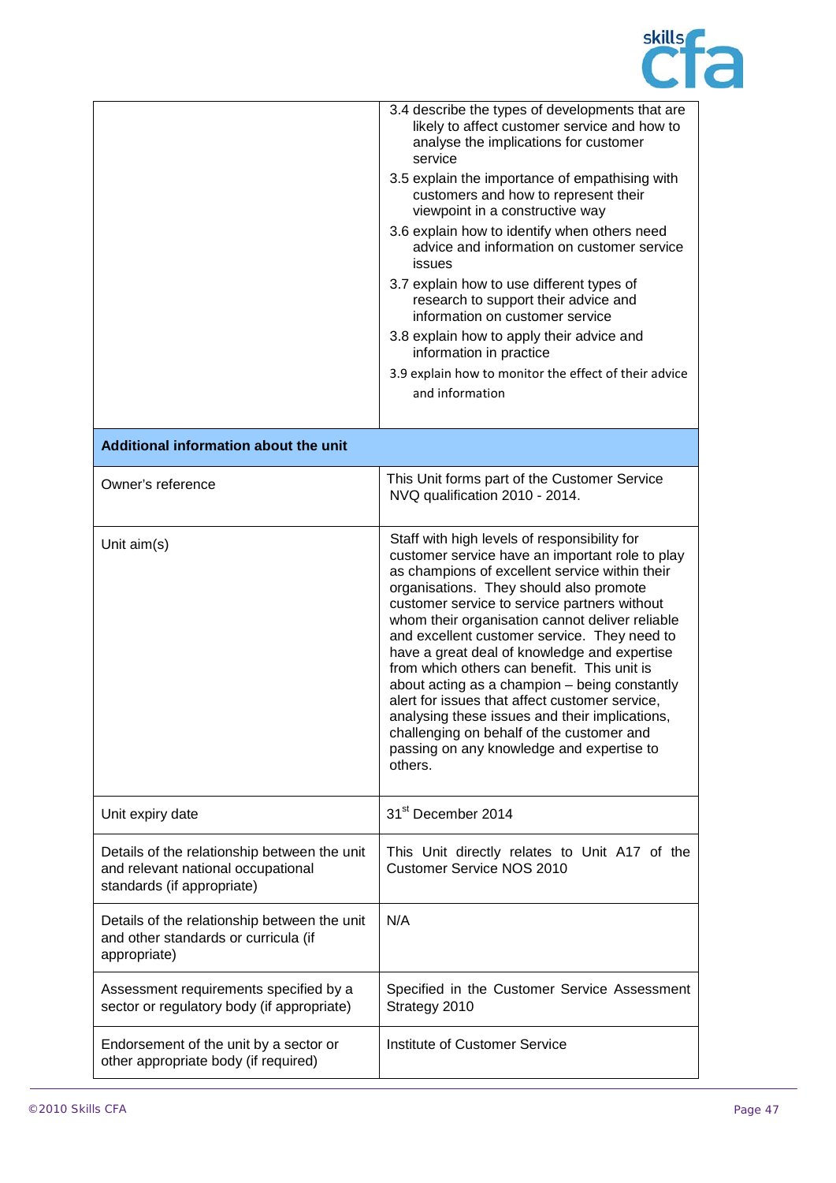| | |
|---|---|
| | 3.4 describe the types of developments that are likely to affect customer service and how to analyse the implications for customer service<br>3.5 explain the importance of empathising with customers and how to represent their viewpoint in a constructive way<br>3.6 explain how to identify when others need advice and information on customer service issues<br>3.7 explain how to use different types of research to support their advice and information on customer service<br>3.8 explain how to apply their advice and information in practice<br>3.9 explain how to monitor the effect of their advice and information |
| **Additional information about the unit** | |
| Owner's reference | This Unit forms part of the Customer Service NVQ qualification 2010 - 2014. |
| Unit aim(s) | Staff with high levels of responsibility for customer service have an important role to play as champions of excellent service within their organisations. They should also promote customer service to service partners without whom their organisation cannot deliver reliable and excellent customer service. They need to have a great deal of knowledge and expertise from which others can benefit. This unit is about acting as a champion – being constantly alert for issues that affect customer service, analysing these issues and their implications, challenging on behalf of the customer and passing on any knowledge and expertise to others. |
| Unit expiry date | 31st December 2014 |
| Details of the relationship between the unit and relevant national occupational standards (if appropriate) | This Unit directly relates to Unit A17 of the Customer Service NOS 2010 |
| Details of the relationship between the unit and other standards or curricula (if appropriate) | N/A |
| Assessment requirements specified by a sector or regulatory body (if appropriate) | Specified in the Customer Service Assessment Strategy 2010 |
| Endorsement of the unit by a sector or other appropriate body (if required) | Institute of Customer Service |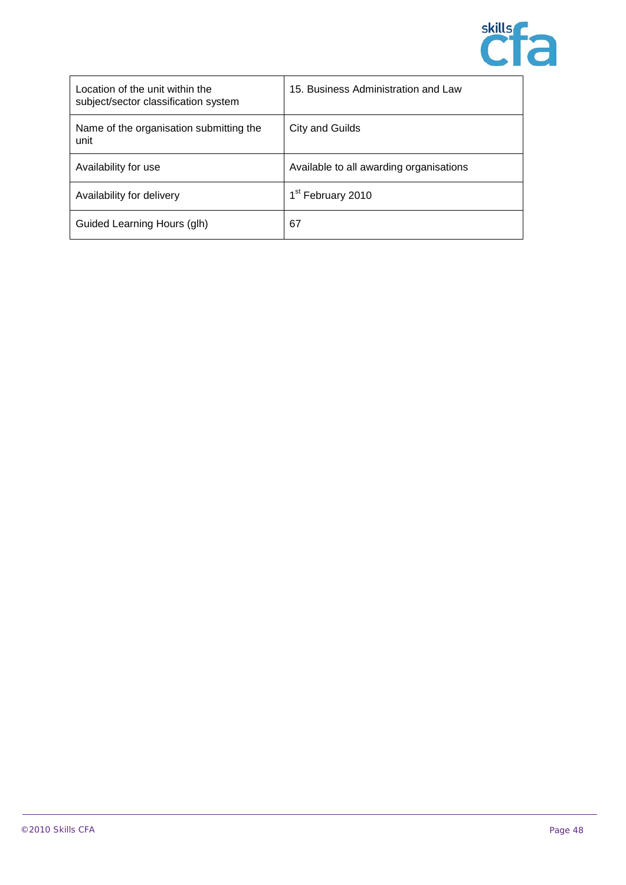| Location of the unit within the subject/sector classification system | 15. Business Administration and Law |
|---|---|
| Name of the organisation submitting the unit | City and Guilds |
| Availability for use | Available to all awarding organisations |
| Availability for delivery | 1st February 2010 |
| Guided Learning Hours (glh) | 67 |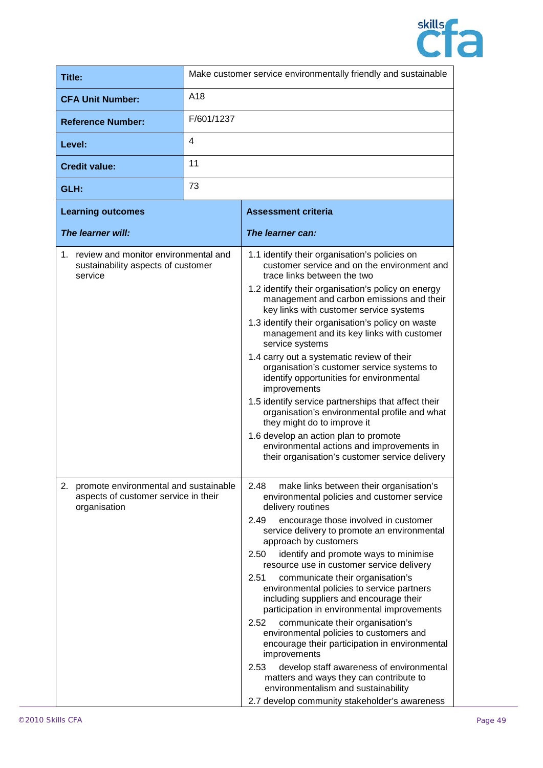| Title: | Make customer service environmentally friendly and sustainable |
|---|---|
| **CFA Unit Number:** | A18 |
| **Reference Number:** | F/601/1237 |
| **Level:** | 4 |
| **Credit value:** | 11 |
| **GLH:** | 73 |

| **Learning outcomes**<br><br>***The learner will:*** | **Assessment criteria**<br><br>***The learner can:*** |
|---|---|
| 1. review and monitor environmental and sustainability aspects of customer service | 1.1 identify their organisation's policies on customer service and on the environment and trace links between the two<br>1.2 identify their organisation's policy on energy management and carbon emissions and their key links with customer service systems<br>1.3 identify their organisation's policy on waste management and its key links with customer service systems<br>1.4 carry out a systematic review of their organisation's customer service systems to identify opportunities for environmental improvements<br>1.5 identify service partnerships that affect their organisation's environmental profile and what they might do to improve it<br>1.6 develop an action plan to promote environmental actions and improvements in their organisation's customer service delivery |
| 2. promote environmental and sustainable aspects of customer service in their organisation | 2.48 make links between their organisation's environmental policies and customer service delivery routines<br>2.49 encourage those involved in customer service delivery to promote an environmental approach by customers<br>2.50 identify and promote ways to minimise resource use in customer service delivery<br>2.51 communicate their organisation's environmental policies to service partners including suppliers and encourage their participation in environmental improvements<br>2.52 communicate their organisation's environmental policies to customers and encourage their participation in environmental improvements<br>2.53 develop staff awareness of environmental matters and ways they can contribute to environmentalism and sustainability<br>2.7 develop community stakeholder's awareness |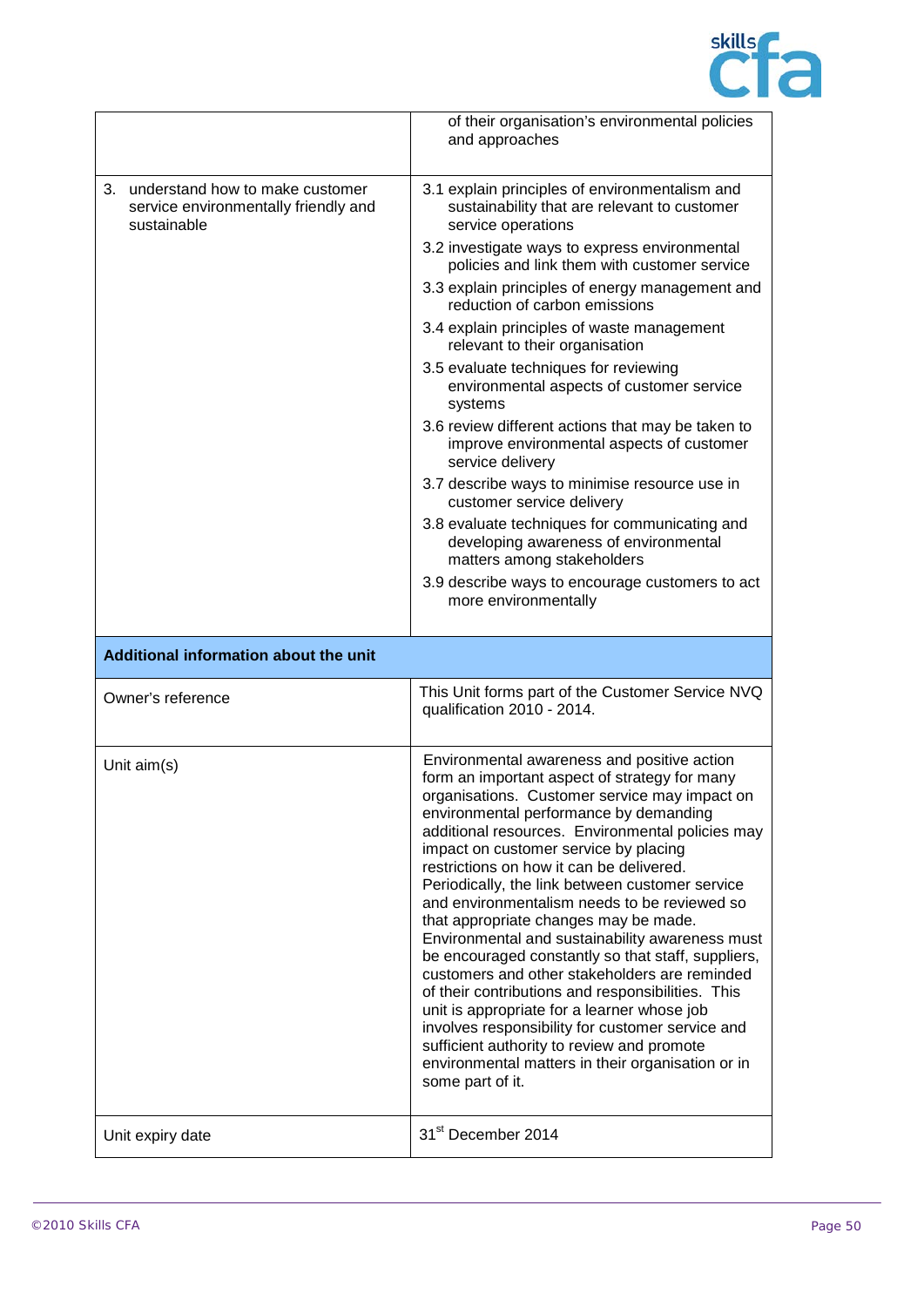| | |
|---|---|
| | of their organisation's environmental policies and approaches |
| 3. understand how to make customer service environmentally friendly and sustainable | 3.1 explain principles of environmentalism and sustainability that are relevant to customer service operations<br>3.2 investigate ways to express environmental policies and link them with customer service<br>3.3 explain principles of energy management and reduction of carbon emissions<br>3.4 explain principles of waste management relevant to their organisation<br>3.5 evaluate techniques for reviewing environmental aspects of customer service systems<br>3.6 review different actions that may be taken to improve environmental aspects of customer service delivery<br>3.7 describe ways to minimise resource use in customer service delivery<br>3.8 evaluate techniques for communicating and developing awareness of environmental matters among stakeholders<br>3.9 describe ways to encourage customers to act more environmentally |
| **Additional information about the unit** | |
| Owner's reference | This Unit forms part of the Customer Service NVQ qualification 2010 - 2014. |
| Unit aim(s) | Environmental awareness and positive action form an important aspect of strategy for many organisations. Customer service may impact on environmental performance by demanding additional resources. Environmental policies may impact on customer service by placing restrictions on how it can be delivered. Periodically, the link between customer service and environmentalism needs to be reviewed so that appropriate changes may be made. Environmental and sustainability awareness must be encouraged constantly so that staff, suppliers, customers and other stakeholders are reminded of their contributions and responsibilities. This unit is appropriate for a learner whose job involves responsibility for customer service and sufficient authority to review and promote environmental matters in their organisation or in some part of it. |
| Unit expiry date | 31st December 2014 |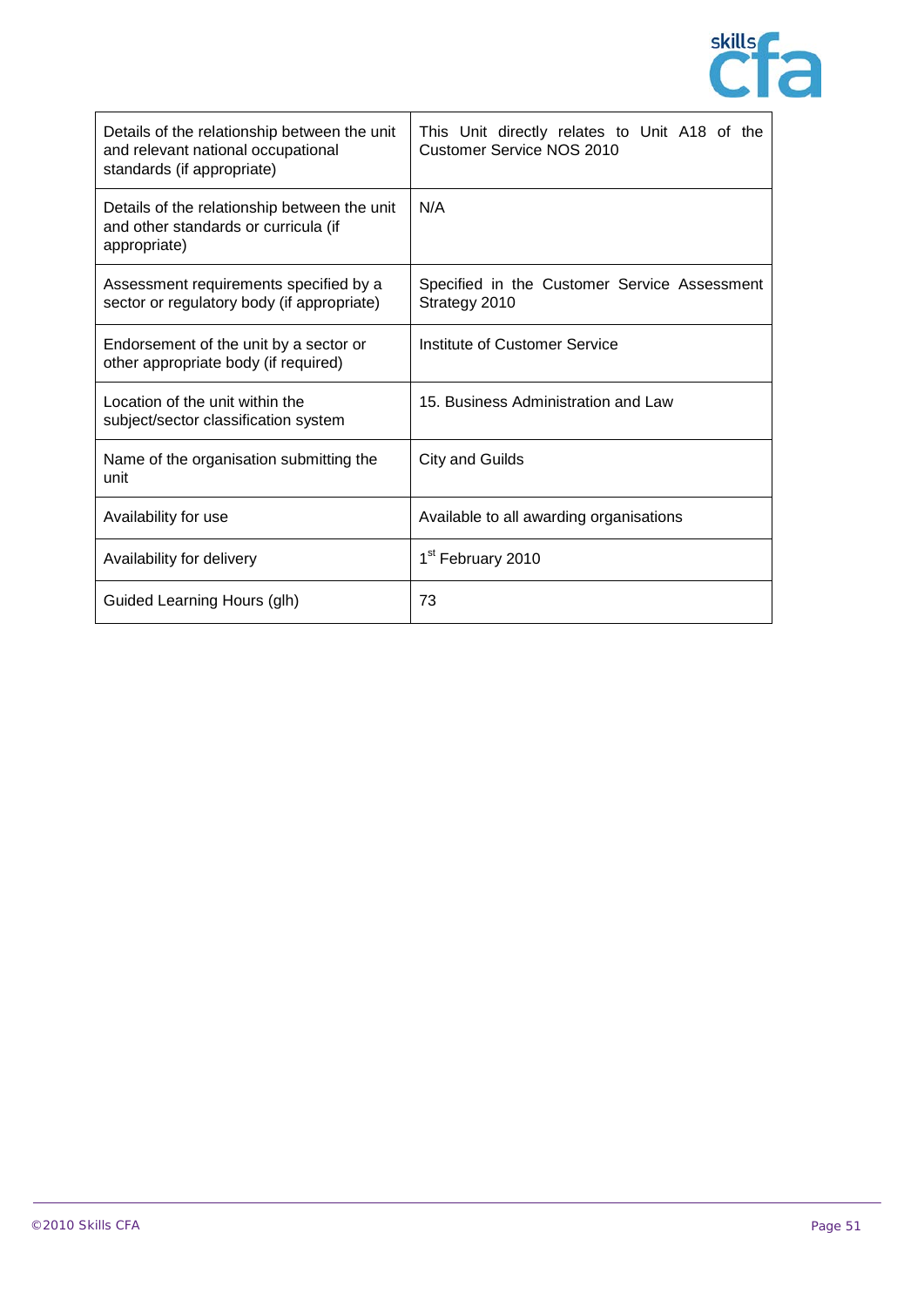| | |
|---|---|
| Details of the relationship between the unit and relevant national occupational standards (if appropriate) | This Unit directly relates to Unit A18 of the Customer Service NOS 2010 |
| Details of the relationship between the unit and other standards or curricula (if appropriate) | N/A |
| Assessment requirements specified by a sector or regulatory body (if appropriate) | Specified in the Customer Service Assessment Strategy 2010 |
| Endorsement of the unit by a sector or other appropriate body (if required) | Institute of Customer Service |
| Location of the unit within the subject/sector classification system | 15. Business Administration and Law |
| Name of the organisation submitting the unit | City and Guilds |
| Availability for use | Available to all awarding organisations |
| Availability for delivery | 1st February 2010 |
| Guided Learning Hours (glh) | 73 |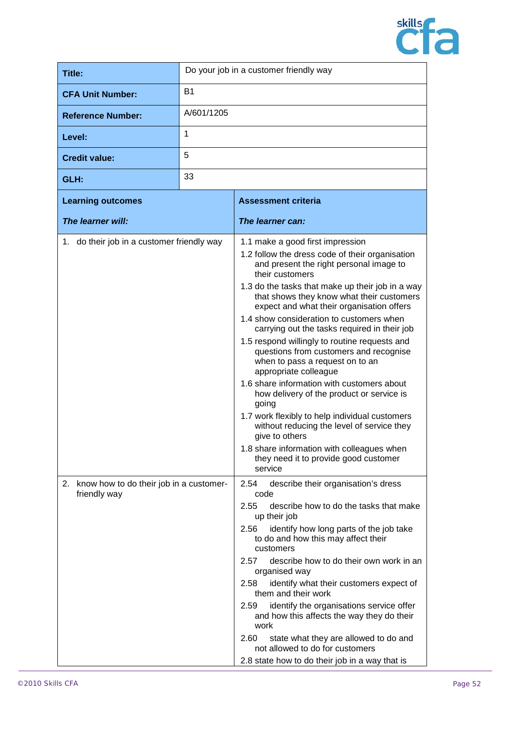| | |
|---|---|
| **Title:** | Do your job in a customer friendly way |
| **CFA Unit Number:** | B1 |
| **Reference Number:** | A/601/1205 |
| **Level:** | 1 |
| **Credit value:** | 5 |
| **GLH:** | 33 |

| **Learning outcomes**<br><br>***The learner will:*** | **Assessment criteria**<br><br>***The learner can:*** |
|---|---|
| 1. do their job in a customer friendly way | 1.1 make a good first impression<br>1.2 follow the dress code of their organisation and present the right personal image to their customers<br>1.3 do the tasks that make up their job in a way that shows they know what their customers expect and what their organisation offers<br>1.4 show consideration to customers when carrying out the tasks required in their job<br>1.5 respond willingly to routine requests and questions from customers and recognise when to pass a request on to an appropriate colleague<br>1.6 share information with customers about how delivery of the product or service is going<br>1.7 work flexibly to help individual customers without reducing the level of service they give to others<br>1.8 share information with colleagues when they need it to provide good customer service |
| 2. know how to do their job in a customer-friendly way | 2.54 describe their organisation's dress code<br>2.55 describe how to do the tasks that make up their job<br>2.56 identify how long parts of the job take to do and how this may affect their customers<br>2.57 describe how to do their own work in an organised way<br>2.58 identify what their customers expect of them and their work<br>2.59 identify the organisations service offer and how this affects the way they do their work<br>2.60 state what they are allowed to do and not allowed to do for customers<br>2.8 state how to do their job in a way that is |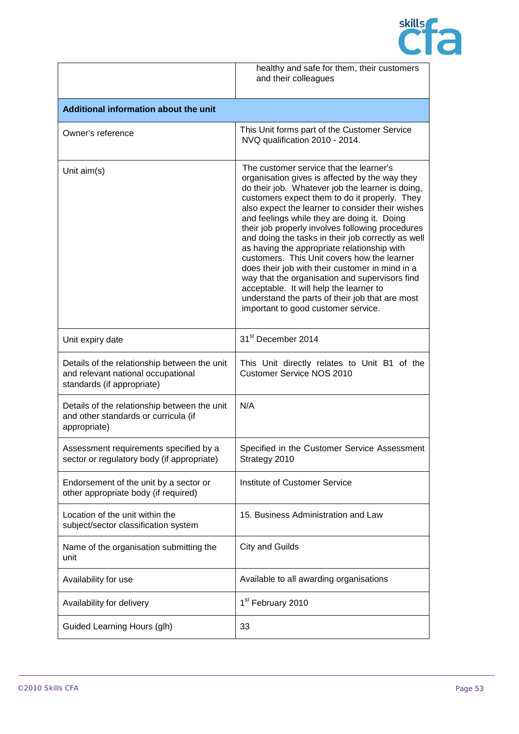| | |
|---|---|
| | healthy and safe for them, their customers and their colleagues |
| **Additional information about the unit** | |
| Owner's reference | This Unit forms part of the Customer Service NVQ qualification 2010 - 2014. |
| Unit aim(s) | The customer service that the learner's organisation gives is affected by the way they do their job. Whatever job the learner is doing, customers expect them to do it properly. They also expect the learner to consider their wishes and feelings while they are doing it. Doing their job properly involves following procedures and doing the tasks in their job correctly as well as having the appropriate relationship with customers. This Unit covers how the learner does their job with their customer in mind in a way that the organisation and supervisors find acceptable. It will help the learner to understand the parts of their job that are most important to good customer service. |
| Unit expiry date | 31st December 2014 |
| Details of the relationship between the unit and relevant national occupational standards (if appropriate) | This Unit directly relates to Unit B1 of the Customer Service NOS 2010 |
| Details of the relationship between the unit and other standards or curricula (if appropriate) | N/A |
| Assessment requirements specified by a sector or regulatory body (if appropriate) | Specified in the Customer Service Assessment Strategy 2010 |
| Endorsement of the unit by a sector or other appropriate body (if required) | Institute of Customer Service |
| Location of the unit within the subject/sector classification system | 15. Business Administration and Law |
| Name of the organisation submitting the unit | City and Guilds |
| Availability for use | Available to all awarding organisations |
| Availability for delivery | 1st February 2010 |
| Guided Learning Hours (glh) | 33 |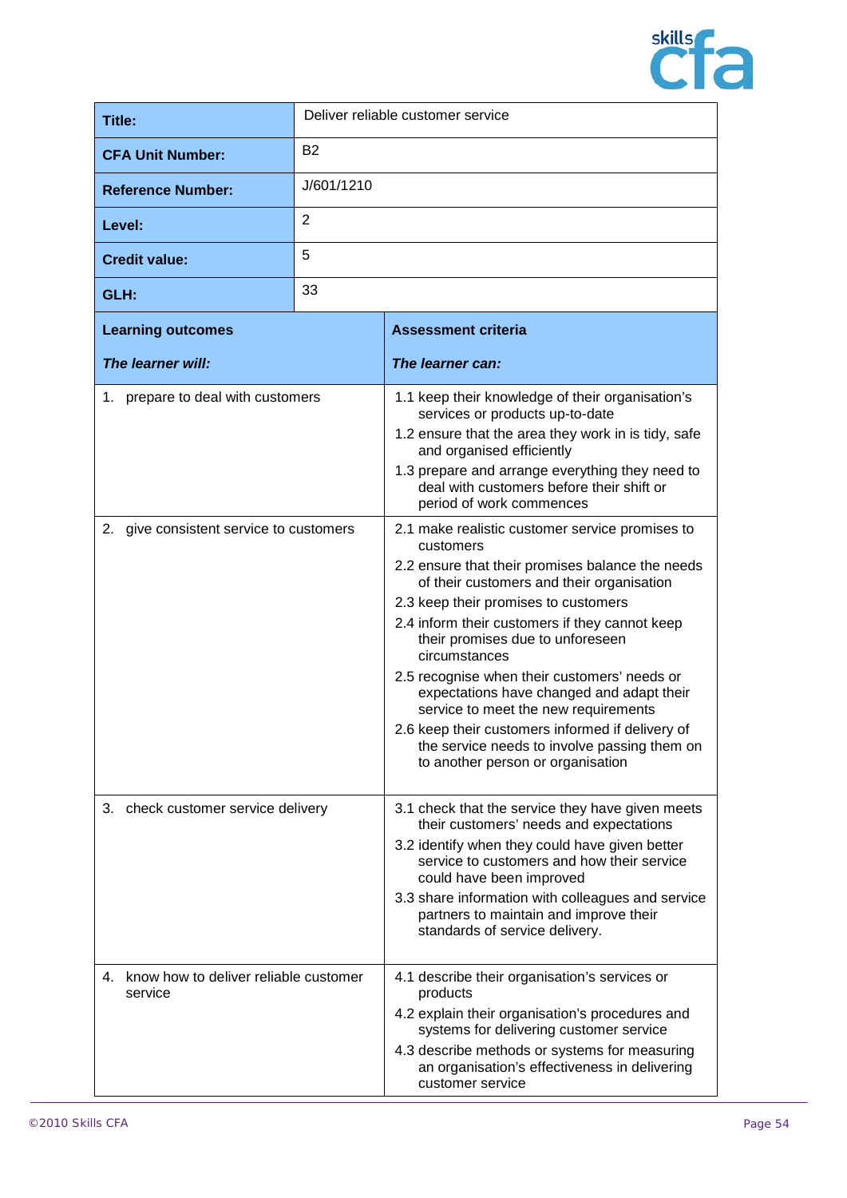| | |
|---|---|
| **Title:** | Deliver reliable customer service |
| **CFA Unit Number:** | B2 |
| **Reference Number:** | J/601/1210 |
| **Level:** | 2 |
| **Credit value:** | 5 |
| **GLH:** | 33 |

| **Learning outcomes**<br><br>***The learner will:*** | **Assessment criteria**<br><br>***The learner can:*** |
|---|---|
| 1. prepare to deal with customers | 1.1 keep their knowledge of their organisation's services or products up-to-date<br>1.2 ensure that the area they work in is tidy, safe and organised efficiently<br>1.3 prepare and arrange everything they need to deal with customers before their shift or period of work commences |
| 2. give consistent service to customers | 2.1 make realistic customer service promises to customers<br>2.2 ensure that their promises balance the needs of their customers and their organisation<br>2.3 keep their promises to customers<br>2.4 inform their customers if they cannot keep their promises due to unforeseen circumstances<br>2.5 recognise when their customers' needs or expectations have changed and adapt their service to meet the new requirements<br>2.6 keep their customers informed if delivery of the service needs to involve passing them on to another person or organisation |
| 3. check customer service delivery | 3.1 check that the service they have given meets their customers' needs and expectations<br>3.2 identify when they could have given better service to customers and how their service could have been improved<br>3.3 share information with colleagues and service partners to maintain and improve their standards of service delivery. |
| 4. know how to deliver reliable customer service | 4.1 describe their organisation's services or products<br>4.2 explain their organisation's procedures and systems for delivering customer service<br>4.3 describe methods or systems for measuring an organisation's effectiveness in delivering customer service |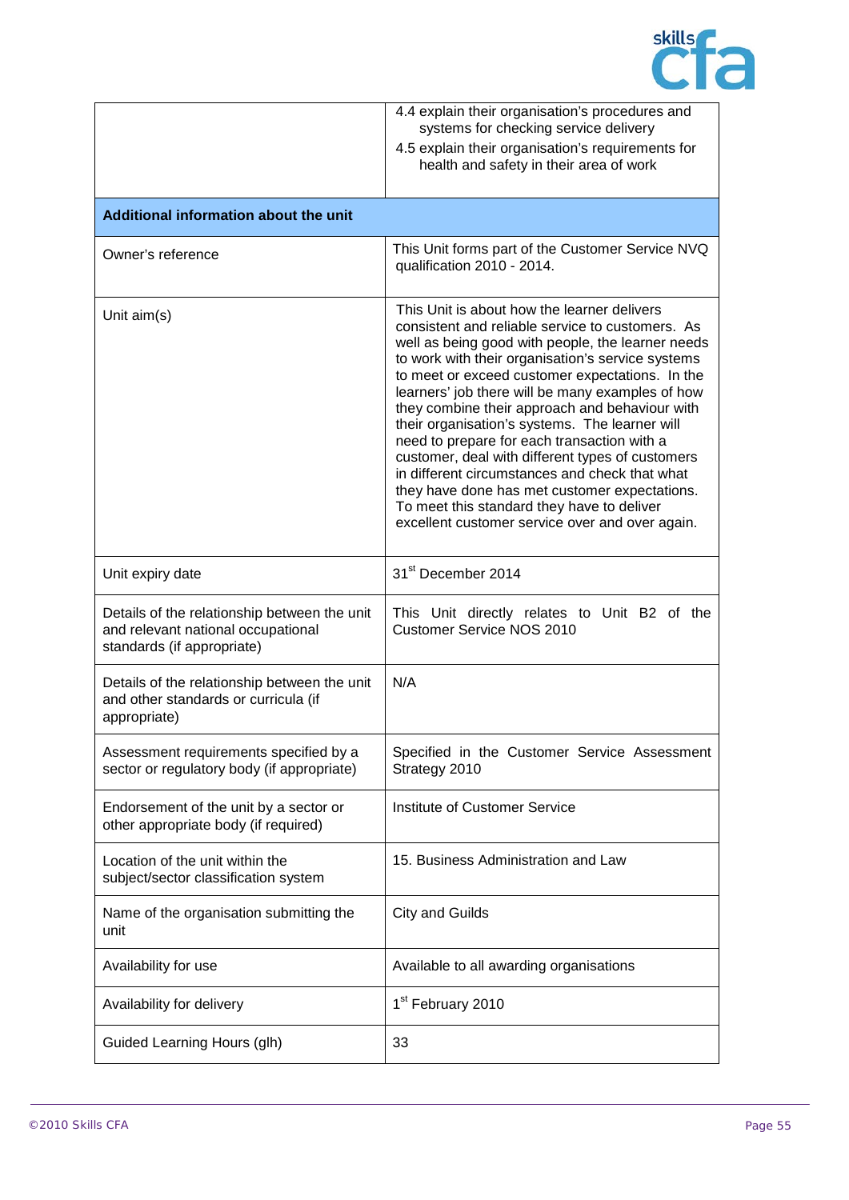| | |
|---|---|
| | 4.4 explain their organisation's procedures and systems for checking service delivery<br>4.5 explain their organisation's requirements for health and safety in their area of work |
| **Additional information about the unit** | |
| Owner's reference | This Unit forms part of the Customer Service NVQ qualification 2010 - 2014. |
| Unit aim(s) | This Unit is about how the learner delivers consistent and reliable service to customers. As well as being good with people, the learner needs to work with their organisation's service systems to meet or exceed customer expectations. In the learners' job there will be many examples of how they combine their approach and behaviour with their organisation's systems. The learner will need to prepare for each transaction with a customer, deal with different types of customers in different circumstances and check that what they have done has met customer expectations. To meet this standard they have to deliver excellent customer service over and over again. |
| Unit expiry date | 31st December 2014 |
| Details of the relationship between the unit and relevant national occupational standards (if appropriate) | This Unit directly relates to Unit B2 of the Customer Service NOS 2010 |
| Details of the relationship between the unit and other standards or curricula (if appropriate) | N/A |
| Assessment requirements specified by a sector or regulatory body (if appropriate) | Specified in the Customer Service Assessment Strategy 2010 |
| Endorsement of the unit by a sector or other appropriate body (if required) | Institute of Customer Service |
| Location of the unit within the subject/sector classification system | 15. Business Administration and Law |
| Name of the organisation submitting the unit | City and Guilds |
| Availability for use | Available to all awarding organisations |
| Availability for delivery | 1st February 2010 |
| Guided Learning Hours (glh) | 33 |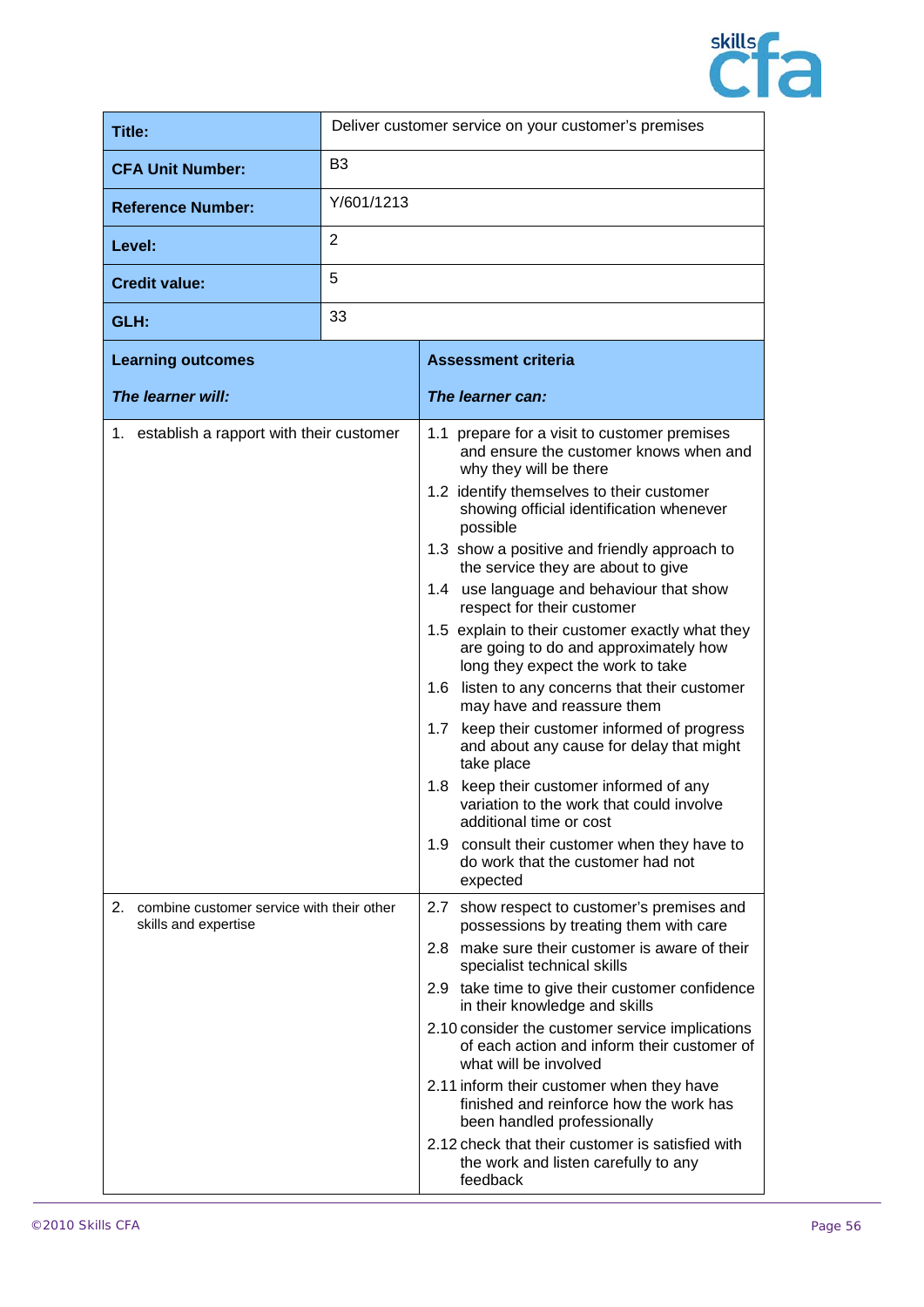| Title: | Deliver customer service on your customer's premises |
|---|---|
| **CFA Unit Number:** | B3 |
| **Reference Number:** | Y/601/1213 |
| **Level:** | 2 |
| **Credit value:** | 5 |
| **GLH:** | 33 |

| **Learning outcomes**<br><br>***The learner will:*** | **Assessment criteria**<br><br>***The learner can:*** |
|---|---|
| 1. establish a rapport with their customer | 1.1 prepare for a visit to customer premises and ensure the customer knows when and why they will be there<br>1.2 identify themselves to their customer showing official identification whenever possible<br>1.3 show a positive and friendly approach to the service they are about to give<br>1.4 use language and behaviour that show respect for their customer<br>1.5 explain to their customer exactly what they are going to do and approximately how long they expect the work to take<br>1.6 listen to any concerns that their customer may have and reassure them<br>1.7 keep their customer informed of progress and about any cause for delay that might take place<br>1.8 keep their customer informed of any variation to the work that could involve additional time or cost<br>1.9 consult their customer when they have to do work that the customer had not expected |
| 2. combine customer service with their other skills and expertise | 2.7 show respect to customer's premises and possessions by treating them with care<br>2.8 make sure their customer is aware of their specialist technical skills<br>2.9 take time to give their customer confidence in their knowledge and skills<br>2.10 consider the customer service implications of each action and inform their customer of what will be involved<br>2.11 inform their customer when they have finished and reinforce how the work has been handled professionally<br>2.12 check that their customer is satisfied with the work and listen carefully to any feedback |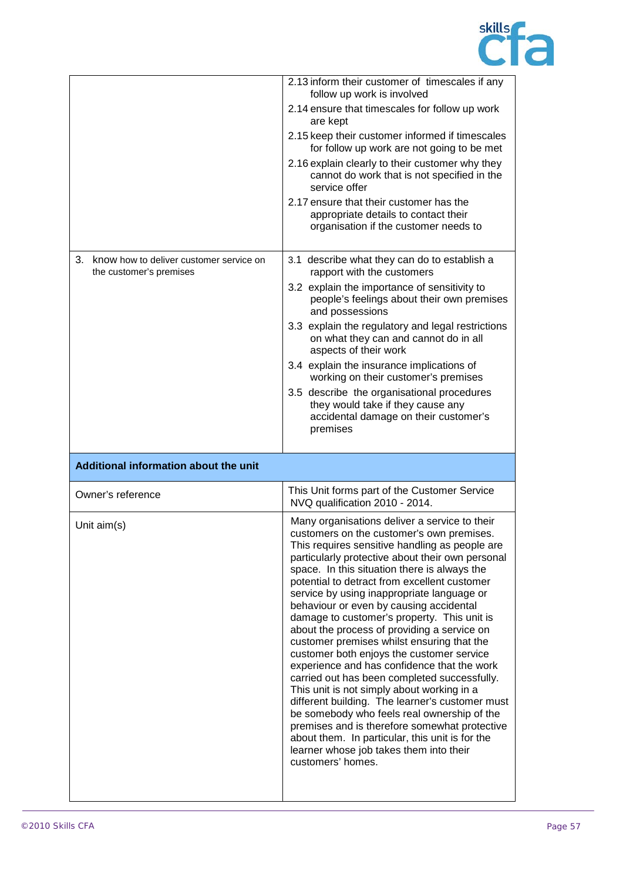| | |
|---|---|
| | 2.13 inform their customer of timescales if any follow up work is involved<br>2.14 ensure that timescales for follow up work are kept<br>2.15 keep their customer informed if timescales for follow up work are not going to be met<br>2.16 explain clearly to their customer why they cannot do work that is not specified in the service offer<br>2.17 ensure that their customer has the appropriate details to contact their organisation if the customer needs to |
| 3. know how to deliver customer service on the customer's premises | 3.1 describe what they can do to establish a rapport with the customers<br>3.2 explain the importance of sensitivity to people's feelings about their own premises and possessions<br>3.3 explain the regulatory and legal restrictions on what they can and cannot do in all aspects of their work<br>3.4 explain the insurance implications of working on their customer's premises<br>3.5 describe the organisational procedures they would take if they cause any accidental damage on their customer's premises |

| **Additional information about the unit** | |
|---|---|
| Owner's reference | This Unit forms part of the Customer Service NVQ qualification 2010 - 2014. |
| Unit aim(s) | Many organisations deliver a service to their customers on the customer's own premises. This requires sensitive handling as people are particularly protective about their own personal space. In this situation there is always the potential to detract from excellent customer service by using inappropriate language or behaviour or even by causing accidental damage to customer's property. This unit is about the process of providing a service on customer premises whilst ensuring that the customer both enjoys the customer service experience and has confidence that the work carried out has been completed successfully. This unit is not simply about working in a different building. The learner's customer must be somebody who feels real ownership of the premises and is therefore somewhat protective about them. In particular, this unit is for the learner whose job takes them into their customers' homes. |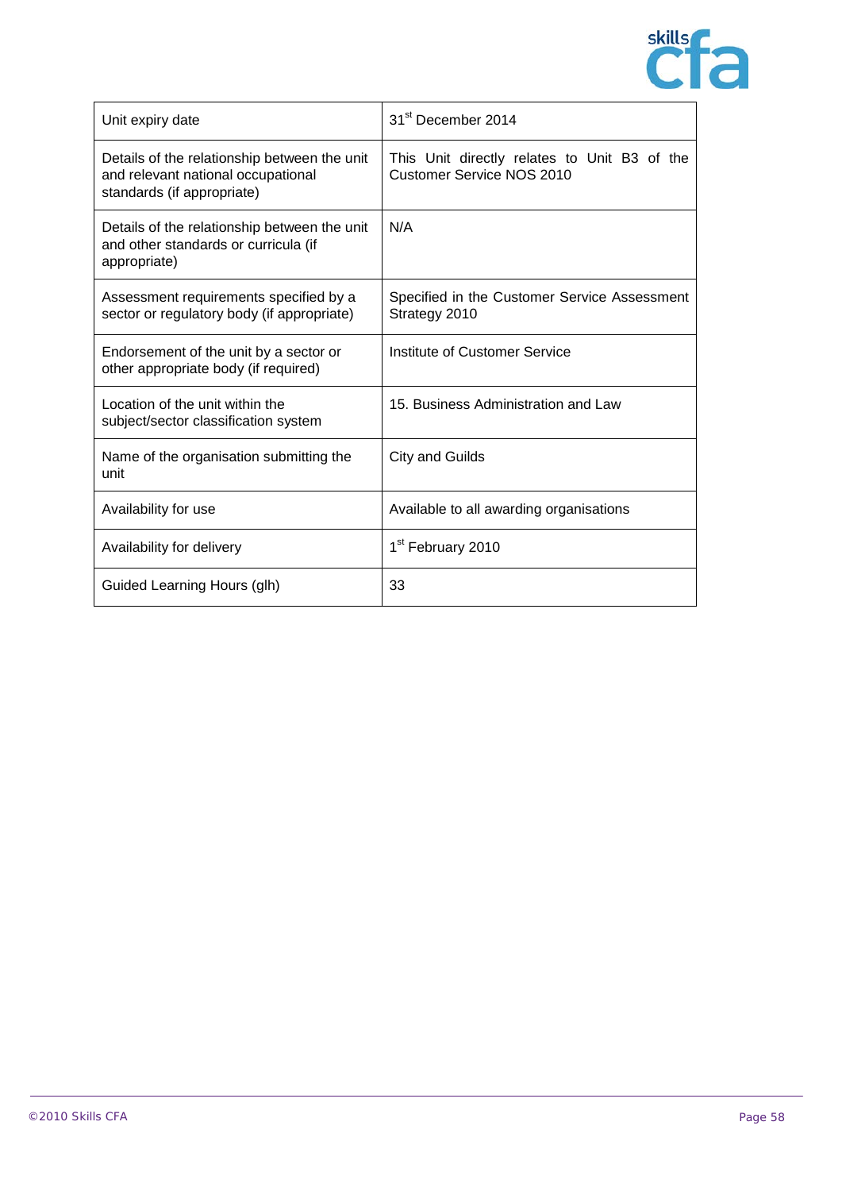| Unit expiry date | 31st December 2014 |
|---|---|
| Details of the relationship between the unit and relevant national occupational standards (if appropriate) | This Unit directly relates to Unit B3 of the Customer Service NOS 2010 |
| Details of the relationship between the unit and other standards or curricula (if appropriate) | N/A |
| Assessment requirements specified by a sector or regulatory body (if appropriate) | Specified in the Customer Service Assessment Strategy 2010 |
| Endorsement of the unit by a sector or other appropriate body (if required) | Institute of Customer Service |
| Location of the unit within the subject/sector classification system | 15. Business Administration and Law |
| Name of the organisation submitting the unit | City and Guilds |
| Availability for use | Available to all awarding organisations |
| Availability for delivery | 1st February 2010 |
| Guided Learning Hours (glh) | 33 |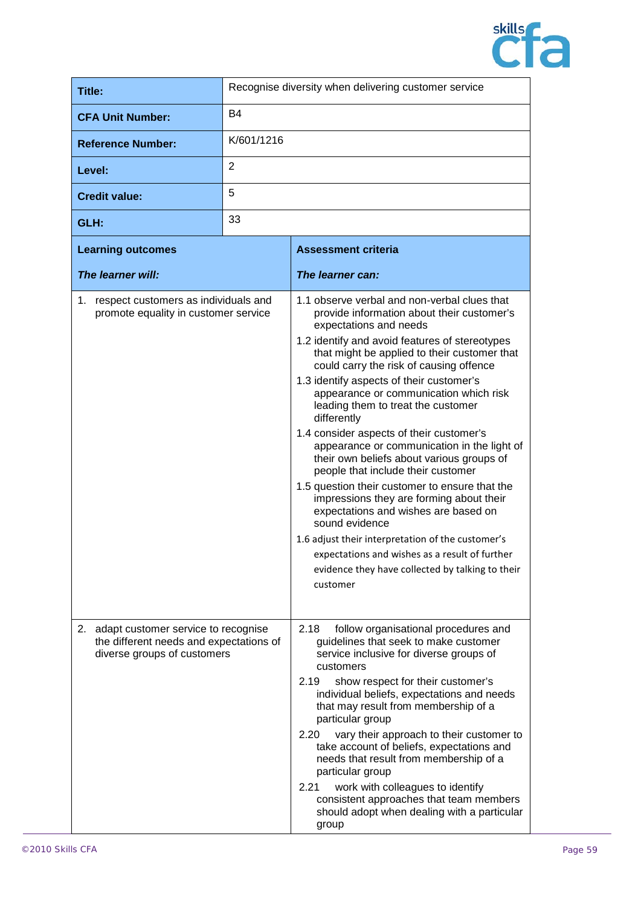| Title: | Recognise diversity when delivering customer service |
|---|---|
| **CFA Unit Number:** | B4 |
| **Reference Number:** | K/601/1216 |
| **Level:** | 2 |
| **Credit value:** | 5 |
| **GLH:** | 33 |

| **Learning outcomes**<br><br>***The learner will:*** | **Assessment criteria**<br><br>***The learner can:*** |
|---|---|
| 1. respect customers as individuals and promote equality in customer service | 1.1 observe verbal and non-verbal clues that provide information about their customer's expectations and needs<br>1.2 identify and avoid features of stereotypes that might be applied to their customer that could carry the risk of causing offence<br>1.3 identify aspects of their customer's appearance or communication which risk leading them to treat the customer differently<br>1.4 consider aspects of their customer's appearance or communication in the light of their own beliefs about various groups of people that include their customer<br>1.5 question their customer to ensure that the impressions they are forming about their expectations and wishes are based on sound evidence<br>1.6 adjust their interpretation of the customer's expectations and wishes as a result of further evidence they have collected by talking to their customer |
| 2. adapt customer service to recognise the different needs and expectations of diverse groups of customers | 2.18 follow organisational procedures and guidelines that seek to make customer service inclusive for diverse groups of customers<br>2.19 show respect for their customer's individual beliefs, expectations and needs that may result from membership of a particular group<br>2.20 vary their approach to their customer to take account of beliefs, expectations and needs that result from membership of a particular group<br>2.21 work with colleagues to identify consistent approaches that team members should adopt when dealing with a particular group |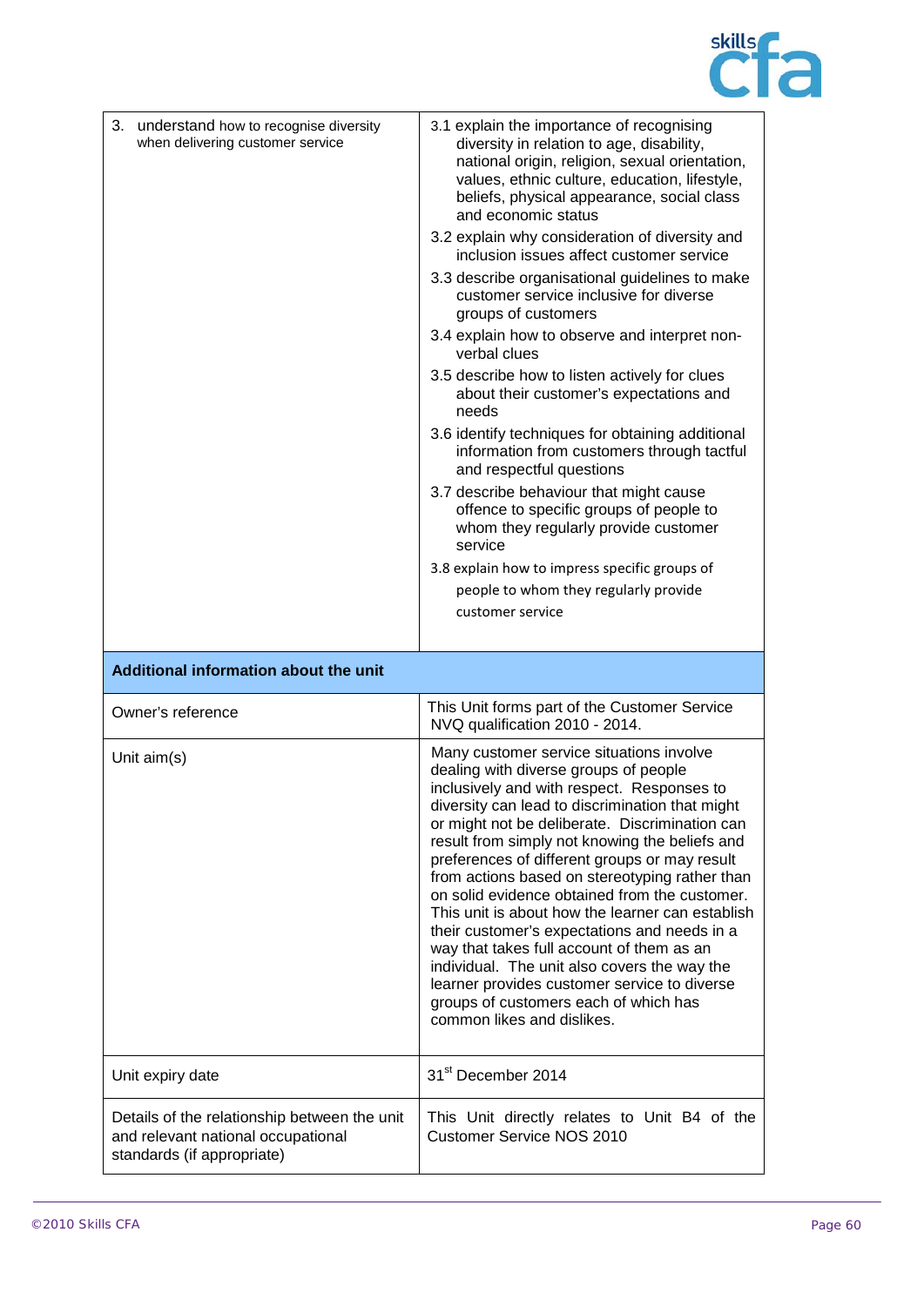| | |
|---|---|
| 3. understand how to recognise diversity when delivering customer service | 3.1 explain the importance of recognising diversity in relation to age, disability, national origin, religion, sexual orientation, values, ethnic culture, education, lifestyle, beliefs, physical appearance, social class and economic status<br>3.2 explain why consideration of diversity and inclusion issues affect customer service<br>3.3 describe organisational guidelines to make customer service inclusive for diverse groups of customers<br>3.4 explain how to observe and interpret non-verbal clues<br>3.5 describe how to listen actively for clues about their customer's expectations and needs<br>3.6 identify techniques for obtaining additional information from customers through tactful and respectful questions<br>3.7 describe behaviour that might cause offence to specific groups of people to whom they regularly provide customer service<br>3.8 explain how to impress specific groups of people to whom they regularly provide customer service |

| **Additional information about the unit** | |
|---|---|
| Owner's reference | This Unit forms part of the Customer Service NVQ qualification 2010 - 2014. |
| Unit aim(s) | Many customer service situations involve dealing with diverse groups of people inclusively and with respect. Responses to diversity can lead to discrimination that might or might not be deliberate. Discrimination can result from simply not knowing the beliefs and preferences of different groups or may result from actions based on stereotyping rather than on solid evidence obtained from the customer. This unit is about how the learner can establish their customer's expectations and needs in a way that takes full account of them as an individual. The unit also covers the way the learner provides customer service to diverse groups of customers each of which has common likes and dislikes. |
| Unit expiry date | 31st December 2014 |
| Details of the relationship between the unit and relevant national occupational standards (if appropriate) | This Unit directly relates to Unit B4 of the Customer Service NOS 2010 |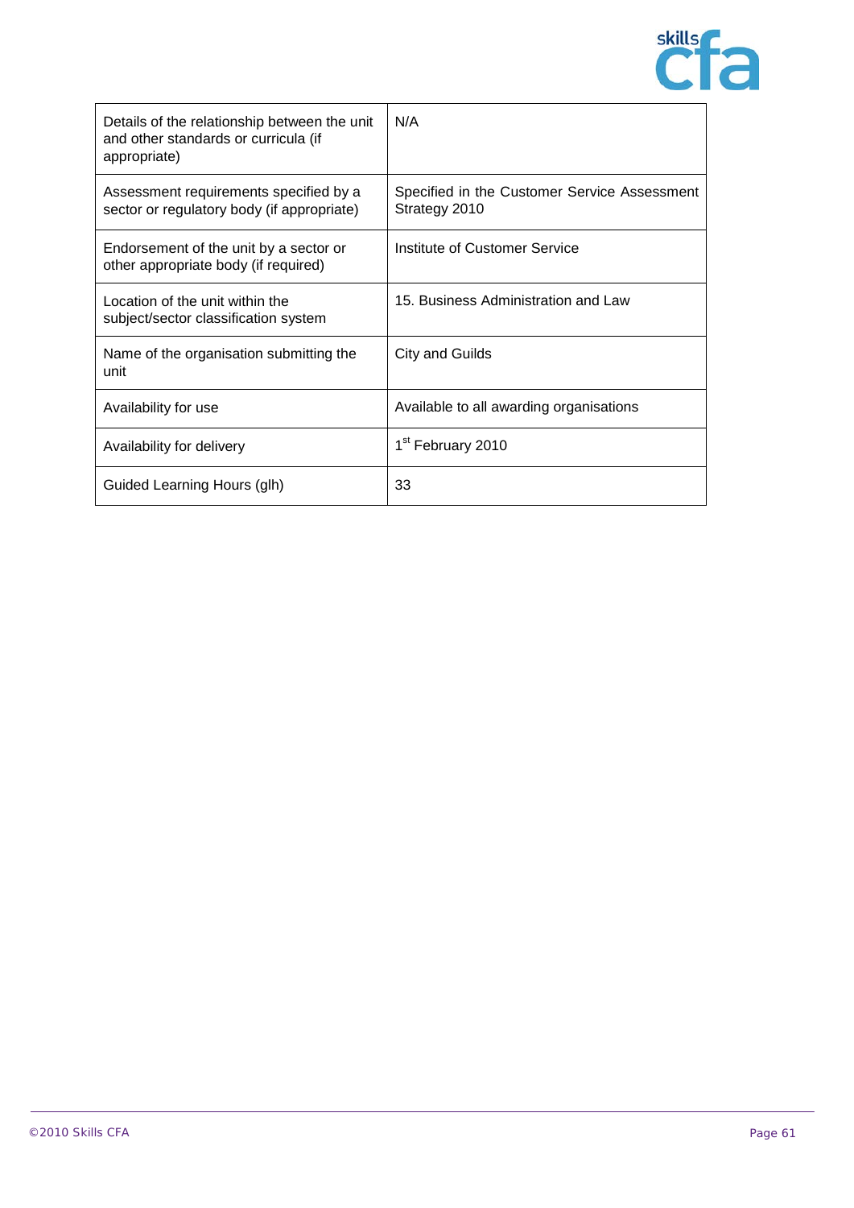| | |
|---|---|
| Details of the relationship between the unit and other standards or curricula (if appropriate) | N/A |
| Assessment requirements specified by a sector or regulatory body (if appropriate) | Specified in the Customer Service Assessment Strategy 2010 |
| Endorsement of the unit by a sector or other appropriate body (if required) | Institute of Customer Service |
| Location of the unit within the subject/sector classification system | 15. Business Administration and Law |
| Name of the organisation submitting the unit | City and Guilds |
| Availability for use | Available to all awarding organisations |
| Availability for delivery | 1st February 2010 |
| Guided Learning Hours (glh) | 33 |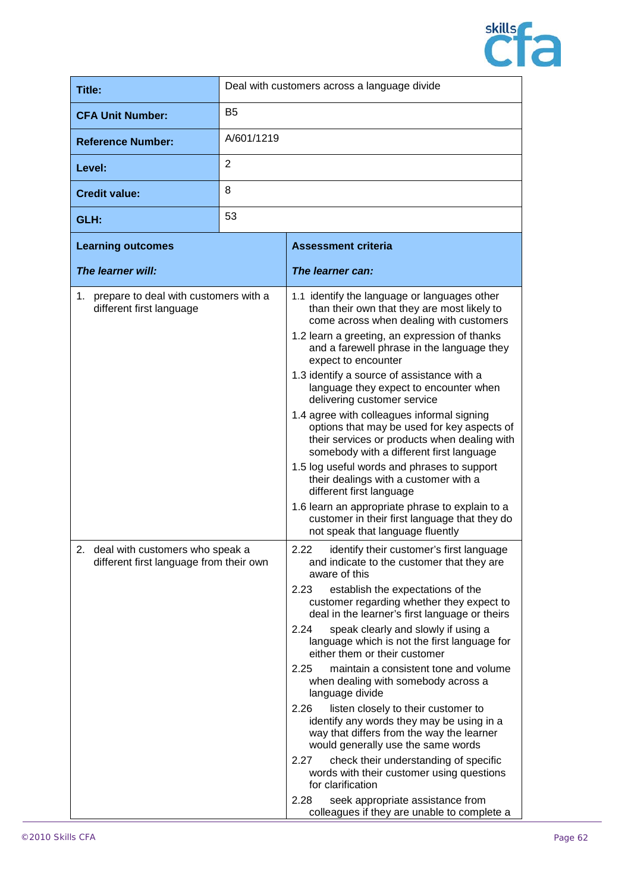| | |
|---|---|
| **Title:** | Deal with customers across a language divide |
| **CFA Unit Number:** | B5 |
| **Reference Number:** | A/601/1219 |
| **Level:** | 2 |
| **Credit value:** | 8 |
| **GLH:** | 53 |

| **Learning outcomes**<br><br>***The learner will:*** | **Assessment criteria**<br><br>***The learner can:*** |
|---|---|
| 1. prepare to deal with customers with a different first language | 1.1 identify the language or languages other than their own that they are most likely to come across when dealing with customers<br>1.2 learn a greeting, an expression of thanks and a farewell phrase in the language they expect to encounter<br>1.3 identify a source of assistance with a language they expect to encounter when delivering customer service<br>1.4 agree with colleagues informal signing options that may be used for key aspects of their services or products when dealing with somebody with a different first language<br>1.5 log useful words and phrases to support their dealings with a customer with a different first language<br>1.6 learn an appropriate phrase to explain to a customer in their first language that they do not speak that language fluently |
| 2. deal with customers who speak a different first language from their own | 2.22 identify their customer's first language and indicate to the customer that they are aware of this<br>2.23 establish the expectations of the customer regarding whether they expect to deal in the learner's first language or theirs<br>2.24 speak clearly and slowly if using a language which is not the first language for either them or their customer<br>2.25 maintain a consistent tone and volume when dealing with somebody across a language divide<br>2.26 listen closely to their customer to identify any words they may be using in a way that differs from the way the learner would generally use the same words<br>2.27 check their understanding of specific words with their customer using questions for clarification<br>2.28 seek appropriate assistance from colleagues if they are unable to complete a |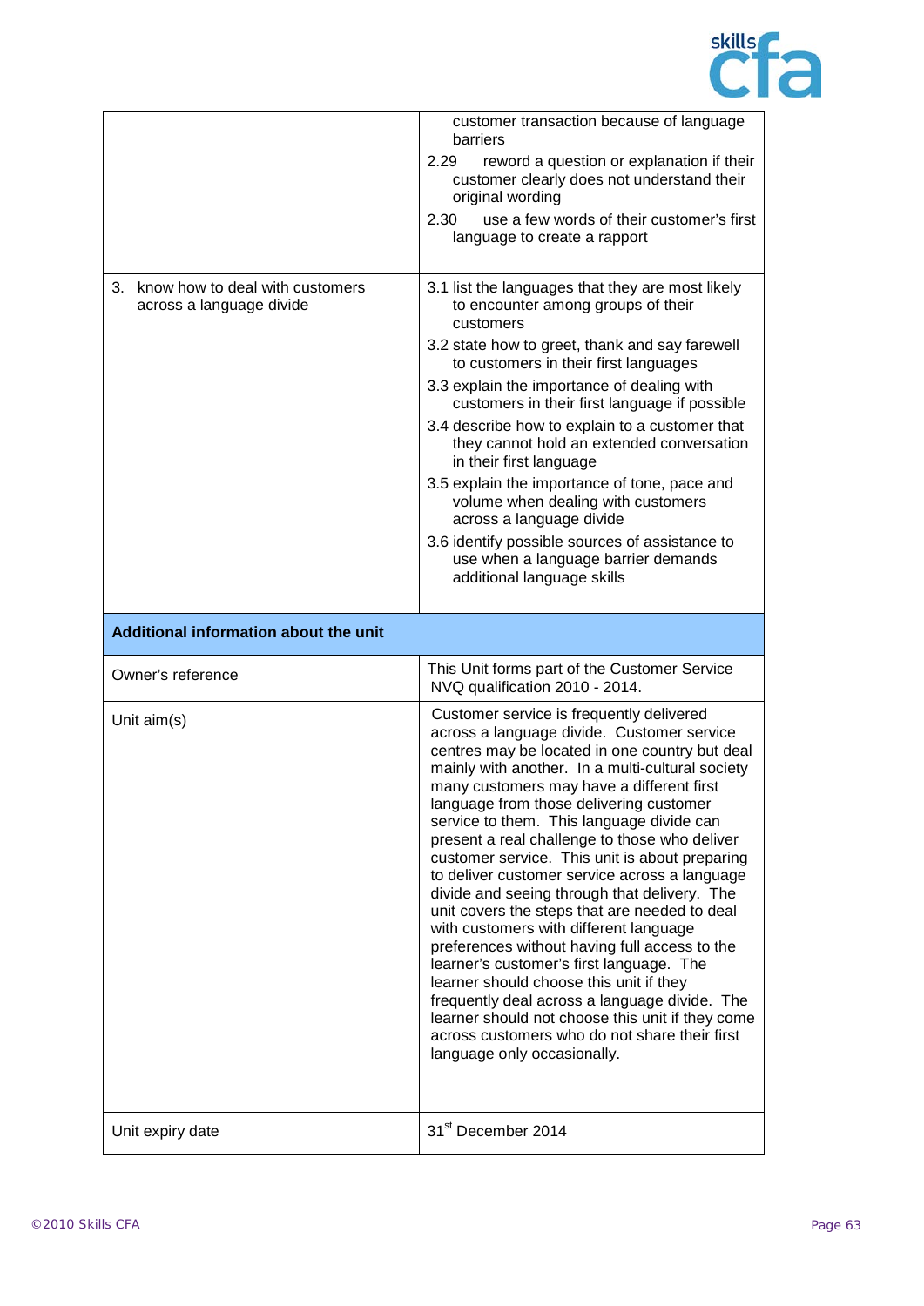| | |
|---|---|
| | customer transaction because of language barriers<br>2.29 reword a question or explanation if their customer clearly does not understand their original wording<br>2.30 use a few words of their customer's first language to create a rapport |
| 3. know how to deal with customers across a language divide | 3.1 list the languages that they are most likely to encounter among groups of their customers<br>3.2 state how to greet, thank and say farewell to customers in their first languages<br>3.3 explain the importance of dealing with customers in their first language if possible<br>3.4 describe how to explain to a customer that they cannot hold an extended conversation in their first language<br>3.5 explain the importance of tone, pace and volume when dealing with customers across a language divide<br>3.6 identify possible sources of assistance to use when a language barrier demands additional language skills |
| **Additional information about the unit** | |
| Owner's reference | This Unit forms part of the Customer Service NVQ qualification 2010 - 2014. |
| Unit aim(s) | Customer service is frequently delivered across a language divide. Customer service centres may be located in one country but deal mainly with another. In a multi-cultural society many customers may have a different first language from those delivering customer service to them. This language divide can present a real challenge to those who deliver customer service. This unit is about preparing to deliver customer service across a language divide and seeing through that delivery. The unit covers the steps that are needed to deal with customers with different language preferences without having full access to the learner's customer's first language. The learner should choose this unit if they frequently deal across a language divide. The learner should not choose this unit if they come across customers who do not share their first language only occasionally. |
| Unit expiry date | 31st December 2014 |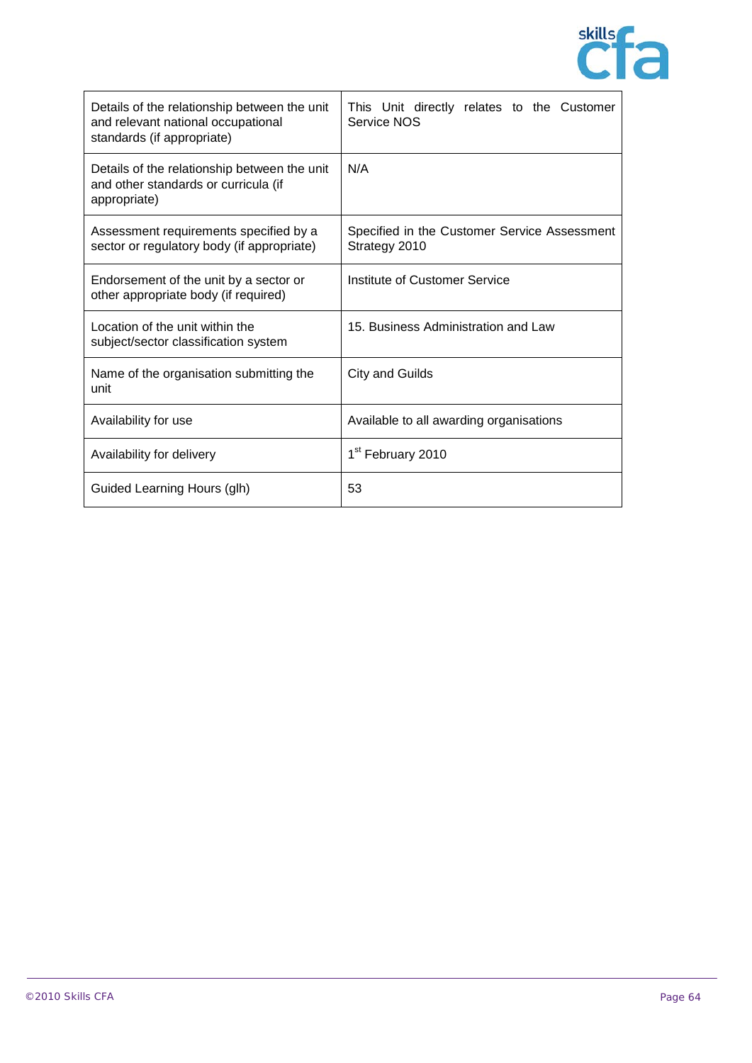| | |
|---|---|
| Details of the relationship between the unit and relevant national occupational standards (if appropriate) | This Unit directly relates to the Customer Service NOS |
| Details of the relationship between the unit and other standards or curricula (if appropriate) | N/A |
| Assessment requirements specified by a sector or regulatory body (if appropriate) | Specified in the Customer Service Assessment Strategy 2010 |
| Endorsement of the unit by a sector or other appropriate body (if required) | Institute of Customer Service |
| Location of the unit within the subject/sector classification system | 15. Business Administration and Law |
| Name of the organisation submitting the unit | City and Guilds |
| Availability for use | Available to all awarding organisations |
| Availability for delivery | 1st February 2010 |
| Guided Learning Hours (glh) | 53 |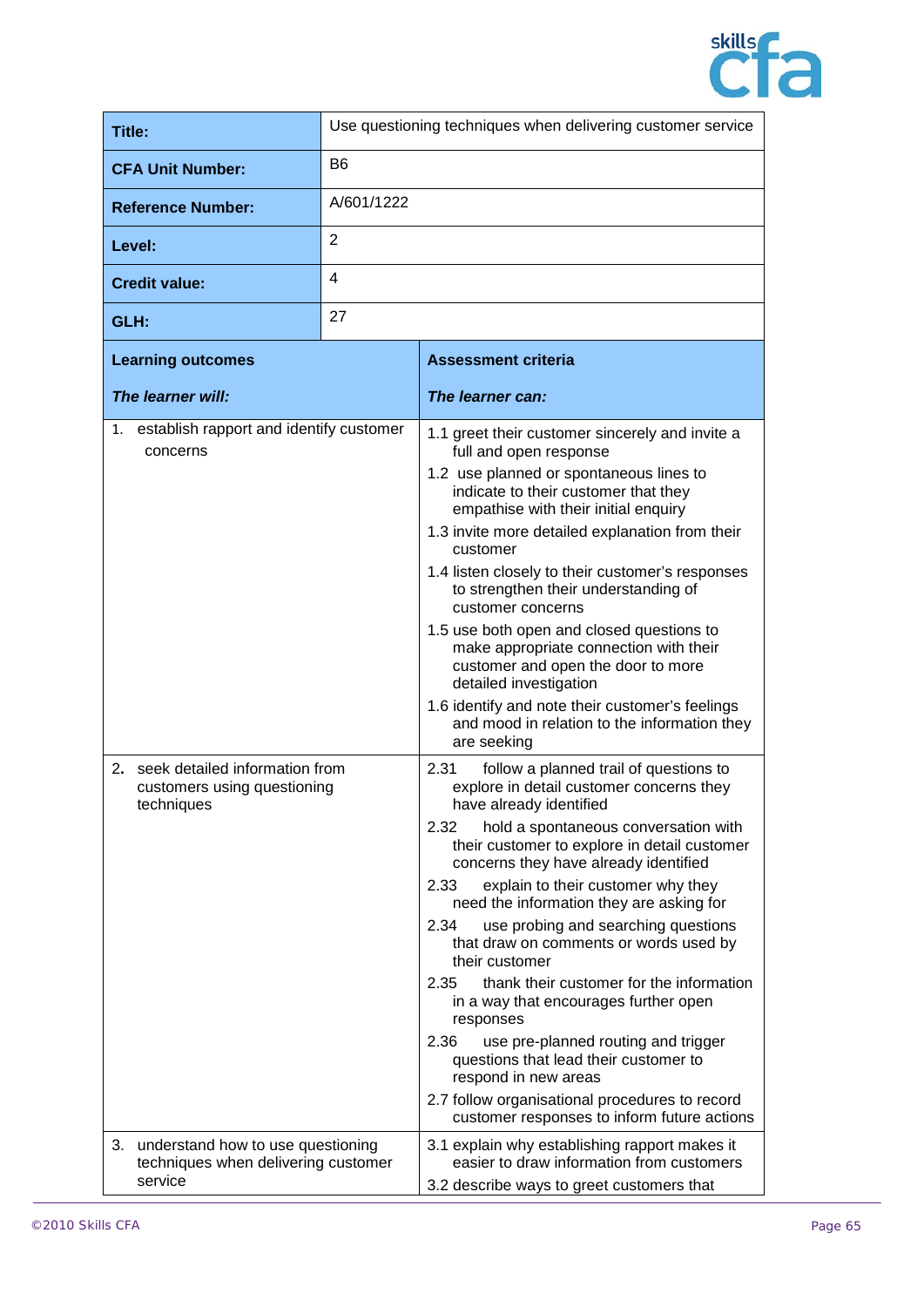| Title: | Use questioning techniques when delivering customer service |
|---|---|
| CFA Unit Number: | B6 |
| Reference Number: | A/601/1222 |
| Level: | 2 |
| Credit value: | 4 |
| GLH: | 27 |

| Learning outcomes<br><br>*The learner will:* | Assessment criteria<br><br>*The learner can:* |
|---|---|
| 1. establish rapport and identify customer concerns | 1.1 greet their customer sincerely and invite a full and open response<br>1.2 use planned or spontaneous lines to indicate to their customer that they empathise with their initial enquiry<br>1.3 invite more detailed explanation from their customer<br>1.4 listen closely to their customer's responses to strengthen their understanding of customer concerns<br>1.5 use both open and closed questions to make appropriate connection with their customer and open the door to more detailed investigation<br>1.6 identify and note their customer's feelings and mood in relation to the information they are seeking |
| 2. seek detailed information from customers using questioning techniques | 2.31 follow a planned trail of questions to explore in detail customer concerns they have already identified<br>2.32 hold a spontaneous conversation with their customer to explore in detail customer concerns they have already identified<br>2.33 explain to their customer why they need the information they are asking for<br>2.34 use probing and searching questions that draw on comments or words used by their customer<br>2.35 thank their customer for the information in a way that encourages further open responses<br>2.36 use pre-planned routing and trigger questions that lead their customer to respond in new areas<br>2.7 follow organisational procedures to record customer responses to inform future actions |
| 3. understand how to use questioning techniques when delivering customer service | 3.1 explain why establishing rapport makes it easier to draw information from customers<br>3.2 describe ways to greet customers that |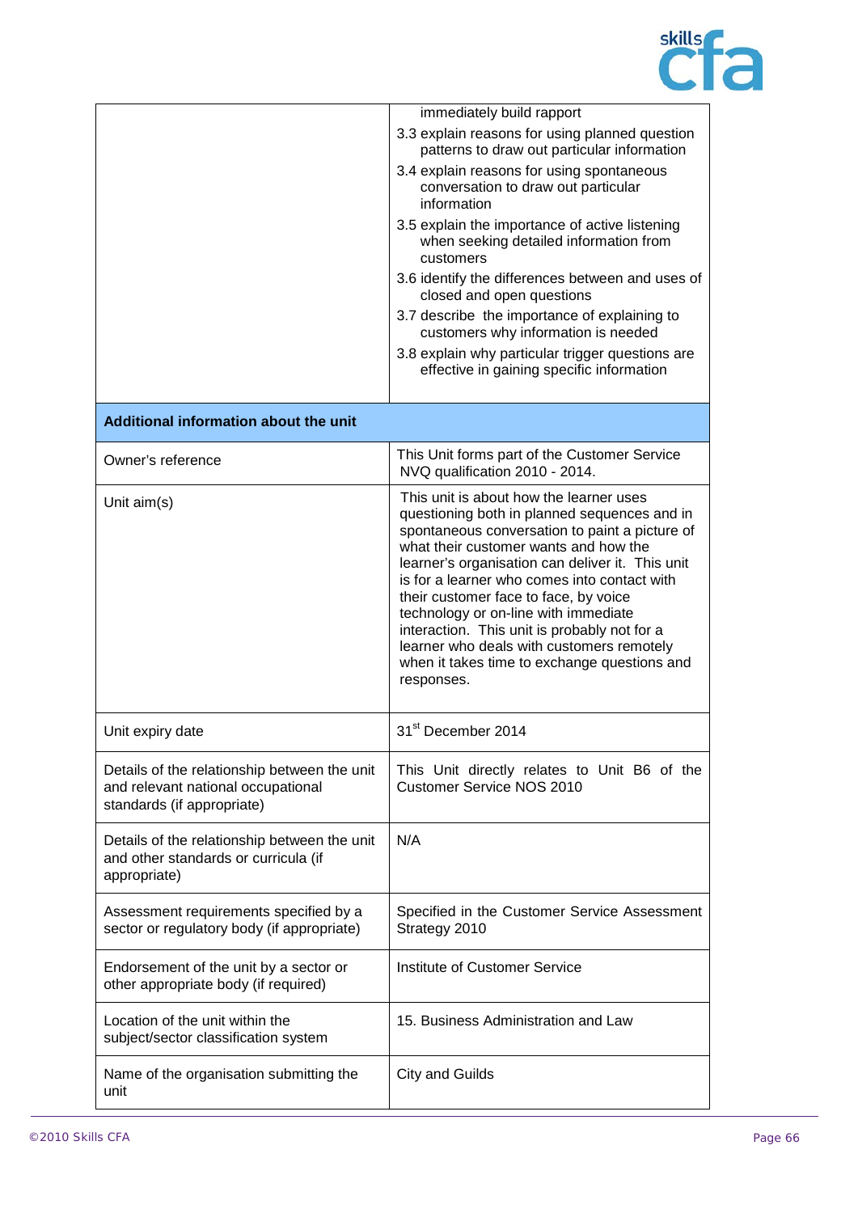| | |
|---|---|
| | immediately build rapport<br>3.3 explain reasons for using planned question patterns to draw out particular information<br>3.4 explain reasons for using spontaneous conversation to draw out particular information<br>3.5 explain the importance of active listening when seeking detailed information from customers<br>3.6 identify the differences between and uses of closed and open questions<br>3.7 describe the importance of explaining to customers why information is needed<br>3.8 explain why particular trigger questions are effective in gaining specific information |
| **Additional information about the unit** | |
| Owner's reference | This Unit forms part of the Customer Service NVQ qualification 2010 - 2014. |
| Unit aim(s) | This unit is about how the learner uses questioning both in planned sequences and in spontaneous conversation to paint a picture of what their customer wants and how the learner's organisation can deliver it. This unit is for a learner who comes into contact with their customer face to face, by voice technology or on-line with immediate interaction. This unit is probably not for a learner who deals with customers remotely when it takes time to exchange questions and responses. |
| Unit expiry date | 31st December 2014 |
| Details of the relationship between the unit and relevant national occupational standards (if appropriate) | This Unit directly relates to Unit B6 of the Customer Service NOS 2010 |
| Details of the relationship between the unit and other standards or curricula (if appropriate) | N/A |
| Assessment requirements specified by a sector or regulatory body (if appropriate) | Specified in the Customer Service Assessment Strategy 2010 |
| Endorsement of the unit by a sector or other appropriate body (if required) | Institute of Customer Service |
| Location of the unit within the subject/sector classification system | 15. Business Administration and Law |
| Name of the organisation submitting the unit | City and Guilds |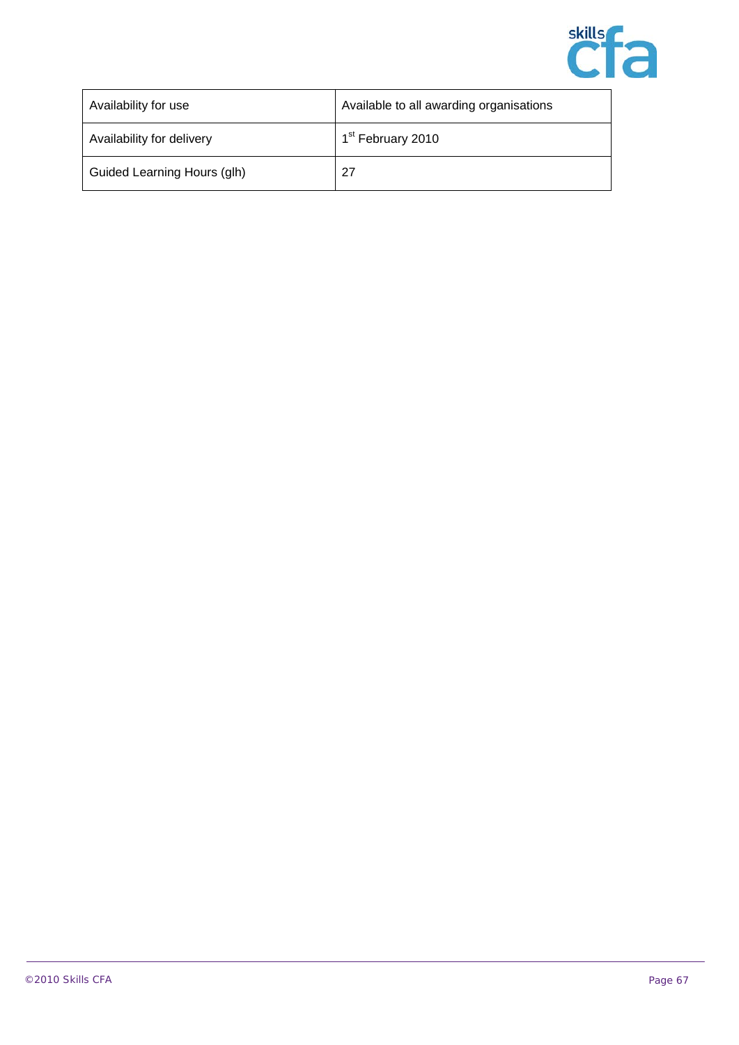| | |
|---|---|
| Availability for use | Available to all awarding organisations |
| Availability for delivery | 1st February 2010 |
| Guided Learning Hours (glh) | 27 |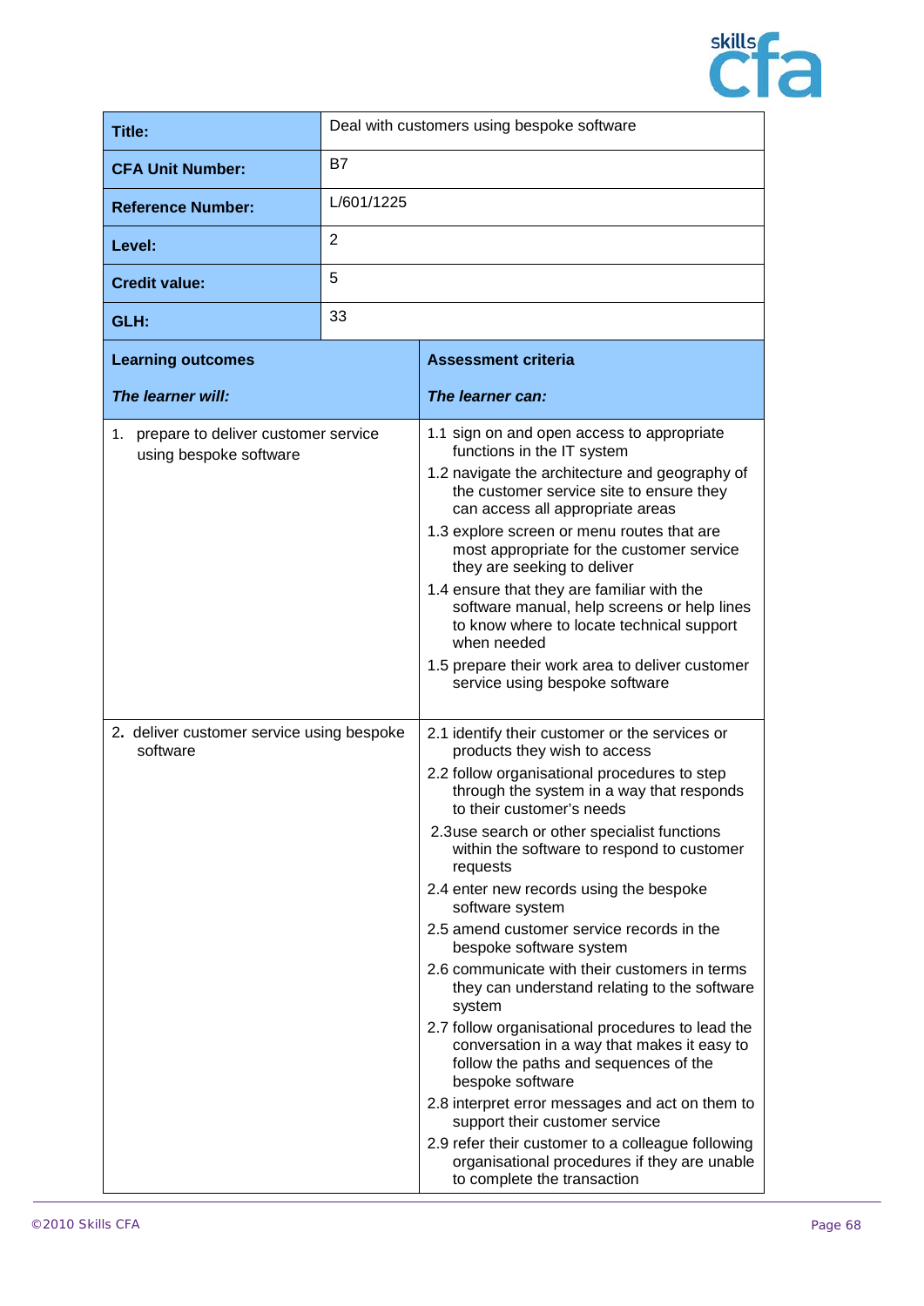| | |
|---|---|
| **Title:** | Deal with customers using bespoke software |
| **CFA Unit Number:** | B7 |
| **Reference Number:** | L/601/1225 |
| **Level:** | 2 |
| **Credit value:** | 5 |
| **GLH:** | 33 |

| **Learning outcomes**<br><br>***The learner will:*** | **Assessment criteria**<br><br>***The learner can:*** |
|---|---|
| 1. prepare to deliver customer service using bespoke software | 1.1 sign on and open access to appropriate functions in the IT system<br>1.2 navigate the architecture and geography of the customer service site to ensure they can access all appropriate areas<br>1.3 explore screen or menu routes that are most appropriate for the customer service they are seeking to deliver<br>1.4 ensure that they are familiar with the software manual, help screens or help lines to know where to locate technical support when needed<br>1.5 prepare their work area to deliver customer service using bespoke software |
| 2. deliver customer service using bespoke software | 2.1 identify their customer or the services or products they wish to access<br>2.2 follow organisational procedures to step through the system in a way that responds to their customer's needs<br>2.3use search or other specialist functions within the software to respond to customer requests<br>2.4 enter new records using the bespoke software system<br>2.5 amend customer service records in the bespoke software system<br>2.6 communicate with their customers in terms they can understand relating to the software system<br>2.7 follow organisational procedures to lead the conversation in a way that makes it easy to follow the paths and sequences of the bespoke software<br>2.8 interpret error messages and act on them to support their customer service<br>2.9 refer their customer to a colleague following organisational procedures if they are unable to complete the transaction |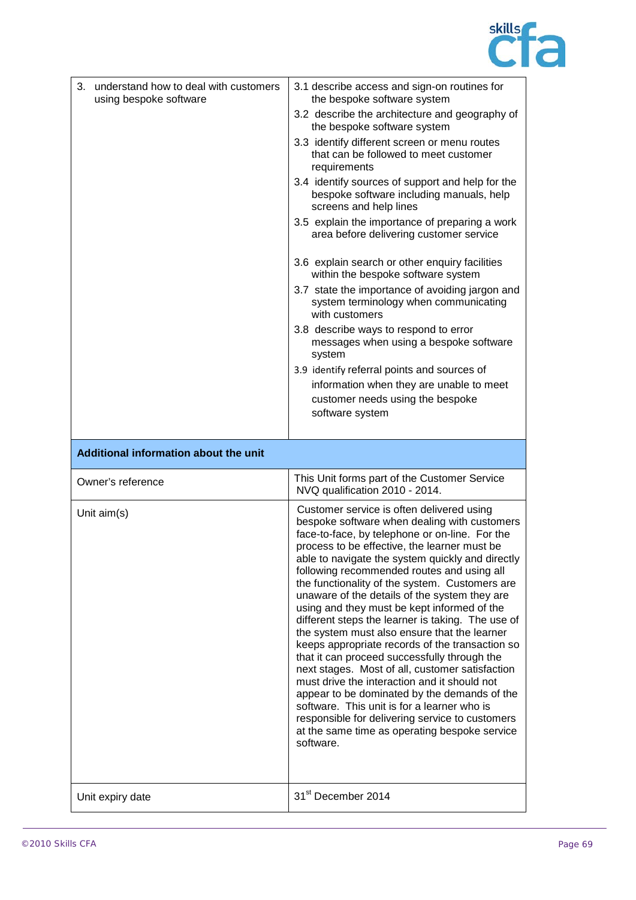| | |
|---|---|
| 3. understand how to deal with customers using bespoke software | 3.1 describe access and sign-on routines for the bespoke software system<br>3.2 describe the architecture and geography of the bespoke software system<br>3.3 identify different screen or menu routes that can be followed to meet customer requirements<br>3.4 identify sources of support and help for the bespoke software including manuals, help screens and help lines<br>3.5 explain the importance of preparing a work area before delivering customer service<br>3.6 explain search or other enquiry facilities within the bespoke software system<br>3.7 state the importance of avoiding jargon and system terminology when communicating with customers<br>3.8 describe ways to respond to error messages when using a bespoke software system<br>3.9 identify referral points and sources of information when they are unable to meet customer needs using the bespoke software system |

| **Additional information about the unit** | |
|---|---|
| Owner's reference | This Unit forms part of the Customer Service NVQ qualification 2010 - 2014. |
| Unit aim(s) | Customer service is often delivered using bespoke software when dealing with customers face-to-face, by telephone or on-line. For the process to be effective, the learner must be able to navigate the system quickly and directly following recommended routes and using all the functionality of the system. Customers are unaware of the details of the system they are using and they must be kept informed of the different steps the learner is taking. The use of the system must also ensure that the learner keeps appropriate records of the transaction so that it can proceed successfully through the next stages. Most of all, customer satisfaction must drive the interaction and it should not appear to be dominated by the demands of the software. This unit is for a learner who is responsible for delivering service to customers at the same time as operating bespoke service software. |
| Unit expiry date | 31st December 2014 |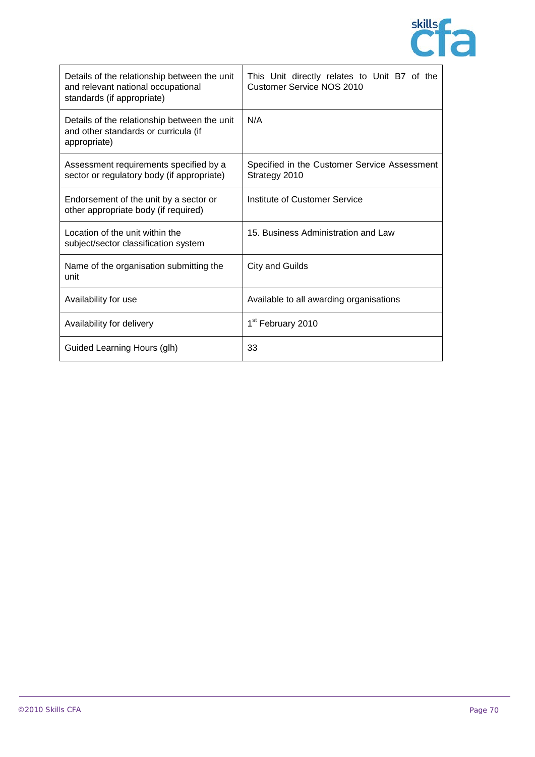| Details of the relationship between the unit and relevant national occupational standards (if appropriate) | This Unit directly relates to Unit B7 of the Customer Service NOS 2010 |
|---|---|
| Details of the relationship between the unit and other standards or curricula (if appropriate) | N/A |
| Assessment requirements specified by a sector or regulatory body (if appropriate) | Specified in the Customer Service Assessment Strategy 2010 |
| Endorsement of the unit by a sector or other appropriate body (if required) | Institute of Customer Service |
| Location of the unit within the subject/sector classification system | 15. Business Administration and Law |
| Name of the organisation submitting the unit | City and Guilds |
| Availability for use | Available to all awarding organisations |
| Availability for delivery | 1st February 2010 |
| Guided Learning Hours (glh) | 33 |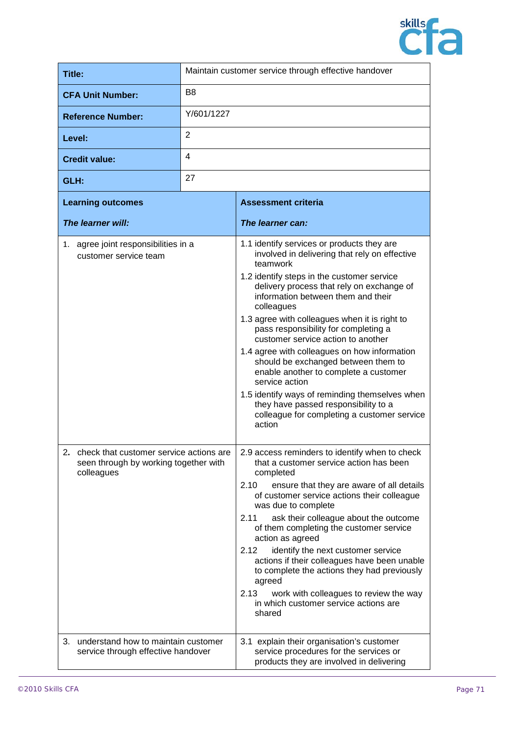| Title: | Maintain customer service through effective handover |
|---|---|
| **CFA Unit Number:** | B8 |
| **Reference Number:** | Y/601/1227 |
| **Level:** | 2 |
| **Credit value:** | 4 |
| **GLH:** | 27 |

| **Learning outcomes**<br>***The learner will:*** | **Assessment criteria**<br>***The learner can:*** |
|---|---|
| 1. agree joint responsibilities in a customer service team | 1.1 identify services or products they are involved in delivering that rely on effective teamwork<br>1.2 identify steps in the customer service delivery process that rely on exchange of information between them and their colleagues<br>1.3 agree with colleagues when it is right to pass responsibility for completing a customer service action to another<br>1.4 agree with colleagues on how information should be exchanged between them to enable another to complete a customer service action<br>1.5 identify ways of reminding themselves when they have passed responsibility to a colleague for completing a customer service action |
| 2. check that customer service actions are seen through by working together with colleagues | 2.9 access reminders to identify when to check that a customer service action has been completed<br>2.10 ensure that they are aware of all details of customer service actions their colleague was due to complete<br>2.11 ask their colleague about the outcome of them completing the customer service action as agreed<br>2.12 identify the next customer service actions if their colleagues have been unable to complete the actions they had previously agreed<br>2.13 work with colleagues to review the way in which customer service actions are shared |
| 3. understand how to maintain customer service through effective handover | 3.1 explain their organisation's customer service procedures for the services or products they are involved in delivering |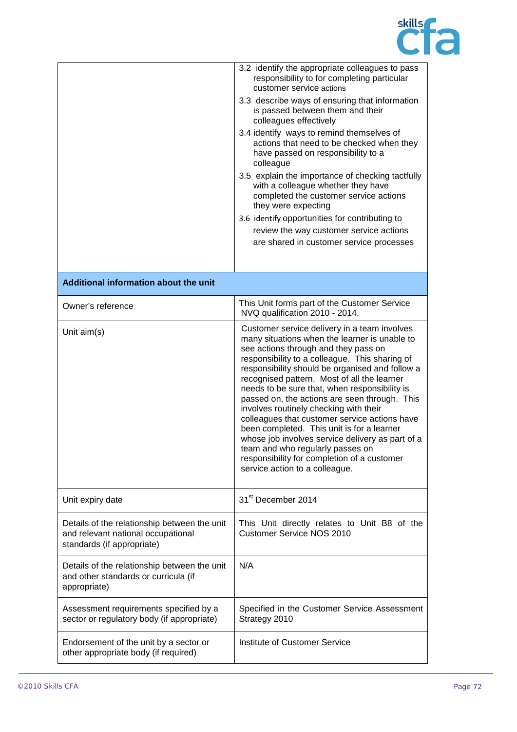| | |
|---|---|
| | 3.2 identify the appropriate colleagues to pass responsibility to for completing particular customer service actions<br>3.3 describe ways of ensuring that information is passed between them and their colleagues effectively<br>3.4 identify ways to remind themselves of actions that need to be checked when they have passed on responsibility to a colleague<br>3.5 explain the importance of checking tactfully with a colleague whether they have completed the customer service actions they were expecting<br>3.6 identify opportunities for contributing to review the way customer service actions are shared in customer service processes |
| **Additional information about the unit** | |
| Owner's reference | This Unit forms part of the Customer Service NVQ qualification 2010 - 2014. |
| Unit aim(s) | Customer service delivery in a team involves many situations when the learner is unable to see actions through and they pass on responsibility to a colleague. This sharing of responsibility should be organised and follow a recognised pattern. Most of all the learner needs to be sure that, when responsibility is passed on, the actions are seen through. This involves routinely checking with their colleagues that customer service actions have been completed. This unit is for a learner whose job involves service delivery as part of a team and who regularly passes on responsibility for completion of a customer service action to a colleague. |
| Unit expiry date | 31st December 2014 |
| Details of the relationship between the unit and relevant national occupational standards (if appropriate) | This Unit directly relates to Unit B8 of the Customer Service NOS 2010 |
| Details of the relationship between the unit and other standards or curricula (if appropriate) | N/A |
| Assessment requirements specified by a sector or regulatory body (if appropriate) | Specified in the Customer Service Assessment Strategy 2010 |
| Endorsement of the unit by a sector or other appropriate body (if required) | Institute of Customer Service |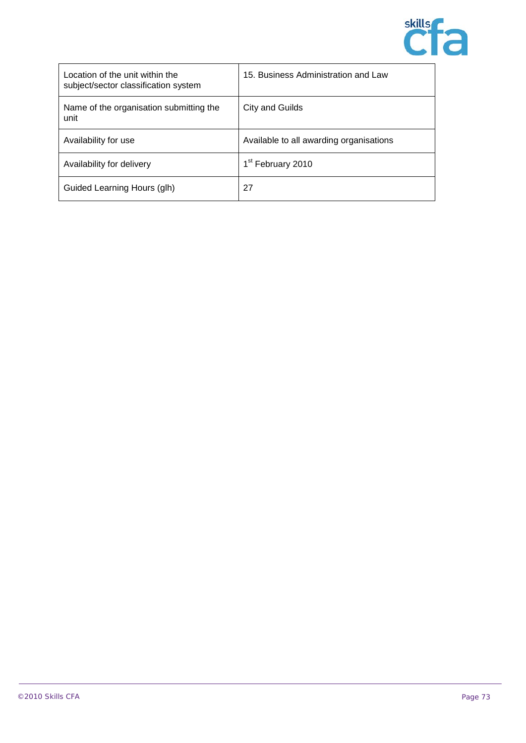| Location of the unit within the subject/sector classification system | 15. Business Administration and Law |
|---|---|
| Name of the organisation submitting the unit | City and Guilds |
| Availability for use | Available to all awarding organisations |
| Availability for delivery | 1st February 2010 |
| Guided Learning Hours (glh) | 27 |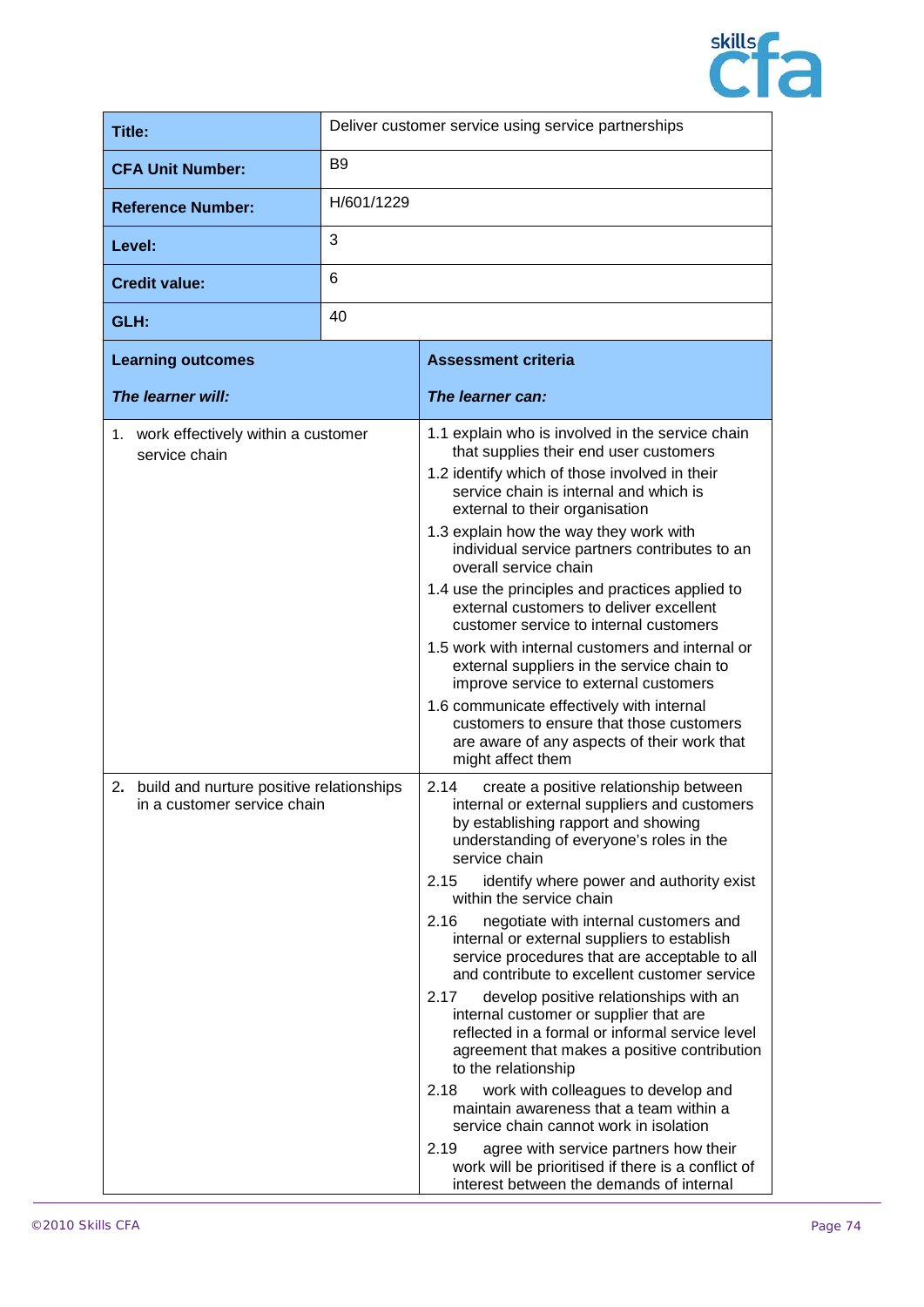| Title: | Deliver customer service using service partnerships |
|---|---|
| CFA Unit Number: | B9 |
| Reference Number: | H/601/1229 |
| Level: | 3 |
| Credit value: | 6 |
| GLH: | 40 |

| Learning outcomes<br><br>*The learner will:* | Assessment criteria<br><br>*The learner can:* |
|---|---|
| 1. work effectively within a customer service chain | 1.1 explain who is involved in the service chain that supplies their end user customers<br>1.2 identify which of those involved in their service chain is internal and which is external to their organisation<br>1.3 explain how the way they work with individual service partners contributes to an overall service chain<br>1.4 use the principles and practices applied to external customers to deliver excellent customer service to internal customers<br>1.5 work with internal customers and internal or external suppliers in the service chain to improve service to external customers<br>1.6 communicate effectively with internal customers to ensure that those customers are aware of any aspects of their work that might affect them |
| 2. build and nurture positive relationships in a customer service chain | 2.14 create a positive relationship between internal or external suppliers and customers by establishing rapport and showing understanding of everyone's roles in the service chain<br>2.15 identify where power and authority exist within the service chain<br>2.16 negotiate with internal customers and internal or external suppliers to establish service procedures that are acceptable to all and contribute to excellent customer service<br>2.17 develop positive relationships with an internal customer or supplier that are reflected in a formal or informal service level agreement that makes a positive contribution to the relationship<br>2.18 work with colleagues to develop and maintain awareness that a team within a service chain cannot work in isolation<br>2.19 agree with service partners how their work will be prioritised if there is a conflict of interest between the demands of internal |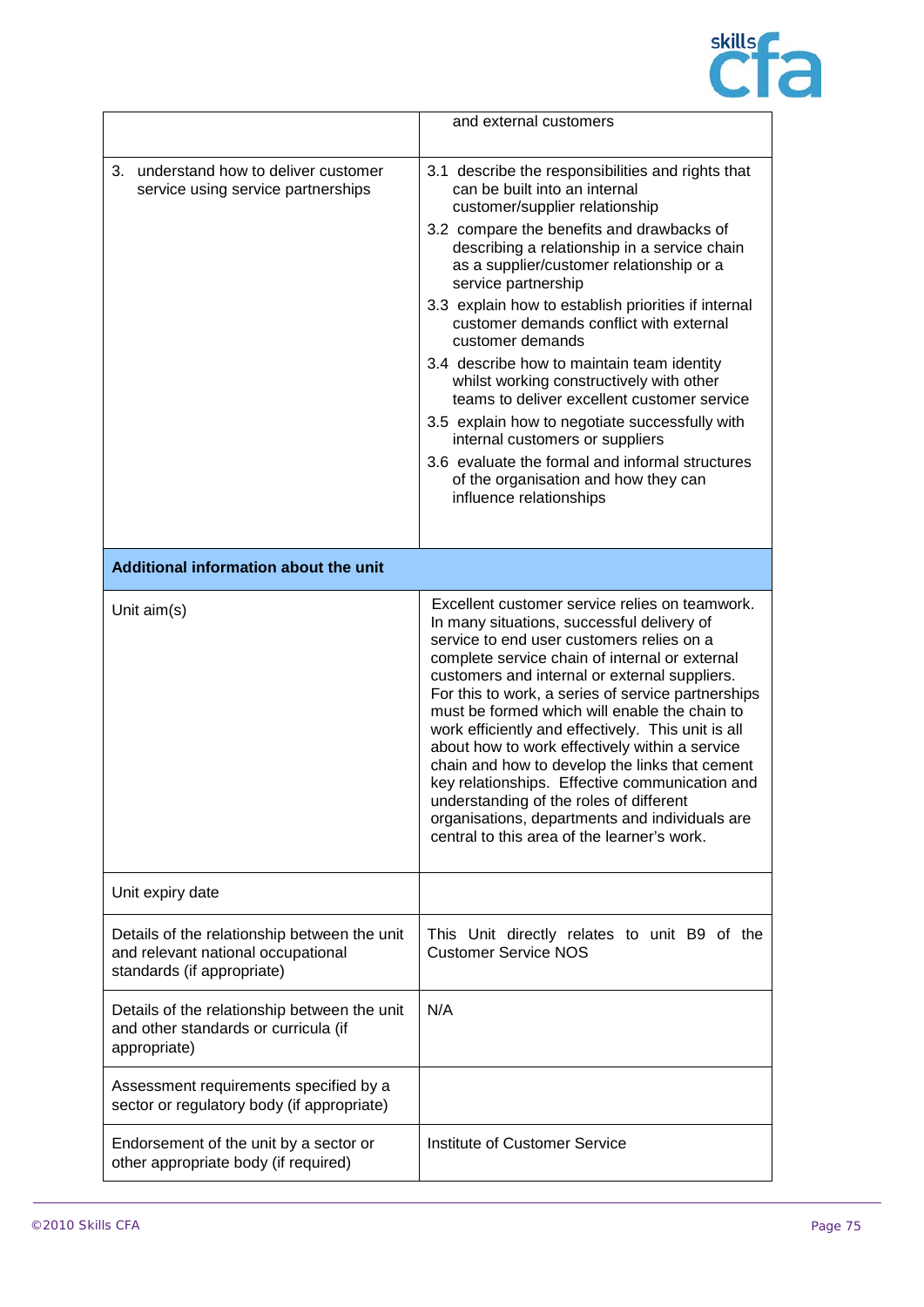| | |
|---|---|
| | and external customers |
| 3. understand how to deliver customer service using service partnerships | 3.1 describe the responsibilities and rights that can be built into an internal customer/supplier relationship<br>3.2 compare the benefits and drawbacks of describing a relationship in a service chain as a supplier/customer relationship or a service partnership<br>3.3 explain how to establish priorities if internal customer demands conflict with external customer demands<br>3.4 describe how to maintain team identity whilst working constructively with other teams to deliver excellent customer service<br>3.5 explain how to negotiate successfully with internal customers or suppliers<br>3.6 evaluate the formal and informal structures of the organisation and how they can influence relationships |

| **Additional information about the unit** | |
|---|---|
| Unit aim(s) | Excellent customer service relies on teamwork. In many situations, successful delivery of service to end user customers relies on a complete service chain of internal or external customers and internal or external suppliers. For this to work, a series of service partnerships must be formed which will enable the chain to work efficiently and effectively. This unit is all about how to work effectively within a service chain and how to develop the links that cement key relationships. Effective communication and understanding of the roles of different organisations, departments and individuals are central to this area of the learner's work. |
| Unit expiry date | |
| Details of the relationship between the unit and relevant national occupational standards (if appropriate) | This Unit directly relates to unit B9 of the Customer Service NOS |
| Details of the relationship between the unit and other standards or curricula (if appropriate) | N/A |
| Assessment requirements specified by a sector or regulatory body (if appropriate) | |
| Endorsement of the unit by a sector or other appropriate body (if required) | Institute of Customer Service |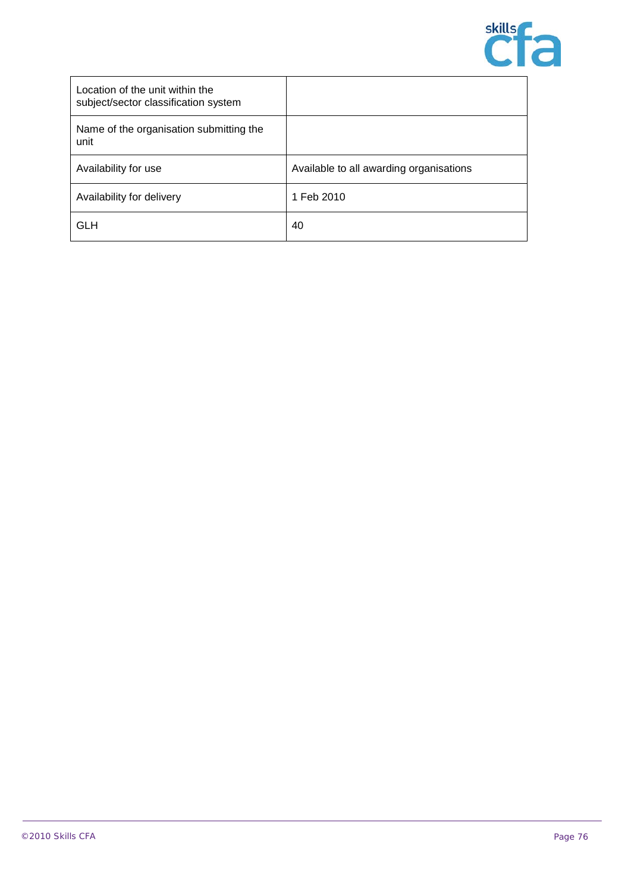| | |
|---|---|
| Location of the unit within the subject/sector classification system | |
| Name of the organisation submitting the unit | |
| Availability for use | Available to all awarding organisations |
| Availability for delivery | 1 Feb 2010 |
| GLH | 40 |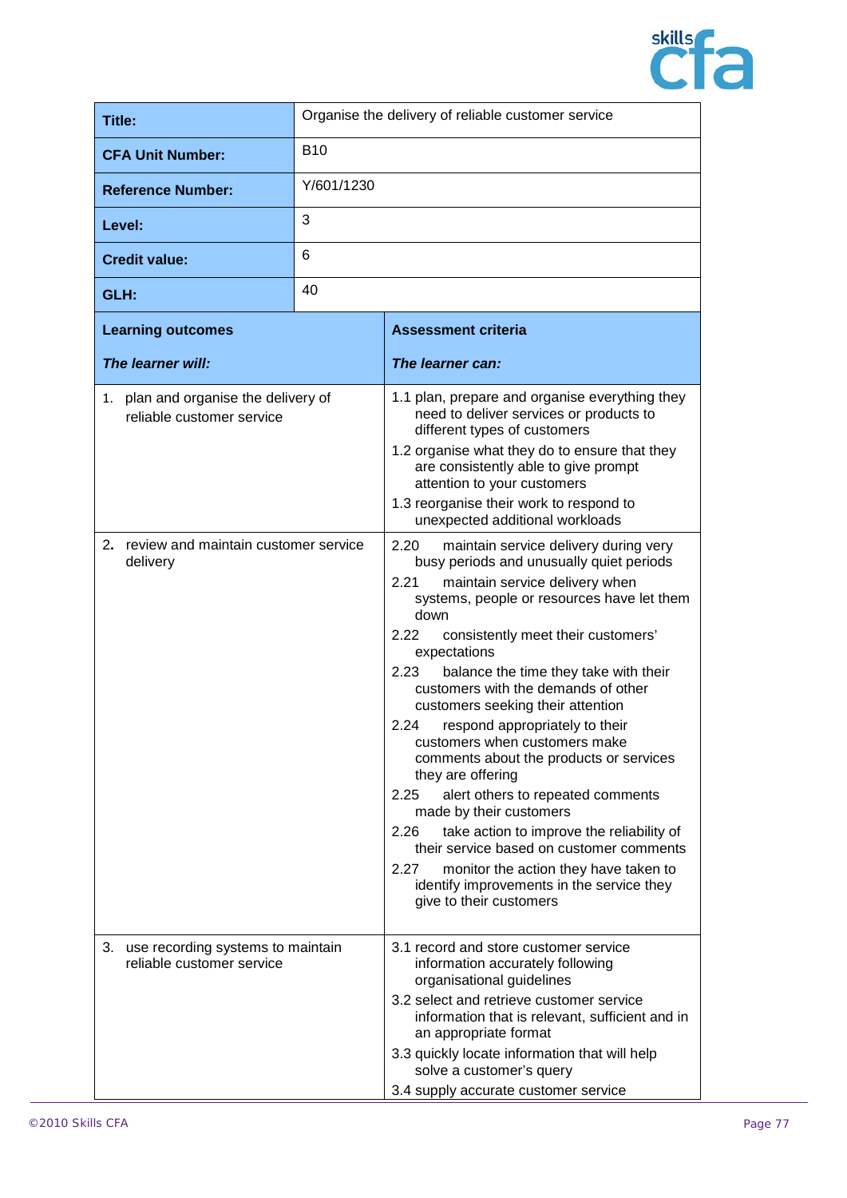| Title: | Organise the delivery of reliable customer service |
|---|---|
| **CFA Unit Number:** | B10 |
| **Reference Number:** | Y/601/1230 |
| **Level:** | 3 |
| **Credit value:** | 6 |
| **GLH:** | 40 |

| **Learning outcomes**<br>***The learner will:*** | **Assessment criteria**<br>***The learner can:*** |
|---|---|
| 1. plan and organise the delivery of reliable customer service | 1.1 plan, prepare and organise everything they need to deliver services or products to different types of customers<br>1.2 organise what they do to ensure that they are consistently able to give prompt attention to your customers<br>1.3 reorganise their work to respond to unexpected additional workloads |
| 2. review and maintain customer service delivery | 2.20 maintain service delivery during very busy periods and unusually quiet periods<br>2.21 maintain service delivery when systems, people or resources have let them down<br>2.22 consistently meet their customers' expectations<br>2.23 balance the time they take with their customers with the demands of other customers seeking their attention<br>2.24 respond appropriately to their customers when customers make comments about the products or services they are offering<br>2.25 alert others to repeated comments made by their customers<br>2.26 take action to improve the reliability of their service based on customer comments<br>2.27 monitor the action they have taken to identify improvements in the service they give to their customers |
| 3. use recording systems to maintain reliable customer service | 3.1 record and store customer service information accurately following organisational guidelines<br>3.2 select and retrieve customer service information that is relevant, sufficient and in an appropriate format<br>3.3 quickly locate information that will help solve a customer's query<br>3.4 supply accurate customer service |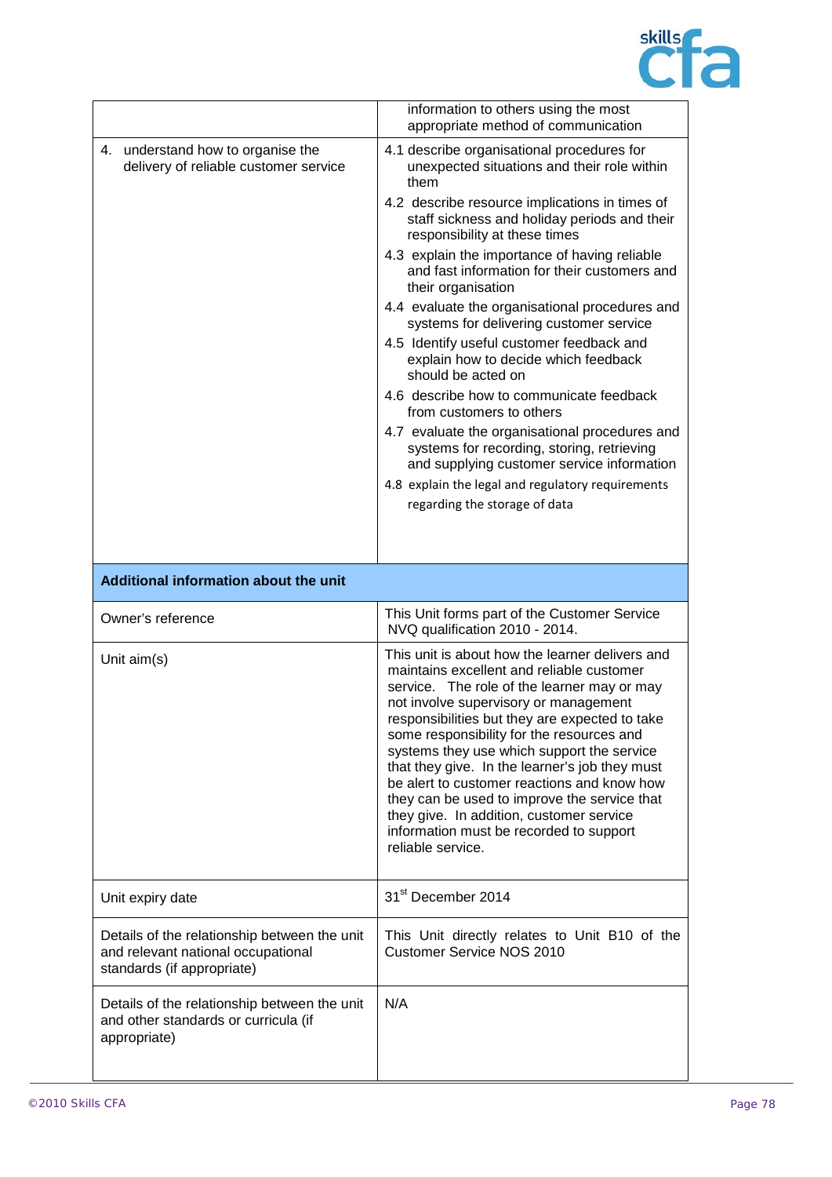| | |
|---|---|
| | information to others using the most appropriate method of communication |
| 4. understand how to organise the delivery of reliable customer service | 4.1 describe organisational procedures for unexpected situations and their role within them<br>4.2 describe resource implications in times of staff sickness and holiday periods and their responsibility at these times<br>4.3 explain the importance of having reliable and fast information for their customers and their organisation<br>4.4 evaluate the organisational procedures and systems for delivering customer service<br>4.5 Identify useful customer feedback and explain how to decide which feedback should be acted on<br>4.6 describe how to communicate feedback from customers to others<br>4.7 evaluate the organisational procedures and systems for recording, storing, retrieving and supplying customer service information<br>4.8 explain the legal and regulatory requirements regarding the storage of data |

| **Additional information about the unit** | |
|---|---|
| Owner's reference | This Unit forms part of the Customer Service NVQ qualification 2010 - 2014. |
| Unit aim(s) | This unit is about how the learner delivers and maintains excellent and reliable customer service. The role of the learner may or may not involve supervisory or management responsibilities but they are expected to take some responsibility for the resources and systems they use which support the service that they give. In the learner's job they must be alert to customer reactions and know how they can be used to improve the service that they give. In addition, customer service information must be recorded to support reliable service. |
| Unit expiry date | 31st December 2014 |
| Details of the relationship between the unit and relevant national occupational standards (if appropriate) | This Unit directly relates to Unit B10 of the Customer Service NOS 2010 |
| Details of the relationship between the unit and other standards or curricula (if appropriate) | N/A |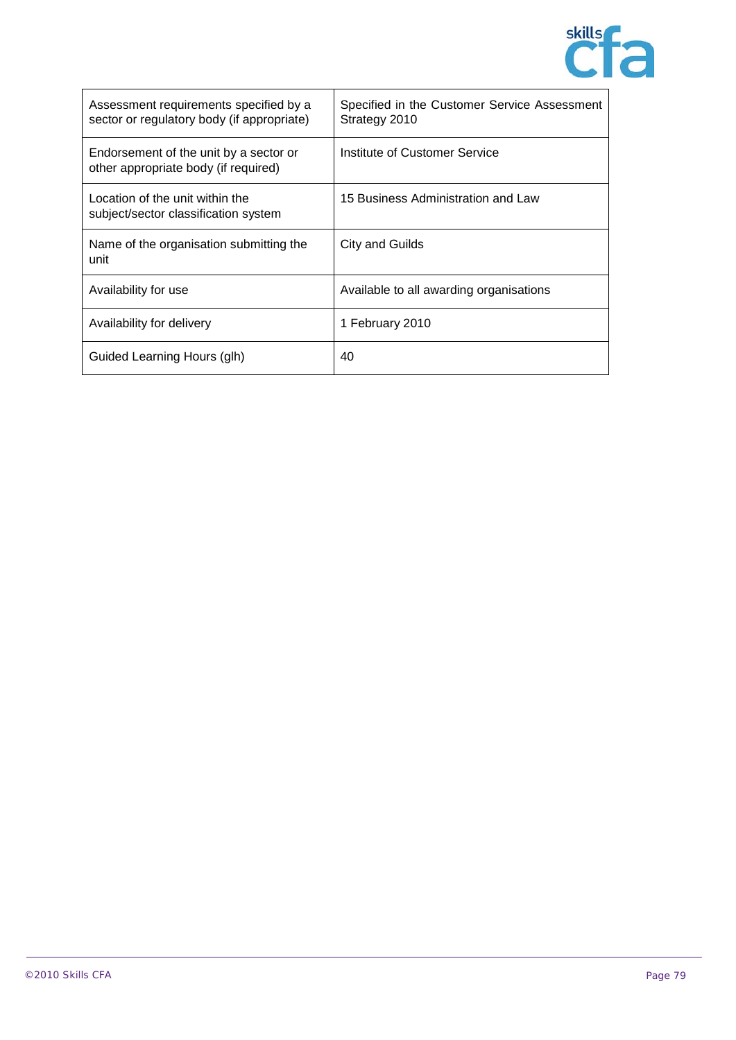| Assessment requirements specified by a sector or regulatory body (if appropriate) | Specified in the Customer Service Assessment Strategy 2010 |
|---|---|
| Endorsement of the unit by a sector or other appropriate body (if required) | Institute of Customer Service |
| Location of the unit within the subject/sector classification system | 15 Business Administration and Law |
| Name of the organisation submitting the unit | City and Guilds |
| Availability for use | Available to all awarding organisations |
| Availability for delivery | 1 February 2010 |
| Guided Learning Hours (glh) | 40 |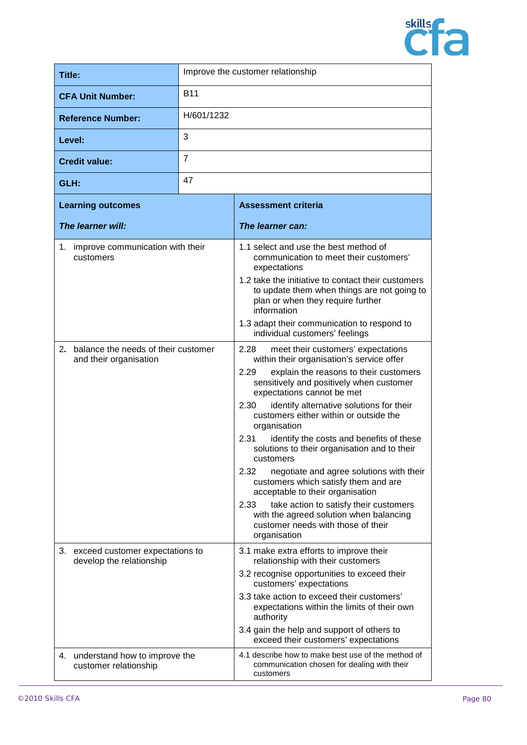| | |
|---|---|
| **Title:** | Improve the customer relationship |
| **CFA Unit Number:** | B11 |
| **Reference Number:** | H/601/1232 |
| **Level:** | 3 |
| **Credit value:** | 7 |
| **GLH:** | 47 |

| **Learning outcomes**<br>***The learner will:*** | **Assessment criteria**<br>***The learner can:*** |
|---|---|
| 1. improve communication with their customers | 1.1 select and use the best method of communication to meet their customers' expectations<br>1.2 take the initiative to contact their customers to update them when things are not going to plan or when they require further information<br>1.3 adapt their communication to respond to individual customers' feelings |
| 2. balance the needs of their customer and their organisation | 2.28 meet their customers' expectations within their organisation's service offer<br>2.29 explain the reasons to their customers sensitively and positively when customer expectations cannot be met<br>2.30 identify alternative solutions for their customers either within or outside the organisation<br>2.31 identify the costs and benefits of these solutions to their organisation and to their customers<br>2.32 negotiate and agree solutions with their customers which satisfy them and are acceptable to their organisation<br>2.33 take action to satisfy their customers with the agreed solution when balancing customer needs with those of their organisation |
| 3. exceed customer expectations to develop the relationship | 3.1 make extra efforts to improve their relationship with their customers<br>3.2 recognise opportunities to exceed their customers' expectations<br>3.3 take action to exceed their customers' expectations within the limits of their own authority<br>3.4 gain the help and support of others to exceed their customers' expectations |
| 4. understand how to improve the customer relationship | 4.1 describe how to make best use of the method of communication chosen for dealing with their customers |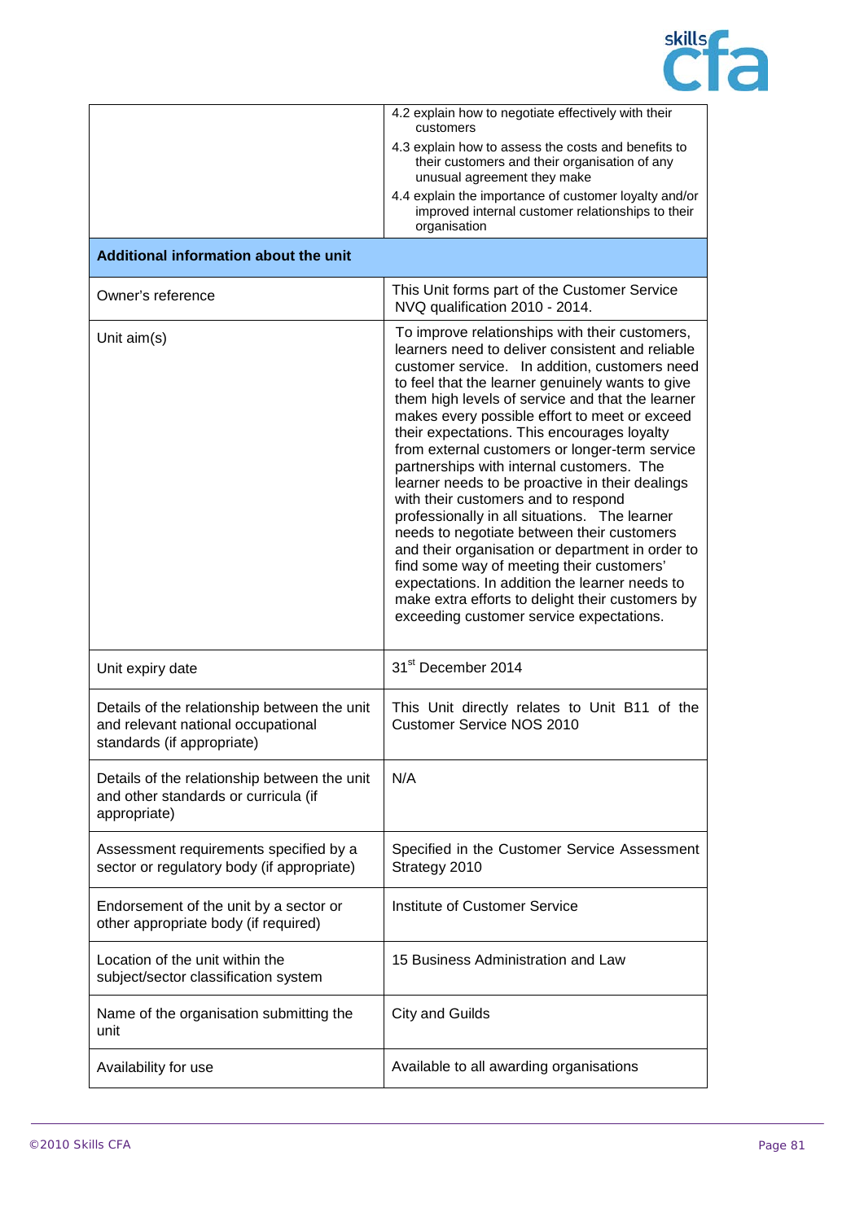| | |
|---|---|
| | 4.2 explain how to negotiate effectively with their customers<br>4.3 explain how to assess the costs and benefits to their customers and their organisation of any unusual agreement they make<br>4.4 explain the importance of customer loyalty and/or improved internal customer relationships to their organisation |
| **Additional information about the unit** | |
| Owner's reference | This Unit forms part of the Customer Service NVQ qualification 2010 - 2014. |
| Unit aim(s) | To improve relationships with their customers, learners need to deliver consistent and reliable customer service. In addition, customers need to feel that the learner genuinely wants to give them high levels of service and that the learner makes every possible effort to meet or exceed their expectations. This encourages loyalty from external customers or longer-term service partnerships with internal customers. The learner needs to be proactive in their dealings with their customers and to respond professionally in all situations. The learner needs to negotiate between their customers and their organisation or department in order to find some way of meeting their customers' expectations. In addition the learner needs to make extra efforts to delight their customers by exceeding customer service expectations. |
| Unit expiry date | 31st December 2014 |
| Details of the relationship between the unit and relevant national occupational standards (if appropriate) | This Unit directly relates to Unit B11 of the Customer Service NOS 2010 |
| Details of the relationship between the unit and other standards or curricula (if appropriate) | N/A |
| Assessment requirements specified by a sector or regulatory body (if appropriate) | Specified in the Customer Service Assessment Strategy 2010 |
| Endorsement of the unit by a sector or other appropriate body (if required) | Institute of Customer Service |
| Location of the unit within the subject/sector classification system | 15 Business Administration and Law |
| Name of the organisation submitting the unit | City and Guilds |
| Availability for use | Available to all awarding organisations |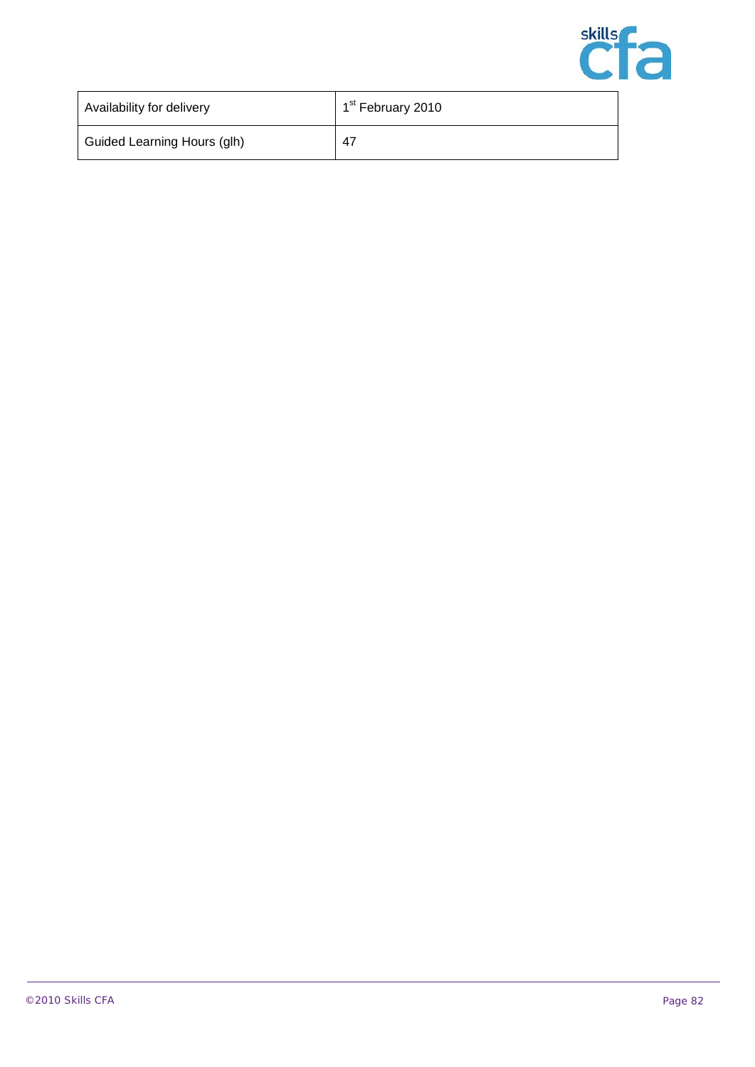| Availability for delivery | 1st February 2010 |
|---|---|
| Guided Learning Hours (glh) | 47 |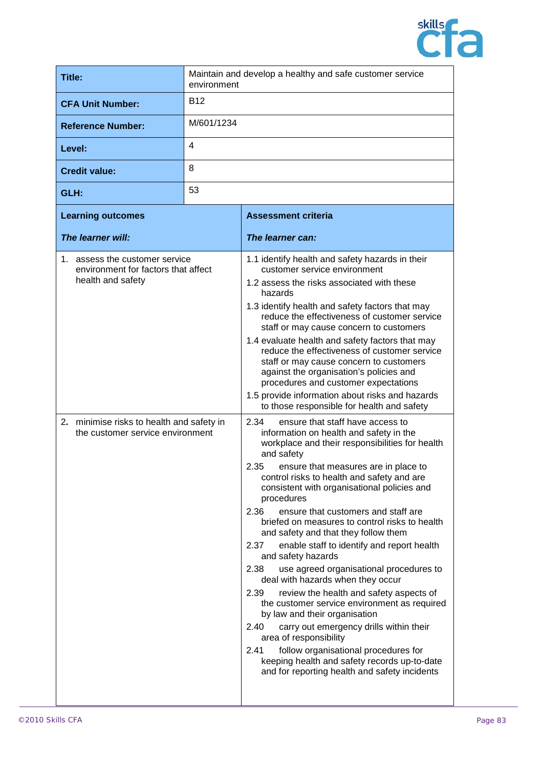| | |
|---|---|
| **Title:** | Maintain and develop a healthy and safe customer service environment |
| **CFA Unit Number:** | B12 |
| **Reference Number:** | M/601/1234 |
| **Level:** | 4 |
| **Credit value:** | 8 |
| **GLH:** | 53 |

| **Learning outcomes**<br><br>***The learner will:*** | **Assessment criteria**<br><br>***The learner can:*** |
|---|---|
| 1. assess the customer service environment for factors that affect health and safety | 1.1 identify health and safety hazards in their customer service environment<br>1.2 assess the risks associated with these hazards<br>1.3 identify health and safety factors that may reduce the effectiveness of customer service staff or may cause concern to customers<br>1.4 evaluate health and safety factors that may reduce the effectiveness of customer service staff or may cause concern to customers against the organisation's policies and procedures and customer expectations<br>1.5 provide information about risks and hazards to those responsible for health and safety |
| 2. minimise risks to health and safety in the customer service environment | 2.34 ensure that staff have access to information on health and safety in the workplace and their responsibilities for health and safety<br>2.35 ensure that measures are in place to control risks to health and safety and are consistent with organisational policies and procedures<br>2.36 ensure that customers and staff are briefed on measures to control risks to health and safety and that they follow them<br>2.37 enable staff to identify and report health and safety hazards<br>2.38 use agreed organisational procedures to deal with hazards when they occur<br>2.39 review the health and safety aspects of the customer service environment as required by law and their organisation<br>2.40 carry out emergency drills within their area of responsibility<br>2.41 follow organisational procedures for keeping health and safety records up-to-date and for reporting health and safety incidents |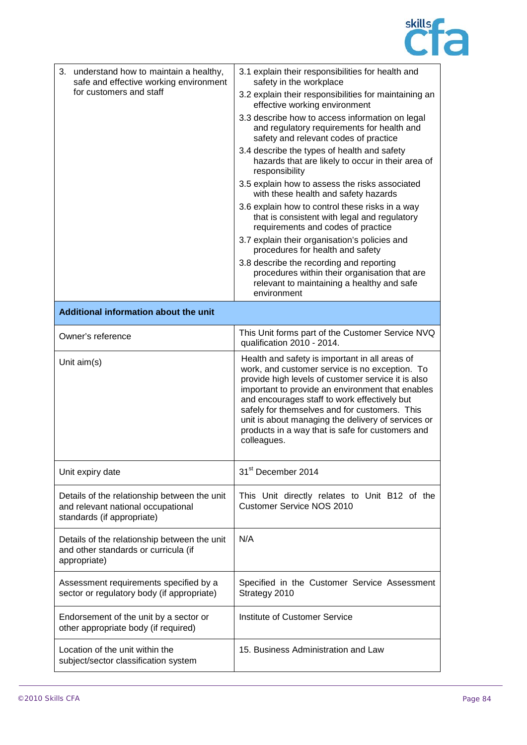| | |
|---|---|
| 3. understand how to maintain a healthy, safe and effective working environment for customers and staff | 3.1 explain their responsibilities for health and safety in the workplace<br>3.2 explain their responsibilities for maintaining an effective working environment<br>3.3 describe how to access information on legal and regulatory requirements for health and safety and relevant codes of practice<br>3.4 describe the types of health and safety hazards that are likely to occur in their area of responsibility<br>3.5 explain how to assess the risks associated with these health and safety hazards<br>3.6 explain how to control these risks in a way that is consistent with legal and regulatory requirements and codes of practice<br>3.7 explain their organisation's policies and procedures for health and safety<br>3.8 describe the recording and reporting procedures within their organisation that are relevant to maintaining a healthy and safe environment |

| **Additional information about the unit** | |
|---|---|
| Owner's reference | This Unit forms part of the Customer Service NVQ qualification 2010 - 2014. |
| Unit aim(s) | Health and safety is important in all areas of work, and customer service is no exception. To provide high levels of customer service it is also important to provide an environment that enables and encourages staff to work effectively but safely for themselves and for customers. This unit is about managing the delivery of services or products in a way that is safe for customers and colleagues. |
| Unit expiry date | 31st December 2014 |
| Details of the relationship between the unit and relevant national occupational standards (if appropriate) | This Unit directly relates to Unit B12 of the Customer Service NOS 2010 |
| Details of the relationship between the unit and other standards or curricula (if appropriate) | N/A |
| Assessment requirements specified by a sector or regulatory body (if appropriate) | Specified in the Customer Service Assessment Strategy 2010 |
| Endorsement of the unit by a sector or other appropriate body (if required) | Institute of Customer Service |
| Location of the unit within the subject/sector classification system | 15. Business Administration and Law |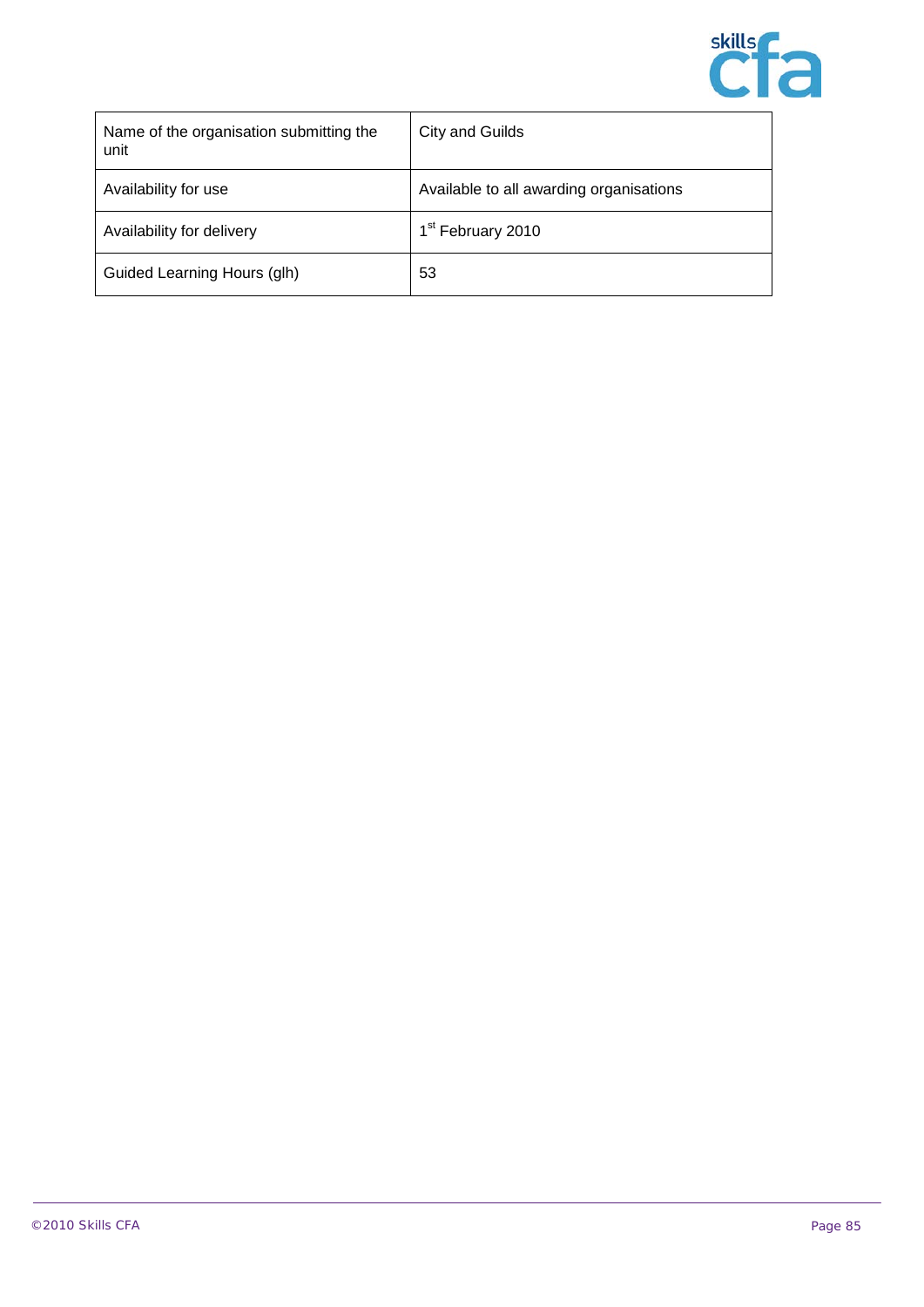| Name of the organisation submitting the unit | City and Guilds |
|---|---|
| Availability for use | Available to all awarding organisations |
| Availability for delivery | 1st February 2010 |
| Guided Learning Hours (glh) | 53 |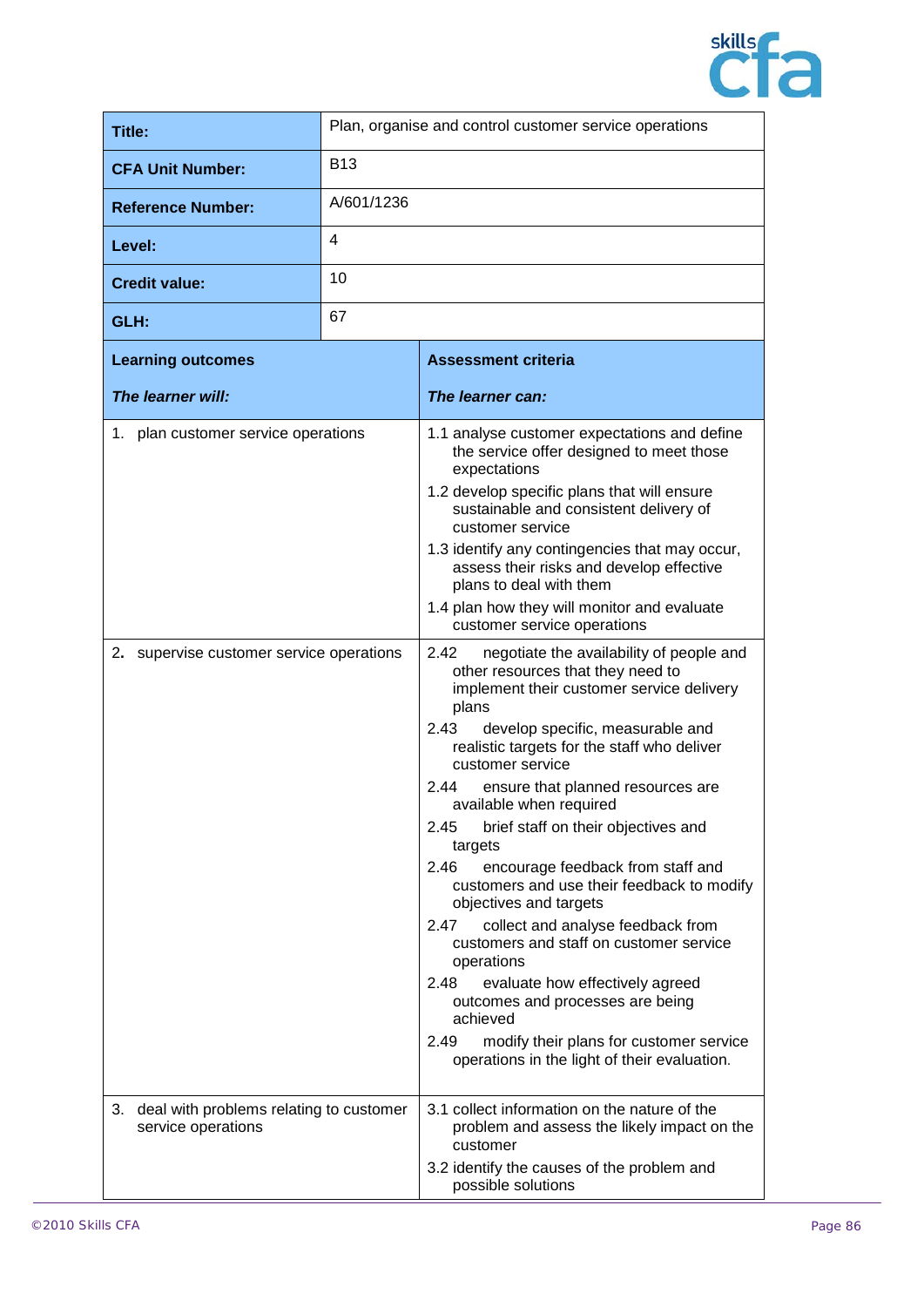| Title: | Plan, organise and control customer service operations |
|---|---|
| **CFA Unit Number:** | B13 |
| **Reference Number:** | A/601/1236 |
| **Level:** | 4 |
| **Credit value:** | 10 |
| **GLH:** | 67 |

| **Learning outcomes**<br><br>***The learner will:*** | **Assessment criteria**<br><br>***The learner can:*** |
|---|---|
| 1. plan customer service operations | 1.1 analyse customer expectations and define the service offer designed to meet those expectations<br>1.2 develop specific plans that will ensure sustainable and consistent delivery of customer service<br>1.3 identify any contingencies that may occur, assess their risks and develop effective plans to deal with them<br>1.4 plan how they will monitor and evaluate customer service operations |
| 2. supervise customer service operations | 2.42 negotiate the availability of people and other resources that they need to implement their customer service delivery plans<br>2.43 develop specific, measurable and realistic targets for the staff who deliver customer service<br>2.44 ensure that planned resources are available when required<br>2.45 brief staff on their objectives and targets<br>2.46 encourage feedback from staff and customers and use their feedback to modify objectives and targets<br>2.47 collect and analyse feedback from customers and staff on customer service operations<br>2.48 evaluate how effectively agreed outcomes and processes are being achieved<br>2.49 modify their plans for customer service operations in the light of their evaluation. |
| 3. deal with problems relating to customer service operations | 3.1 collect information on the nature of the problem and assess the likely impact on the customer<br>3.2 identify the causes of the problem and possible solutions |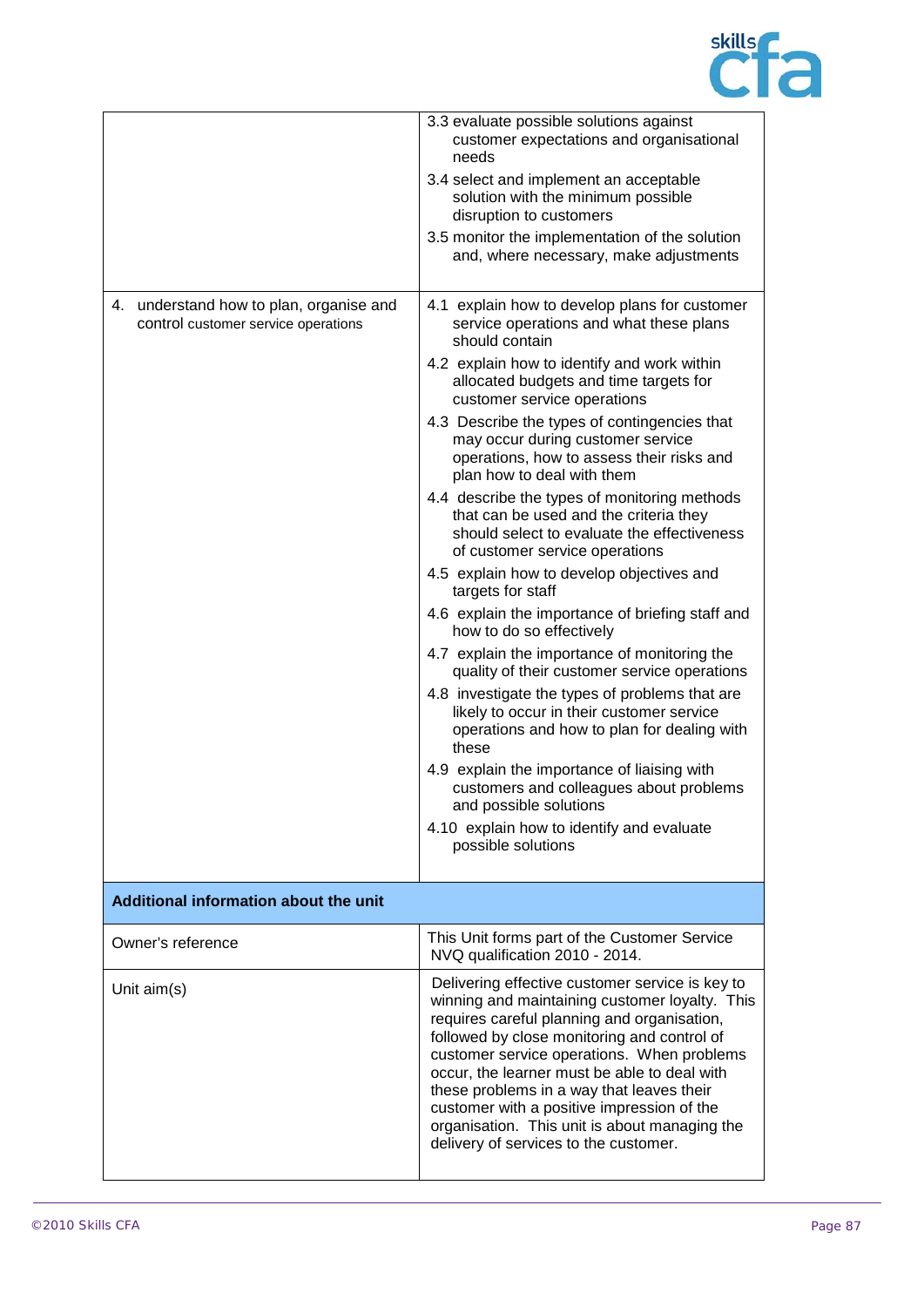|  |  |
|---|---|
|  | 3.3 evaluate possible solutions against customer expectations and organisational needs<br>3.4 select and implement an acceptable solution with the minimum possible disruption to customers<br>3.5 monitor the implementation of the solution and, where necessary, make adjustments |
| 4. understand how to plan, organise and control customer service operations | 4.1 explain how to develop plans for customer service operations and what these plans should contain<br>4.2 explain how to identify and work within allocated budgets and time targets for customer service operations<br>4.3 Describe the types of contingencies that may occur during customer service operations, how to assess their risks and plan how to deal with them<br>4.4 describe the types of monitoring methods that can be used and the criteria they should select to evaluate the effectiveness of customer service operations<br>4.5 explain how to develop objectives and targets for staff<br>4.6 explain the importance of briefing staff and how to do so effectively<br>4.7 explain the importance of monitoring the quality of their customer service operations<br>4.8 investigate the types of problems that are likely to occur in their customer service operations and how to plan for dealing with these<br>4.9 explain the importance of liaising with customers and colleagues about problems and possible solutions<br>4.10 explain how to identify and evaluate possible solutions |
| **Additional information about the unit** |  |
| Owner's reference | This Unit forms part of the Customer Service NVQ qualification 2010 - 2014. |
| Unit aim(s) | Delivering effective customer service is key to winning and maintaining customer loyalty. This requires careful planning and organisation, followed by close monitoring and control of customer service operations. When problems occur, the learner must be able to deal with these problems in a way that leaves their customer with a positive impression of the organisation. This unit is about managing the delivery of services to the customer. |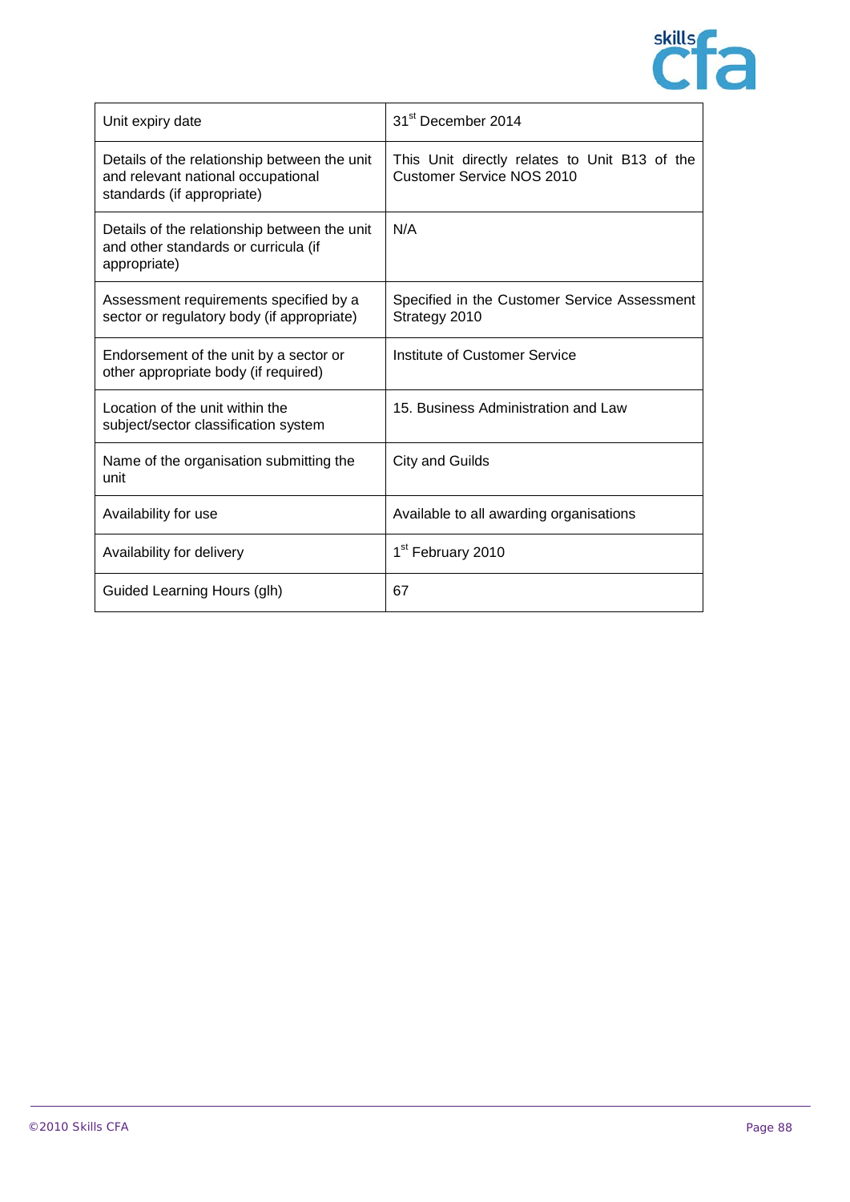| | |
|---|---|
| Unit expiry date | 31st December 2014 |
| Details of the relationship between the unit and relevant national occupational standards (if appropriate) | This Unit directly relates to Unit B13 of the Customer Service NOS 2010 |
| Details of the relationship between the unit and other standards or curricula (if appropriate) | N/A |
| Assessment requirements specified by a sector or regulatory body (if appropriate) | Specified in the Customer Service Assessment Strategy 2010 |
| Endorsement of the unit by a sector or other appropriate body (if required) | Institute of Customer Service |
| Location of the unit within the subject/sector classification system | 15. Business Administration and Law |
| Name of the organisation submitting the unit | City and Guilds |
| Availability for use | Available to all awarding organisations |
| Availability for delivery | 1st February 2010 |
| Guided Learning Hours (glh) | 67 |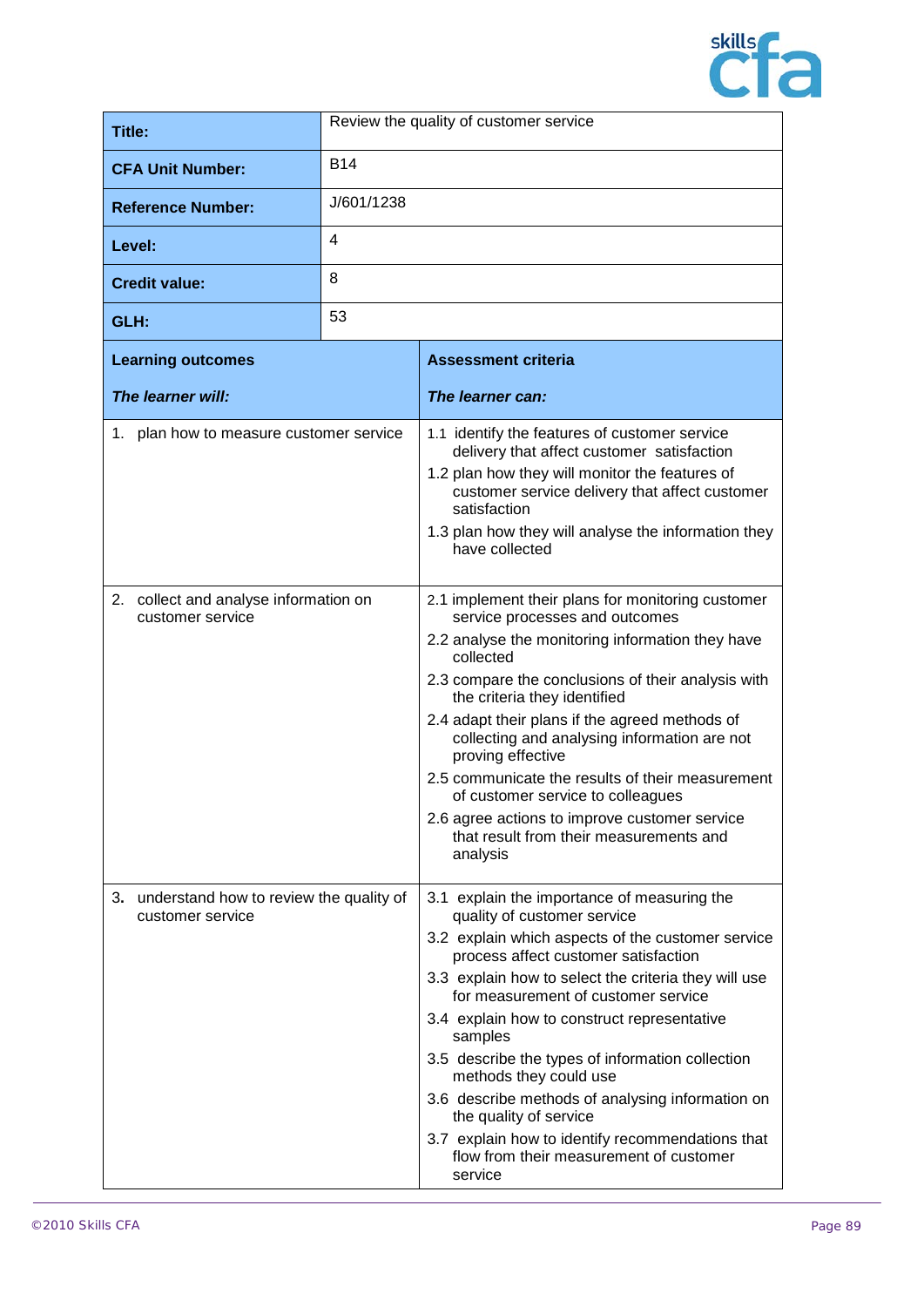| | |
|---|---|
| **Title:** | Review the quality of customer service |
| **CFA Unit Number:** | B14 |
| **Reference Number:** | J/601/1238 |
| **Level:** | 4 |
| **Credit value:** | 8 |
| **GLH:** | 53 |

| **Learning outcomes**<br><br>***The learner will:*** | **Assessment criteria**<br><br>***The learner can:*** |
|---|---|
| 1. plan how to measure customer service | 1.1 identify the features of customer service delivery that affect customer satisfaction<br>1.2 plan how they will monitor the features of customer service delivery that affect customer satisfaction<br>1.3 plan how they will analyse the information they have collected |
| 2. collect and analyse information on customer service | 2.1 implement their plans for monitoring customer service processes and outcomes<br>2.2 analyse the monitoring information they have collected<br>2.3 compare the conclusions of their analysis with the criteria they identified<br>2.4 adapt their plans if the agreed methods of collecting and analysing information are not proving effective<br>2.5 communicate the results of their measurement of customer service to colleagues<br>2.6 agree actions to improve customer service that result from their measurements and analysis |
| 3. understand how to review the quality of customer service | 3.1 explain the importance of measuring the quality of customer service<br>3.2 explain which aspects of the customer service process affect customer satisfaction<br>3.3 explain how to select the criteria they will use for measurement of customer service<br>3.4 explain how to construct representative samples<br>3.5 describe the types of information collection methods they could use<br>3.6 describe methods of analysing information on the quality of service<br>3.7 explain how to identify recommendations that flow from their measurement of customer service |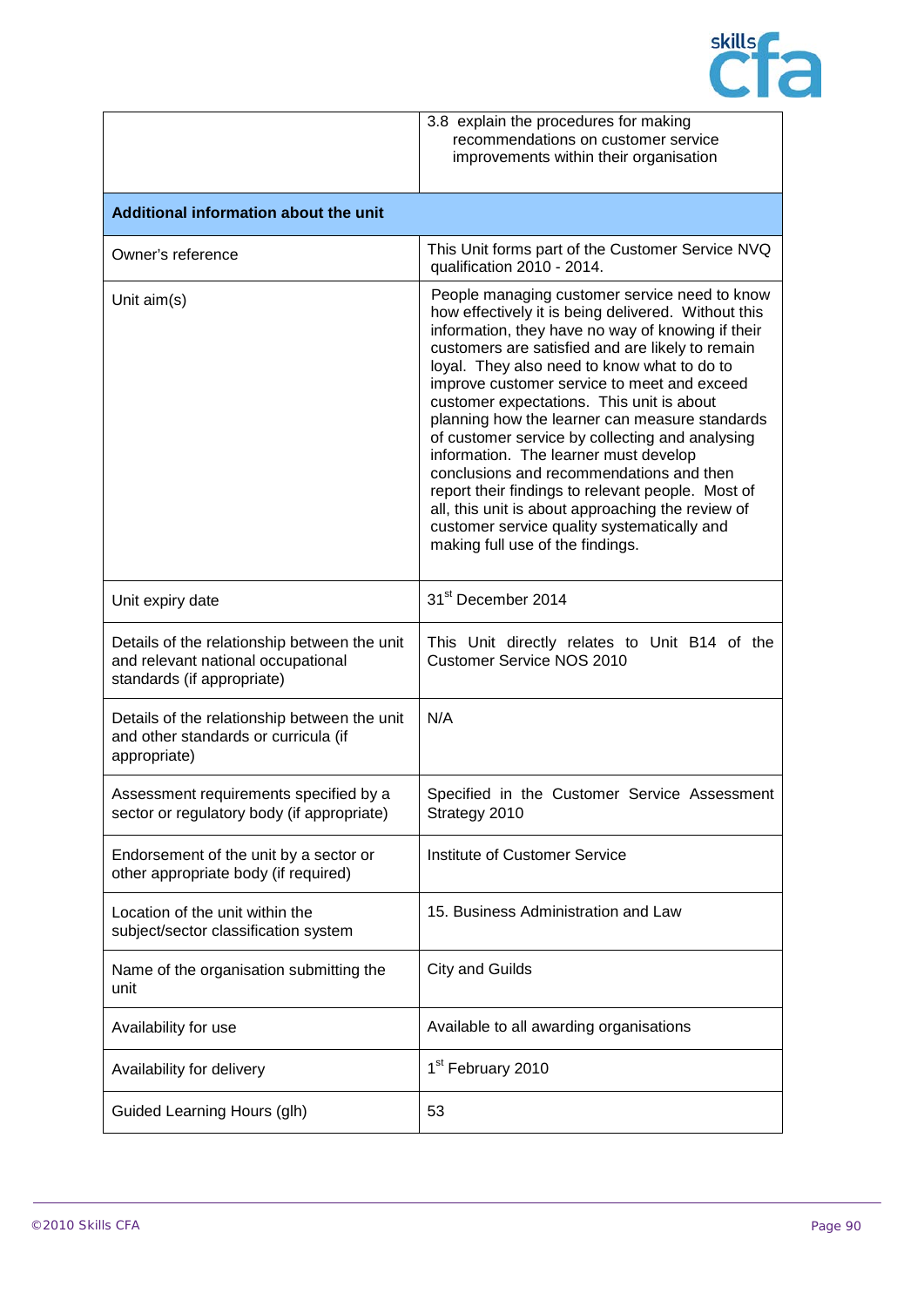| | |
|---|---|
| | 3.8 explain the procedures for making recommendations on customer service improvements within their organisation |
| **Additional information about the unit** | |
| Owner's reference | This Unit forms part of the Customer Service NVQ qualification 2010 - 2014. |
| Unit aim(s) | People managing customer service need to know how effectively it is being delivered. Without this information, they have no way of knowing if their customers are satisfied and are likely to remain loyal. They also need to know what to do to improve customer service to meet and exceed customer expectations. This unit is about planning how the learner can measure standards of customer service by collecting and analysing information. The learner must develop conclusions and recommendations and then report their findings to relevant people. Most of all, this unit is about approaching the review of customer service quality systematically and making full use of the findings. |
| Unit expiry date | 31st December 2014 |
| Details of the relationship between the unit and relevant national occupational standards (if appropriate) | This Unit directly relates to Unit B14 of the Customer Service NOS 2010 |
| Details of the relationship between the unit and other standards or curricula (if appropriate) | N/A |
| Assessment requirements specified by a sector or regulatory body (if appropriate) | Specified in the Customer Service Assessment Strategy 2010 |
| Endorsement of the unit by a sector or other appropriate body (if required) | Institute of Customer Service |
| Location of the unit within the subject/sector classification system | 15. Business Administration and Law |
| Name of the organisation submitting the unit | City and Guilds |
| Availability for use | Available to all awarding organisations |
| Availability for delivery | 1st February 2010 |
| Guided Learning Hours (glh) | 53 |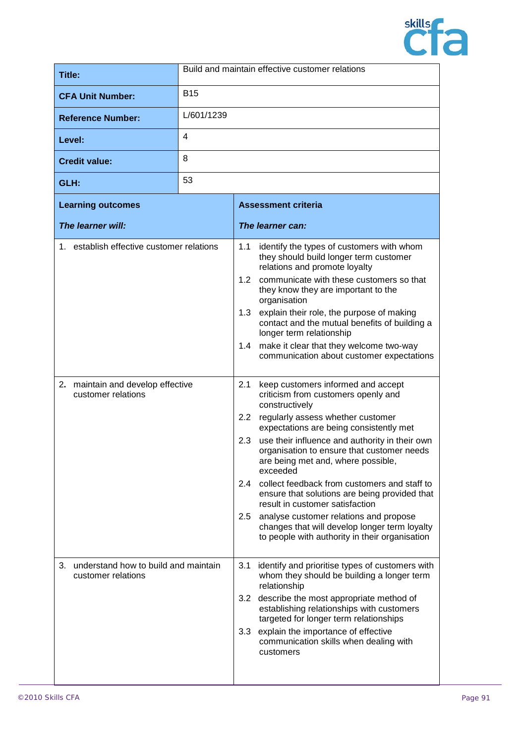| **Title:** | Build and maintain effective customer relations |
|---|---|
| **CFA Unit Number:** | B15 |
| **Reference Number:** | L/601/1239 |
| **Level:** | 4 |
| **Credit value:** | 8 |
| **GLH:** | 53 |

| **Learning outcomes** *The learner will:* | **Assessment criteria** *The learner can:* |
|---|---|
| 1. establish effective customer relations | 1.1 identify the types of customers with whom they should build longer term customer relations and promote loyalty<br>1.2 communicate with these customers so that they know they are important to the organisation<br>1.3 explain their role, the purpose of making contact and the mutual benefits of building a longer term relationship<br>1.4 make it clear that they welcome two-way communication about customer expectations |
| 2. maintain and develop effective customer relations | 2.1 keep customers informed and accept criticism from customers openly and constructively<br>2.2 regularly assess whether customer expectations are being consistently met<br>2.3 use their influence and authority in their own organisation to ensure that customer needs are being met and, where possible, exceeded<br>2.4 collect feedback from customers and staff to ensure that solutions are being provided that result in customer satisfaction<br>2.5 analyse customer relations and propose changes that will develop longer term loyalty to people with authority in their organisation |
| 3. understand how to build and maintain customer relations | 3.1 identify and prioritise types of customers with whom they should be building a longer term relationship<br>3.2 describe the most appropriate method of establishing relationships with customers targeted for longer term relationships<br>3.3 explain the importance of effective communication skills when dealing with customers |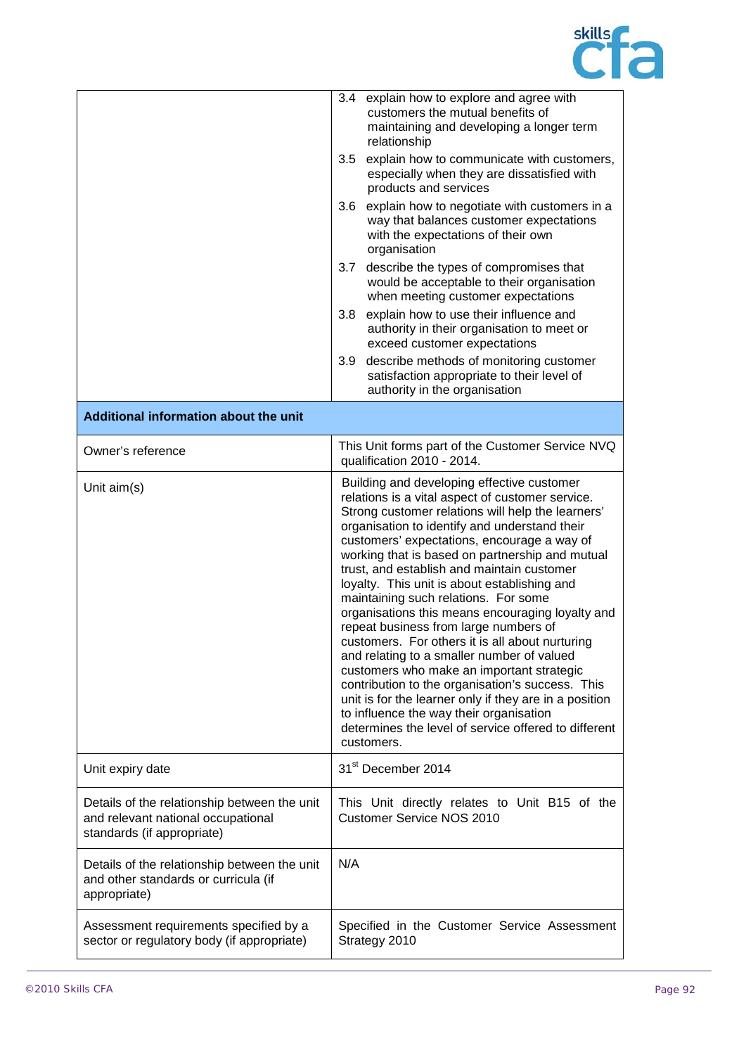| | |
|---|---|
| | 3.4 explain how to explore and agree with customers the mutual benefits of maintaining and developing a longer term relationship<br>3.5 explain how to communicate with customers, especially when they are dissatisfied with products and services<br>3.6 explain how to negotiate with customers in a way that balances customer expectations with the expectations of their own organisation<br>3.7 describe the types of compromises that would be acceptable to their organisation when meeting customer expectations<br>3.8 explain how to use their influence and authority in their organisation to meet or exceed customer expectations<br>3.9 describe methods of monitoring customer satisfaction appropriate to their level of authority in the organisation |
| **Additional information about the unit** | |
| Owner's reference | This Unit forms part of the Customer Service NVQ qualification 2010 - 2014. |
| Unit aim(s) | Building and developing effective customer relations is a vital aspect of customer service. Strong customer relations will help the learners' organisation to identify and understand their customers' expectations, encourage a way of working that is based on partnership and mutual trust, and establish and maintain customer loyalty. This unit is about establishing and maintaining such relations. For some organisations this means encouraging loyalty and repeat business from large numbers of customers. For others it is all about nurturing and relating to a smaller number of valued customers who make an important strategic contribution to the organisation's success. This unit is for the learner only if they are in a position to influence the way their organisation determines the level of service offered to different customers. |
| Unit expiry date | 31st December 2014 |
| Details of the relationship between the unit and relevant national occupational standards (if appropriate) | This Unit directly relates to Unit B15 of the Customer Service NOS 2010 |
| Details of the relationship between the unit and other standards or curricula (if appropriate) | N/A |
| Assessment requirements specified by a sector or regulatory body (if appropriate) | Specified in the Customer Service Assessment Strategy 2010 |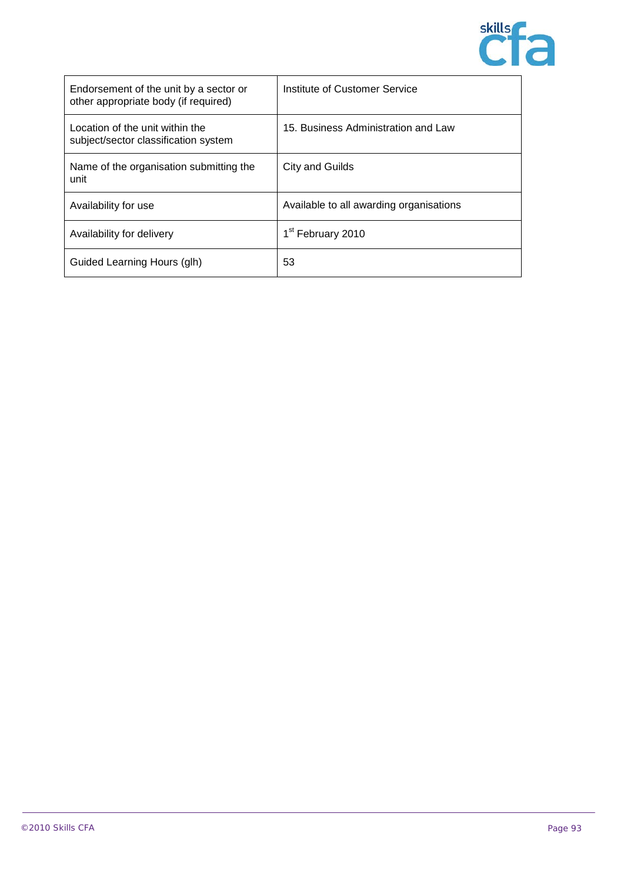| | |
|---|---|
| Endorsement of the unit by a sector or other appropriate body (if required) | Institute of Customer Service |
| Location of the unit within the subject/sector classification system | 15. Business Administration and Law |
| Name of the organisation submitting the unit | City and Guilds |
| Availability for use | Available to all awarding organisations |
| Availability for delivery | 1st February 2010 |
| Guided Learning Hours (glh) | 53 |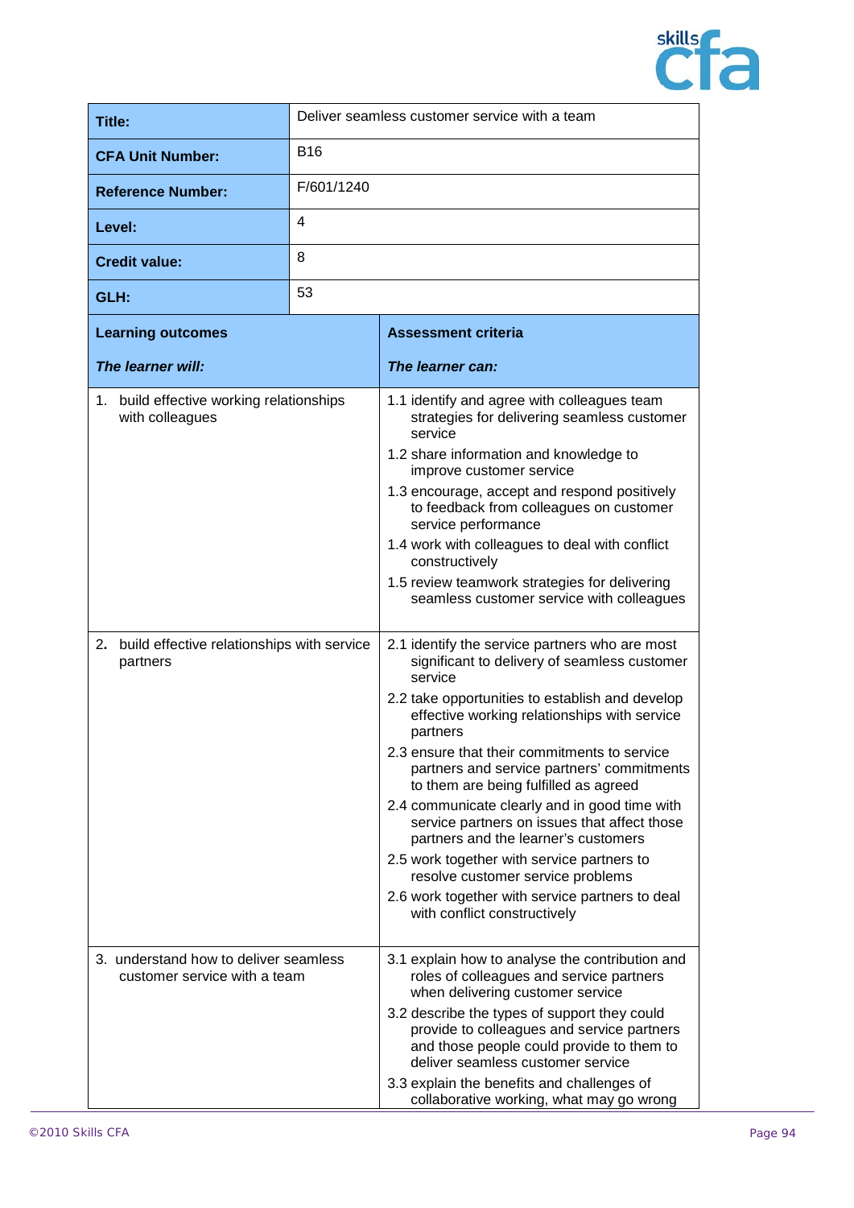| | |
|---|---|
| **Title:** | Deliver seamless customer service with a team |
| **CFA Unit Number:** | B16 |
| **Reference Number:** | F/601/1240 |
| **Level:** | 4 |
| **Credit value:** | 8 |
| **GLH:** | 53 |

| **Learning outcomes**<br><br>***The learner will:*** | **Assessment criteria**<br><br>***The learner can:*** |
|---|---|
| 1. build effective working relationships with colleagues | 1.1 identify and agree with colleagues team strategies for delivering seamless customer service<br>1.2 share information and knowledge to improve customer service<br>1.3 encourage, accept and respond positively to feedback from colleagues on customer service performance<br>1.4 work with colleagues to deal with conflict constructively<br>1.5 review teamwork strategies for delivering seamless customer service with colleagues |
| 2. build effective relationships with service partners | 2.1 identify the service partners who are most significant to delivery of seamless customer service<br>2.2 take opportunities to establish and develop effective working relationships with service partners<br>2.3 ensure that their commitments to service partners and service partners' commitments to them are being fulfilled as agreed<br>2.4 communicate clearly and in good time with service partners on issues that affect those partners and the learner's customers<br>2.5 work together with service partners to resolve customer service problems<br>2.6 work together with service partners to deal with conflict constructively |
| 3. understand how to deliver seamless customer service with a team | 3.1 explain how to analyse the contribution and roles of colleagues and service partners when delivering customer service<br>3.2 describe the types of support they could provide to colleagues and service partners and those people could provide to them to deliver seamless customer service<br>3.3 explain the benefits and challenges of collaborative working, what may go wrong |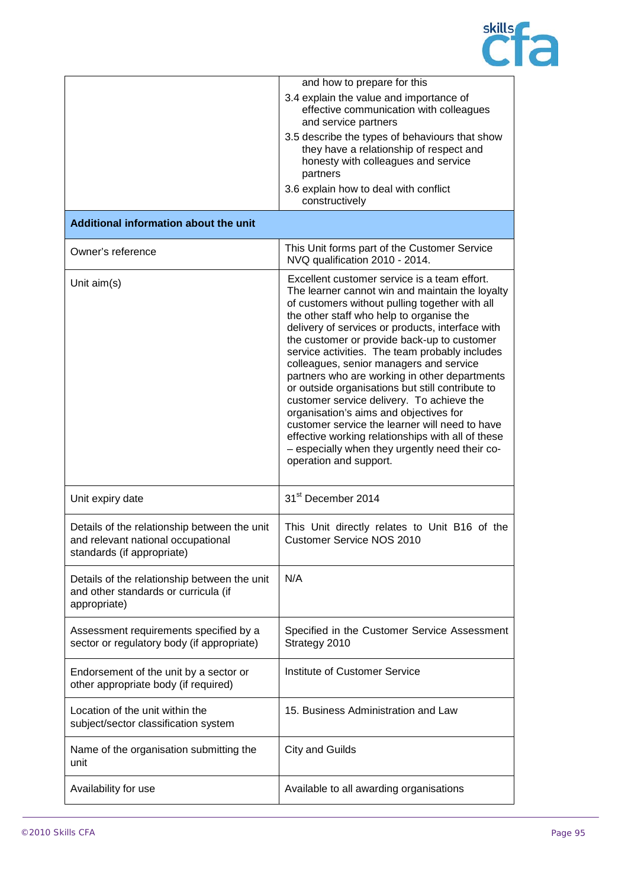| | |
|---|---|
| | and how to prepare for this<br>3.4 explain the value and importance of effective communication with colleagues and service partners<br>3.5 describe the types of behaviours that show they have a relationship of respect and honesty with colleagues and service partners<br>3.6 explain how to deal with conflict constructively |
| **Additional information about the unit** | |
| Owner's reference | This Unit forms part of the Customer Service NVQ qualification 2010 - 2014. |
| Unit aim(s) | Excellent customer service is a team effort. The learner cannot win and maintain the loyalty of customers without pulling together with all the other staff who help to organise the delivery of services or products, interface with the customer or provide back-up to customer service activities. The team probably includes colleagues, senior managers and service partners who are working in other departments or outside organisations but still contribute to customer service delivery. To achieve the organisation's aims and objectives for customer service the learner will need to have effective working relationships with all of these – especially when they urgently need their co-operation and support. |
| Unit expiry date | 31st December 2014 |
| Details of the relationship between the unit and relevant national occupational standards (if appropriate) | This Unit directly relates to Unit B16 of the Customer Service NOS 2010 |
| Details of the relationship between the unit and other standards or curricula (if appropriate) | N/A |
| Assessment requirements specified by a sector or regulatory body (if appropriate) | Specified in the Customer Service Assessment Strategy 2010 |
| Endorsement of the unit by a sector or other appropriate body (if required) | Institute of Customer Service |
| Location of the unit within the subject/sector classification system | 15. Business Administration and Law |
| Name of the organisation submitting the unit | City and Guilds |
| Availability for use | Available to all awarding organisations |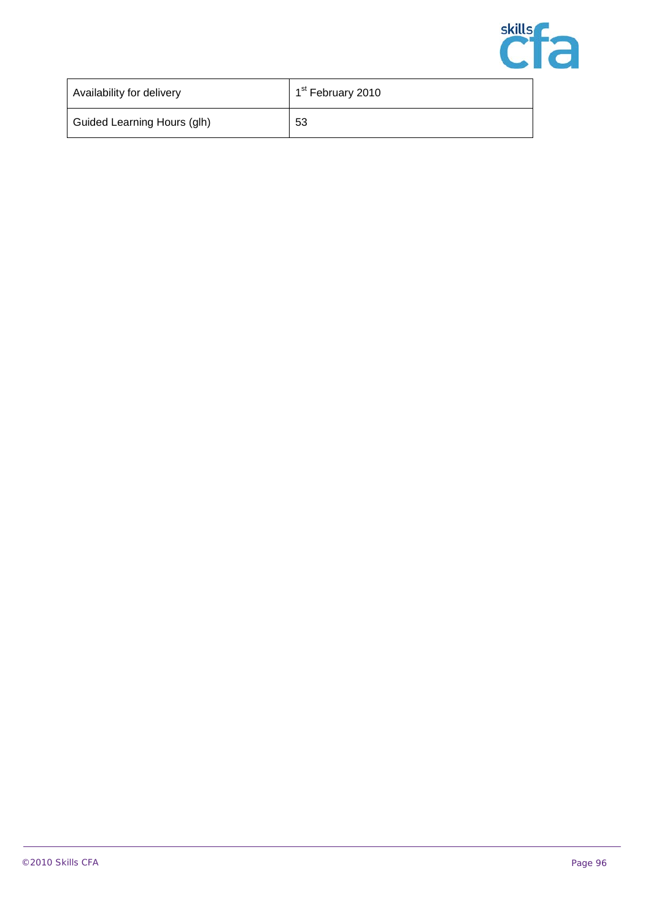| Availability for delivery | 1st February 2010 |
|---|---|
| Guided Learning Hours (glh) | 53 |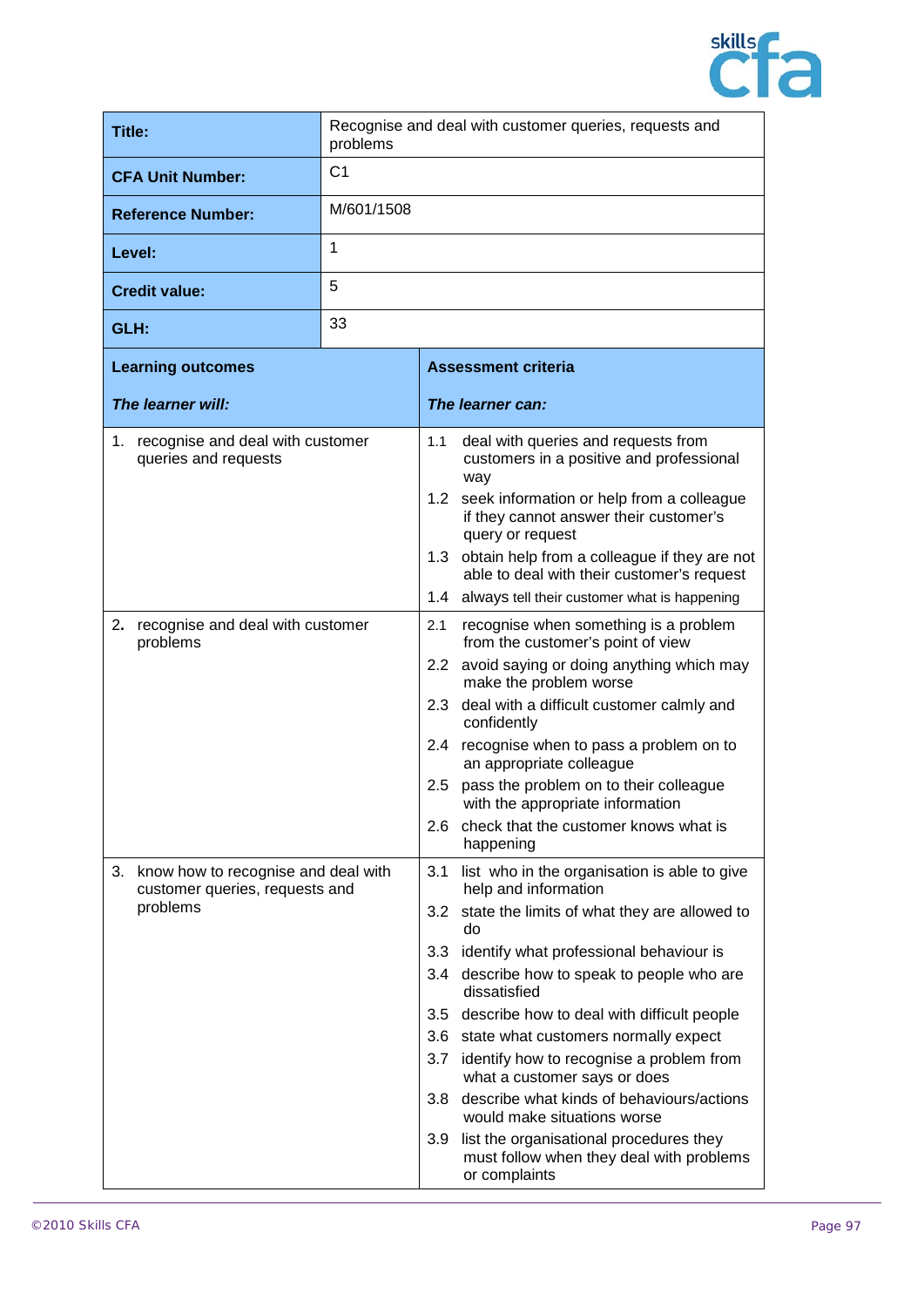| Title: | Recognise and deal with customer queries, requests and problems |
|---|---|
| **CFA Unit Number:** | C1 |
| **Reference Number:** | M/601/1508 |
| **Level:** | 1 |
| **Credit value:** | 5 |
| **GLH:** | 33 |

| **Learning outcomes**<br>***The learner will:*** | **Assessment criteria**<br>***The learner can:*** |
|---|---|
| 1. recognise and deal with customer queries and requests | 1.1 deal with queries and requests from customers in a positive and professional way<br>1.2 seek information or help from a colleague if they cannot answer their customer's query or request<br>1.3 obtain help from a colleague if they are not able to deal with their customer's request<br>1.4 always tell their customer what is happening |
| 2. recognise and deal with customer problems | 2.1 recognise when something is a problem from the customer's point of view<br>2.2 avoid saying or doing anything which may make the problem worse<br>2.3 deal with a difficult customer calmly and confidently<br>2.4 recognise when to pass a problem on to an appropriate colleague<br>2.5 pass the problem on to their colleague with the appropriate information<br>2.6 check that the customer knows what is happening |
| 3. know how to recognise and deal with customer queries, requests and problems | 3.1 list who in the organisation is able to give help and information<br>3.2 state the limits of what they are allowed to do<br>3.3 identify what professional behaviour is<br>3.4 describe how to speak to people who are dissatisfied<br>3.5 describe how to deal with difficult people<br>3.6 state what customers normally expect<br>3.7 identify how to recognise a problem from what a customer says or does<br>3.8 describe what kinds of behaviours/actions would make situations worse<br>3.9 list the organisational procedures they must follow when they deal with problems or complaints |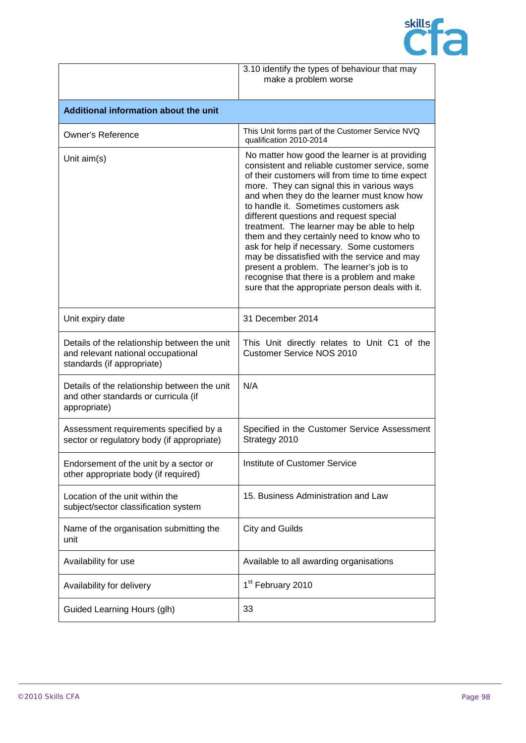| | |
|---|---|
| | 3.10 identify the types of behaviour that may make a problem worse |
| **Additional information about the unit** | |
| Owner's Reference | This Unit forms part of the Customer Service NVQ qualification 2010-2014 |
| Unit aim(s) | No matter how good the learner is at providing consistent and reliable customer service, some of their customers will from time to time expect more. They can signal this in various ways and when they do the learner must know how to handle it. Sometimes customers ask different questions and request special treatment. The learner may be able to help them and they certainly need to know who to ask for help if necessary. Some customers may be dissatisfied with the service and may present a problem. The learner's job is to recognise that there is a problem and make sure that the appropriate person deals with it. |
| Unit expiry date | 31 December 2014 |
| Details of the relationship between the unit and relevant national occupational standards (if appropriate) | This Unit directly relates to Unit C1 of the Customer Service NOS 2010 |
| Details of the relationship between the unit and other standards or curricula (if appropriate) | N/A |
| Assessment requirements specified by a sector or regulatory body (if appropriate) | Specified in the Customer Service Assessment Strategy 2010 |
| Endorsement of the unit by a sector or other appropriate body (if required) | Institute of Customer Service |
| Location of the unit within the subject/sector classification system | 15. Business Administration and Law |
| Name of the organisation submitting the unit | City and Guilds |
| Availability for use | Available to all awarding organisations |
| Availability for delivery | 1st February 2010 |
| Guided Learning Hours (glh) | 33 |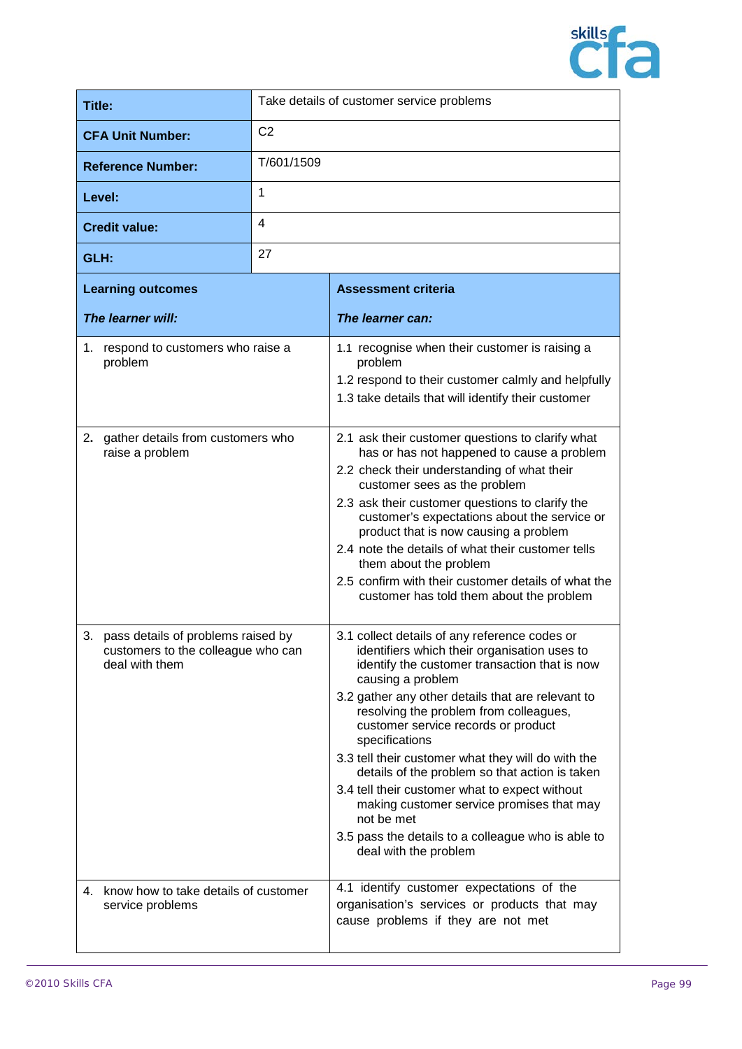| | |
|---|---|
| **Title:** | Take details of customer service problems |
| **CFA Unit Number:** | C2 |
| **Reference Number:** | T/601/1509 |
| **Level:** | 1 |
| **Credit value:** | 4 |
| **GLH:** | 27 |

| **Learning outcomes**<br><br>***The learner will:*** | **Assessment criteria**<br><br>***The learner can:*** |
|---|---|
| 1. respond to customers who raise a problem | 1.1 recognise when their customer is raising a problem<br>1.2 respond to their customer calmly and helpfully<br>1.3 take details that will identify their customer |
| 2. gather details from customers who raise a problem | 2.1 ask their customer questions to clarify what has or has not happened to cause a problem<br>2.2 check their understanding of what their customer sees as the problem<br>2.3 ask their customer questions to clarify the customer's expectations about the service or product that is now causing a problem<br>2.4 note the details of what their customer tells them about the problem<br>2.5 confirm with their customer details of what the customer has told them about the problem |
| 3. pass details of problems raised by customers to the colleague who can deal with them | 3.1 collect details of any reference codes or identifiers which their organisation uses to identify the customer transaction that is now causing a problem<br>3.2 gather any other details that are relevant to resolving the problem from colleagues, customer service records or product specifications<br>3.3 tell their customer what they will do with the details of the problem so that action is taken<br>3.4 tell their customer what to expect without making customer service promises that may not be met<br>3.5 pass the details to a colleague who is able to deal with the problem |
| 4. know how to take details of customer service problems | 4.1 identify customer expectations of the organisation's services or products that may cause problems if they are not met |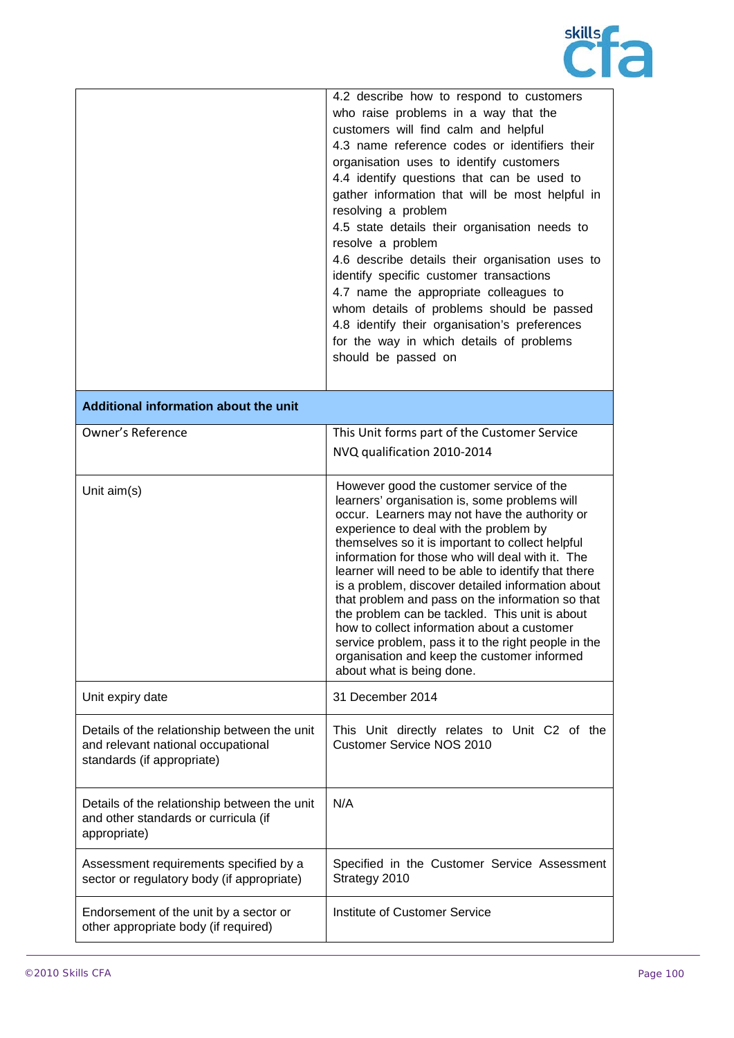| | |
|---|---|
| | 4.2 describe how to respond to customers who raise problems in a way that the customers will find calm and helpful<br>4.3 name reference codes or identifiers their organisation uses to identify customers<br>4.4 identify questions that can be used to gather information that will be most helpful in resolving a problem<br>4.5 state details their organisation needs to resolve a problem<br>4.6 describe details their organisation uses to identify specific customer transactions<br>4.7 name the appropriate colleagues to whom details of problems should be passed<br>4.8 identify their organisation's preferences for the way in which details of problems should be passed on |
| **Additional information about the unit** | |
| Owner's Reference | This Unit forms part of the Customer Service NVQ qualification 2010-2014 |
| Unit aim(s) | However good the customer service of the learners' organisation is, some problems will occur. Learners may not have the authority or experience to deal with the problem by themselves so it is important to collect helpful information for those who will deal with it. The learner will need to be able to identify that there is a problem, discover detailed information about that problem and pass on the information so that the problem can be tackled. This unit is about how to collect information about a customer service problem, pass it to the right people in the organisation and keep the customer informed about what is being done. |
| Unit expiry date | 31 December 2014 |
| Details of the relationship between the unit and relevant national occupational standards (if appropriate) | This Unit directly relates to Unit C2 of the Customer Service NOS 2010 |
| Details of the relationship between the unit and other standards or curricula (if appropriate) | N/A |
| Assessment requirements specified by a sector or regulatory body (if appropriate) | Specified in the Customer Service Assessment Strategy 2010 |
| Endorsement of the unit by a sector or other appropriate body (if required) | Institute of Customer Service |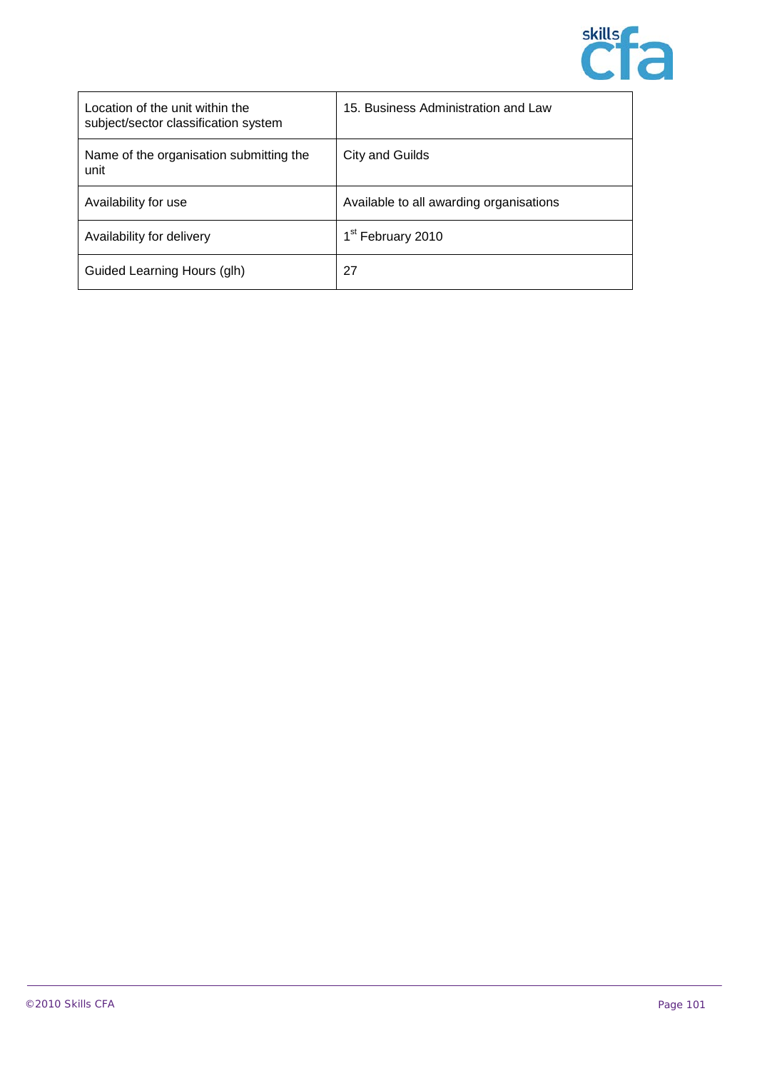| Location of the unit within the subject/sector classification system | 15. Business Administration and Law |
|---|---|
| Name of the organisation submitting the unit | City and Guilds |
| Availability for use | Available to all awarding organisations |
| Availability for delivery | 1st February 2010 |
| Guided Learning Hours (glh) | 27 |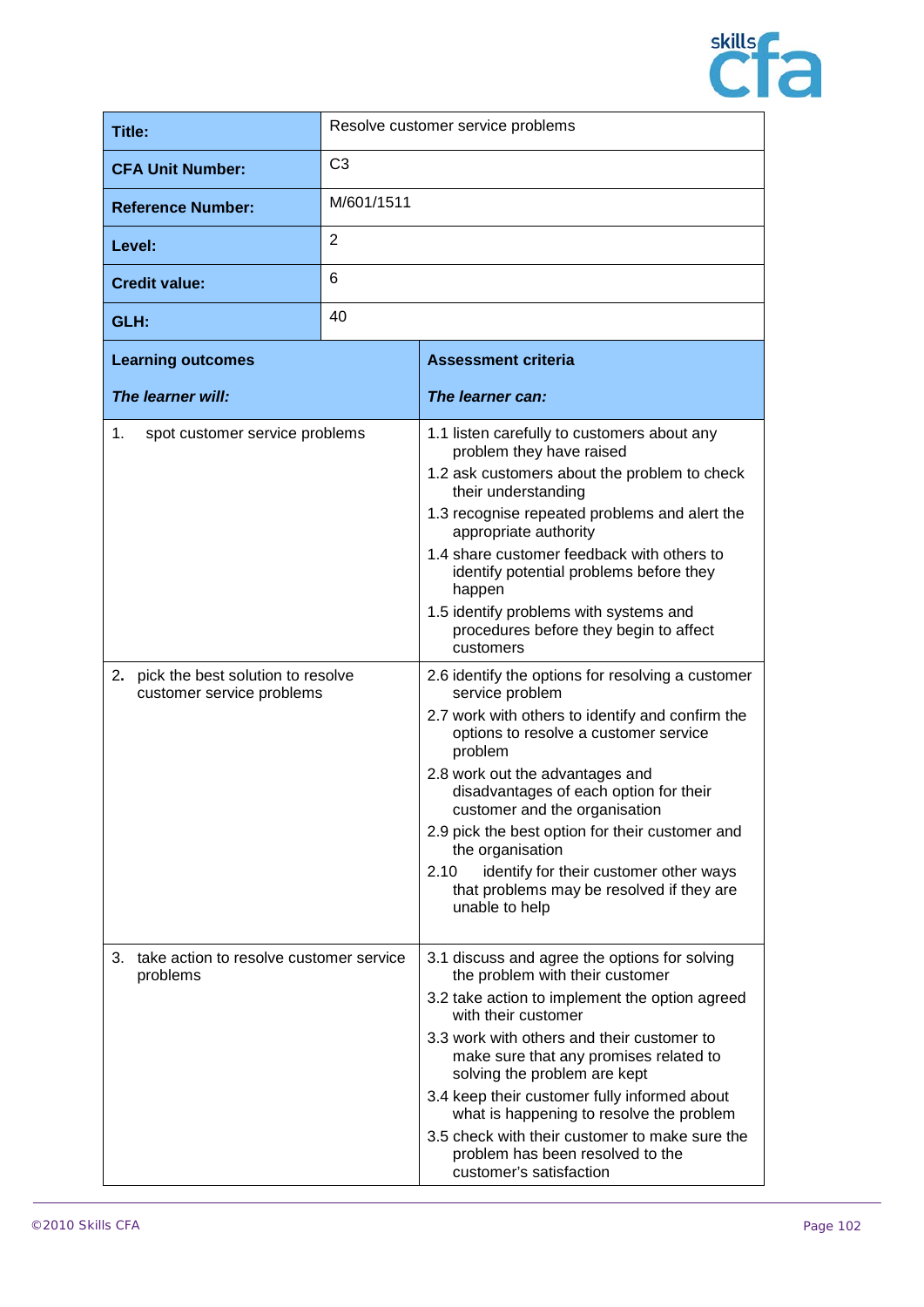| | |
|---|---|
| **Title:** | Resolve customer service problems |
| **CFA Unit Number:** | C3 |
| **Reference Number:** | M/601/1511 |
| **Level:** | 2 |
| **Credit value:** | 6 |
| **GLH:** | 40 |

| **Learning outcomes**<br><br>***The learner will:*** | **Assessment criteria**<br><br>***The learner can:*** |
|---|---|
| 1. spot customer service problems | 1.1 listen carefully to customers about any problem they have raised<br>1.2 ask customers about the problem to check their understanding<br>1.3 recognise repeated problems and alert the appropriate authority<br>1.4 share customer feedback with others to identify potential problems before they happen<br>1.5 identify problems with systems and procedures before they begin to affect customers |
| 2. pick the best solution to resolve customer service problems | 2.6 identify the options for resolving a customer service problem<br>2.7 work with others to identify and confirm the options to resolve a customer service problem<br>2.8 work out the advantages and disadvantages of each option for their customer and the organisation<br>2.9 pick the best option for their customer and the organisation<br>2.10 identify for their customer other ways that problems may be resolved if they are unable to help |
| 3. take action to resolve customer service problems | 3.1 discuss and agree the options for solving the problem with their customer<br>3.2 take action to implement the option agreed with their customer<br>3.3 work with others and their customer to make sure that any promises related to solving the problem are kept<br>3.4 keep their customer fully informed about what is happening to resolve the problem<br>3.5 check with their customer to make sure the problem has been resolved to the customer's satisfaction |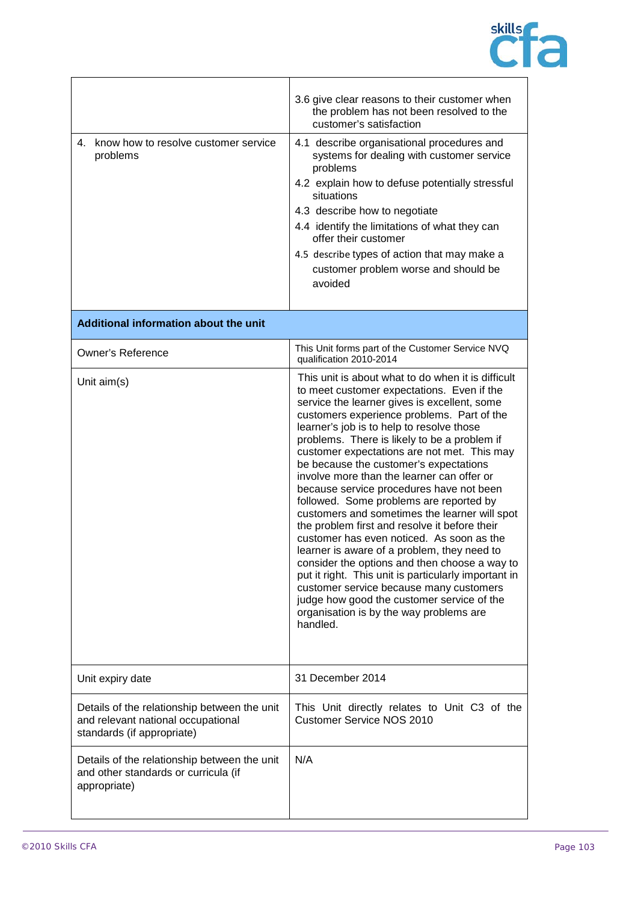| | |
|---|---|
| | 3.6 give clear reasons to their customer when the problem has not been resolved to the customer's satisfaction |
| 4. know how to resolve customer service problems | 4.1 describe organisational procedures and systems for dealing with customer service problems<br>4.2 explain how to defuse potentially stressful situations<br>4.3 describe how to negotiate<br>4.4 identify the limitations of what they can offer their customer<br>4.5 describe types of action that may make a customer problem worse and should be avoided |
| **Additional information about the unit** | |
| Owner's Reference | This Unit forms part of the Customer Service NVQ qualification 2010-2014 |
| Unit aim(s) | This unit is about what to do when it is difficult to meet customer expectations. Even if the service the learner gives is excellent, some customers experience problems. Part of the learner's job is to help to resolve those problems. There is likely to be a problem if customer expectations are not met. This may be because the customer's expectations involve more than the learner can offer or because service procedures have not been followed. Some problems are reported by customers and sometimes the learner will spot the problem first and resolve it before their customer has even noticed. As soon as the learner is aware of a problem, they need to consider the options and then choose a way to put it right. This unit is particularly important in customer service because many customers judge how good the customer service of the organisation is by the way problems are handled. |
| Unit expiry date | 31 December 2014 |
| Details of the relationship between the unit and relevant national occupational standards (if appropriate) | This Unit directly relates to Unit C3 of the Customer Service NOS 2010 |
| Details of the relationship between the unit and other standards or curricula (if appropriate) | N/A |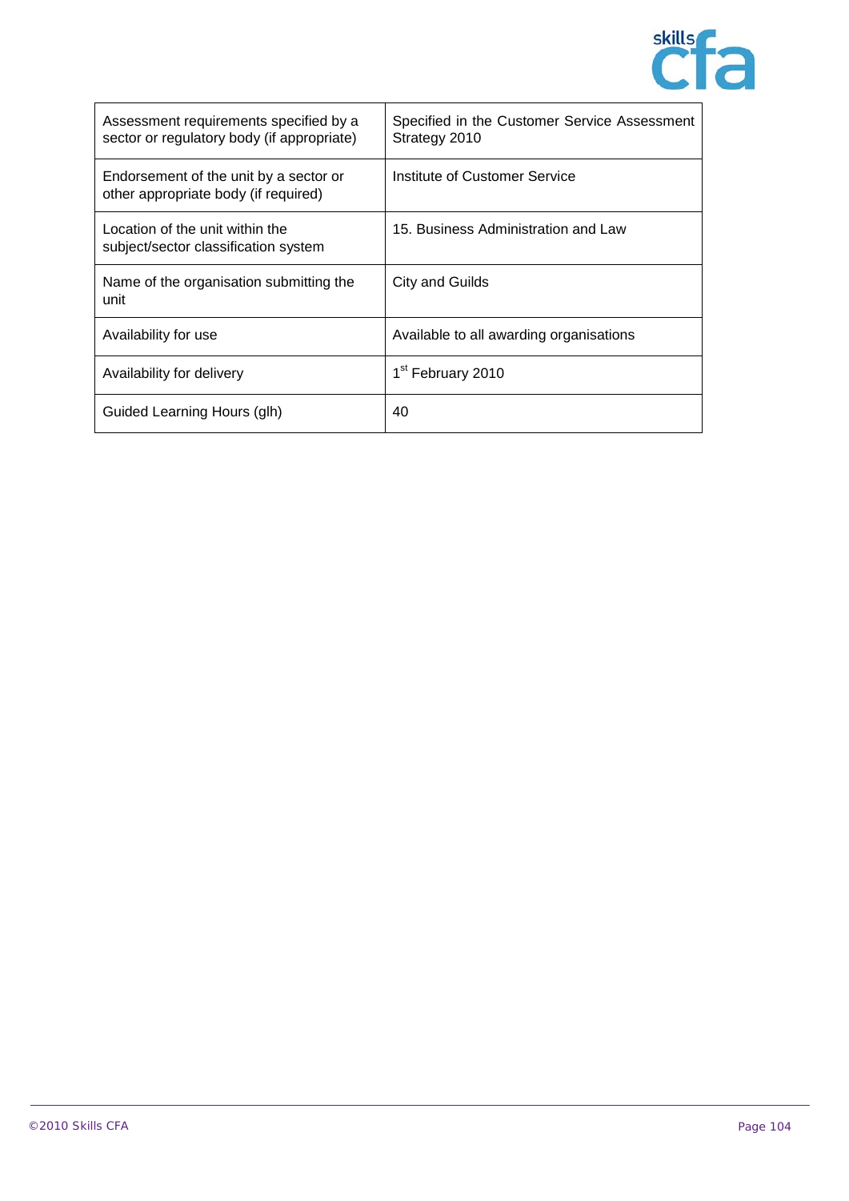| | |
|---|---|
| Assessment requirements specified by a sector or regulatory body (if appropriate) | Specified in the Customer Service Assessment Strategy 2010 |
| Endorsement of the unit by a sector or other appropriate body (if required) | Institute of Customer Service |
| Location of the unit within the subject/sector classification system | 15. Business Administration and Law |
| Name of the organisation submitting the unit | City and Guilds |
| Availability for use | Available to all awarding organisations |
| Availability for delivery | 1st February 2010 |
| Guided Learning Hours (glh) | 40 |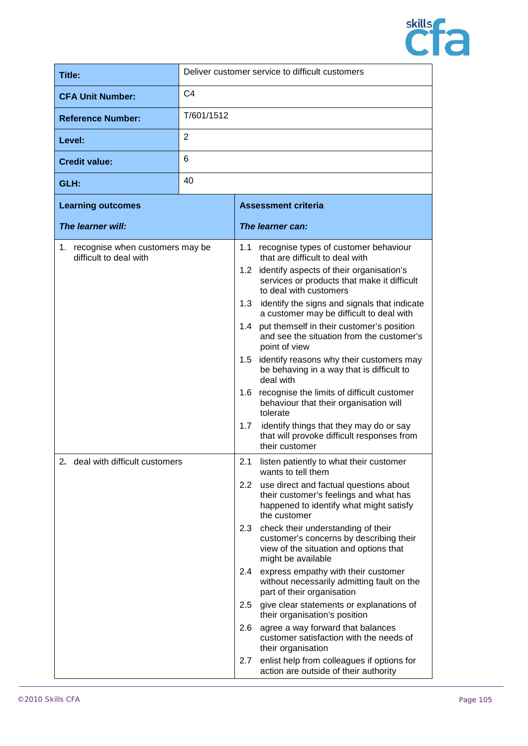| | |
|---|---|
| **Title:** | Deliver customer service to difficult customers |
| **CFA Unit Number:** | C4 |
| **Reference Number:** | T/601/1512 |
| **Level:** | 2 |
| **Credit value:** | 6 |
| **GLH:** | 40 |

| **Learning outcomes**<br><br>***The learner will:*** | **Assessment criteria**<br><br>***The learner can:*** |
|---|---|
| 1. recognise when customers may be difficult to deal with | 1.1 recognise types of customer behaviour that are difficult to deal with<br>1.2 identify aspects of their organisation's services or products that make it difficult to deal with customers<br>1.3 identify the signs and signals that indicate a customer may be difficult to deal with<br>1.4 put themself in their customer's position and see the situation from the customer's point of view<br>1.5 identify reasons why their customers may be behaving in a way that is difficult to deal with<br>1.6 recognise the limits of difficult customer behaviour that their organisation will tolerate<br>1.7 identify things that they may do or say that will provoke difficult responses from their customer |
| 2. deal with difficult customers | 2.1 listen patiently to what their customer wants to tell them<br>2.2 use direct and factual questions about their customer's feelings and what has happened to identify what might satisfy the customer<br>2.3 check their understanding of their customer's concerns by describing their view of the situation and options that might be available<br>2.4 express empathy with their customer without necessarily admitting fault on the part of their organisation<br>2.5 give clear statements or explanations of their organisation's position<br>2.6 agree a way forward that balances customer satisfaction with the needs of their organisation<br>2.7 enlist help from colleagues if options for action are outside of their authority |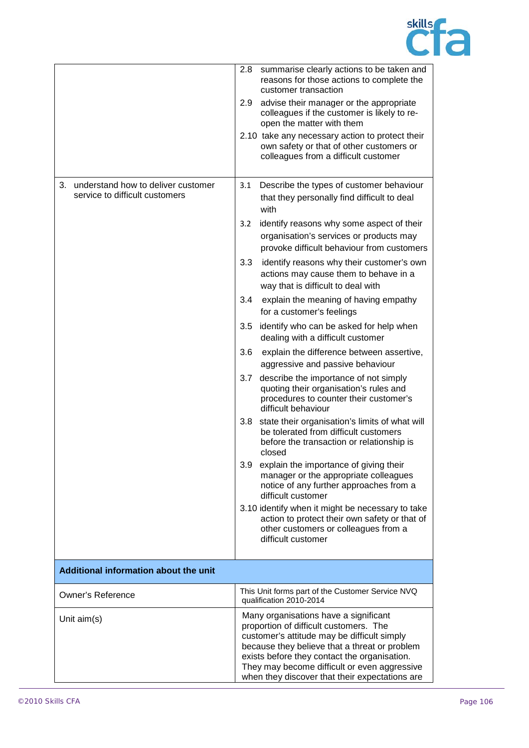| | |
|---|---|
| | 2.8 summarise clearly actions to be taken and reasons for those actions to complete the customer transaction<br>2.9 advise their manager or the appropriate colleagues if the customer is likely to re-open the matter with them<br>2.10 take any necessary action to protect their own safety or that of other customers or colleagues from a difficult customer |
| 3. understand how to deliver customer service to difficult customers | 3.1 Describe the types of customer behaviour that they personally find difficult to deal with<br>3.2 identify reasons why some aspect of their organisation's services or products may provoke difficult behaviour from customers<br>3.3 identify reasons why their customer's own actions may cause them to behave in a way that is difficult to deal with<br>3.4 explain the meaning of having empathy for a customer's feelings<br>3.5 identify who can be asked for help when dealing with a difficult customer<br>3.6 explain the difference between assertive, aggressive and passive behaviour<br>3.7 describe the importance of not simply quoting their organisation's rules and procedures to counter their customer's difficult behaviour<br>3.8 state their organisation's limits of what will be tolerated from difficult customers before the transaction or relationship is closed<br>3.9 explain the importance of giving their manager or the appropriate colleagues notice of any further approaches from a difficult customer<br>3.10 identify when it might be necessary to take action to protect their own safety or that of other customers or colleagues from a difficult customer |
| **Additional information about the unit** | |
| Owner's Reference | This Unit forms part of the Customer Service NVQ qualification 2010-2014 |
| Unit aim(s) | Many organisations have a significant proportion of difficult customers. The customer's attitude may be difficult simply because they believe that a threat or problem exists before they contact the organisation. They may become difficult or even aggressive when they discover that their expectations are |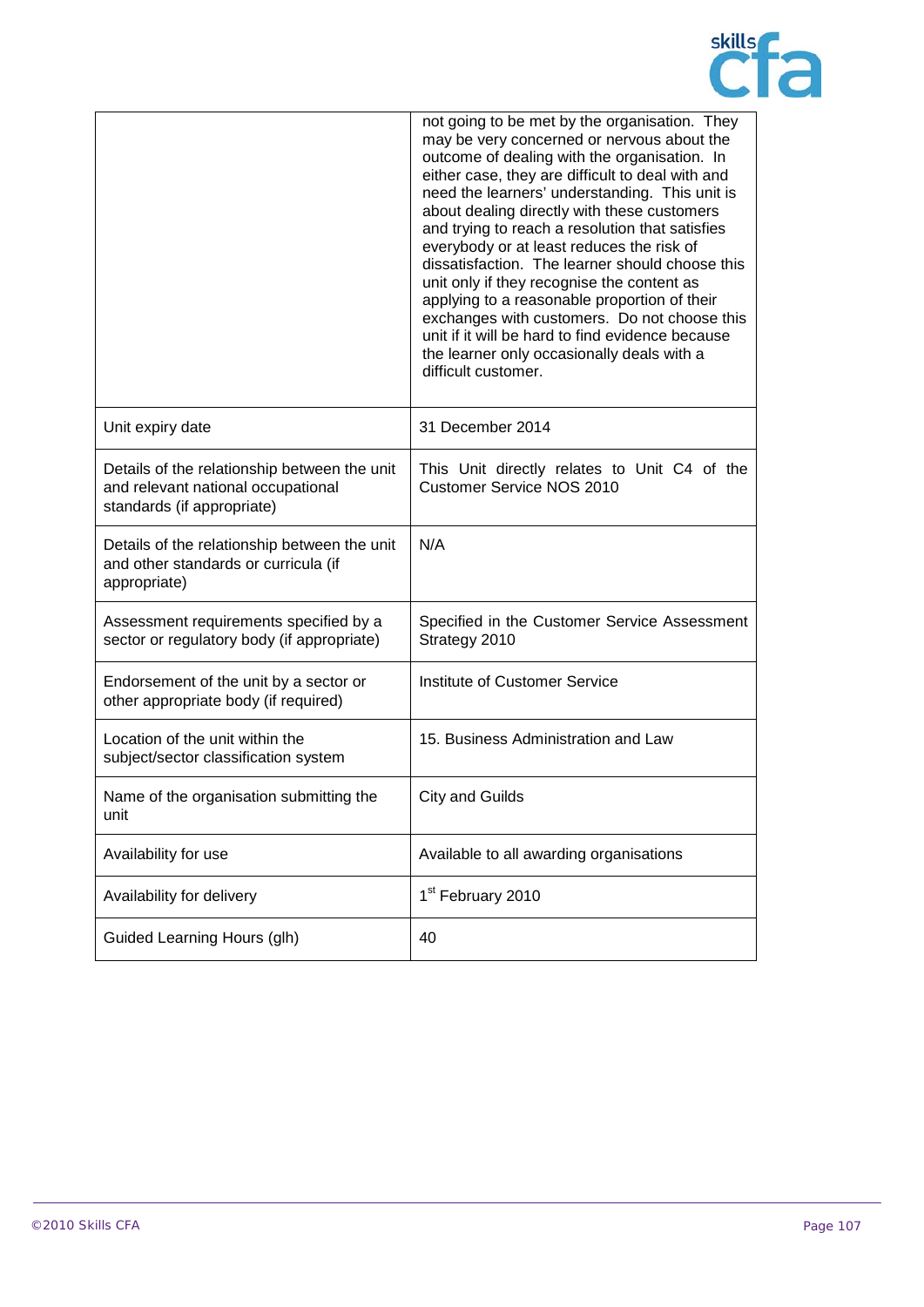| | |
|---|---|
| | not going to be met by the organisation. They may be very concerned or nervous about the outcome of dealing with the organisation. In either case, they are difficult to deal with and need the learners' understanding. This unit is about dealing directly with these customers and trying to reach a resolution that satisfies everybody or at least reduces the risk of dissatisfaction. The learner should choose this unit only if they recognise the content as applying to a reasonable proportion of their exchanges with customers. Do not choose this unit if it will be hard to find evidence because the learner only occasionally deals with a difficult customer. |
| Unit expiry date | 31 December 2014 |
| Details of the relationship between the unit and relevant national occupational standards (if appropriate) | This Unit directly relates to Unit C4 of the Customer Service NOS 2010 |
| Details of the relationship between the unit and other standards or curricula (if appropriate) | N/A |
| Assessment requirements specified by a sector or regulatory body (if appropriate) | Specified in the Customer Service Assessment Strategy 2010 |
| Endorsement of the unit by a sector or other appropriate body (if required) | Institute of Customer Service |
| Location of the unit within the subject/sector classification system | 15. Business Administration and Law |
| Name of the organisation submitting the unit | City and Guilds |
| Availability for use | Available to all awarding organisations |
| Availability for delivery | 1st February 2010 |
| Guided Learning Hours (glh) | 40 |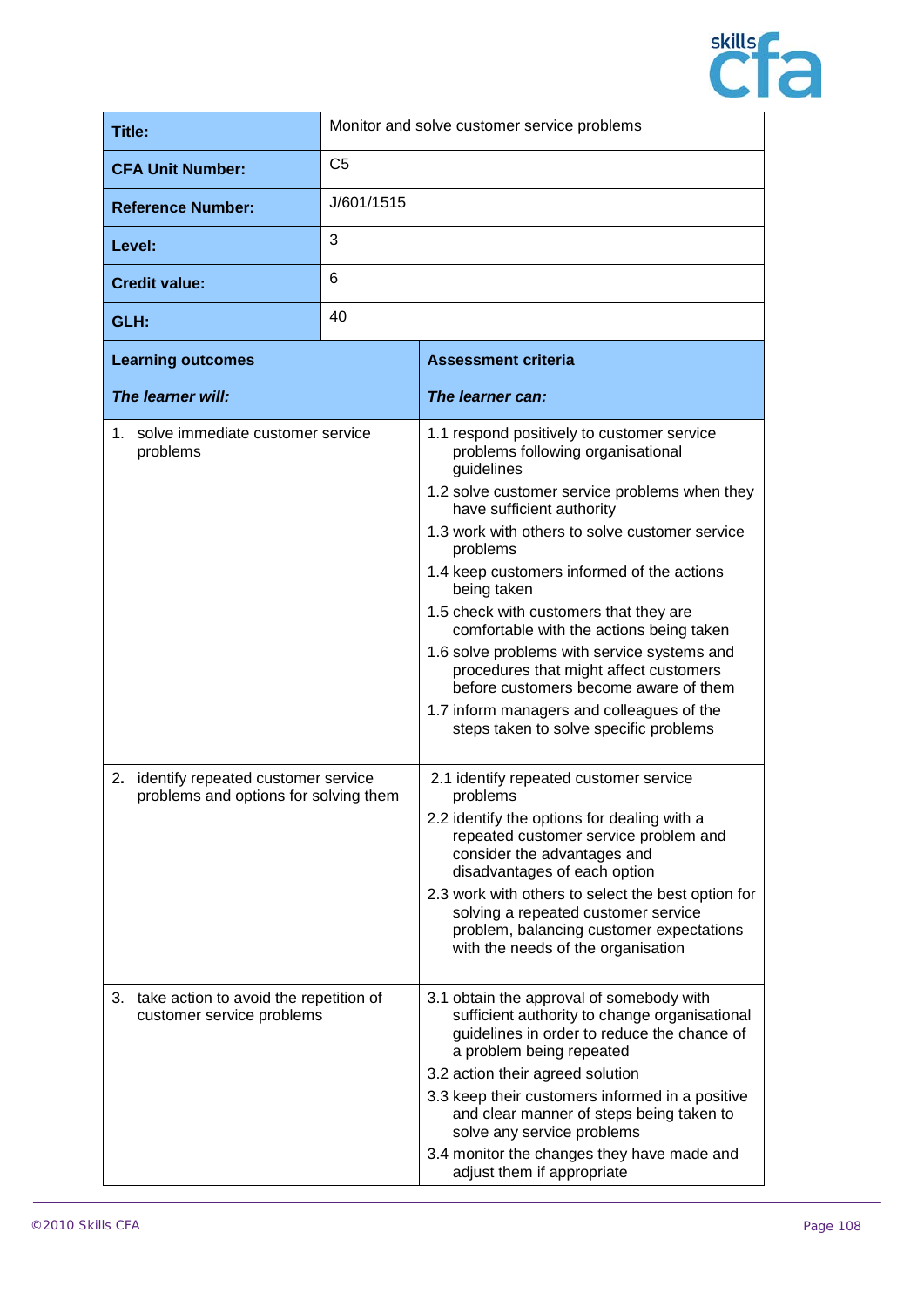| | |
|---|---|
| **Title:** | Monitor and solve customer service problems |
| **CFA Unit Number:** | C5 |
| **Reference Number:** | J/601/1515 |
| **Level:** | 3 |
| **Credit value:** | 6 |
| **GLH:** | 40 |

| **Learning outcomes**<br><br>***The learner will:*** | **Assessment criteria**<br><br>***The learner can:*** |
|---|---|
| 1. solve immediate customer service problems | 1.1 respond positively to customer service problems following organisational guidelines<br>1.2 solve customer service problems when they have sufficient authority<br>1.3 work with others to solve customer service problems<br>1.4 keep customers informed of the actions being taken<br>1.5 check with customers that they are comfortable with the actions being taken<br>1.6 solve problems with service systems and procedures that might affect customers before customers become aware of them<br>1.7 inform managers and colleagues of the steps taken to solve specific problems |
| 2. identify repeated customer service problems and options for solving them | 2.1 identify repeated customer service problems<br>2.2 identify the options for dealing with a repeated customer service problem and consider the advantages and disadvantages of each option<br>2.3 work with others to select the best option for solving a repeated customer service problem, balancing customer expectations with the needs of the organisation |
| 3. take action to avoid the repetition of customer service problems | 3.1 obtain the approval of somebody with sufficient authority to change organisational guidelines in order to reduce the chance of a problem being repeated<br>3.2 action their agreed solution<br>3.3 keep their customers informed in a positive and clear manner of steps being taken to solve any service problems<br>3.4 monitor the changes they have made and adjust them if appropriate |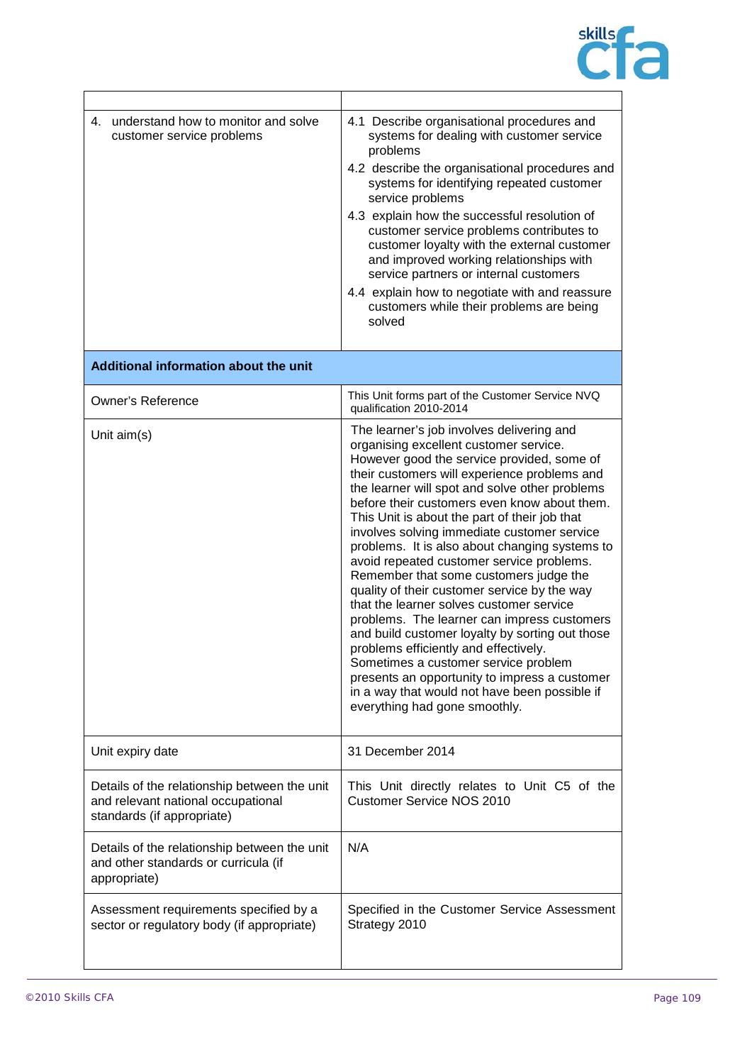| | |
|---|---|
| 4. understand how to monitor and solve customer service problems | 4.1 Describe organisational procedures and systems for dealing with customer service problems<br>4.2 describe the organisational procedures and systems for identifying repeated customer service problems<br>4.3 explain how the successful resolution of customer service problems contributes to customer loyalty with the external customer and improved working relationships with service partners or internal customers<br>4.4 explain how to negotiate with and reassure customers while their problems are being solved |
| **Additional information about the unit** | |
| Owner's Reference | This Unit forms part of the Customer Service NVQ qualification 2010-2014 |
| Unit aim(s) | The learner's job involves delivering and organising excellent customer service. However good the service provided, some of their customers will experience problems and the learner will spot and solve other problems before their customers even know about them. This Unit is about the part of their job that involves solving immediate customer service problems. It is also about changing systems to avoid repeated customer service problems. Remember that some customers judge the quality of their customer service by the way that the learner solves customer service problems. The learner can impress customers and build customer loyalty by sorting out those problems efficiently and effectively. Sometimes a customer service problem presents an opportunity to impress a customer in a way that would not have been possible if everything had gone smoothly. |
| Unit expiry date | 31 December 2014 |
| Details of the relationship between the unit and relevant national occupational standards (if appropriate) | This Unit directly relates to Unit C5 of the Customer Service NOS 2010 |
| Details of the relationship between the unit and other standards or curricula (if appropriate) | N/A |
| Assessment requirements specified by a sector or regulatory body (if appropriate) | Specified in the Customer Service Assessment Strategy 2010 |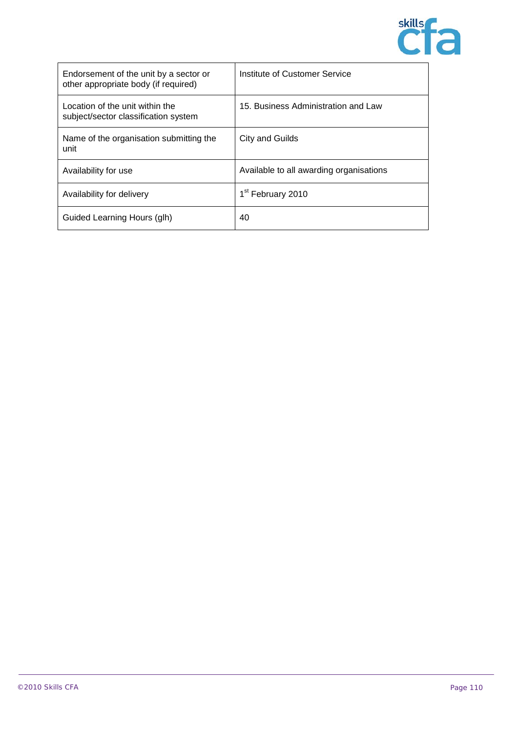| Endorsement of the unit by a sector or other appropriate body (if required) | Institute of Customer Service |
|---|---|
| Location of the unit within the subject/sector classification system | 15. Business Administration and Law |
| Name of the organisation submitting the unit | City and Guilds |
| Availability for use | Available to all awarding organisations |
| Availability for delivery | 1st February 2010 |
| Guided Learning Hours (glh) | 40 |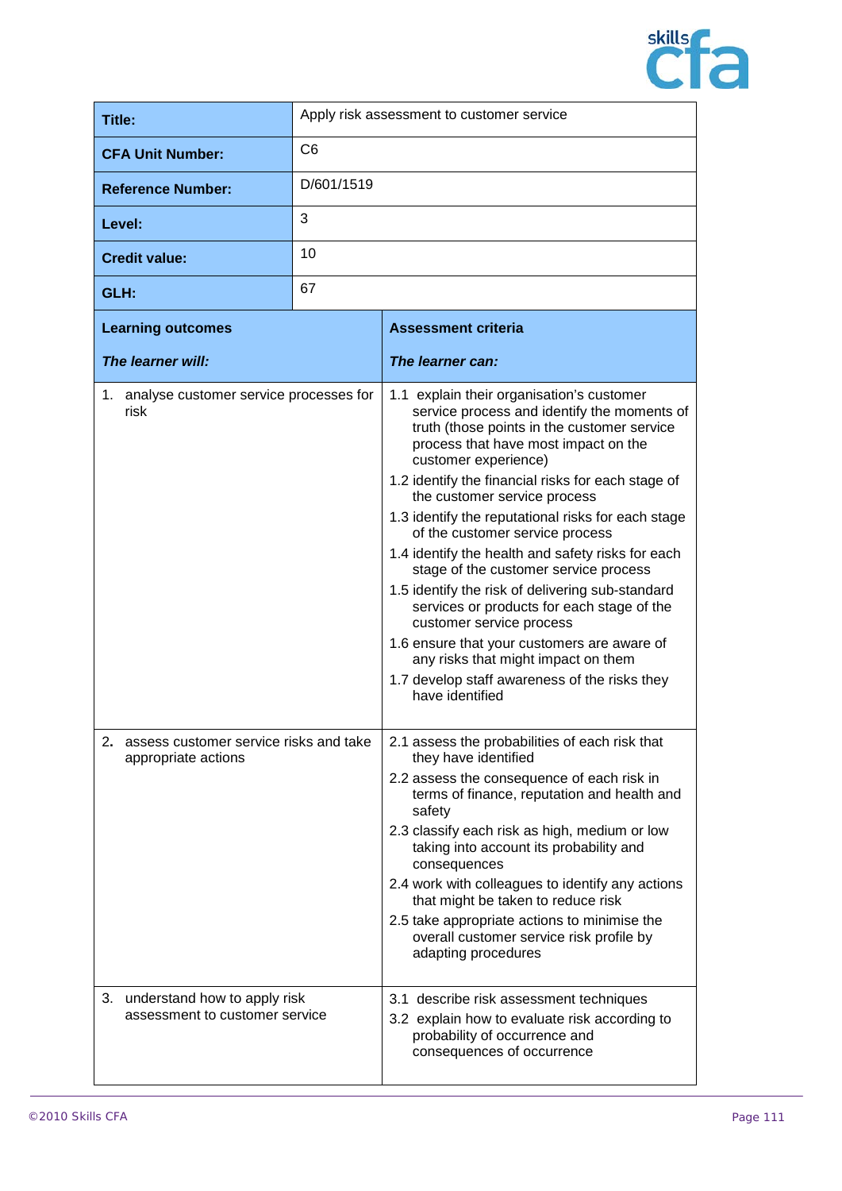| Title: | Apply risk assessment to customer service |
|---|---|
| **CFA Unit Number:** | C6 |
| **Reference Number:** | D/601/1519 |
| **Level:** | 3 |
| **Credit value:** | 10 |
| **GLH:** | 67 |

| **Learning outcomes**<br><br>***The learner will:*** | **Assessment criteria**<br><br>***The learner can:*** |
|---|---|
| 1. analyse customer service processes for risk | 1.1 explain their organisation's customer service process and identify the moments of truth (those points in the customer service process that have most impact on the customer experience)<br>1.2 identify the financial risks for each stage of the customer service process<br>1.3 identify the reputational risks for each stage of the customer service process<br>1.4 identify the health and safety risks for each stage of the customer service process<br>1.5 identify the risk of delivering sub-standard services or products for each stage of the customer service process<br>1.6 ensure that your customers are aware of any risks that might impact on them<br>1.7 develop staff awareness of the risks they have identified |
| 2. assess customer service risks and take appropriate actions | 2.1 assess the probabilities of each risk that they have identified<br>2.2 assess the consequence of each risk in terms of finance, reputation and health and safety<br>2.3 classify each risk as high, medium or low taking into account its probability and consequences<br>2.4 work with colleagues to identify any actions that might be taken to reduce risk<br>2.5 take appropriate actions to minimise the overall customer service risk profile by adapting procedures |
| 3. understand how to apply risk assessment to customer service | 3.1 describe risk assessment techniques<br>3.2 explain how to evaluate risk according to probability of occurrence and consequences of occurrence |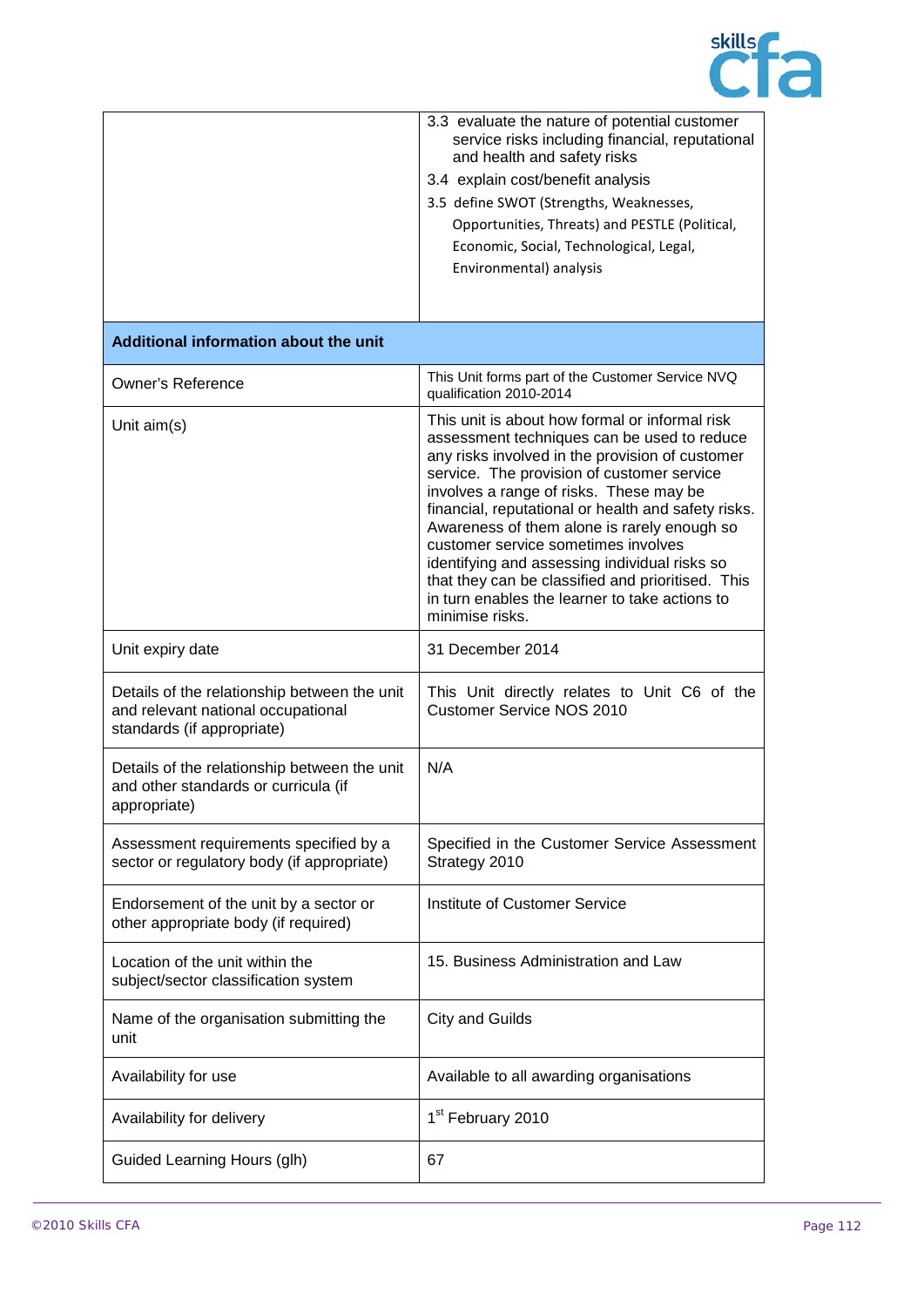| | |
|---|---|
| | 3.3 evaluate the nature of potential customer service risks including financial, reputational and health and safety risks<br>3.4 explain cost/benefit analysis<br>3.5 define SWOT (Strengths, Weaknesses, Opportunities, Threats) and PESTLE (Political, Economic, Social, Technological, Legal, Environmental) analysis |
| **Additional information about the unit** | |
| Owner's Reference | This Unit forms part of the Customer Service NVQ qualification 2010-2014 |
| Unit aim(s) | This unit is about how formal or informal risk assessment techniques can be used to reduce any risks involved in the provision of customer service. The provision of customer service involves a range of risks. These may be financial, reputational or health and safety risks. Awareness of them alone is rarely enough so customer service sometimes involves identifying and assessing individual risks so that they can be classified and prioritised. This in turn enables the learner to take actions to minimise risks. |
| Unit expiry date | 31 December 2014 |
| Details of the relationship between the unit and relevant national occupational standards (if appropriate) | This Unit directly relates to Unit C6 of the Customer Service NOS 2010 |
| Details of the relationship between the unit and other standards or curricula (if appropriate) | N/A |
| Assessment requirements specified by a sector or regulatory body (if appropriate) | Specified in the Customer Service Assessment Strategy 2010 |
| Endorsement of the unit by a sector or other appropriate body (if required) | Institute of Customer Service |
| Location of the unit within the subject/sector classification system | 15. Business Administration and Law |
| Name of the organisation submitting the unit | City and Guilds |
| Availability for use | Available to all awarding organisations |
| Availability for delivery | 1st February 2010 |
| Guided Learning Hours (glh) | 67 |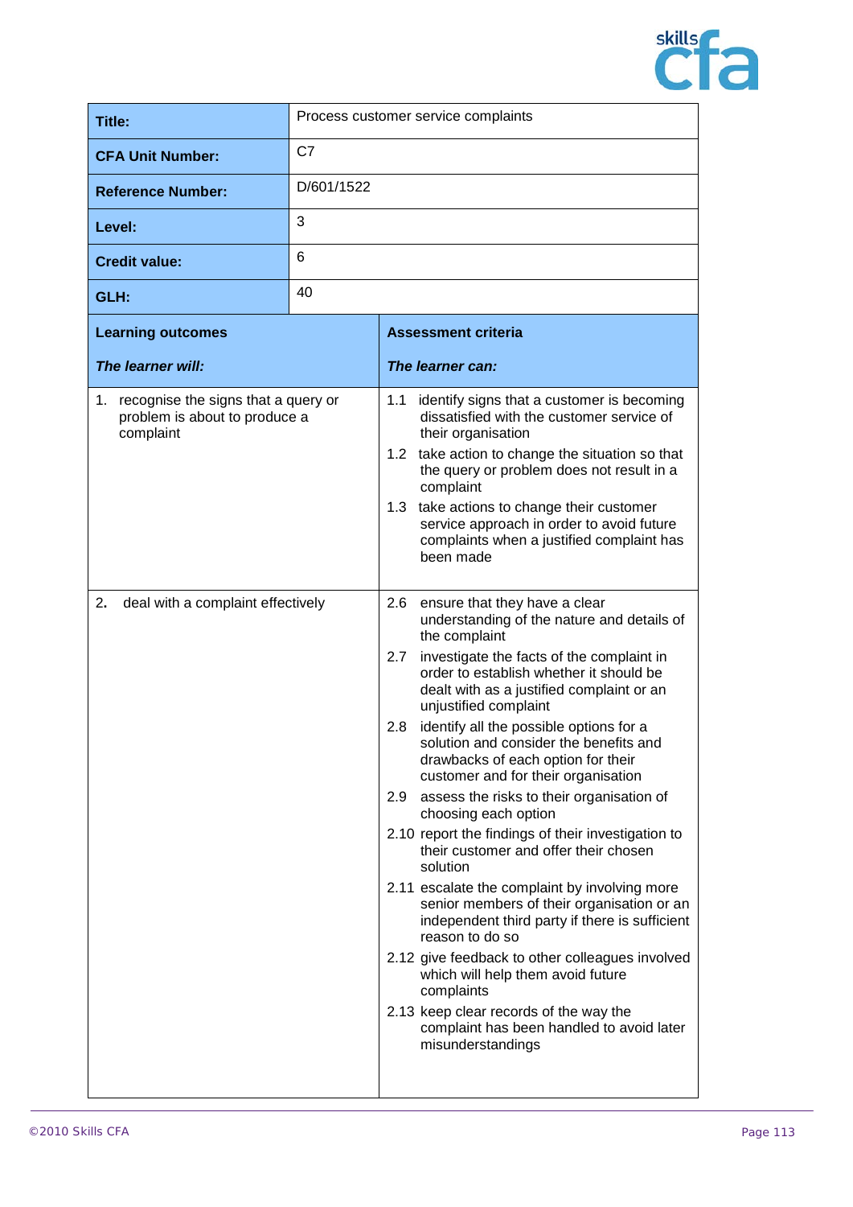| Title: | Process customer service complaints |
|---|---|
| **CFA Unit Number:** | C7 |
| **Reference Number:** | D/601/1522 |
| **Level:** | 3 |
| **Credit value:** | 6 |
| **GLH:** | 40 |

| **Learning outcomes**<br>***The learner will:*** | **Assessment criteria**<br>***The learner can:*** |
|---|---|
| 1. recognise the signs that a query or problem is about to produce a complaint | 1.1 identify signs that a customer is becoming dissatisfied with the customer service of their organisation<br>1.2 take action to change the situation so that the query or problem does not result in a complaint<br>1.3 take actions to change their customer service approach in order to avoid future complaints when a justified complaint has been made |
| 2. deal with a complaint effectively | 2.6 ensure that they have a clear understanding of the nature and details of the complaint<br>2.7 investigate the facts of the complaint in order to establish whether it should be dealt with as a justified complaint or an unjustified complaint<br>2.8 identify all the possible options for a solution and consider the benefits and drawbacks of each option for their customer and for their organisation<br>2.9 assess the risks to their organisation of choosing each option<br>2.10 report the findings of their investigation to their customer and offer their chosen solution<br>2.11 escalate the complaint by involving more senior members of their organisation or an independent third party if there is sufficient reason to do so<br>2.12 give feedback to other colleagues involved which will help them avoid future complaints<br>2.13 keep clear records of the way the complaint has been handled to avoid later misunderstandings |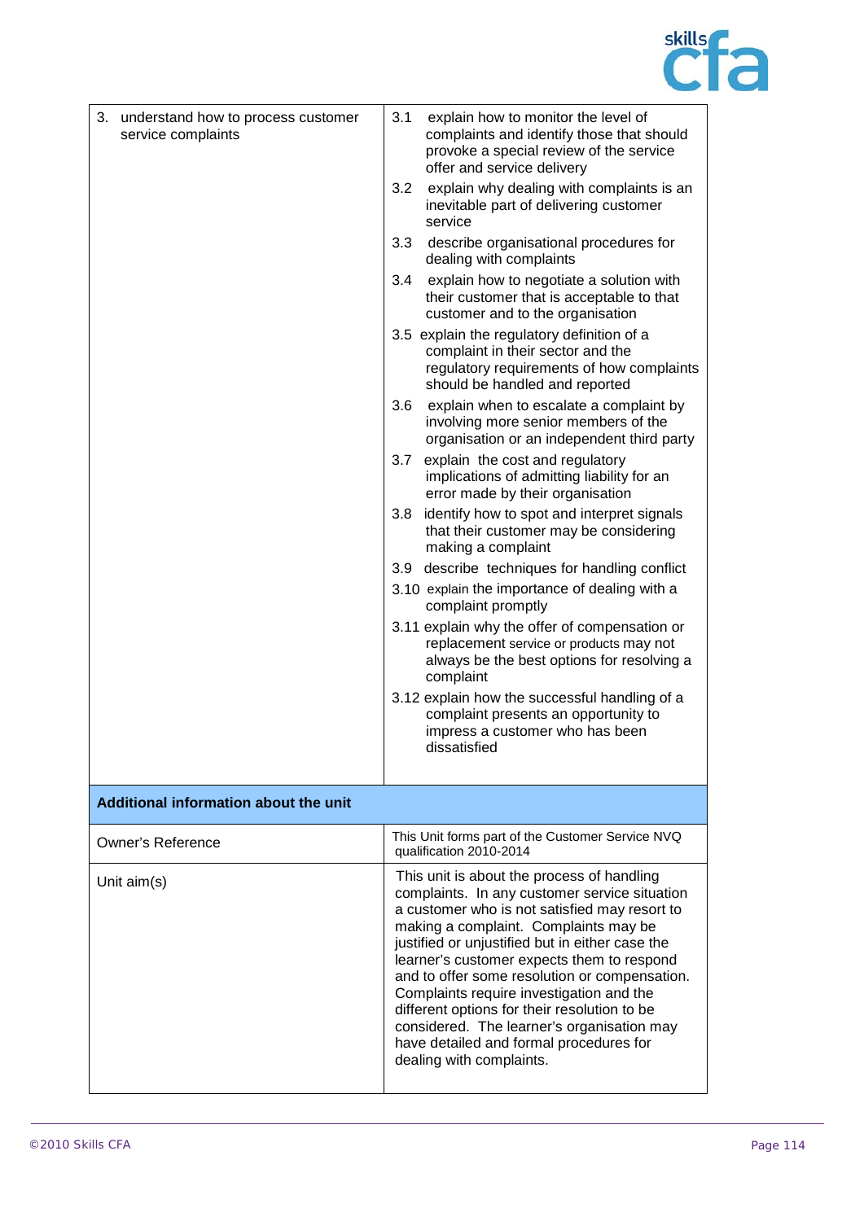| | |
|---|---|
| 3. understand how to process customer service complaints | 3.1 explain how to monitor the level of complaints and identify those that should provoke a special review of the service offer and service delivery<br>3.2 explain why dealing with complaints is an inevitable part of delivering customer service<br>3.3 describe organisational procedures for dealing with complaints<br>3.4 explain how to negotiate a solution with their customer that is acceptable to that customer and to the organisation<br>3.5 explain the regulatory definition of a complaint in their sector and the regulatory requirements of how complaints should be handled and reported<br>3.6 explain when to escalate a complaint by involving more senior members of the organisation or an independent third party<br>3.7 explain the cost and regulatory implications of admitting liability for an error made by their organisation<br>3.8 identify how to spot and interpret signals that their customer may be considering making a complaint<br>3.9 describe techniques for handling conflict<br>3.10 explain the importance of dealing with a complaint promptly<br>3.11 explain why the offer of compensation or replacement service or products may not always be the best options for resolving a complaint<br>3.12 explain how the successful handling of a complaint presents an opportunity to impress a customer who has been dissatisfied |
| **Additional information about the unit** | |
| Owner's Reference | This Unit forms part of the Customer Service NVQ qualification 2010-2014 |
| Unit aim(s) | This unit is about the process of handling complaints. In any customer service situation a customer who is not satisfied may resort to making a complaint. Complaints may be justified or unjustified but in either case the learner's customer expects them to respond and to offer some resolution or compensation. Complaints require investigation and the different options for their resolution to be considered. The learner's organisation may have detailed and formal procedures for dealing with complaints. |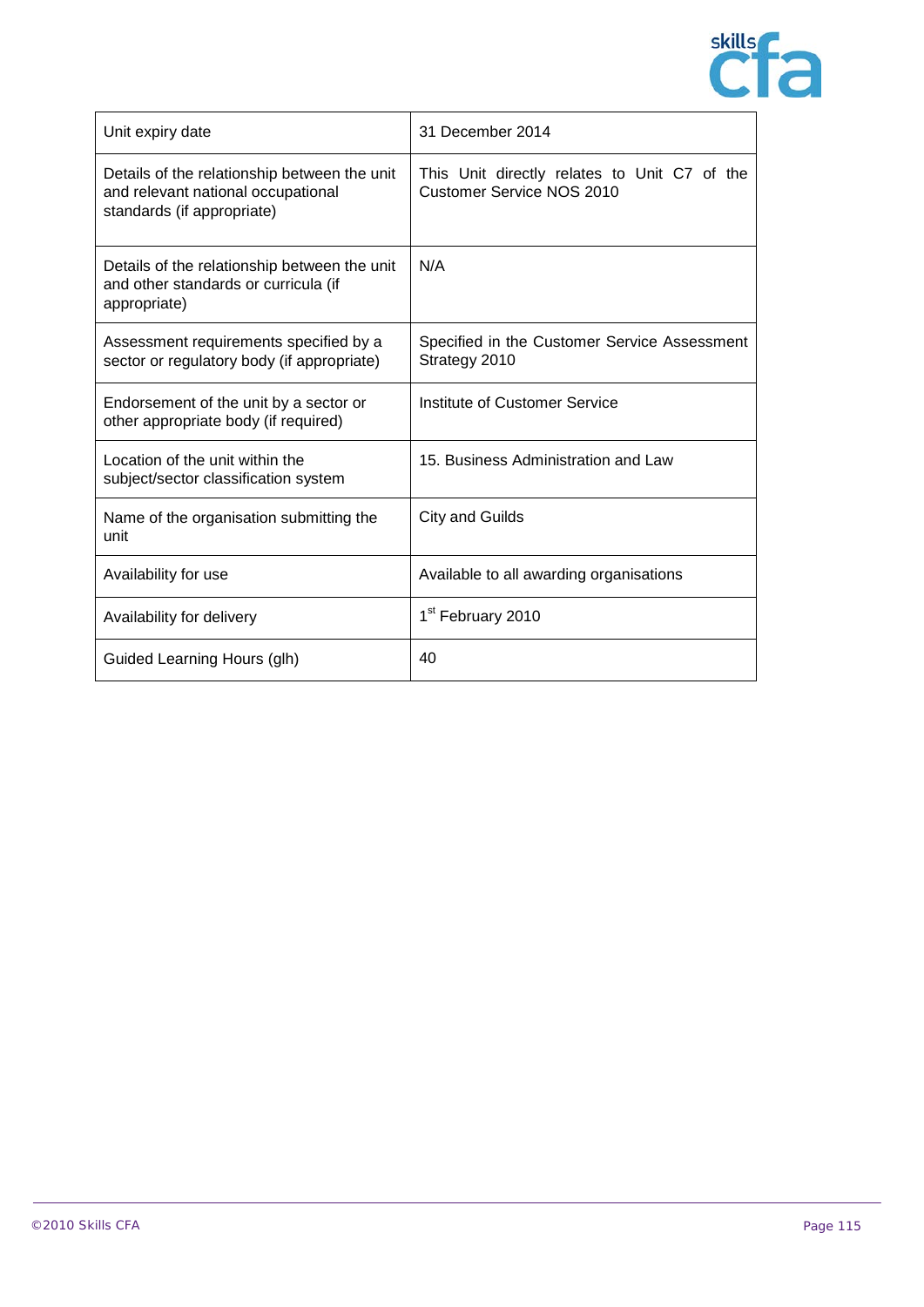| | |
|---|---|
| Unit expiry date | 31 December 2014 |
| Details of the relationship between the unit and relevant national occupational standards (if appropriate) | This Unit directly relates to Unit C7 of the Customer Service NOS 2010 |
| Details of the relationship between the unit and other standards or curricula (if appropriate) | N/A |
| Assessment requirements specified by a sector or regulatory body (if appropriate) | Specified in the Customer Service Assessment Strategy 2010 |
| Endorsement of the unit by a sector or other appropriate body (if required) | Institute of Customer Service |
| Location of the unit within the subject/sector classification system | 15. Business Administration and Law |
| Name of the organisation submitting the unit | City and Guilds |
| Availability for use | Available to all awarding organisations |
| Availability for delivery | 1st February 2010 |
| Guided Learning Hours (glh) | 40 |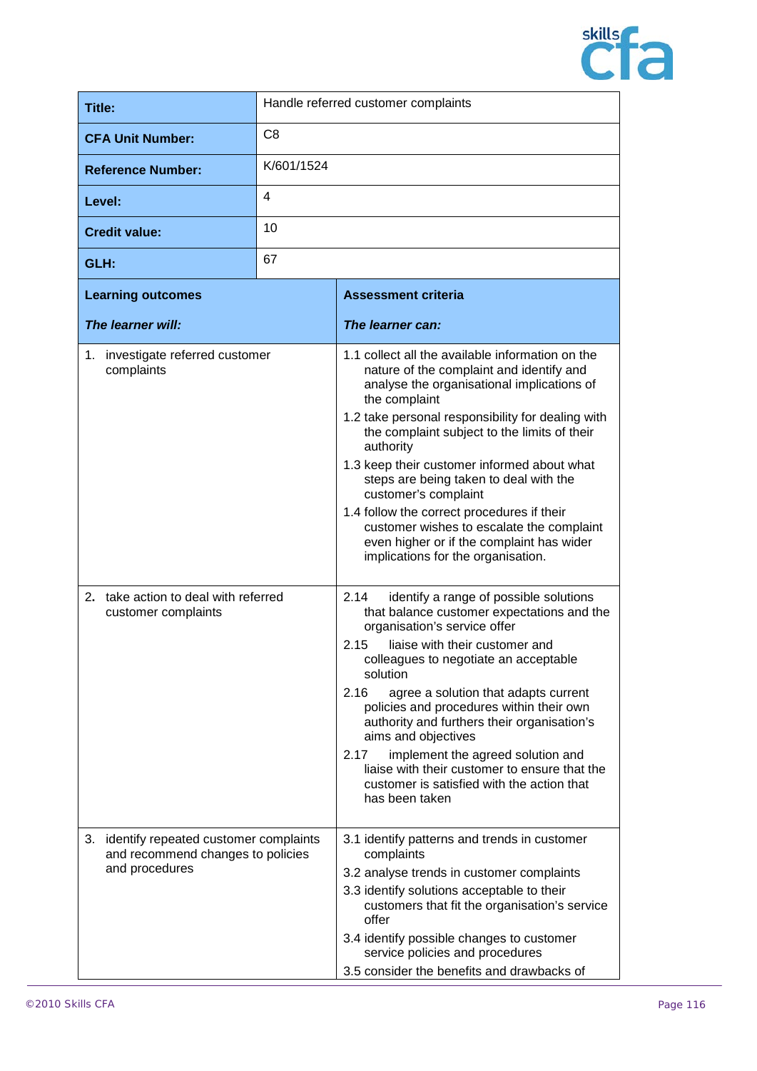| | |
|---|---|
| **Title:** | Handle referred customer complaints |
| **CFA Unit Number:** | C8 |
| **Reference Number:** | K/601/1524 |
| **Level:** | 4 |
| **Credit value:** | 10 |
| **GLH:** | 67 |

| **Learning outcomes** *The learner will:* | **Assessment criteria** *The learner can:* |
|---|---|
| 1. investigate referred customer complaints | 1.1 collect all the available information on the nature of the complaint and identify and analyse the organisational implications of the complaint<br>1.2 take personal responsibility for dealing with the complaint subject to the limits of their authority<br>1.3 keep their customer informed about what steps are being taken to deal with the customer's complaint<br>1.4 follow the correct procedures if their customer wishes to escalate the complaint even higher or if the complaint has wider implications for the organisation. |
| 2. take action to deal with referred customer complaints | 2.14 identify a range of possible solutions that balance customer expectations and the organisation's service offer<br>2.15 liaise with their customer and colleagues to negotiate an acceptable solution<br>2.16 agree a solution that adapts current policies and procedures within their own authority and furthers their organisation's aims and objectives<br>2.17 implement the agreed solution and liaise with their customer to ensure that the customer is satisfied with the action that has been taken |
| 3. identify repeated customer complaints and recommend changes to policies and procedures | 3.1 identify patterns and trends in customer complaints<br>3.2 analyse trends in customer complaints<br>3.3 identify solutions acceptable to their customers that fit the organisation's service offer<br>3.4 identify possible changes to customer service policies and procedures<br>3.5 consider the benefits and drawbacks of |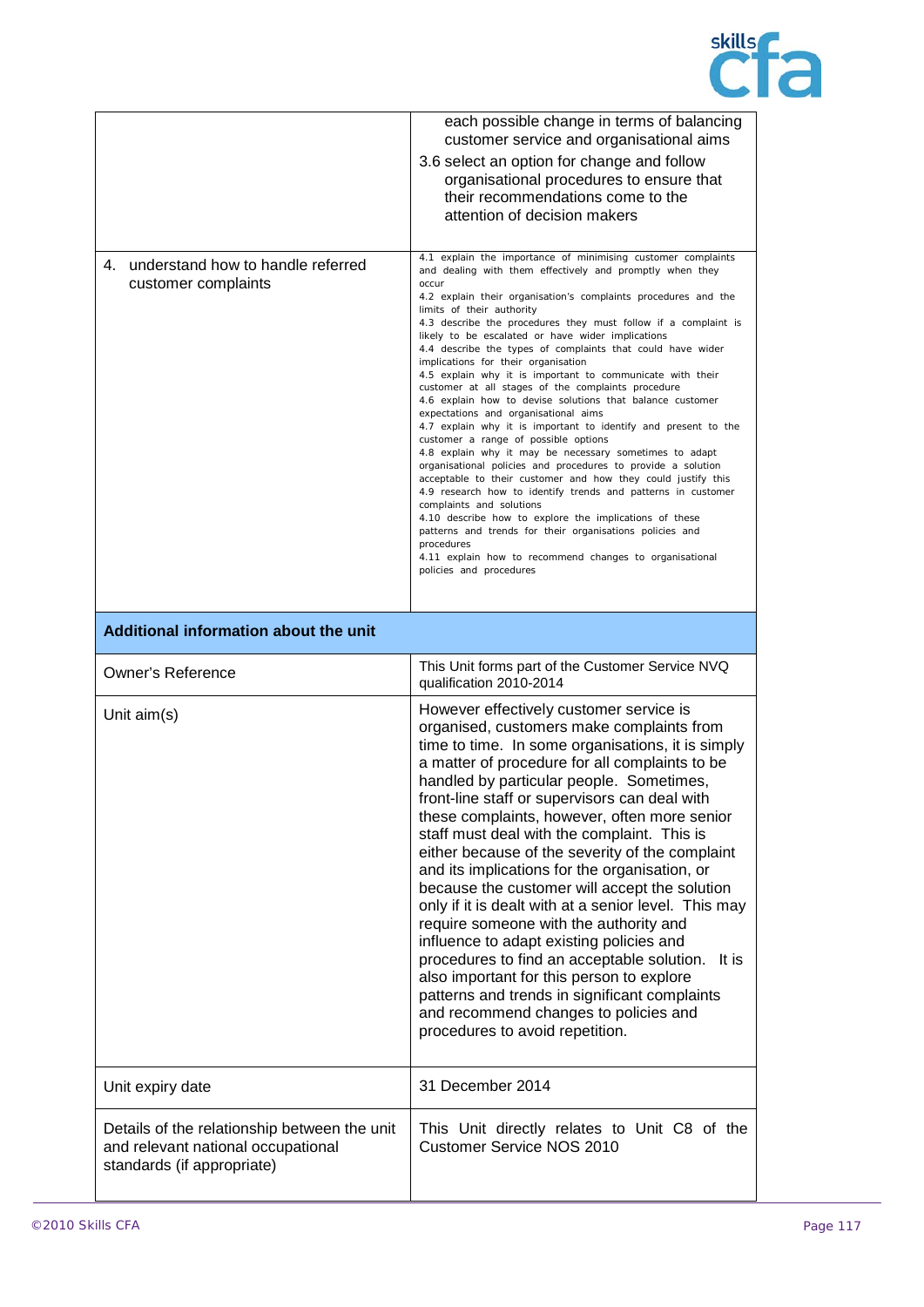| | |
|---|---|
| | each possible change in terms of balancing customer service and organisational aims<br>3.6 select an option for change and follow organisational procedures to ensure that their recommendations come to the attention of decision makers |
| 4. understand how to handle referred customer complaints | 4.1 explain the importance of minimising customer complaints and dealing with them effectively and promptly when they occur<br>4.2 explain their organisation's complaints procedures and the limits of their authority<br>4.3 describe the procedures they must follow if a complaint is likely to be escalated or have wider implications<br>4.4 describe the types of complaints that could have wider implications for their organisation<br>4.5 explain why it is important to communicate with their customer at all stages of the complaints procedure<br>4.6 explain how to devise solutions that balance customer expectations and organisational aims<br>4.7 explain why it is important to identify and present to the customer a range of possible options<br>4.8 explain why it may be necessary sometimes to adapt organisational policies and procedures to provide a solution acceptable to their customer and how they could justify this<br>4.9 research how to identify trends and patterns in customer complaints and solutions<br>4.10 describe how to explore the implications of these patterns and trends for their organisations policies and procedures<br>4.11 explain how to recommend changes to organisational policies and procedures |
| **Additional information about the unit** | |
| Owner's Reference | This Unit forms part of the Customer Service NVQ qualification 2010-2014 |
| Unit aim(s) | However effectively customer service is organised, customers make complaints from time to time. In some organisations, it is simply a matter of procedure for all complaints to be handled by particular people. Sometimes, front-line staff or supervisors can deal with these complaints, however, often more senior staff must deal with the complaint. This is either because of the severity of the complaint and its implications for the organisation, or because the customer will accept the solution only if it is dealt with at a senior level. This may require someone with the authority and influence to adapt existing policies and procedures to find an acceptable solution. It is also important for this person to explore patterns and trends in significant complaints and recommend changes to policies and procedures to avoid repetition. |
| Unit expiry date | 31 December 2014 |
| Details of the relationship between the unit and relevant national occupational standards (if appropriate) | This Unit directly relates to Unit C8 of the Customer Service NOS 2010 |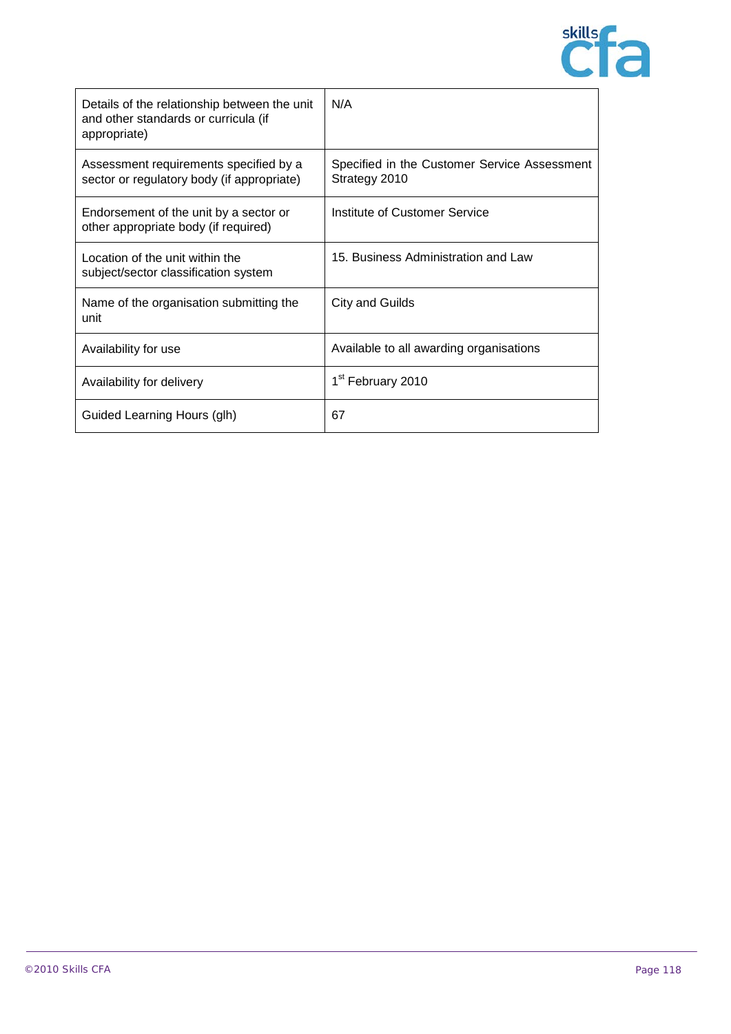| | |
|---|---|
| Details of the relationship between the unit and other standards or curricula (if appropriate) | N/A |
| Assessment requirements specified by a sector or regulatory body (if appropriate) | Specified in the Customer Service Assessment Strategy 2010 |
| Endorsement of the unit by a sector or other appropriate body (if required) | Institute of Customer Service |
| Location of the unit within the subject/sector classification system | 15. Business Administration and Law |
| Name of the organisation submitting the unit | City and Guilds |
| Availability for use | Available to all awarding organisations |
| Availability for delivery | 1st February 2010 |
| Guided Learning Hours (glh) | 67 |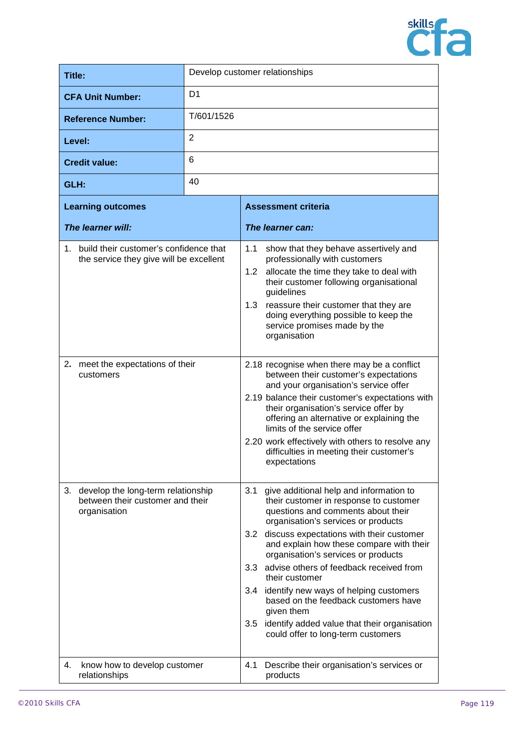| Title: | Develop customer relationships |
|---|---|
| **CFA Unit Number:** | D1 |
| **Reference Number:** | T/601/1526 |
| **Level:** | 2 |
| **Credit value:** | 6 |
| **GLH:** | 40 |

| **Learning outcomes**<br><br>***The learner will:*** | **Assessment criteria**<br><br>***The learner can:*** |
|---|---|
| 1. build their customer's confidence that the service they give will be excellent | 1.1 show that they behave assertively and professionally with customers<br>1.2 allocate the time they take to deal with their customer following organisational guidelines<br>1.3 reassure their customer that they are doing everything possible to keep the service promises made by the organisation |
| 2. meet the expectations of their customers | 2.18 recognise when there may be a conflict between their customer's expectations and your organisation's service offer<br>2.19 balance their customer's expectations with their organisation's service offer by offering an alternative or explaining the limits of the service offer<br>2.20 work effectively with others to resolve any difficulties in meeting their customer's expectations |
| 3. develop the long-term relationship between their customer and their organisation | 3.1 give additional help and information to their customer in response to customer questions and comments about their organisation's services or products<br>3.2 discuss expectations with their customer and explain how these compare with their organisation's services or products<br>3.3 advise others of feedback received from their customer<br>3.4 identify new ways of helping customers based on the feedback customers have given them<br>3.5 identify added value that their organisation could offer to long-term customers |
| 4. know how to develop customer relationships | 4.1 Describe their organisation's services or products |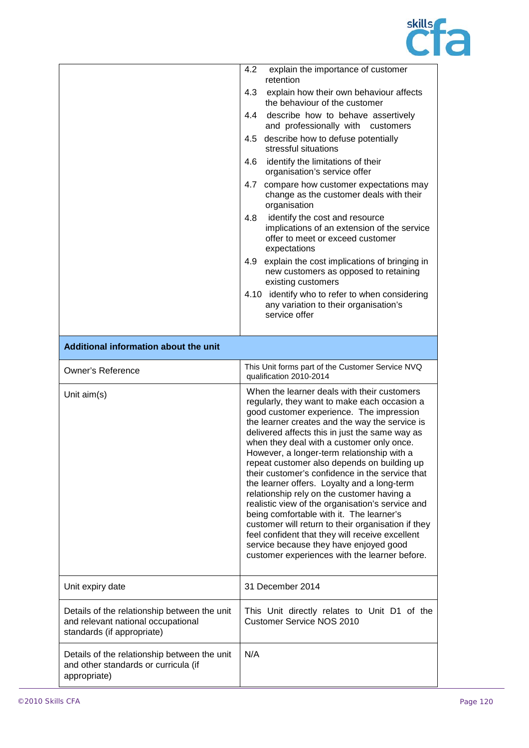| | |
|---|---|
| | 4.2 explain the importance of customer retention<br>4.3 explain how their own behaviour affects the behaviour of the customer<br>4.4 describe how to behave assertively and professionally with customers<br>4.5 describe how to defuse potentially stressful situations<br>4.6 identify the limitations of their organisation's service offer<br>4.7 compare how customer expectations may change as the customer deals with their organisation<br>4.8 identify the cost and resource implications of an extension of the service offer to meet or exceed customer expectations<br>4.9 explain the cost implications of bringing in new customers as opposed to retaining existing customers<br>4.10 identify who to refer to when considering any variation to their organisation's service offer |
| **Additional information about the unit** | |
| Owner's Reference | This Unit forms part of the Customer Service NVQ qualification 2010-2014 |
| Unit aim(s) | When the learner deals with their customers regularly, they want to make each occasion a good customer experience. The impression the learner creates and the way the service is delivered affects this in just the same way as when they deal with a customer only once. However, a longer-term relationship with a repeat customer also depends on building up their customer's confidence in the service that the learner offers. Loyalty and a long-term relationship rely on the customer having a realistic view of the organisation's service and being comfortable with it. The learner's customer will return to their organisation if they feel confident that they will receive excellent service because they have enjoyed good customer experiences with the learner before. |
| Unit expiry date | 31 December 2014 |
| Details of the relationship between the unit and relevant national occupational standards (if appropriate) | This Unit directly relates to Unit D1 of the Customer Service NOS 2010 |
| Details of the relationship between the unit and other standards or curricula (if appropriate) | N/A |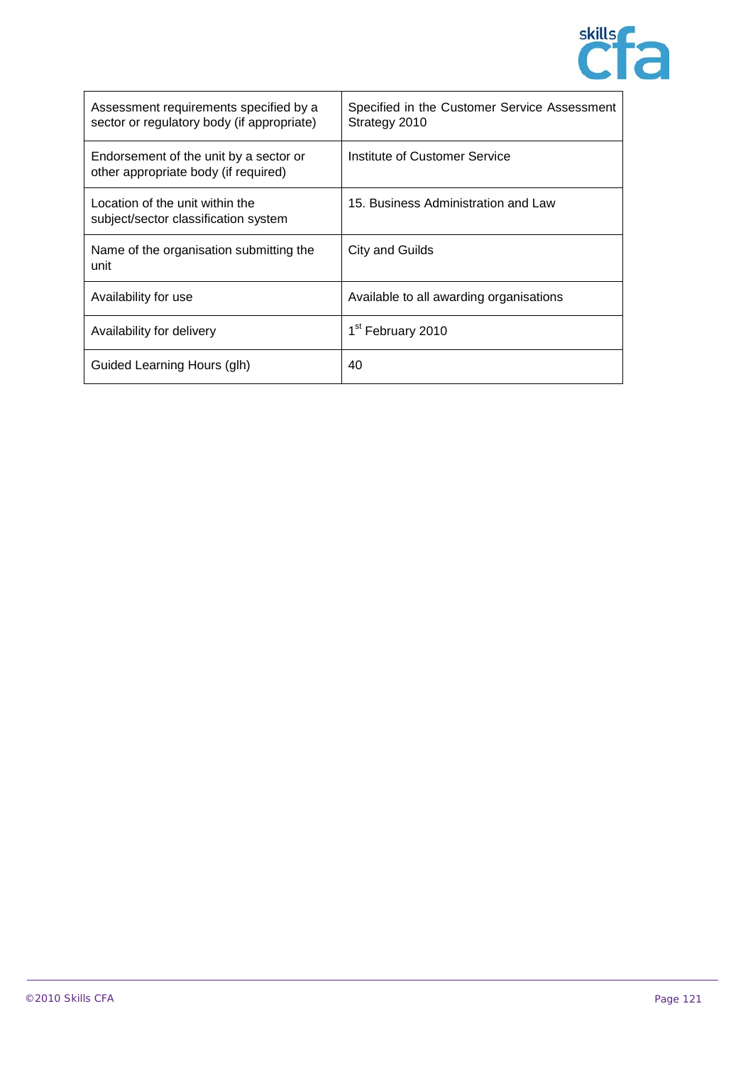| | |
|---|---|
| Assessment requirements specified by a sector or regulatory body (if appropriate) | Specified in the Customer Service Assessment Strategy 2010 |
| Endorsement of the unit by a sector or other appropriate body (if required) | Institute of Customer Service |
| Location of the unit within the subject/sector classification system | 15. Business Administration and Law |
| Name of the organisation submitting the unit | City and Guilds |
| Availability for use | Available to all awarding organisations |
| Availability for delivery | 1st February 2010 |
| Guided Learning Hours (glh) | 40 |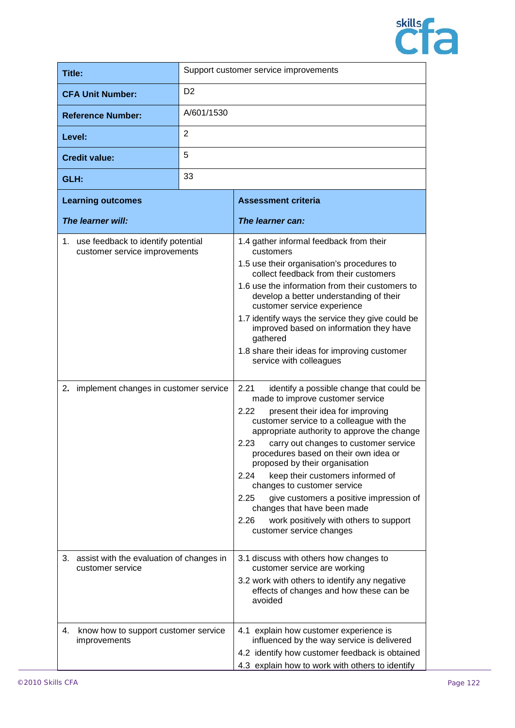| Title: | Support customer service improvements |
|---|---|
| CFA Unit Number: | D2 |
| Reference Number: | A/601/1530 |
| Level: | 2 |
| Credit value: | 5 |
| GLH: | 33 |

| **Learning outcomes**<br><br>***The learner will:*** | **Assessment criteria**<br><br>***The learner can:*** |
|---|---|
| 1. use feedback to identify potential customer service improvements | 1.4 gather informal feedback from their customers<br>1.5 use their organisation's procedures to collect feedback from their customers<br>1.6 use the information from their customers to develop a better understanding of their customer service experience<br>1.7 identify ways the service they give could be improved based on information they have gathered<br>1.8 share their ideas for improving customer service with colleagues |
| 2. implement changes in customer service | 2.21 identify a possible change that could be made to improve customer service<br>2.22 present their idea for improving customer service to a colleague with the appropriate authority to approve the change<br>2.23 carry out changes to customer service procedures based on their own idea or proposed by their organisation<br>2.24 keep their customers informed of changes to customer service<br>2.25 give customers a positive impression of changes that have been made<br>2.26 work positively with others to support customer service changes |
| 3. assist with the evaluation of changes in customer service | 3.1 discuss with others how changes to customer service are working<br>3.2 work with others to identify any negative effects of changes and how these can be avoided |
| 4. know how to support customer service improvements | 4.1 explain how customer experience is influenced by the way service is delivered<br>4.2 identify how customer feedback is obtained<br>4.3 explain how to work with others to identify |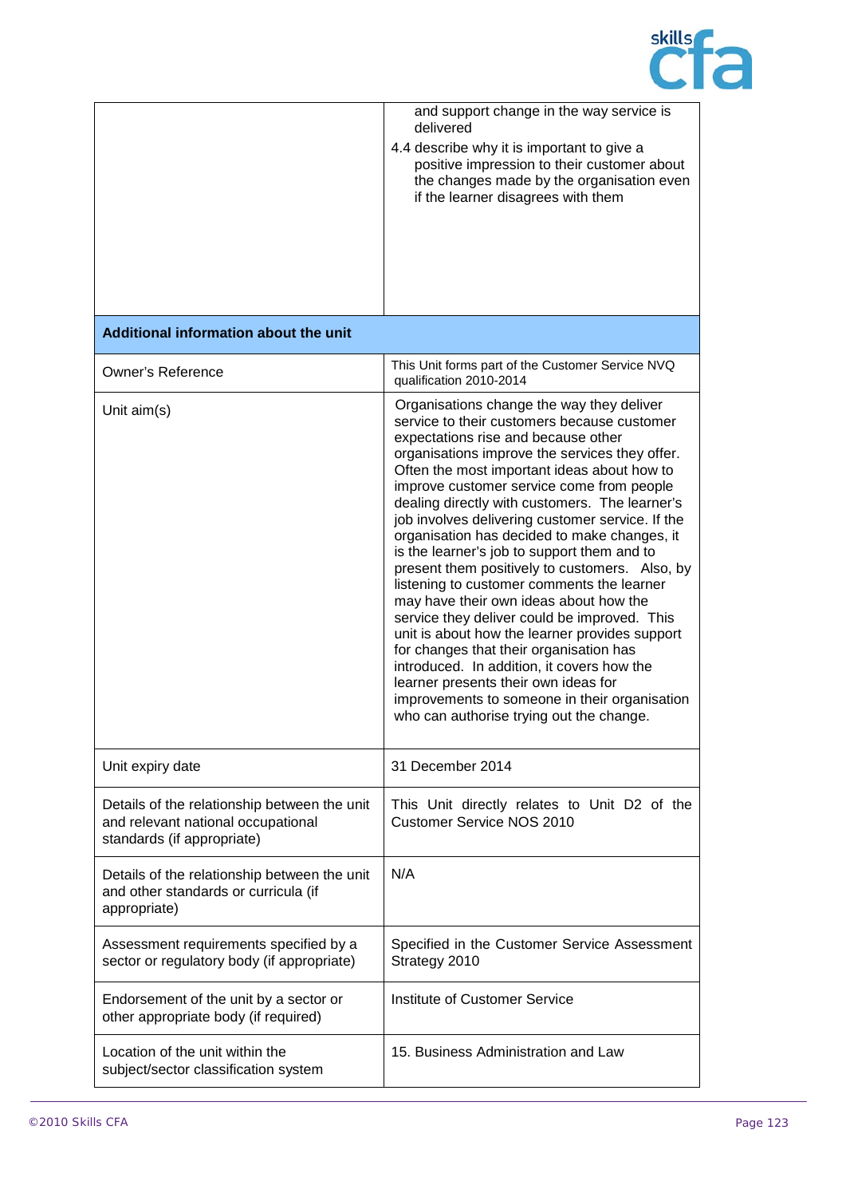| | |
|---|---|
| | and support change in the way service is delivered<br>4.4 describe why it is important to give a positive impression to their customer about the changes made by the organisation even if the learner disagrees with them |
| **Additional information about the unit** | |
| Owner's Reference | This Unit forms part of the Customer Service NVQ qualification 2010-2014 |
| Unit aim(s) | Organisations change the way they deliver service to their customers because customer expectations rise and because other organisations improve the services they offer. Often the most important ideas about how to improve customer service come from people dealing directly with customers. The learner's job involves delivering customer service. If the organisation has decided to make changes, it is the learner's job to support them and to present them positively to customers. Also, by listening to customer comments the learner may have their own ideas about how the service they deliver could be improved. This unit is about how the learner provides support for changes that their organisation has introduced. In addition, it covers how the learner presents their own ideas for improvements to someone in their organisation who can authorise trying out the change. |
| Unit expiry date | 31 December 2014 |
| Details of the relationship between the unit and relevant national occupational standards (if appropriate) | This Unit directly relates to Unit D2 of the Customer Service NOS 2010 |
| Details of the relationship between the unit and other standards or curricula (if appropriate) | N/A |
| Assessment requirements specified by a sector or regulatory body (if appropriate) | Specified in the Customer Service Assessment Strategy 2010 |
| Endorsement of the unit by a sector or other appropriate body (if required) | Institute of Customer Service |
| Location of the unit within the subject/sector classification system | 15. Business Administration and Law |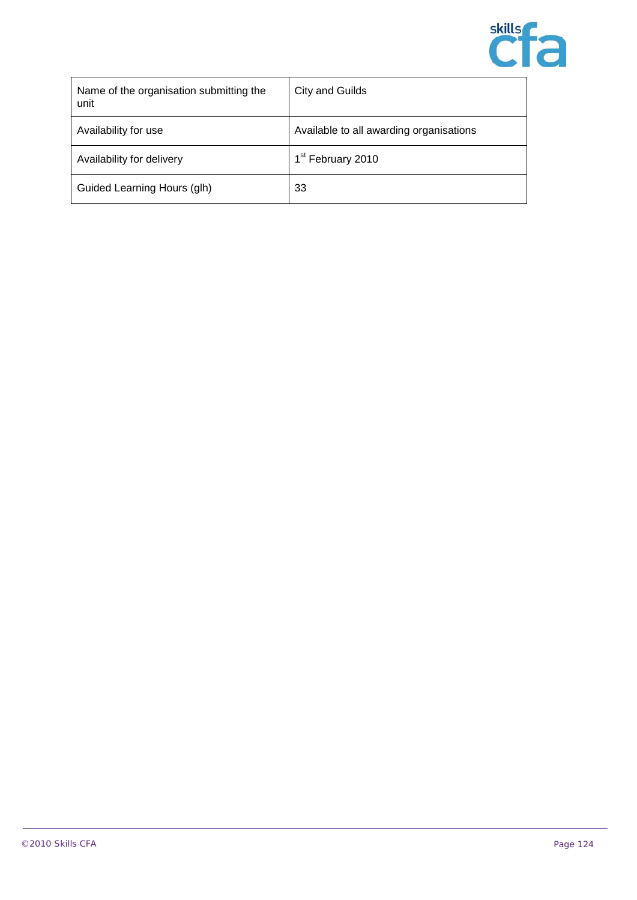| Name of the organisation submitting the unit | City and Guilds |
|---|---|
| Availability for use | Available to all awarding organisations |
| Availability for delivery | 1st February 2010 |
| Guided Learning Hours (glh) | 33 |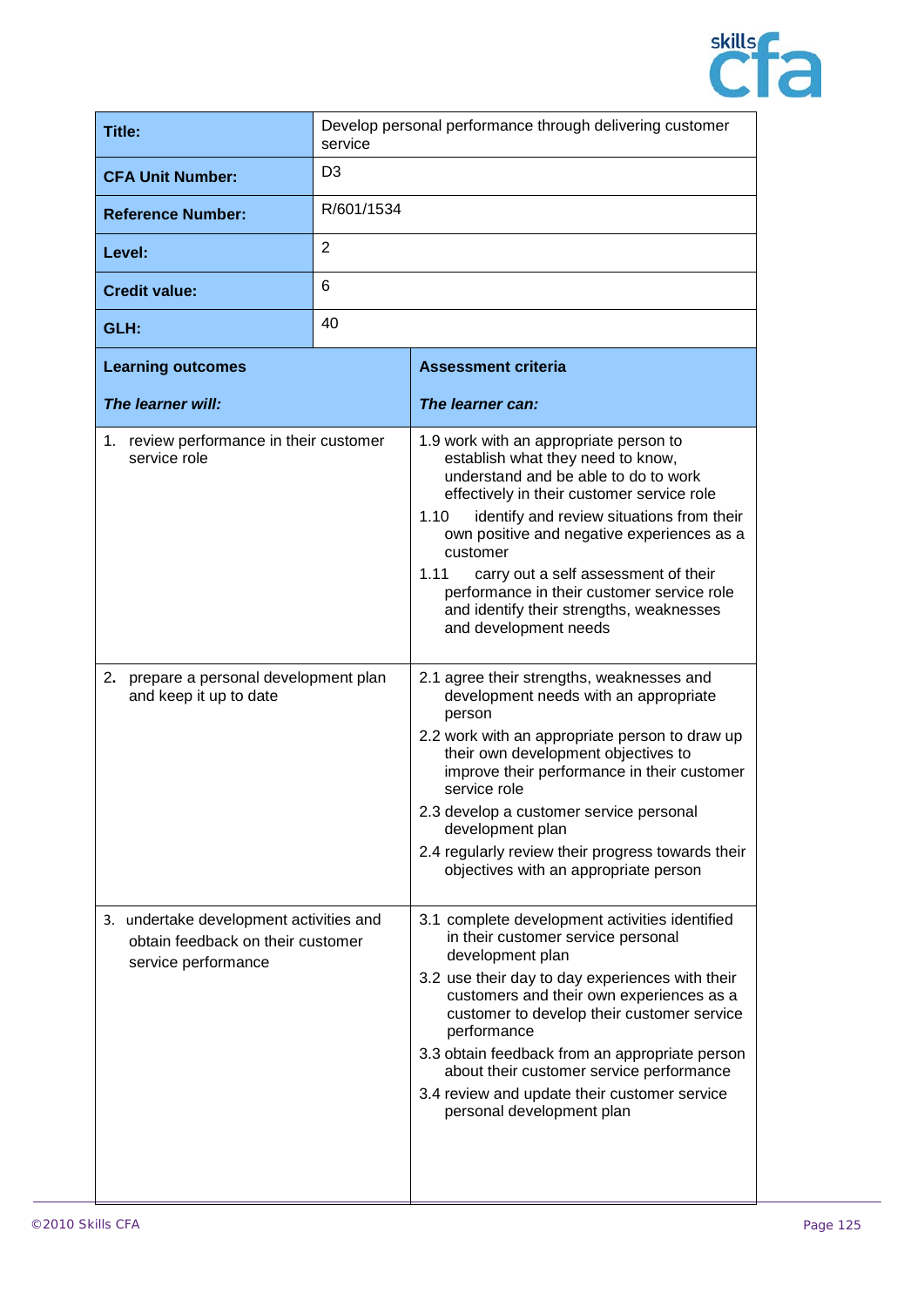| Title: | Develop personal performance through delivering customer service |
|---|---|
| CFA Unit Number: | D3 |
| Reference Number: | R/601/1534 |
| Level: | 2 |
| Credit value: | 6 |
| GLH: | 40 |

| **Learning outcomes**<br><br>***The learner will:*** | **Assessment criteria**<br><br>***The learner can:*** |
|---|---|
| 1. review performance in their customer service role | 1.9 work with an appropriate person to establish what they need to know, understand and be able to do to work effectively in their customer service role<br>1.10 identify and review situations from their own positive and negative experiences as a customer<br>1.11 carry out a self assessment of their performance in their customer service role and identify their strengths, weaknesses and development needs |
| 2. prepare a personal development plan and keep it up to date | 2.1 agree their strengths, weaknesses and development needs with an appropriate person<br>2.2 work with an appropriate person to draw up their own development objectives to improve their performance in their customer service role<br>2.3 develop a customer service personal development plan<br>2.4 regularly review their progress towards their objectives with an appropriate person |
| 3. undertake development activities and obtain feedback on their customer service performance | 3.1 complete development activities identified in their customer service personal development plan<br>3.2 use their day to day experiences with their customers and their own experiences as a customer to develop their customer service performance<br>3.3 obtain feedback from an appropriate person about their customer service performance<br>3.4 review and update their customer service personal development plan |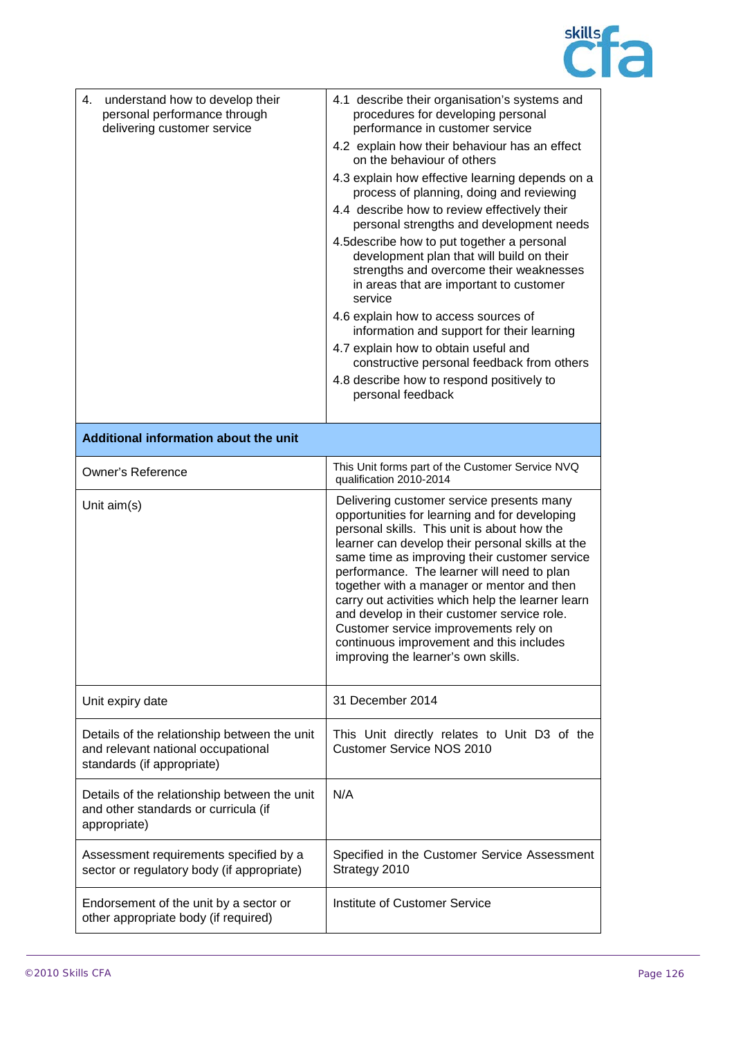| | |
|---|---|
| 4. understand how to develop their personal performance through delivering customer service | 4.1 describe their organisation's systems and procedures for developing personal performance in customer service<br>4.2 explain how their behaviour has an effect on the behaviour of others<br>4.3 explain how effective learning depends on a process of planning, doing and reviewing<br>4.4 describe how to review effectively their personal strengths and development needs<br>4.5describe how to put together a personal development plan that will build on their strengths and overcome their weaknesses in areas that are important to customer service<br>4.6 explain how to access sources of information and support for their learning<br>4.7 explain how to obtain useful and constructive personal feedback from others<br>4.8 describe how to respond positively to personal feedback |
| **Additional information about the unit** | |
| Owner's Reference | This Unit forms part of the Customer Service NVQ qualification 2010-2014 |
| Unit aim(s) | Delivering customer service presents many opportunities for learning and for developing personal skills. This unit is about how the learner can develop their personal skills at the same time as improving their customer service performance. The learner will need to plan together with a manager or mentor and then carry out activities which help the learner learn and develop in their customer service role. Customer service improvements rely on continuous improvement and this includes improving the learner's own skills. |
| Unit expiry date | 31 December 2014 |
| Details of the relationship between the unit and relevant national occupational standards (if appropriate) | This Unit directly relates to Unit D3 of the Customer Service NOS 2010 |
| Details of the relationship between the unit and other standards or curricula (if appropriate) | N/A |
| Assessment requirements specified by a sector or regulatory body (if appropriate) | Specified in the Customer Service Assessment Strategy 2010 |
| Endorsement of the unit by a sector or other appropriate body (if required) | Institute of Customer Service |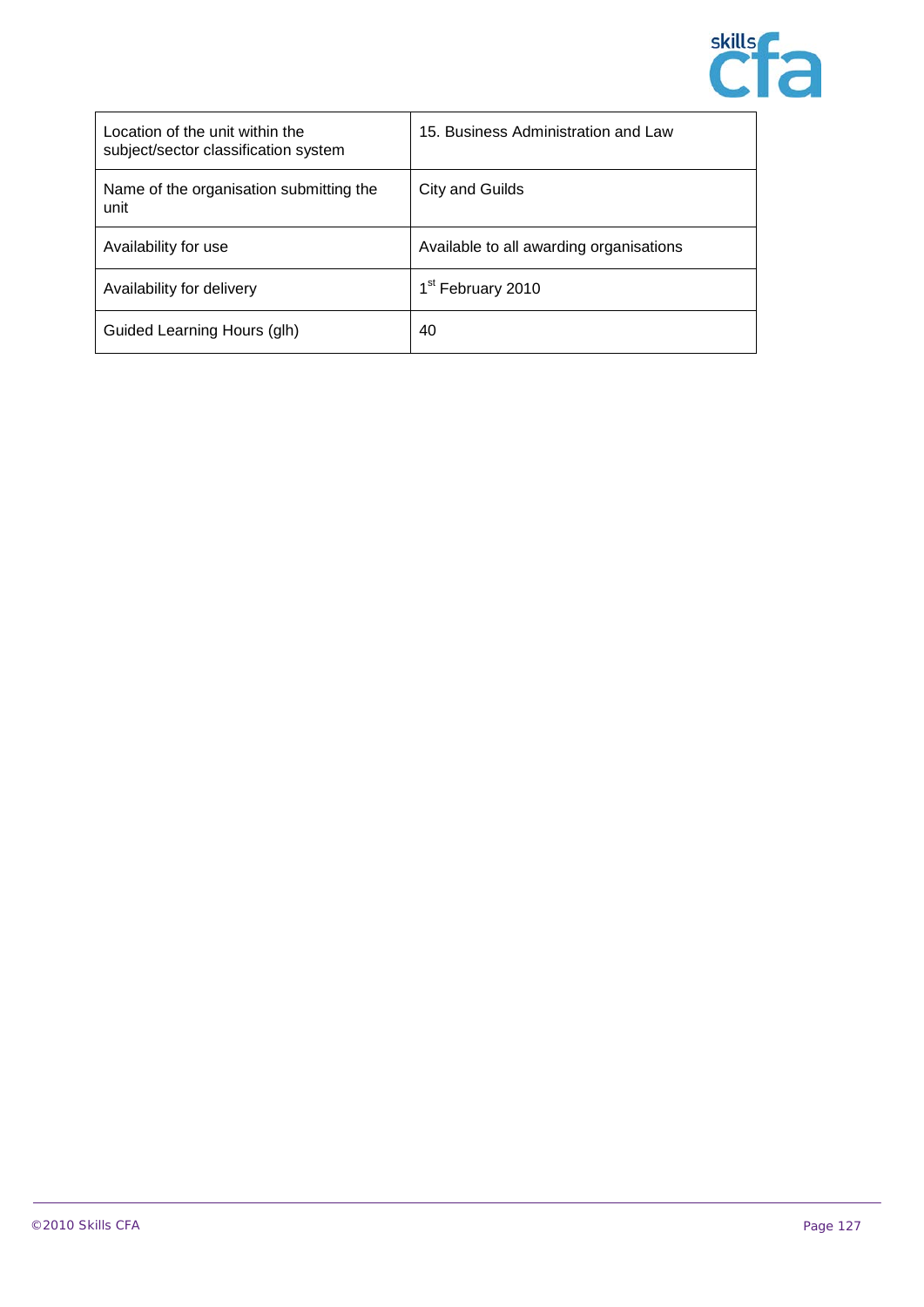| | |
|---|---|
| Location of the unit within the subject/sector classification system | 15. Business Administration and Law |
| Name of the organisation submitting the unit | City and Guilds |
| Availability for use | Available to all awarding organisations |
| Availability for delivery | 1st February 2010 |
| Guided Learning Hours (glh) | 40 |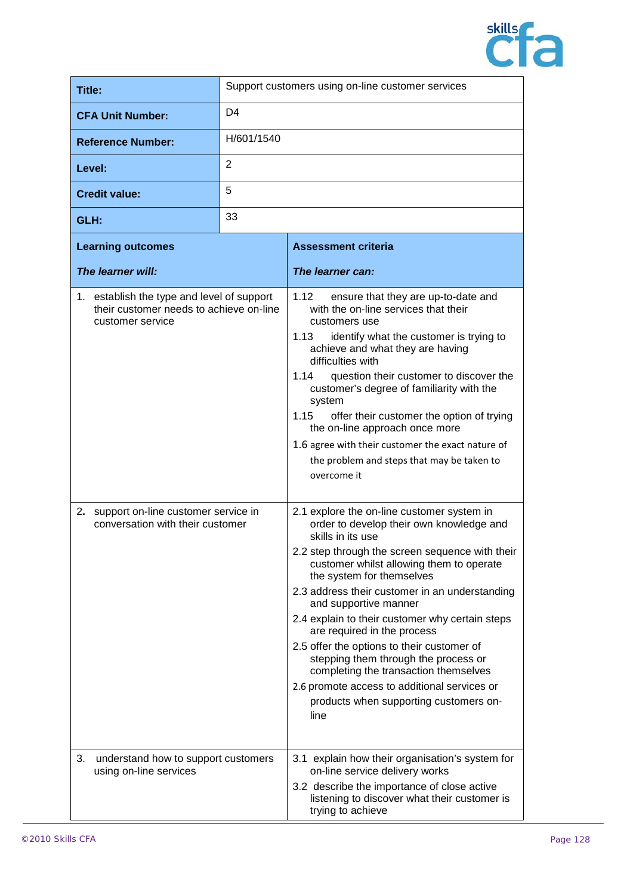| Title: | Support customers using on-line customer services |
|---|---|
| **CFA Unit Number:** | D4 |
| **Reference Number:** | H/601/1540 |
| **Level:** | 2 |
| **Credit value:** | 5 |
| **GLH:** | 33 |

| **Learning outcomes**<br><br>***The learner will:*** | **Assessment criteria**<br><br>***The learner can:*** |
|---|---|
| 1. establish the type and level of support their customer needs to achieve on-line customer service | 1.12 ensure that they are up-to-date and with the on-line services that their customers use<br>1.13 identify what the customer is trying to achieve and what they are having difficulties with<br>1.14 question their customer to discover the customer's degree of familiarity with the system<br>1.15 offer their customer the option of trying the on-line approach once more<br>1.6 agree with their customer the exact nature of the problem and steps that may be taken to overcome it |
| 2. support on-line customer service in conversation with their customer | 2.1 explore the on-line customer system in order to develop their own knowledge and skills in its use<br>2.2 step through the screen sequence with their customer whilst allowing them to operate the system for themselves<br>2.3 address their customer in an understanding and supportive manner<br>2.4 explain to their customer why certain steps are required in the process<br>2.5 offer the options to their customer of stepping them through the process or completing the transaction themselves<br>2.6 promote access to additional services or products when supporting customers on-line |
| 3. understand how to support customers using on-line services | 3.1 explain how their organisation's system for on-line service delivery works<br>3.2 describe the importance of close active listening to discover what their customer is trying to achieve |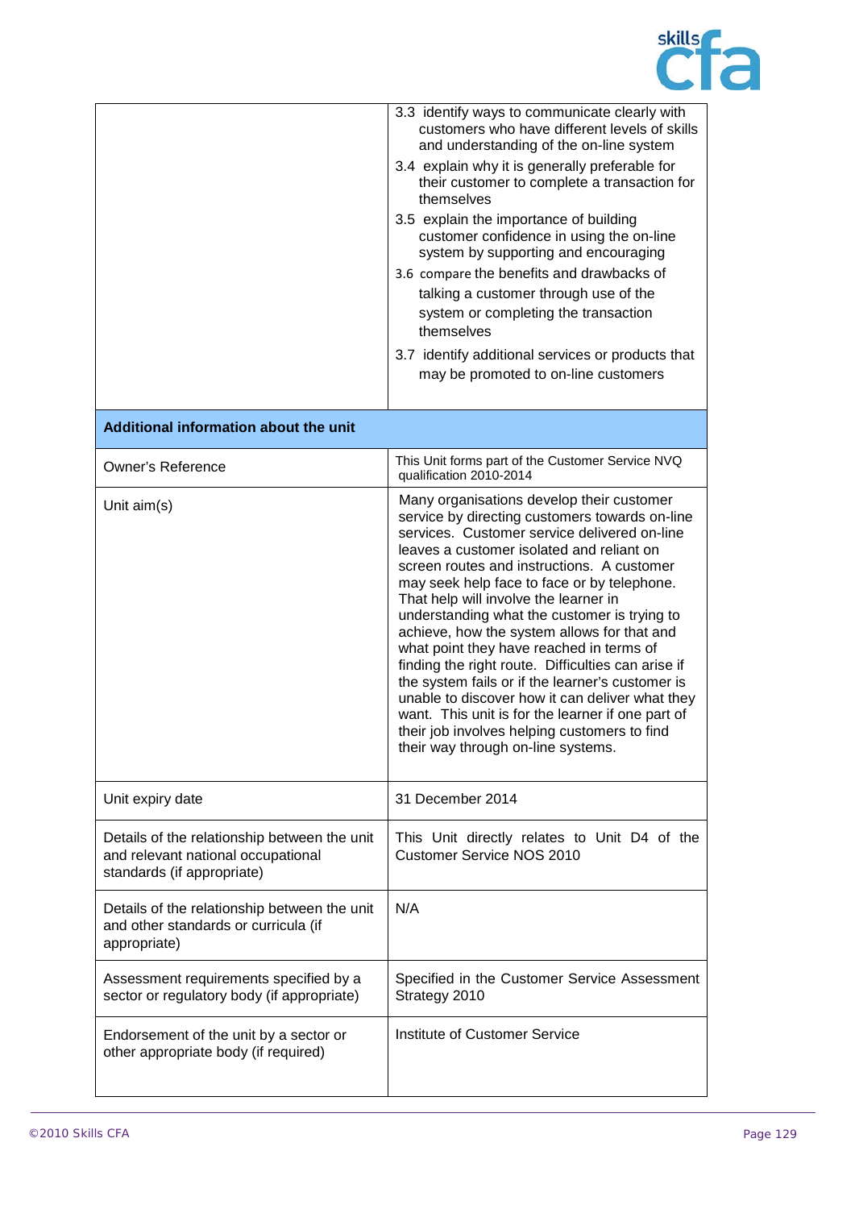| | |
|---|---|
| | 3.3 identify ways to communicate clearly with customers who have different levels of skills and understanding of the on-line system<br>3.4 explain why it is generally preferable for their customer to complete a transaction for themselves<br>3.5 explain the importance of building customer confidence in using the on-line system by supporting and encouraging<br>3.6 compare the benefits and drawbacks of talking a customer through use of the system or completing the transaction themselves<br>3.7 identify additional services or products that may be promoted to on-line customers |
| **Additional information about the unit** | |
| Owner's Reference | This Unit forms part of the Customer Service NVQ qualification 2010-2014 |
| Unit aim(s) | Many organisations develop their customer service by directing customers towards on-line services. Customer service delivered on-line leaves a customer isolated and reliant on screen routes and instructions. A customer may seek help face to face or by telephone. That help will involve the learner in understanding what the customer is trying to achieve, how the system allows for that and what point they have reached in terms of finding the right route. Difficulties can arise if the system fails or if the learner's customer is unable to discover how it can deliver what they want. This unit is for the learner if one part of their job involves helping customers to find their way through on-line systems. |
| Unit expiry date | 31 December 2014 |
| Details of the relationship between the unit and relevant national occupational standards (if appropriate) | This Unit directly relates to Unit D4 of the Customer Service NOS 2010 |
| Details of the relationship between the unit and other standards or curricula (if appropriate) | N/A |
| Assessment requirements specified by a sector or regulatory body (if appropriate) | Specified in the Customer Service Assessment Strategy 2010 |
| Endorsement of the unit by a sector or other appropriate body (if required) | Institute of Customer Service |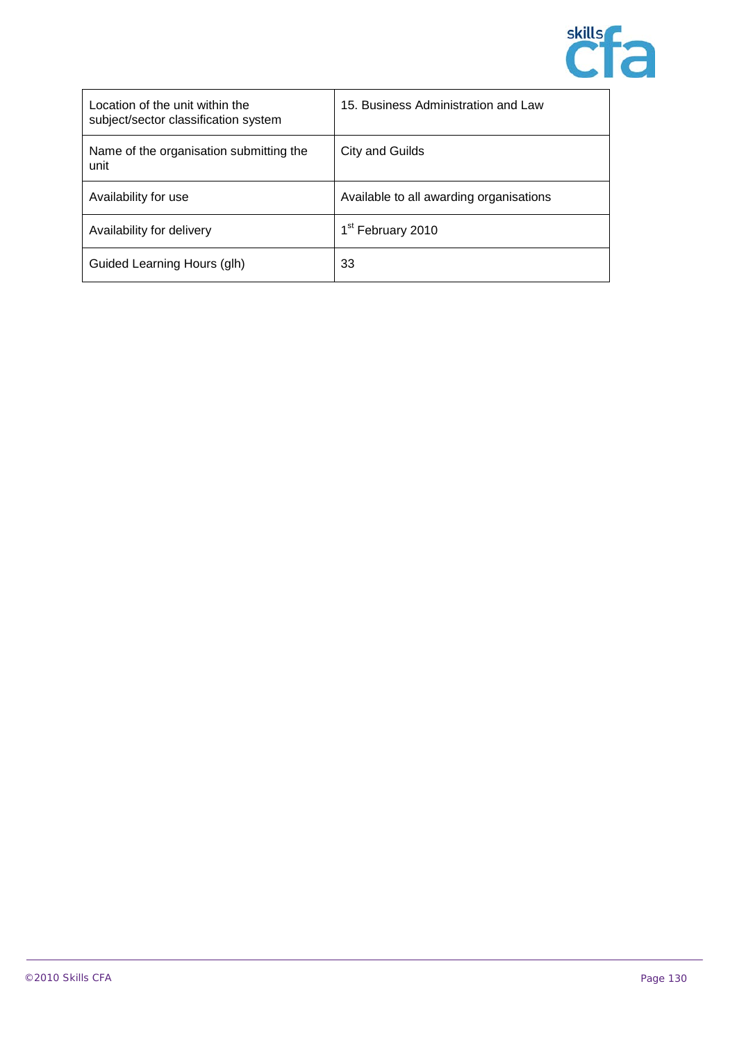| Location of the unit within the subject/sector classification system | 15. Business Administration and Law |
|---|---|
| Name of the organisation submitting the unit | City and Guilds |
| Availability for use | Available to all awarding organisations |
| Availability for delivery | 1st February 2010 |
| Guided Learning Hours (glh) | 33 |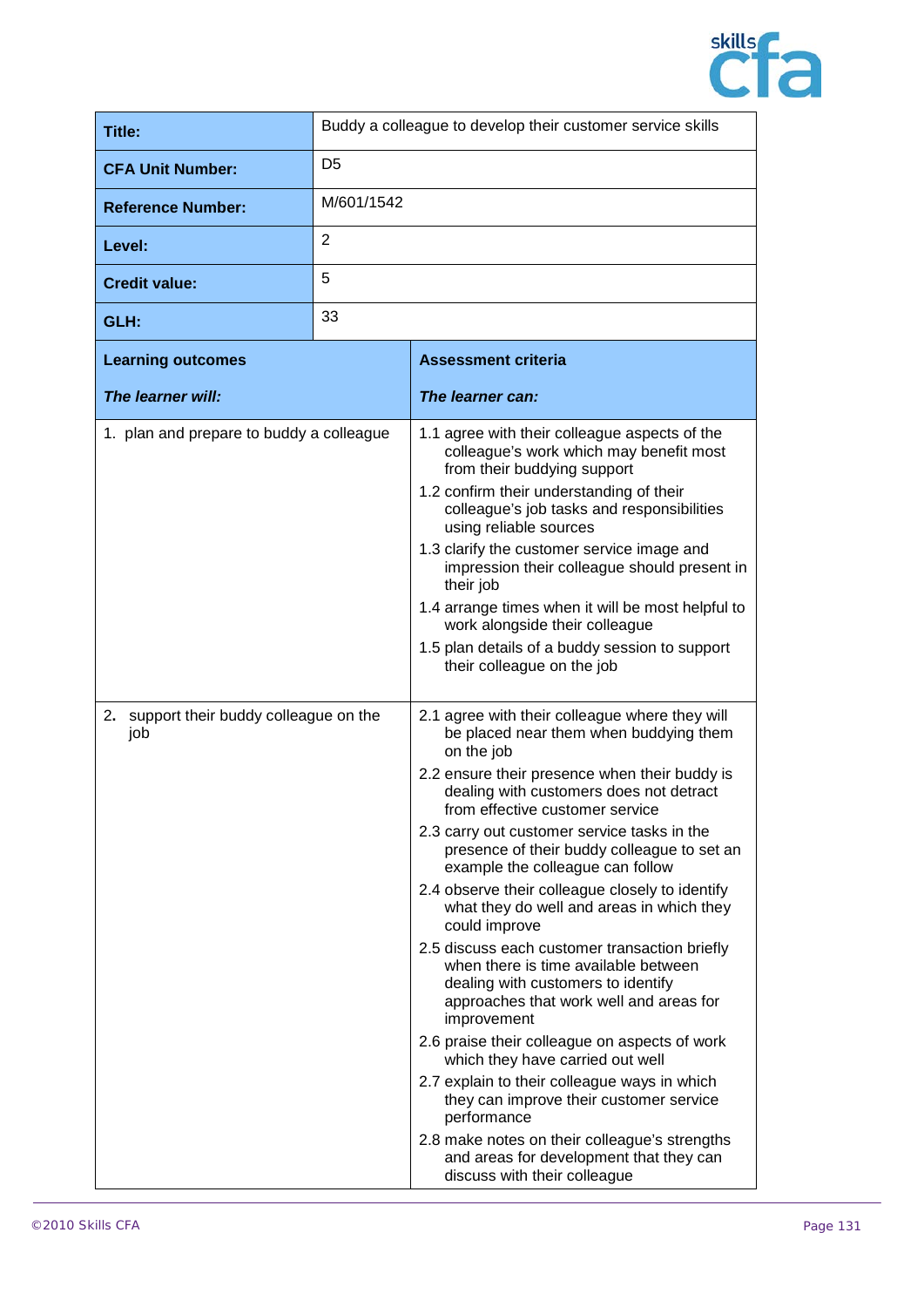| Title: | Buddy a colleague to develop their customer service skills |
|---|---|
| **CFA Unit Number:** | D5 |
| **Reference Number:** | M/601/1542 |
| **Level:** | 2 |
| **Credit value:** | 5 |
| **GLH:** | 33 |

| **Learning outcomes**<br><br>***The learner will:*** | **Assessment criteria**<br><br>***The learner can:*** |
|---|---|
| 1. plan and prepare to buddy a colleague | 1.1 agree with their colleague aspects of the colleague's work which may benefit most from their buddying support<br>1.2 confirm their understanding of their colleague's job tasks and responsibilities using reliable sources<br>1.3 clarify the customer service image and impression their colleague should present in their job<br>1.4 arrange times when it will be most helpful to work alongside their colleague<br>1.5 plan details of a buddy session to support their colleague on the job |
| 2. support their buddy colleague on the job | 2.1 agree with their colleague where they will be placed near them when buddying them on the job<br>2.2 ensure their presence when their buddy is dealing with customers does not detract from effective customer service<br>2.3 carry out customer service tasks in the presence of their buddy colleague to set an example the colleague can follow<br>2.4 observe their colleague closely to identify what they do well and areas in which they could improve<br>2.5 discuss each customer transaction briefly when there is time available between dealing with customers to identify approaches that work well and areas for improvement<br>2.6 praise their colleague on aspects of work which they have carried out well<br>2.7 explain to their colleague ways in which they can improve their customer service performance<br>2.8 make notes on their colleague's strengths and areas for development that they can discuss with their colleague |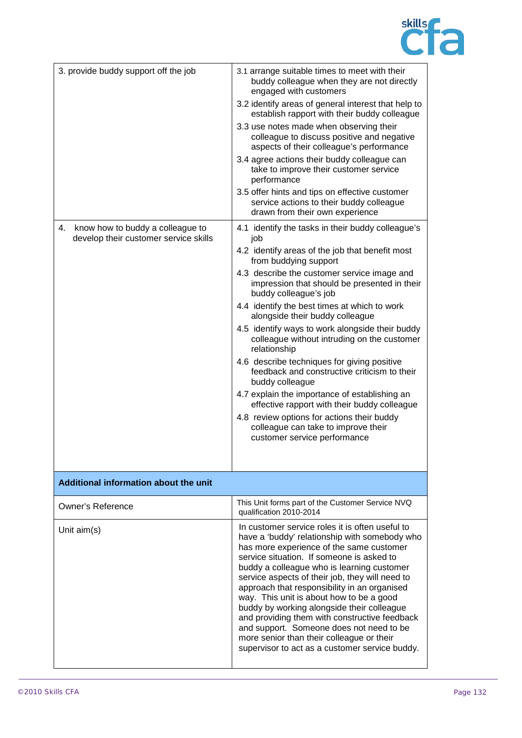| | |
|---|---|
| 3. provide buddy support off the job | 3.1 arrange suitable times to meet with their buddy colleague when they are not directly engaged with customers<br>3.2 identify areas of general interest that help to establish rapport with their buddy colleague<br>3.3 use notes made when observing their colleague to discuss positive and negative aspects of their colleague's performance<br>3.4 agree actions their buddy colleague can take to improve their customer service performance<br>3.5 offer hints and tips on effective customer service actions to their buddy colleague drawn from their own experience |
| 4. know how to buddy a colleague to develop their customer service skills | 4.1 identify the tasks in their buddy colleague's job<br>4.2 identify areas of the job that benefit most from buddying support<br>4.3 describe the customer service image and impression that should be presented in their buddy colleague's job<br>4.4 identify the best times at which to work alongside their buddy colleague<br>4.5 identify ways to work alongside their buddy colleague without intruding on the customer relationship<br>4.6 describe techniques for giving positive feedback and constructive criticism to their buddy colleague<br>4.7 explain the importance of establishing an effective rapport with their buddy colleague<br>4.8 review options for actions their buddy colleague can take to improve their customer service performance |
| **Additional information about the unit** | |
| Owner's Reference | This Unit forms part of the Customer Service NVQ qualification 2010-2014 |
| Unit aim(s) | In customer service roles it is often useful to have a 'buddy' relationship with somebody who has more experience of the same customer service situation. If someone is asked to buddy a colleague who is learning customer service aspects of their job, they will need to approach that responsibility in an organised way. This unit is about how to be a good buddy by working alongside their colleague and providing them with constructive feedback and support. Someone does not need to be more senior than their colleague or their supervisor to act as a customer service buddy. |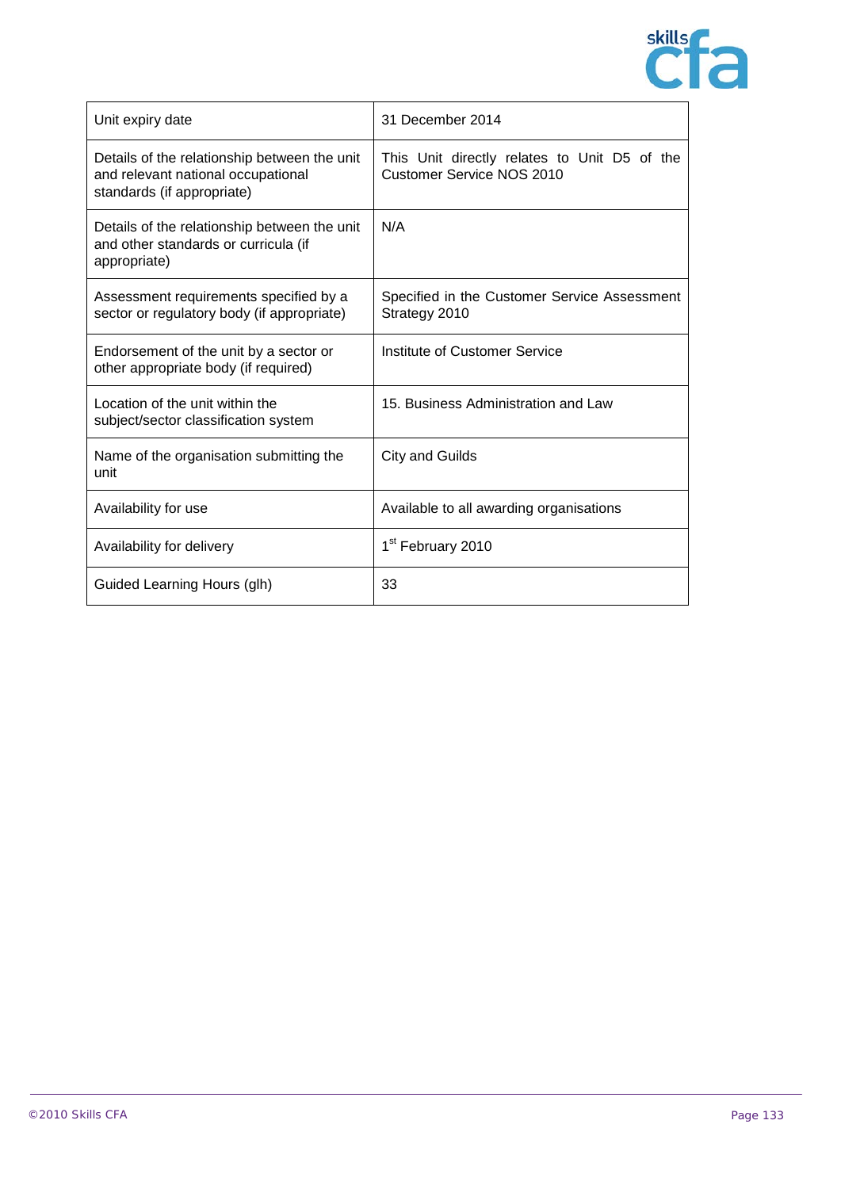| Unit expiry date | 31 December 2014 |
|---|---|
| Details of the relationship between the unit and relevant national occupational standards (if appropriate) | This Unit directly relates to Unit D5 of the Customer Service NOS 2010 |
| Details of the relationship between the unit and other standards or curricula (if appropriate) | N/A |
| Assessment requirements specified by a sector or regulatory body (if appropriate) | Specified in the Customer Service Assessment Strategy 2010 |
| Endorsement of the unit by a sector or other appropriate body (if required) | Institute of Customer Service |
| Location of the unit within the subject/sector classification system | 15. Business Administration and Law |
| Name of the organisation submitting the unit | City and Guilds |
| Availability for use | Available to all awarding organisations |
| Availability for delivery | 1st February 2010 |
| Guided Learning Hours (glh) | 33 |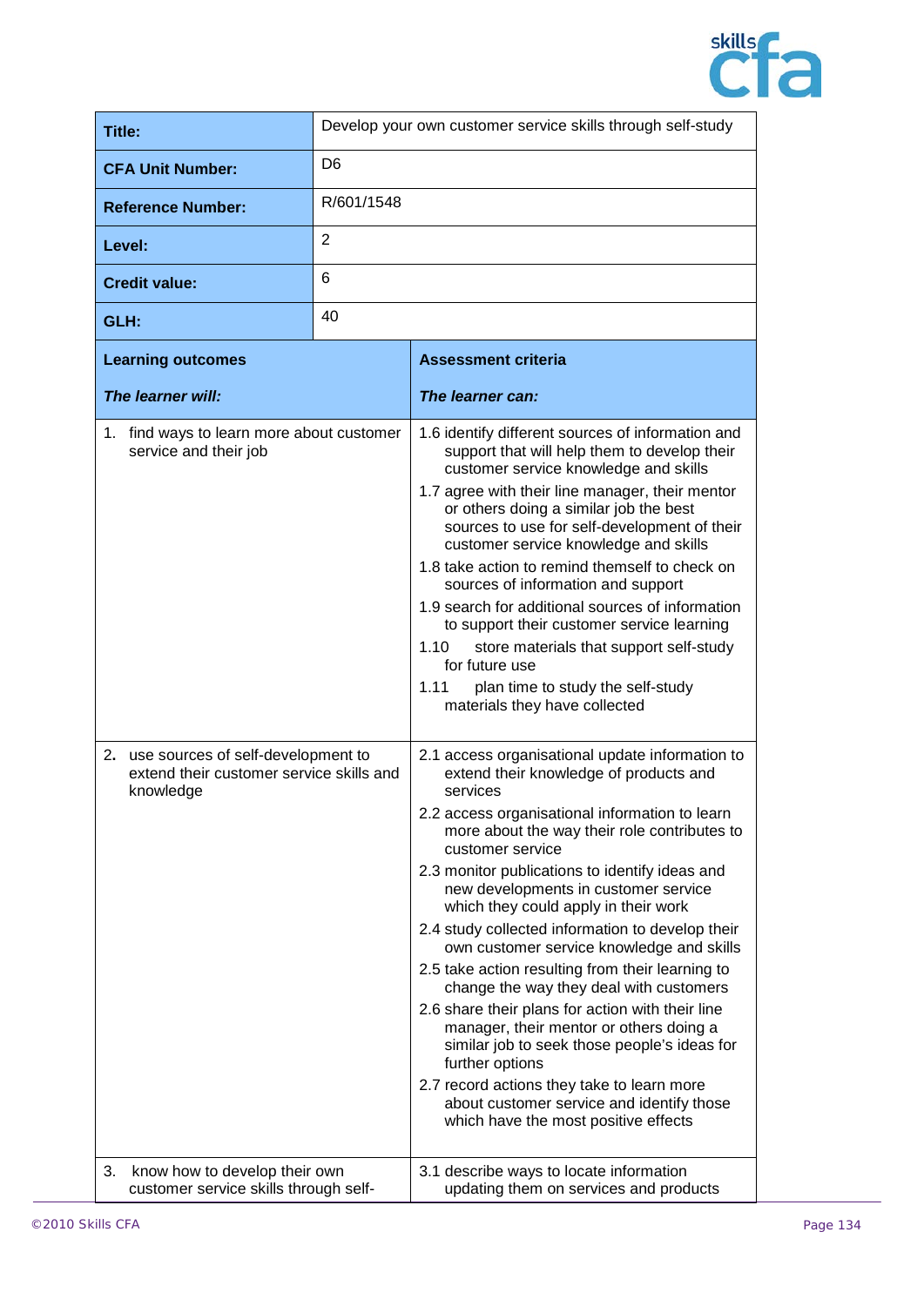| Title: | Develop your own customer service skills through self-study |
|---|---|
| **CFA Unit Number:** | D6 |
| **Reference Number:** | R/601/1548 |
| **Level:** | 2 |
| **Credit value:** | 6 |
| **GLH:** | 40 |

| **Learning outcomes** <br> ***The learner will:*** | **Assessment criteria** <br> ***The learner can:*** |
|---|---|
| 1. find ways to learn more about customer service and their job | 1.6 identify different sources of information and support that will help them to develop their customer service knowledge and skills <br> 1.7 agree with their line manager, their mentor or others doing a similar job the best sources to use for self-development of their customer service knowledge and skills <br> 1.8 take action to remind themself to check on sources of information and support <br> 1.9 search for additional sources of information to support their customer service learning <br> 1.10 store materials that support self-study for future use <br> 1.11 plan time to study the self-study materials they have collected |
| 2. use sources of self-development to extend their customer service skills and knowledge | 2.1 access organisational update information to extend their knowledge of products and services <br> 2.2 access organisational information to learn more about the way their role contributes to customer service <br> 2.3 monitor publications to identify ideas and new developments in customer service which they could apply in their work <br> 2.4 study collected information to develop their own customer service knowledge and skills <br> 2.5 take action resulting from their learning to change the way they deal with customers <br> 2.6 share their plans for action with their line manager, their mentor or others doing a similar job to seek those people's ideas for further options <br> 2.7 record actions they take to learn more about customer service and identify those which have the most positive effects |
| 3. know how to develop their own customer service skills through self- | 3.1 describe ways to locate information updating them on services and products |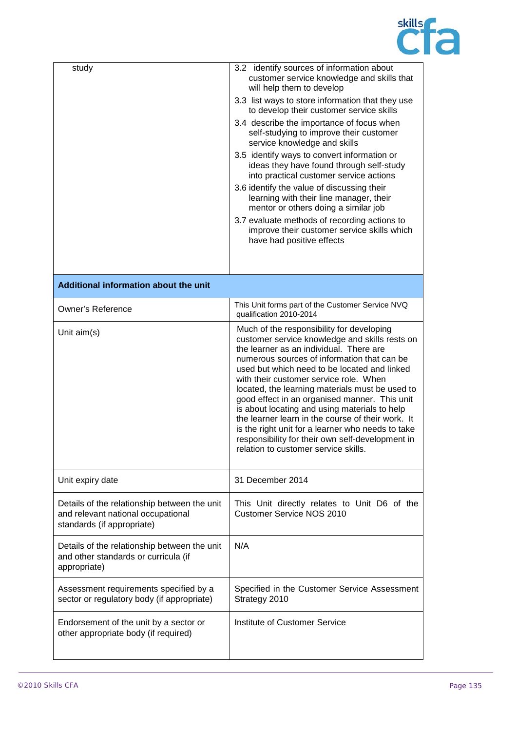| | |
|---|---|
| study | 3.2 identify sources of information about customer service knowledge and skills that will help them to develop<br>3.3 list ways to store information that they use to develop their customer service skills<br>3.4 describe the importance of focus when self-studying to improve their customer service knowledge and skills<br>3.5 identify ways to convert information or ideas they have found through self-study into practical customer service actions<br>3.6 identify the value of discussing their learning with their line manager, their mentor or others doing a similar job<br>3.7 evaluate methods of recording actions to improve their customer service skills which have had positive effects |
| **Additional information about the unit** | |
| Owner's Reference | This Unit forms part of the Customer Service NVQ qualification 2010-2014 |
| Unit aim(s) | Much of the responsibility for developing customer service knowledge and skills rests on the learner as an individual. There are numerous sources of information that can be used but which need to be located and linked with their customer service role. When located, the learning materials must be used to good effect in an organised manner. This unit is about locating and using materials to help the learner learn in the course of their work. It is the right unit for a learner who needs to take responsibility for their own self-development in relation to customer service skills. |
| Unit expiry date | 31 December 2014 |
| Details of the relationship between the unit and relevant national occupational standards (if appropriate) | This Unit directly relates to Unit D6 of the Customer Service NOS 2010 |
| Details of the relationship between the unit and other standards or curricula (if appropriate) | N/A |
| Assessment requirements specified by a sector or regulatory body (if appropriate) | Specified in the Customer Service Assessment Strategy 2010 |
| Endorsement of the unit by a sector or other appropriate body (if required) | Institute of Customer Service |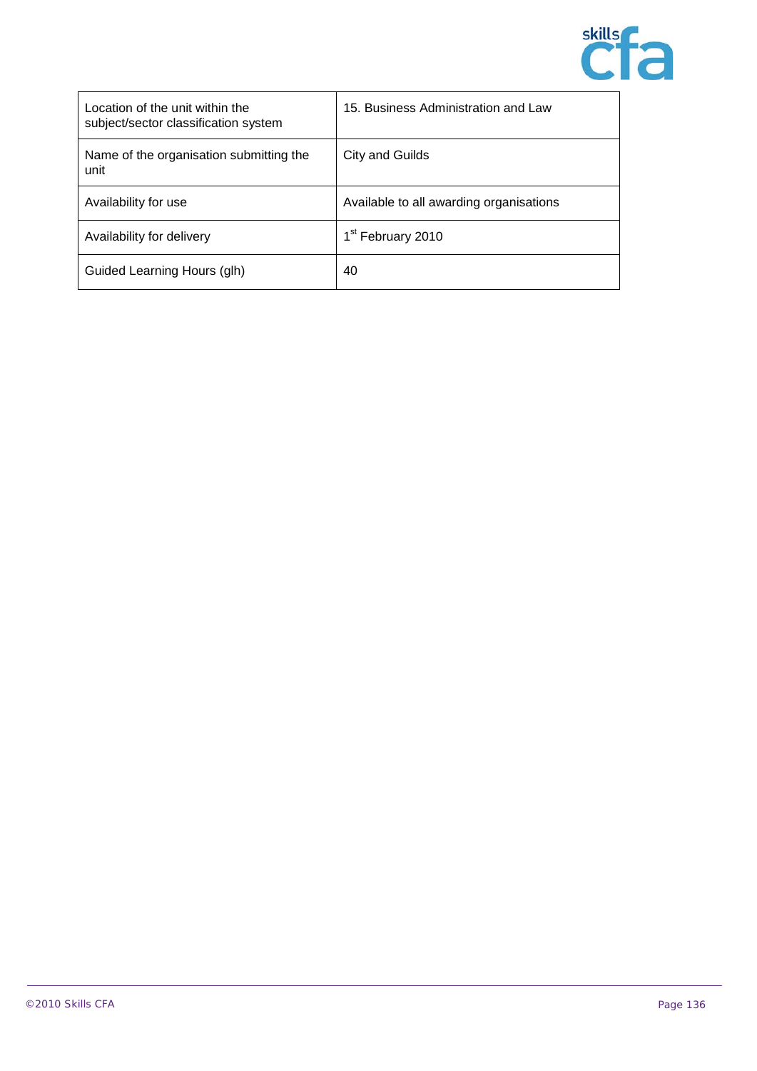| Location of the unit within the subject/sector classification system | 15. Business Administration and Law |
| --- | --- |
| Name of the organisation submitting the unit | City and Guilds |
| Availability for use | Available to all awarding organisations |
| Availability for delivery | 1st February 2010 |
| Guided Learning Hours (glh) | 40 |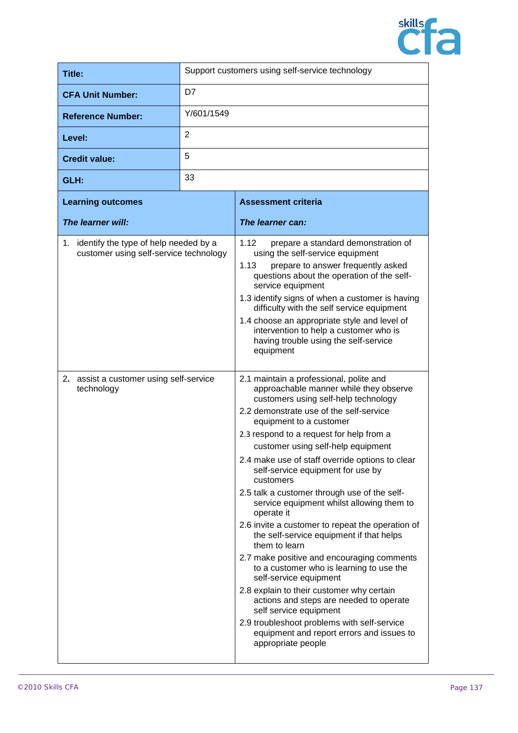| | |
|---|---|
| **Title:** | Support customers using self-service technology |
| **CFA Unit Number:** | D7 |
| **Reference Number:** | Y/601/1549 |
| **Level:** | 2 |
| **Credit value:** | 5 |
| **GLH:** | 33 |

| **Learning outcomes**<br><br>***The learner will:*** | **Assessment criteria**<br><br>***The learner can:*** |
|---|---|
| 1. identify the type of help needed by a customer using self-service technology | 1.12 prepare a standard demonstration of using the self-service equipment<br>1.13 prepare to answer frequently asked questions about the operation of the self-service equipment<br>1.3 identify signs of when a customer is having difficulty with the self service equipment<br>1.4 choose an appropriate style and level of intervention to help a customer who is having trouble using the self-service equipment |
| **2.** assist a customer using self-service technology | 2.1 maintain a professional, polite and approachable manner while they observe customers using self-help technology<br>2.2 demonstrate use of the self-service equipment to a customer<br>2.3 respond to a request for help from a customer using self-help equipment<br>2.4 make use of staff override options to clear self-service equipment for use by customers<br>2.5 talk a customer through use of the self-service equipment whilst allowing them to operate it<br>2.6 invite a customer to repeat the operation of the self-service equipment if that helps them to learn<br>2.7 make positive and encouraging comments to a customer who is learning to use the self-service equipment<br>2.8 explain to their customer why certain actions and steps are needed to operate self service equipment<br>2.9 troubleshoot problems with self-service equipment and report errors and issues to appropriate people |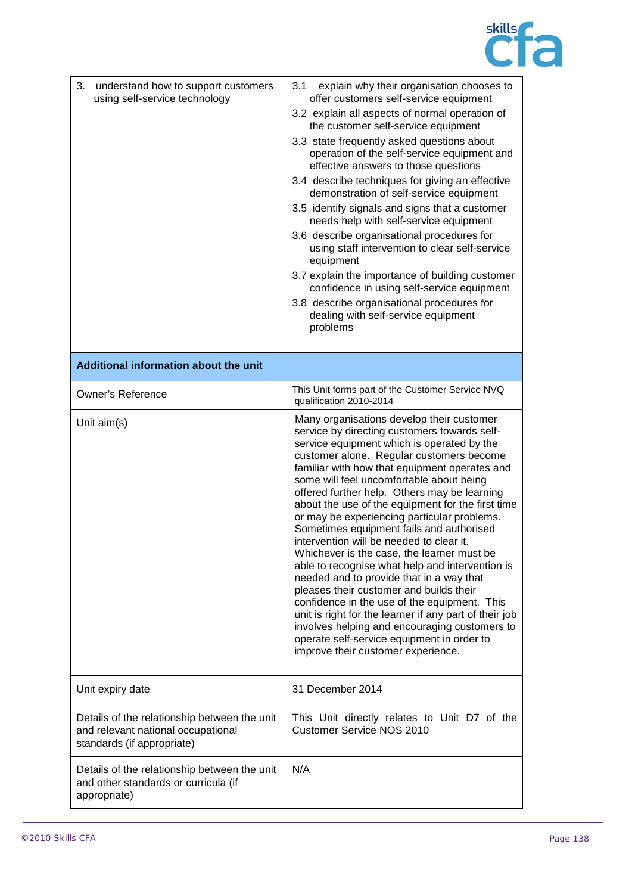| | |
|---|---|
| 3. understand how to support customers using self-service technology | 3.1 explain why their organisation chooses to offer customers self-service equipment<br>3.2 explain all aspects of normal operation of the customer self-service equipment<br>3.3 state frequently asked questions about operation of the self-service equipment and effective answers to those questions<br>3.4 describe techniques for giving an effective demonstration of self-service equipment<br>3.5 identify signals and signs that a customer needs help with self-service equipment<br>3.6 describe organisational procedures for using staff intervention to clear self-service equipment<br>3.7 explain the importance of building customer confidence in using self-service equipment<br>3.8 describe organisational procedures for dealing with self-service equipment problems |
| **Additional information about the unit** | |
| Owner's Reference | This Unit forms part of the Customer Service NVQ qualification 2010-2014 |
| Unit aim(s) | Many organisations develop their customer service by directing customers towards self-service equipment which is operated by the customer alone. Regular customers become familiar with how that equipment operates and some will feel uncomfortable about being offered further help. Others may be learning about the use of the equipment for the first time or may be experiencing particular problems. Sometimes equipment fails and authorised intervention will be needed to clear it. Whichever is the case, the learner must be able to recognise what help and intervention is needed and to provide that in a way that pleases their customer and builds their confidence in the use of the equipment. This unit is right for the learner if any part of their job involves helping and encouraging customers to operate self-service equipment in order to improve their customer experience. |
| Unit expiry date | 31 December 2014 |
| Details of the relationship between the unit and relevant national occupational standards (if appropriate) | This Unit directly relates to Unit D7 of the Customer Service NOS 2010 |
| Details of the relationship between the unit and other standards or curricula (if appropriate) | N/A |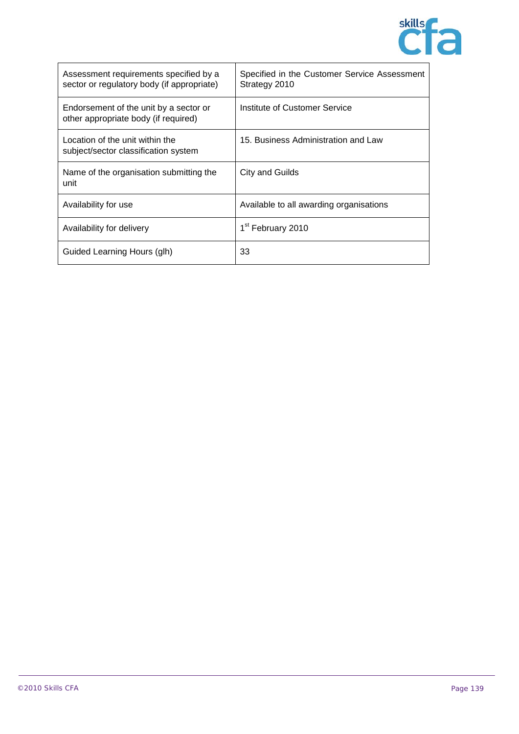| | |
|---|---|
| Assessment requirements specified by a sector or regulatory body (if appropriate) | Specified in the Customer Service Assessment Strategy 2010 |
| Endorsement of the unit by a sector or other appropriate body (if required) | Institute of Customer Service |
| Location of the unit within the subject/sector classification system | 15. Business Administration and Law |
| Name of the organisation submitting the unit | City and Guilds |
| Availability for use | Available to all awarding organisations |
| Availability for delivery | 1st February 2010 |
| Guided Learning Hours (glh) | 33 |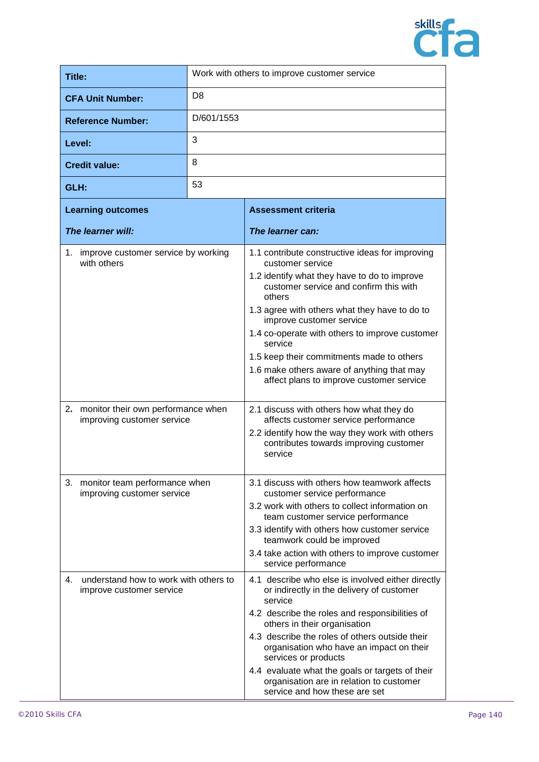| Title: | Work with others to improve customer service |
|---|---|
| **CFA Unit Number:** | D8 |
| **Reference Number:** | D/601/1553 |
| **Level:** | 3 |
| **Credit value:** | 8 |
| **GLH:** | 53 |

| **Learning outcomes**<br><br>***The learner will:*** | **Assessment criteria**<br><br>***The learner can:*** |
|---|---|
| 1. improve customer service by working with others | 1.1 contribute constructive ideas for improving customer service<br>1.2 identify what they have to do to improve customer service and confirm this with others<br>1.3 agree with others what they have to do to improve customer service<br>1.4 co-operate with others to improve customer service<br>1.5 keep their commitments made to others<br>1.6 make others aware of anything that may affect plans to improve customer service |
| 2. monitor their own performance when improving customer service | 2.1 discuss with others how what they do affects customer service performance<br>2.2 identify how the way they work with others contributes towards improving customer service |
| 3. monitor team performance when improving customer service | 3.1 discuss with others how teamwork affects customer service performance<br>3.2 work with others to collect information on team customer service performance<br>3.3 identify with others how customer service teamwork could be improved<br>3.4 take action with others to improve customer service performance |
| 4. understand how to work with others to improve customer service | 4.1 describe who else is involved either directly or indirectly in the delivery of customer service<br>4.2 describe the roles and responsibilities of others in their organisation<br>4.3 describe the roles of others outside their organisation who have an impact on their services or products<br>4.4 evaluate what the goals or targets of their organisation are in relation to customer service and how these are set |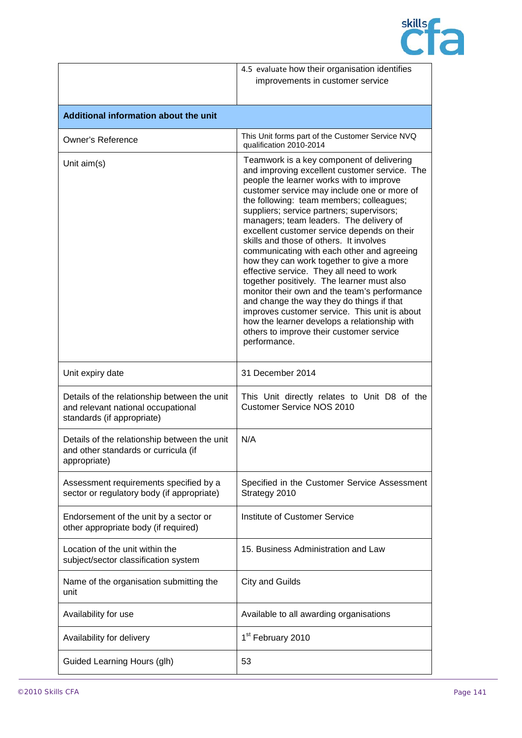| | |
|---|---|
| | 4.5 evaluate how their organisation identifies improvements in customer service |
| **Additional information about the unit** | |
| Owner's Reference | This Unit forms part of the Customer Service NVQ qualification 2010-2014 |
| Unit aim(s) | Teamwork is a key component of delivering and improving excellent customer service. The people the learner works with to improve customer service may include one or more of the following: team members; colleagues; suppliers; service partners; supervisors; managers; team leaders. The delivery of excellent customer service depends on their skills and those of others. It involves communicating with each other and agreeing how they can work together to give a more effective service. They all need to work together positively. The learner must also monitor their own and the team's performance and change the way they do things if that improves customer service. This unit is about how the learner develops a relationship with others to improve their customer service performance. |
| Unit expiry date | 31 December 2014 |
| Details of the relationship between the unit and relevant national occupational standards (if appropriate) | This Unit directly relates to Unit D8 of the Customer Service NOS 2010 |
| Details of the relationship between the unit and other standards or curricula (if appropriate) | N/A |
| Assessment requirements specified by a sector or regulatory body (if appropriate) | Specified in the Customer Service Assessment Strategy 2010 |
| Endorsement of the unit by a sector or other appropriate body (if required) | Institute of Customer Service |
| Location of the unit within the subject/sector classification system | 15. Business Administration and Law |
| Name of the organisation submitting the unit | City and Guilds |
| Availability for use | Available to all awarding organisations |
| Availability for delivery | 1st February 2010 |
| Guided Learning Hours (glh) | 53 |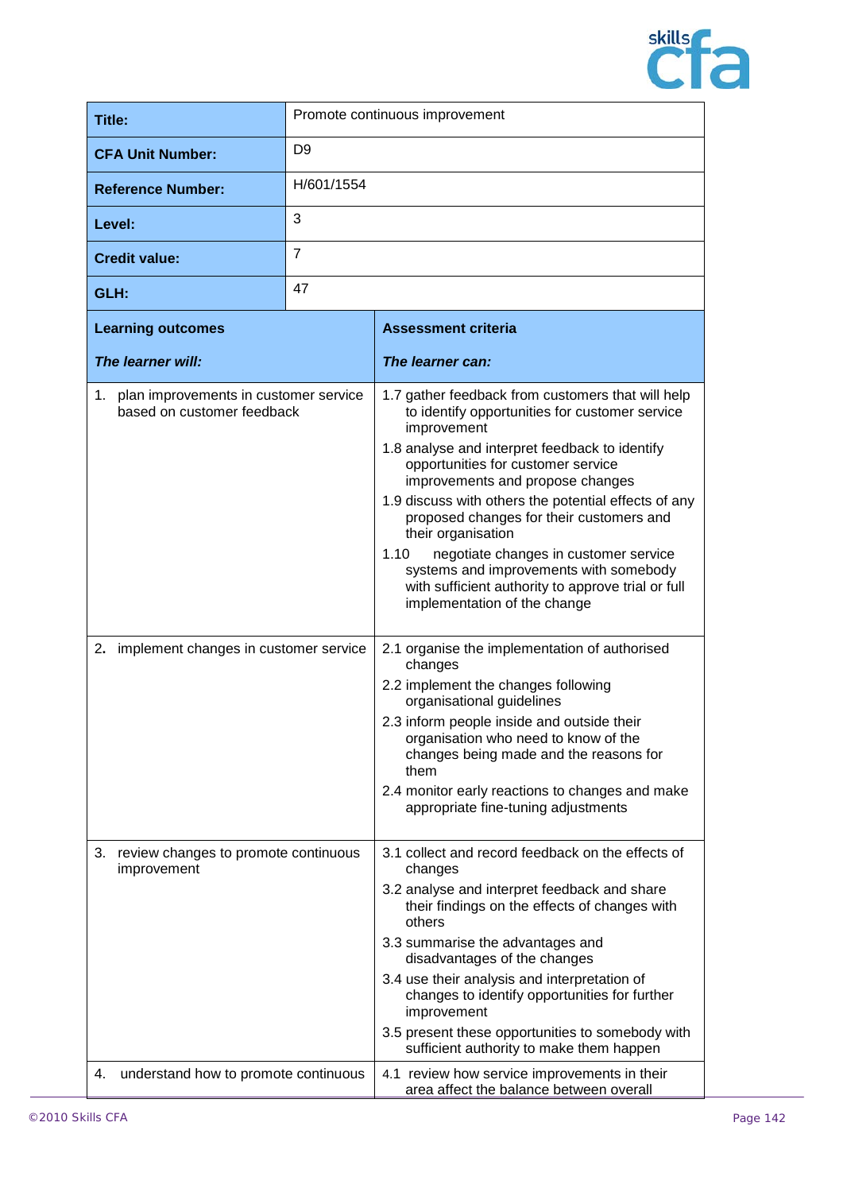| Title: | Promote continuous improvement |
|---|---|
| **CFA Unit Number:** | D9 |
| **Reference Number:** | H/601/1554 |
| **Level:** | 3 |
| **Credit value:** | 7 |
| **GLH:** | 47 |

| **Learning outcomes**<br>***The learner will:*** | **Assessment criteria**<br>***The learner can:*** |
|---|---|
| 1. plan improvements in customer service based on customer feedback | 1.7 gather feedback from customers that will help to identify opportunities for customer service improvement<br>1.8 analyse and interpret feedback to identify opportunities for customer service improvements and propose changes<br>1.9 discuss with others the potential effects of any proposed changes for their customers and their organisation<br>1.10 negotiate changes in customer service systems and improvements with somebody with sufficient authority to approve trial or full implementation of the change |
| 2. implement changes in customer service | 2.1 organise the implementation of authorised changes<br>2.2 implement the changes following organisational guidelines<br>2.3 inform people inside and outside their organisation who need to know of the changes being made and the reasons for them<br>2.4 monitor early reactions to changes and make appropriate fine-tuning adjustments |
| 3. review changes to promote continuous improvement | 3.1 collect and record feedback on the effects of changes<br>3.2 analyse and interpret feedback and share their findings on the effects of changes with others<br>3.3 summarise the advantages and disadvantages of the changes<br>3.4 use their analysis and interpretation of changes to identify opportunities for further improvement<br>3.5 present these opportunities to somebody with sufficient authority to make them happen |
| 4. understand how to promote continuous | 4.1 review how service improvements in their area affect the balance between overall |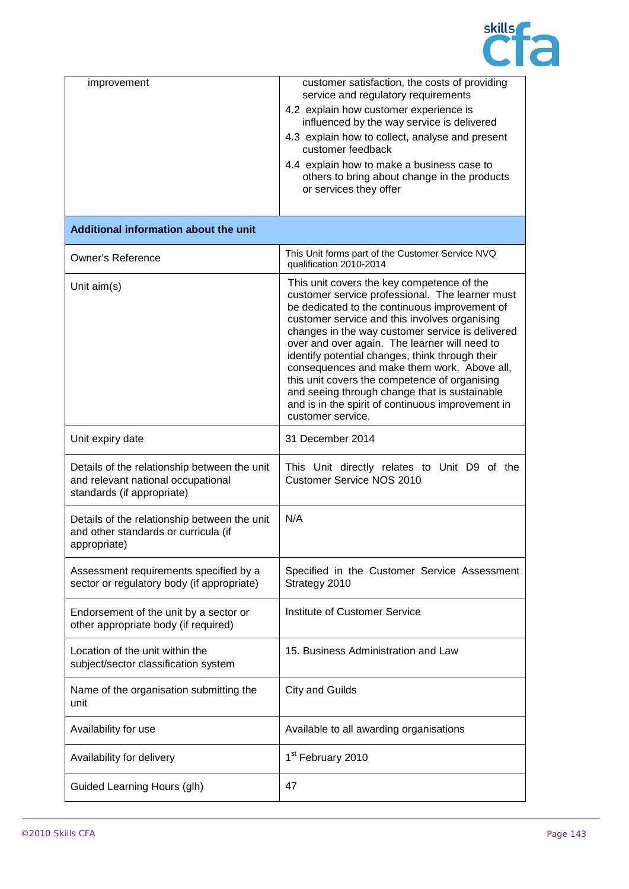| | |
|---|---|
| improvement | customer satisfaction, the costs of providing service and regulatory requirements<br>4.2 explain how customer experience is influenced by the way service is delivered<br>4.3 explain how to collect, analyse and present customer feedback<br>4.4 explain how to make a business case to others to bring about change in the products or services they offer |
| **Additional information about the unit** | |
| Owner's Reference | This Unit forms part of the Customer Service NVQ qualification 2010-2014 |
| Unit aim(s) | This unit covers the key competence of the customer service professional. The learner must be dedicated to the continuous improvement of customer service and this involves organising changes in the way customer service is delivered over and over again. The learner will need to identify potential changes, think through their consequences and make them work. Above all, this unit covers the competence of organising and seeing through change that is sustainable and is in the spirit of continuous improvement in customer service. |
| Unit expiry date | 31 December 2014 |
| Details of the relationship between the unit and relevant national occupational standards (if appropriate) | This Unit directly relates to Unit D9 of the Customer Service NOS 2010 |
| Details of the relationship between the unit and other standards or curricula (if appropriate) | N/A |
| Assessment requirements specified by a sector or regulatory body (if appropriate) | Specified in the Customer Service Assessment Strategy 2010 |
| Endorsement of the unit by a sector or other appropriate body (if required) | Institute of Customer Service |
| Location of the unit within the subject/sector classification system | 15. Business Administration and Law |
| Name of the organisation submitting the unit | City and Guilds |
| Availability for use | Available to all awarding organisations |
| Availability for delivery | 1st February 2010 |
| Guided Learning Hours (glh) | 47 |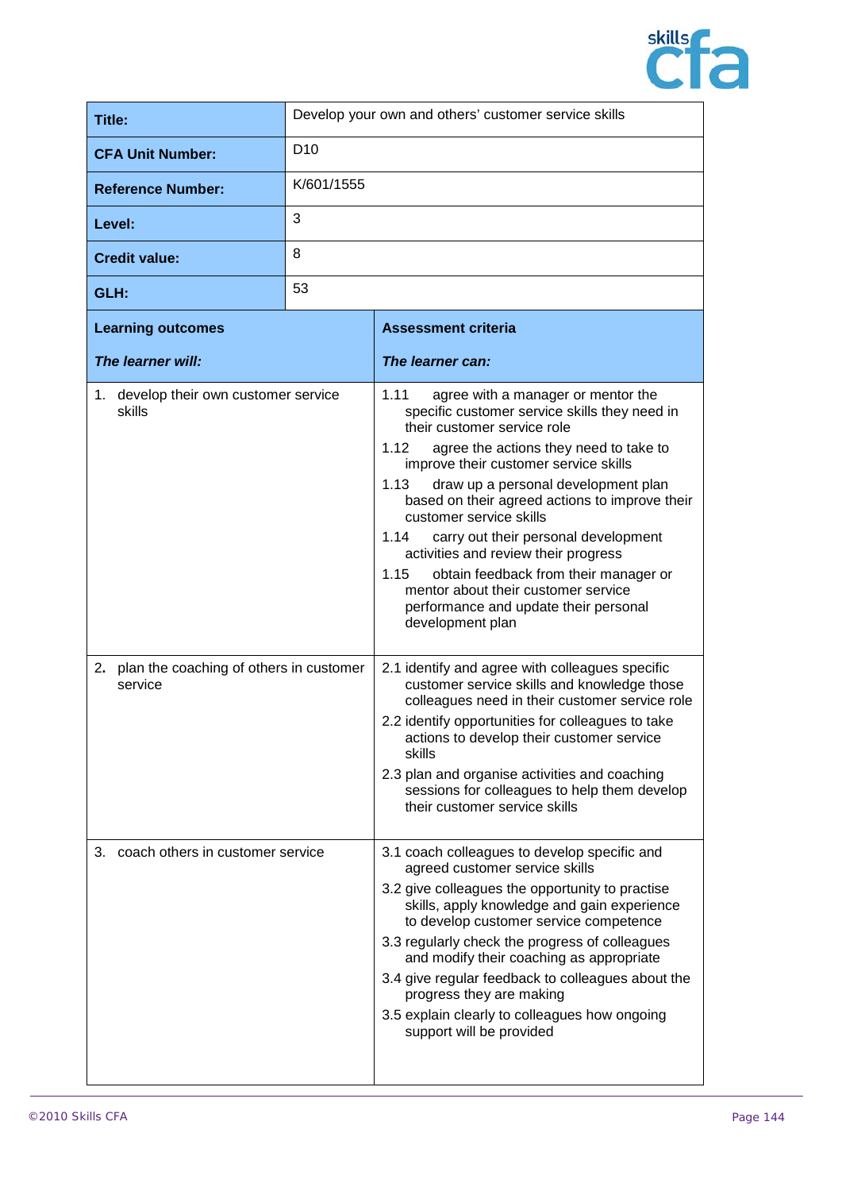| Title: | Develop your own and others' customer service skills |
|---|---|
| **CFA Unit Number:** | D10 |
| **Reference Number:** | K/601/1555 |
| **Level:** | 3 |
| **Credit value:** | 8 |
| **GLH:** | 53 |

| **Learning outcomes**<br><br>***The learner will:*** | **Assessment criteria**<br><br>***The learner can:*** |
|---|---|
| 1. develop their own customer service skills | 1.11 agree with a manager or mentor the specific customer service skills they need in their customer service role<br>1.12 agree the actions they need to take to improve their customer service skills<br>1.13 draw up a personal development plan based on their agreed actions to improve their customer service skills<br>1.14 carry out their personal development activities and review their progress<br>1.15 obtain feedback from their manager or mentor about their customer service performance and update their personal development plan |
| **2.** plan the coaching of others in customer service | 2.1 identify and agree with colleagues specific customer service skills and knowledge those colleagues need in their customer service role<br>2.2 identify opportunities for colleagues to take actions to develop their customer service skills<br>2.3 plan and organise activities and coaching sessions for colleagues to help them develop their customer service skills |
| 3. coach others in customer service | 3.1 coach colleagues to develop specific and agreed customer service skills<br>3.2 give colleagues the opportunity to practise skills, apply knowledge and gain experience to develop customer service competence<br>3.3 regularly check the progress of colleagues and modify their coaching as appropriate<br>3.4 give regular feedback to colleagues about the progress they are making<br>3.5 explain clearly to colleagues how ongoing support will be provided |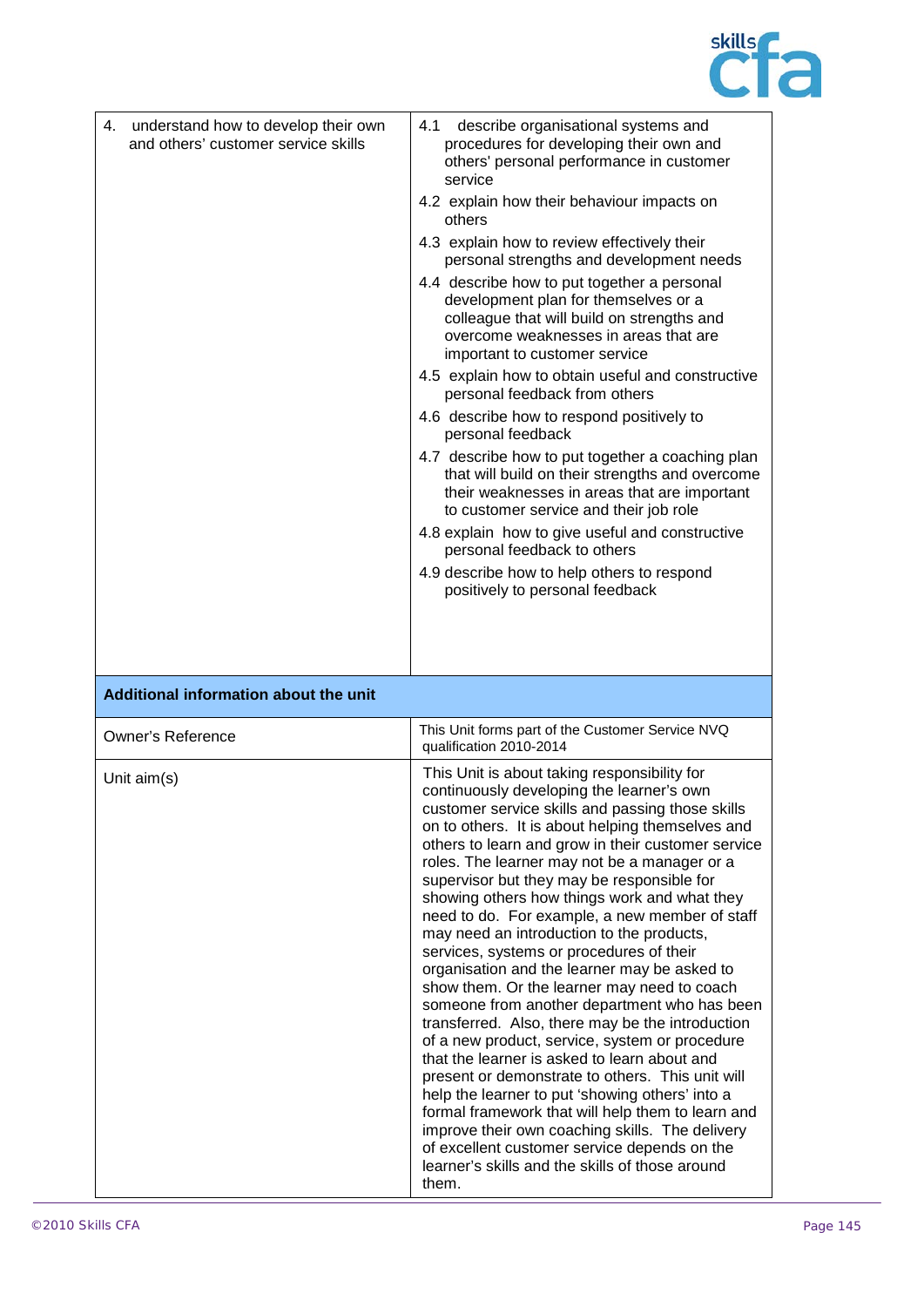| | |
|---|---|
| 4. understand how to develop their own and others' customer service skills | 4.1 describe organisational systems and procedures for developing their own and others' personal performance in customer service<br>4.2 explain how their behaviour impacts on others<br>4.3 explain how to review effectively their personal strengths and development needs<br>4.4 describe how to put together a personal development plan for themselves or a colleague that will build on strengths and overcome weaknesses in areas that are important to customer service<br>4.5 explain how to obtain useful and constructive personal feedback from others<br>4.6 describe how to respond positively to personal feedback<br>4.7 describe how to put together a coaching plan that will build on their strengths and overcome their weaknesses in areas that are important to customer service and their job role<br>4.8 explain how to give useful and constructive personal feedback to others<br>4.9 describe how to help others to respond positively to personal feedback |

| **Additional information about the unit** | |
|---|---|
| Owner's Reference | This Unit forms part of the Customer Service NVQ qualification 2010-2014 |
| Unit aim(s) | This Unit is about taking responsibility for continuously developing the learner's own customer service skills and passing those skills on to others. It is about helping themselves and others to learn and grow in their customer service roles. The learner may not be a manager or a supervisor but they may be responsible for showing others how things work and what they need to do. For example, a new member of staff may need an introduction to the products, services, systems or procedures of their organisation and the learner may be asked to show them. Or the learner may need to coach someone from another department who has been transferred. Also, there may be the introduction of a new product, service, system or procedure that the learner is asked to learn about and present or demonstrate to others. This unit will help the learner to put 'showing others' into a formal framework that will help them to learn and improve their own coaching skills. The delivery of excellent customer service depends on the learner's skills and the skills of those around them. |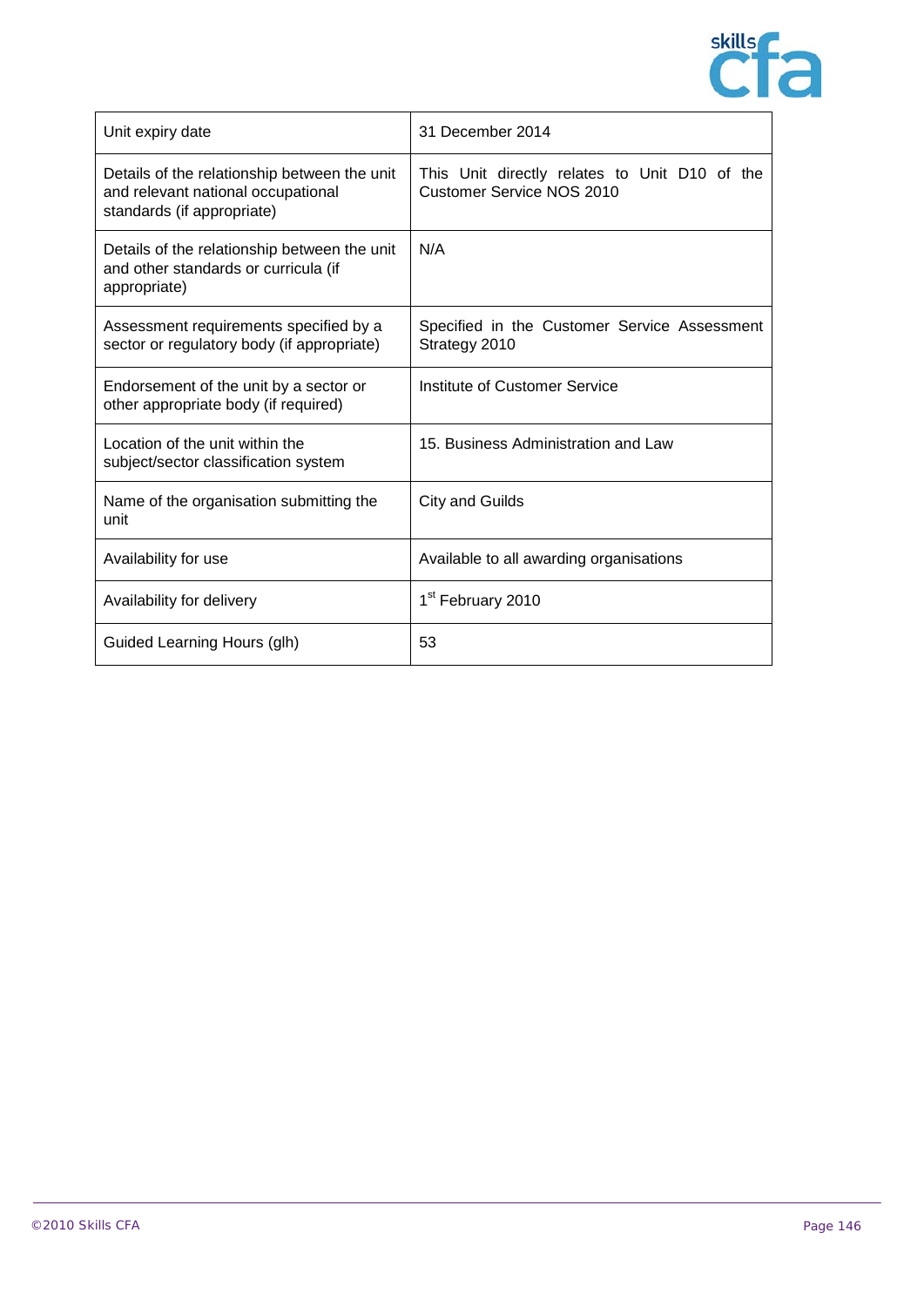| Unit expiry date | 31 December 2014 |
|---|---|
| Details of the relationship between the unit and relevant national occupational standards (if appropriate) | This Unit directly relates to Unit D10 of the Customer Service NOS 2010 |
| Details of the relationship between the unit and other standards or curricula (if appropriate) | N/A |
| Assessment requirements specified by a sector or regulatory body (if appropriate) | Specified in the Customer Service Assessment Strategy 2010 |
| Endorsement of the unit by a sector or other appropriate body (if required) | Institute of Customer Service |
| Location of the unit within the subject/sector classification system | 15. Business Administration and Law |
| Name of the organisation submitting the unit | City and Guilds |
| Availability for use | Available to all awarding organisations |
| Availability for delivery | 1st February 2010 |
| Guided Learning Hours (glh) | 53 |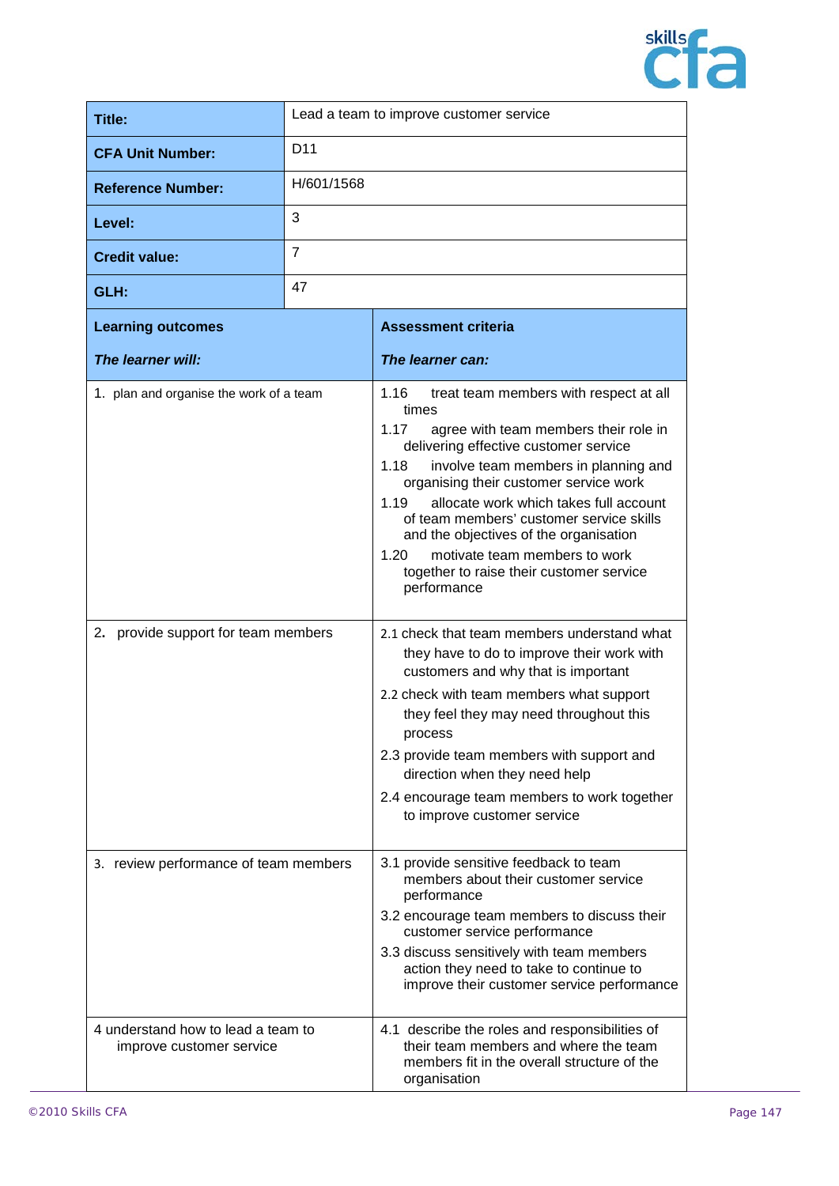| | |
|---|---|
| **Title:** | Lead a team to improve customer service |
| **CFA Unit Number:** | D11 |
| **Reference Number:** | H/601/1568 |
| **Level:** | 3 |
| **Credit value:** | 7 |
| **GLH:** | 47 |

| **Learning outcomes**<br><br>***The learner will:*** | **Assessment criteria**<br><br>***The learner can:*** |
|---|---|
| 1. plan and organise the work of a team | 1.16 treat team members with respect at all times<br>1.17 agree with team members their role in delivering effective customer service<br>1.18 involve team members in planning and organising their customer service work<br>1.19 allocate work which takes full account of team members' customer service skills and the objectives of the organisation<br>1.20 motivate team members to work together to raise their customer service performance |
| 2. provide support for team members | 2.1 check that team members understand what they have to do to improve their work with customers and why that is important<br>2.2 check with team members what support they feel they may need throughout this process<br>2.3 provide team members with support and direction when they need help<br>2.4 encourage team members to work together to improve customer service |
| 3. review performance of team members | 3.1 provide sensitive feedback to team members about their customer service performance<br>3.2 encourage team members to discuss their customer service performance<br>3.3 discuss sensitively with team members action they need to take to continue to improve their customer service performance |
| 4 understand how to lead a team to improve customer service | 4.1 describe the roles and responsibilities of their team members and where the team members fit in the overall structure of the organisation |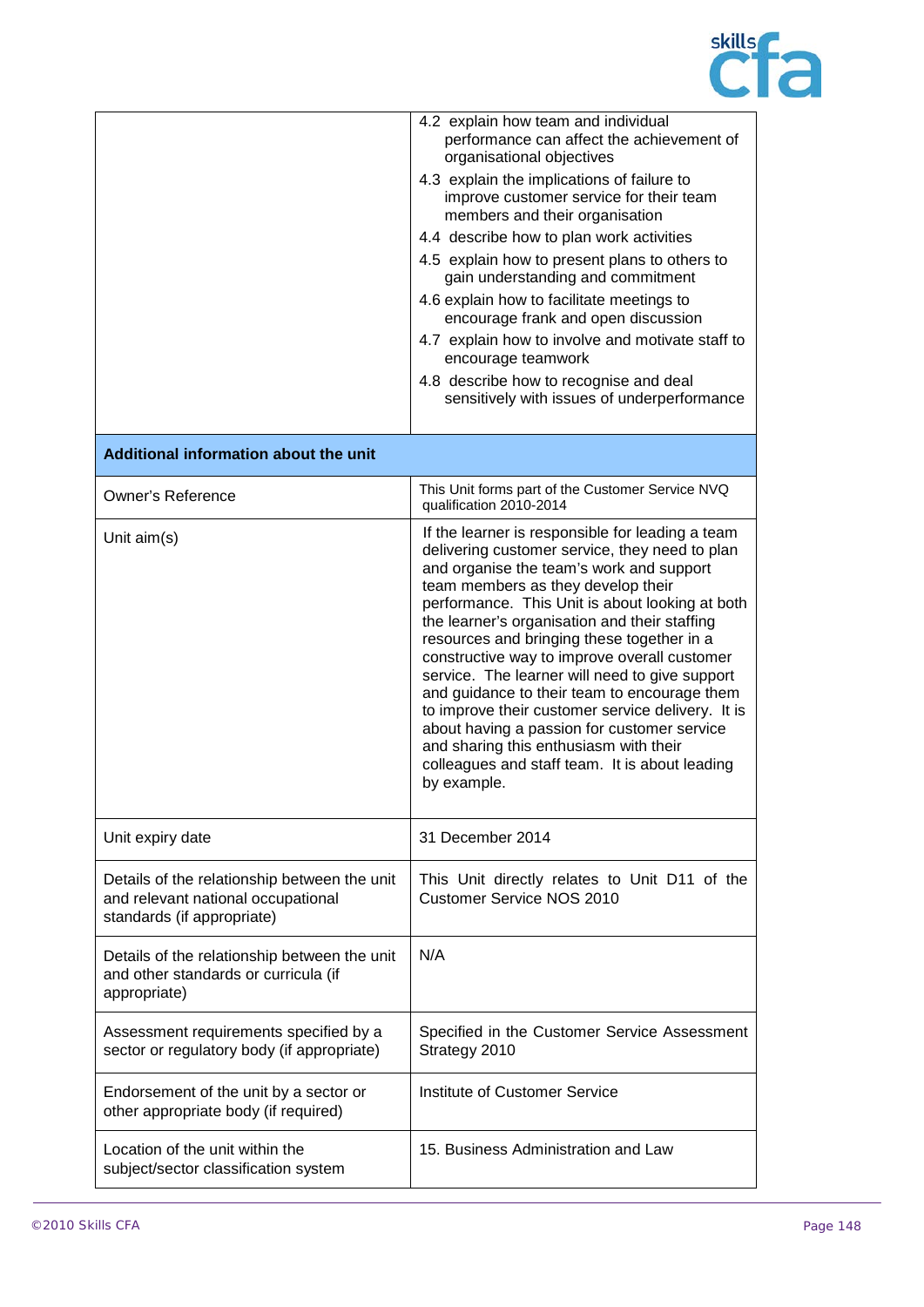| | |
|---|---|
| | 4.2 explain how team and individual performance can affect the achievement of organisational objectives<br>4.3 explain the implications of failure to improve customer service for their team members and their organisation<br>4.4 describe how to plan work activities<br>4.5 explain how to present plans to others to gain understanding and commitment<br>4.6 explain how to facilitate meetings to encourage frank and open discussion<br>4.7 explain how to involve and motivate staff to encourage teamwork<br>4.8 describe how to recognise and deal sensitively with issues of underperformance |
| **Additional information about the unit** | |
| Owner's Reference | This Unit forms part of the Customer Service NVQ qualification 2010-2014 |
| Unit aim(s) | If the learner is responsible for leading a team delivering customer service, they need to plan and organise the team's work and support team members as they develop their performance. This Unit is about looking at both the learner's organisation and their staffing resources and bringing these together in a constructive way to improve overall customer service. The learner will need to give support and guidance to their team to encourage them to improve their customer service delivery. It is about having a passion for customer service and sharing this enthusiasm with their colleagues and staff team. It is about leading by example. |
| Unit expiry date | 31 December 2014 |
| Details of the relationship between the unit and relevant national occupational standards (if appropriate) | This Unit directly relates to Unit D11 of the Customer Service NOS 2010 |
| Details of the relationship between the unit and other standards or curricula (if appropriate) | N/A |
| Assessment requirements specified by a sector or regulatory body (if appropriate) | Specified in the Customer Service Assessment Strategy 2010 |
| Endorsement of the unit by a sector or other appropriate body (if required) | Institute of Customer Service |
| Location of the unit within the subject/sector classification system | 15. Business Administration and Law |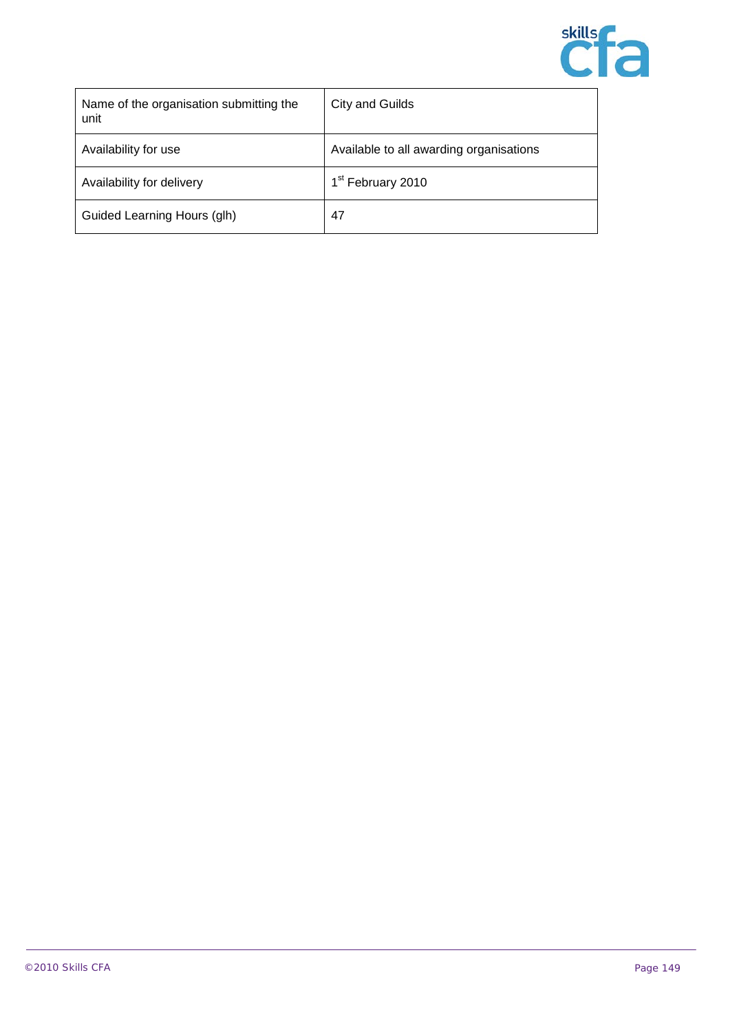| Name of the organisation submitting the unit | City and Guilds |
|---|---|
| Availability for use | Available to all awarding organisations |
| Availability for delivery | 1st February 2010 |
| Guided Learning Hours (glh) | 47 |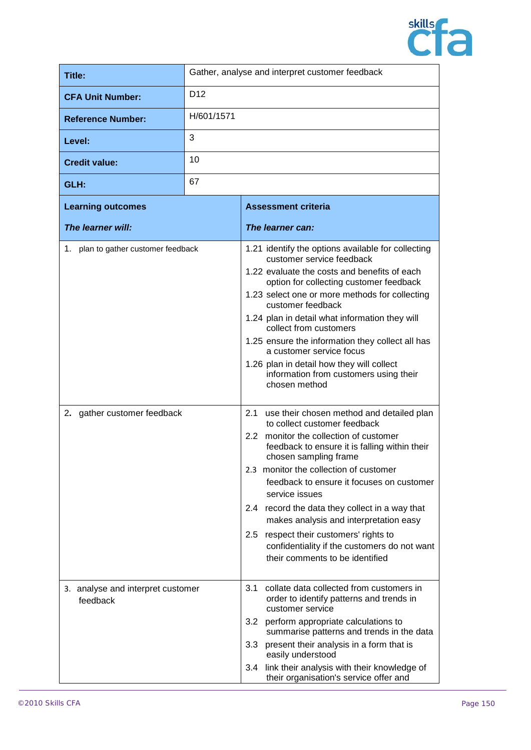| | |
|---|---|
| **Title:** | Gather, analyse and interpret customer feedback |
| **CFA Unit Number:** | D12 |
| **Reference Number:** | H/601/1571 |
| **Level:** | 3 |
| **Credit value:** | 10 |
| **GLH:** | 67 |

| **Learning outcomes**<br><br>***The learner will:*** | **Assessment criteria**<br><br>***The learner can:*** |
|---|---|
| 1. plan to gather customer feedback | 1.21 identify the options available for collecting customer service feedback<br>1.22 evaluate the costs and benefits of each option for collecting customer feedback<br>1.23 select one or more methods for collecting customer feedback<br>1.24 plan in detail what information they will collect from customers<br>1.25 ensure the information they collect all has a customer service focus<br>1.26 plan in detail how they will collect information from customers using their chosen method |
| 2. gather customer feedback | 2.1 use their chosen method and detailed plan to collect customer feedback<br>2.2 monitor the collection of customer feedback to ensure it is falling within their chosen sampling frame<br>2.3 monitor the collection of customer feedback to ensure it focuses on customer service issues<br>2.4 record the data they collect in a way that makes analysis and interpretation easy<br>2.5 respect their customers' rights to confidentiality if the customers do not want their comments to be identified |
| 3. analyse and interpret customer feedback | 3.1 collate data collected from customers in order to identify patterns and trends in customer service<br>3.2 perform appropriate calculations to summarise patterns and trends in the data<br>3.3 present their analysis in a form that is easily understood<br>3.4 link their analysis with their knowledge of their organisation's service offer and |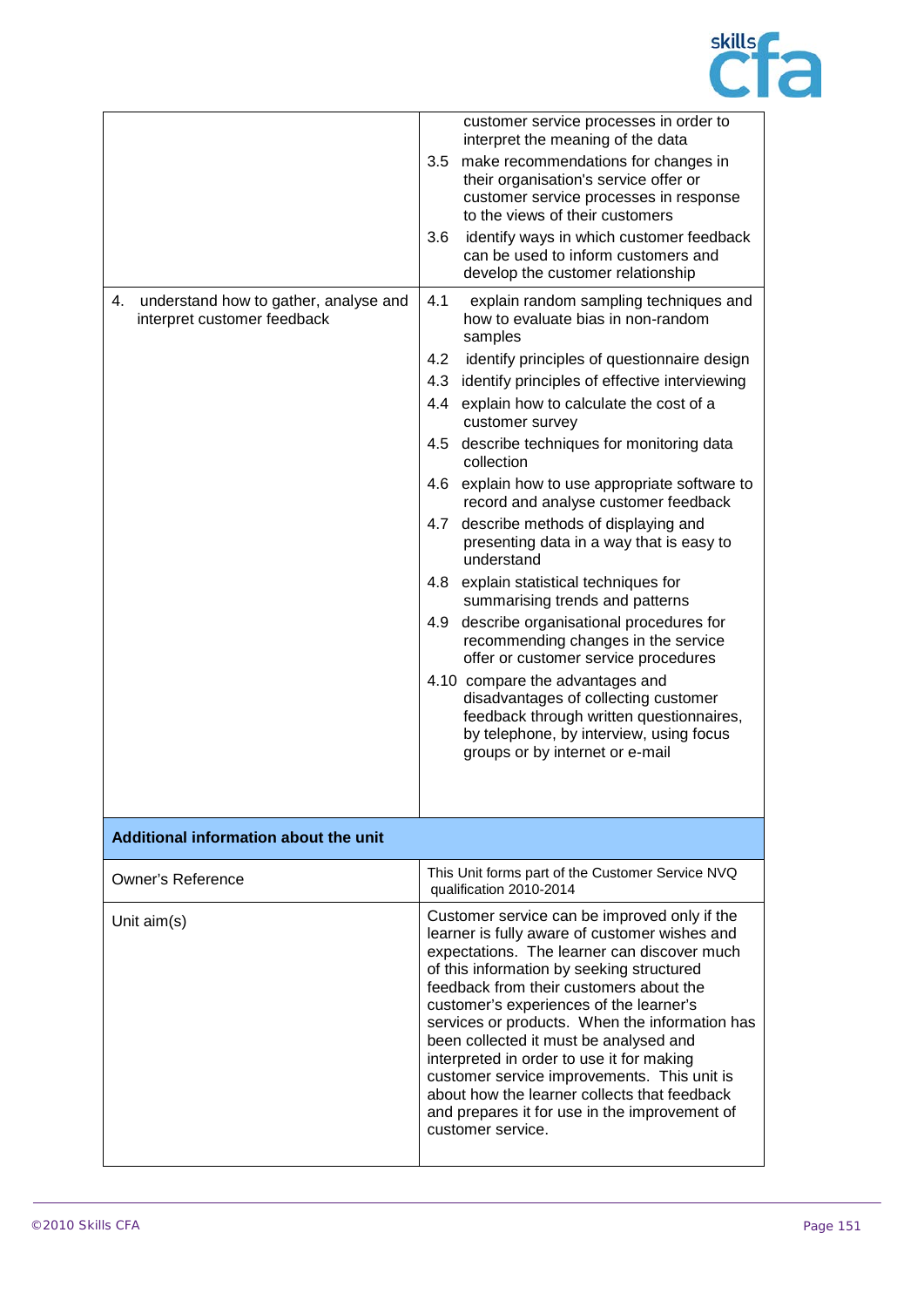| | |
|---|---|
| | customer service processes in order to interpret the meaning of the data<br>3.5 make recommendations for changes in their organisation's service offer or customer service processes in response to the views of their customers<br>3.6 identify ways in which customer feedback can be used to inform customers and develop the customer relationship |
| 4. understand how to gather, analyse and interpret customer feedback | 4.1 explain random sampling techniques and how to evaluate bias in non-random samples<br>4.2 identify principles of questionnaire design<br>4.3 identify principles of effective interviewing<br>4.4 explain how to calculate the cost of a customer survey<br>4.5 describe techniques for monitoring data collection<br>4.6 explain how to use appropriate software to record and analyse customer feedback<br>4.7 describe methods of displaying and presenting data in a way that is easy to understand<br>4.8 explain statistical techniques for summarising trends and patterns<br>4.9 describe organisational procedures for recommending changes in the service offer or customer service procedures<br>4.10 compare the advantages and disadvantages of collecting customer feedback through written questionnaires, by telephone, by interview, using focus groups or by internet or e-mail |

| **Additional information about the unit** | |
|---|---|
| Owner's Reference | This Unit forms part of the Customer Service NVQ qualification 2010-2014 |
| Unit aim(s) | Customer service can be improved only if the learner is fully aware of customer wishes and expectations. The learner can discover much of this information by seeking structured feedback from their customers about the customer's experiences of the learner's services or products. When the information has been collected it must be analysed and interpreted in order to use it for making customer service improvements. This unit is about how the learner collects that feedback and prepares it for use in the improvement of customer service. |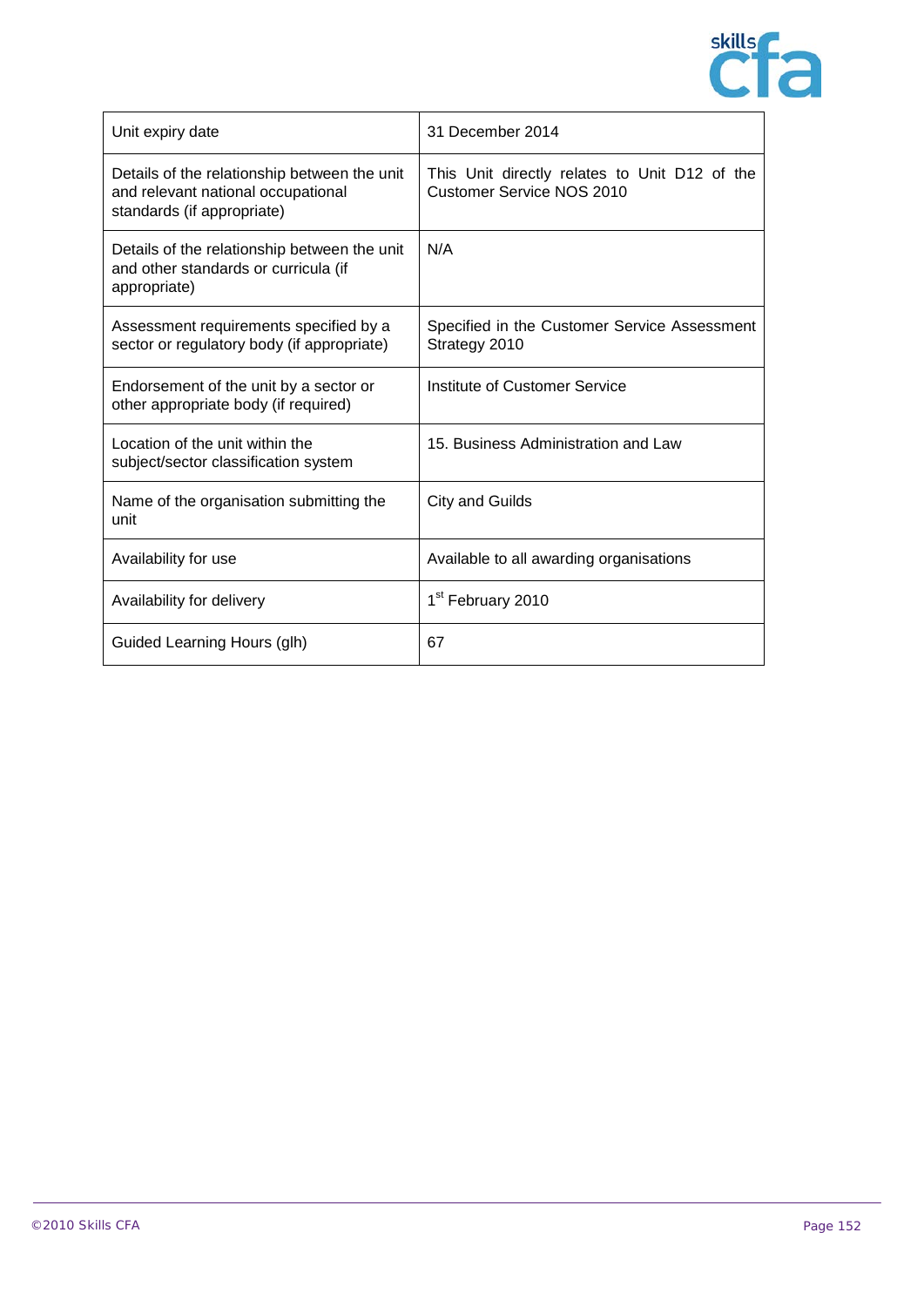| Unit expiry date | 31 December 2014 |
|---|---|
| Details of the relationship between the unit and relevant national occupational standards (if appropriate) | This Unit directly relates to Unit D12 of the Customer Service NOS 2010 |
| Details of the relationship between the unit and other standards or curricula (if appropriate) | N/A |
| Assessment requirements specified by a sector or regulatory body (if appropriate) | Specified in the Customer Service Assessment Strategy 2010 |
| Endorsement of the unit by a sector or other appropriate body (if required) | Institute of Customer Service |
| Location of the unit within the subject/sector classification system | 15. Business Administration and Law |
| Name of the organisation submitting the unit | City and Guilds |
| Availability for use | Available to all awarding organisations |
| Availability for delivery | 1st February 2010 |
| Guided Learning Hours (glh) | 67 |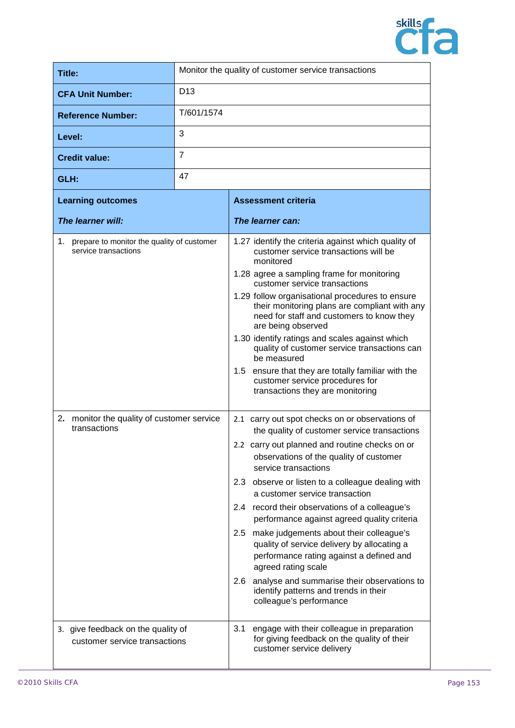| Title: | Monitor the quality of customer service transactions |
|---|---|
| **CFA Unit Number:** | D13 |
| **Reference Number:** | T/601/1574 |
| **Level:** | 3 |
| **Credit value:** | 7 |
| **GLH:** | 47 |

| **Learning outcomes**<br><br>***The learner will:*** | **Assessment criteria**<br><br>***The learner can:*** |
|---|---|
| 1. prepare to monitor the quality of customer service transactions | 1.27 identify the criteria against which quality of customer service transactions will be monitored<br>1.28 agree a sampling frame for monitoring customer service transactions<br>1.29 follow organisational procedures to ensure their monitoring plans are compliant with any need for staff and customers to know they are being observed<br>1.30 identify ratings and scales against which quality of customer service transactions can be measured<br>1.5 ensure that they are totally familiar with the customer service procedures for transactions they are monitoring |
| 2. monitor the quality of customer service transactions | 2.1 carry out spot checks on or observations of the quality of customer service transactions<br>2.2 carry out planned and routine checks on or observations of the quality of customer service transactions<br>2.3 observe or listen to a colleague dealing with a customer service transaction<br>2.4 record their observations of a colleague's performance against agreed quality criteria<br>2.5 make judgements about their colleague's quality of service delivery by allocating a performance rating against a defined and agreed rating scale<br>2.6 analyse and summarise their observations to identify patterns and trends in their colleague's performance |
| 3. give feedback on the quality of customer service transactions | 3.1 engage with their colleague in preparation for giving feedback on the quality of their customer service delivery |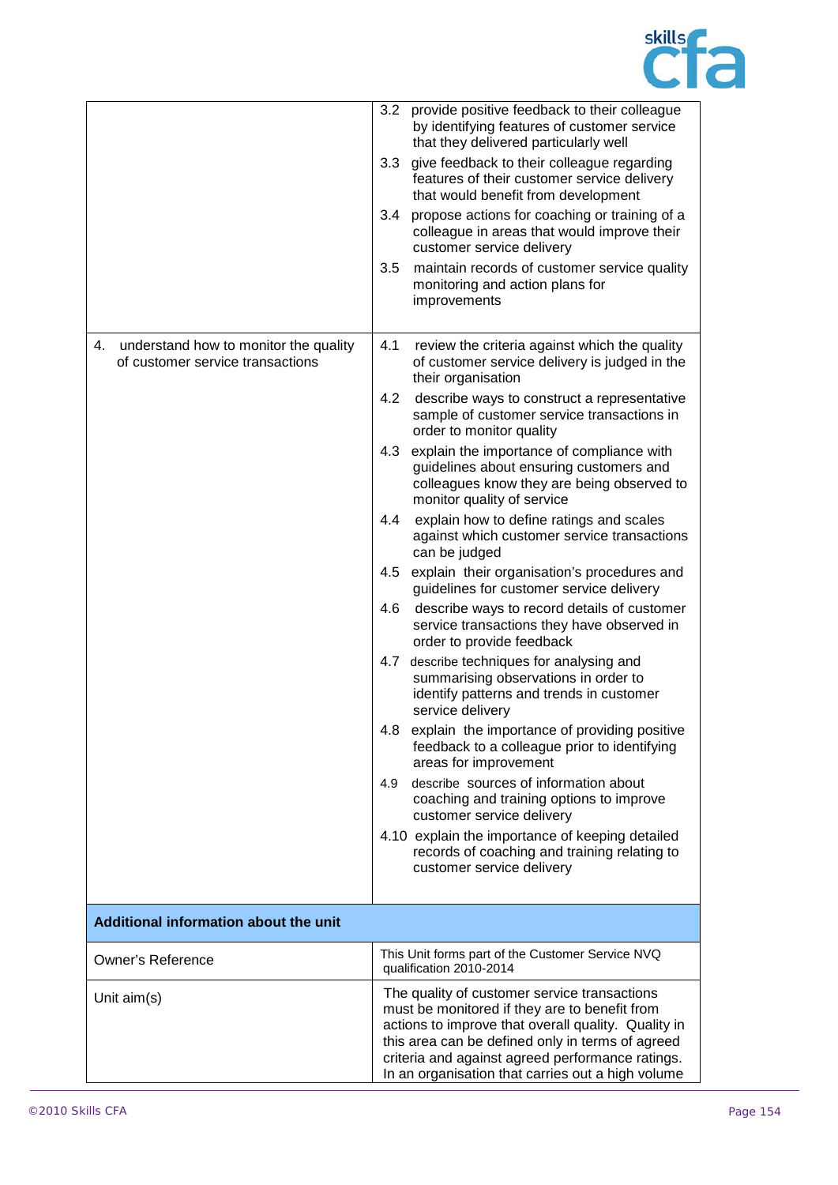| | |
|---|---|
| | 3.2 provide positive feedback to their colleague by identifying features of customer service that they delivered particularly well<br>3.3 give feedback to their colleague regarding features of their customer service delivery that would benefit from development<br>3.4 propose actions for coaching or training of a colleague in areas that would improve their customer service delivery<br>3.5 maintain records of customer service quality monitoring and action plans for improvements |
| 4. understand how to monitor the quality of customer service transactions | 4.1 review the criteria against which the quality of customer service delivery is judged in the their organisation<br>4.2 describe ways to construct a representative sample of customer service transactions in order to monitor quality<br>4.3 explain the importance of compliance with guidelines about ensuring customers and colleagues know they are being observed to monitor quality of service<br>4.4 explain how to define ratings and scales against which customer service transactions can be judged<br>4.5 explain their organisation's procedures and guidelines for customer service delivery<br>4.6 describe ways to record details of customer service transactions they have observed in order to provide feedback<br>4.7 describe techniques for analysing and summarising observations in order to identify patterns and trends in customer service delivery<br>4.8 explain the importance of providing positive feedback to a colleague prior to identifying areas for improvement<br>4.9 describe sources of information about coaching and training options to improve customer service delivery<br>4.10 explain the importance of keeping detailed records of coaching and training relating to customer service delivery |
| **Additional information about the unit** | |
| Owner's Reference | This Unit forms part of the Customer Service NVQ qualification 2010-2014 |
| Unit aim(s) | The quality of customer service transactions must be monitored if they are to benefit from actions to improve that overall quality. Quality in this area can be defined only in terms of agreed criteria and against agreed performance ratings. In an organisation that carries out a high volume |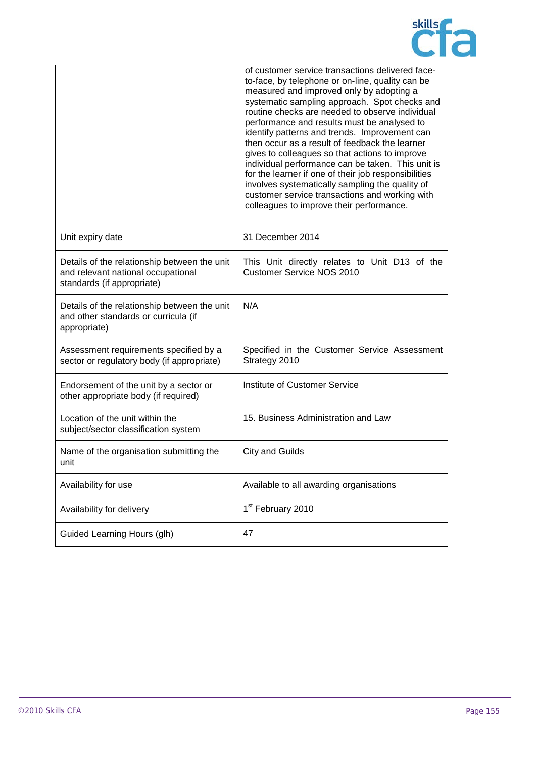| | |
|---|---|
| | of customer service transactions delivered face-to-face, by telephone or on-line, quality can be measured and improved only by adopting a systematic sampling approach. Spot checks and routine checks are needed to observe individual performance and results must be analysed to identify patterns and trends. Improvement can then occur as a result of feedback the learner gives to colleagues so that actions to improve individual performance can be taken. This unit is for the learner if one of their job responsibilities involves systematically sampling the quality of customer service transactions and working with colleagues to improve their performance. |
| Unit expiry date | 31 December 2014 |
| Details of the relationship between the unit and relevant national occupational standards (if appropriate) | This Unit directly relates to Unit D13 of the Customer Service NOS 2010 |
| Details of the relationship between the unit and other standards or curricula (if appropriate) | N/A |
| Assessment requirements specified by a sector or regulatory body (if appropriate) | Specified in the Customer Service Assessment Strategy 2010 |
| Endorsement of the unit by a sector or other appropriate body (if required) | Institute of Customer Service |
| Location of the unit within the subject/sector classification system | 15. Business Administration and Law |
| Name of the organisation submitting the unit | City and Guilds |
| Availability for use | Available to all awarding organisations |
| Availability for delivery | 1st February 2010 |
| Guided Learning Hours (glh) | 47 |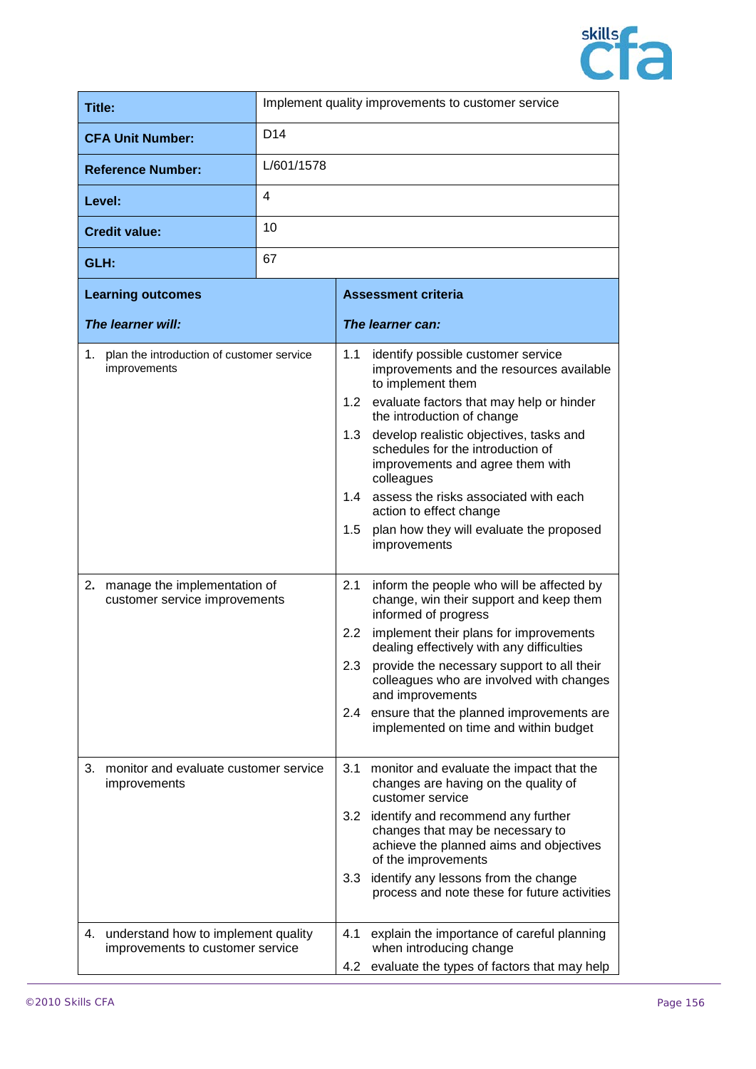| Title: | Implement quality improvements to customer service |
|---|---|
| CFA Unit Number: | D14 |
| Reference Number: | L/601/1578 |
| Level: | 4 |
| Credit value: | 10 |
| GLH: | 67 |

| Learning outcomes<br><br>*The learner will:* | Assessment criteria<br><br>*The learner can:* |
|---|---|
| 1. plan the introduction of customer service improvements | 1.1 identify possible customer service improvements and the resources available to implement them<br>1.2 evaluate factors that may help or hinder the introduction of change<br>1.3 develop realistic objectives, tasks and schedules for the introduction of improvements and agree them with colleagues<br>1.4 assess the risks associated with each action to effect change<br>1.5 plan how they will evaluate the proposed improvements |
| 2. manage the implementation of customer service improvements | 2.1 inform the people who will be affected by change, win their support and keep them informed of progress<br>2.2 implement their plans for improvements dealing effectively with any difficulties<br>2.3 provide the necessary support to all their colleagues who are involved with changes and improvements<br>2.4 ensure that the planned improvements are implemented on time and within budget |
| 3. monitor and evaluate customer service improvements | 3.1 monitor and evaluate the impact that the changes are having on the quality of customer service<br>3.2 identify and recommend any further changes that may be necessary to achieve the planned aims and objectives of the improvements<br>3.3 identify any lessons from the change process and note these for future activities |
| 4. understand how to implement quality improvements to customer service | 4.1 explain the importance of careful planning when introducing change<br>4.2 evaluate the types of factors that may help |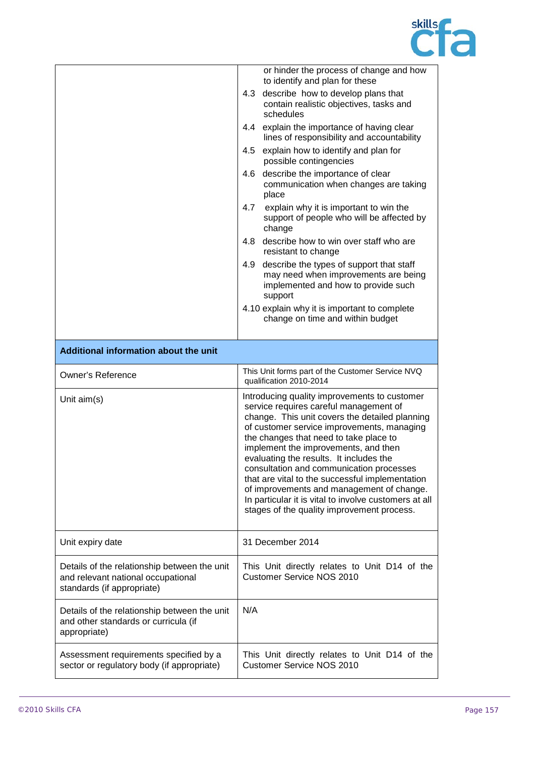| | |
|---|---|
| | or hinder the process of change and how to identify and plan for these<br>4.3 describe how to develop plans that contain realistic objectives, tasks and schedules<br>4.4 explain the importance of having clear lines of responsibility and accountability<br>4.5 explain how to identify and plan for possible contingencies<br>4.6 describe the importance of clear communication when changes are taking place<br>4.7 explain why it is important to win the support of people who will be affected by change<br>4.8 describe how to win over staff who are resistant to change<br>4.9 describe the types of support that staff may need when improvements are being implemented and how to provide such support<br>4.10 explain why it is important to complete change on time and within budget |
| **Additional information about the unit** | |
| Owner's Reference | This Unit forms part of the Customer Service NVQ qualification 2010-2014 |
| Unit aim(s) | Introducing quality improvements to customer service requires careful management of change. This unit covers the detailed planning of customer service improvements, managing the changes that need to take place to implement the improvements, and then evaluating the results. It includes the consultation and communication processes that are vital to the successful implementation of improvements and management of change. In particular it is vital to involve customers at all stages of the quality improvement process. |
| Unit expiry date | 31 December 2014 |
| Details of the relationship between the unit and relevant national occupational standards (if appropriate) | This Unit directly relates to Unit D14 of the Customer Service NOS 2010 |
| Details of the relationship between the unit and other standards or curricula (if appropriate) | N/A |
| Assessment requirements specified by a sector or regulatory body (if appropriate) | This Unit directly relates to Unit D14 of the Customer Service NOS 2010 |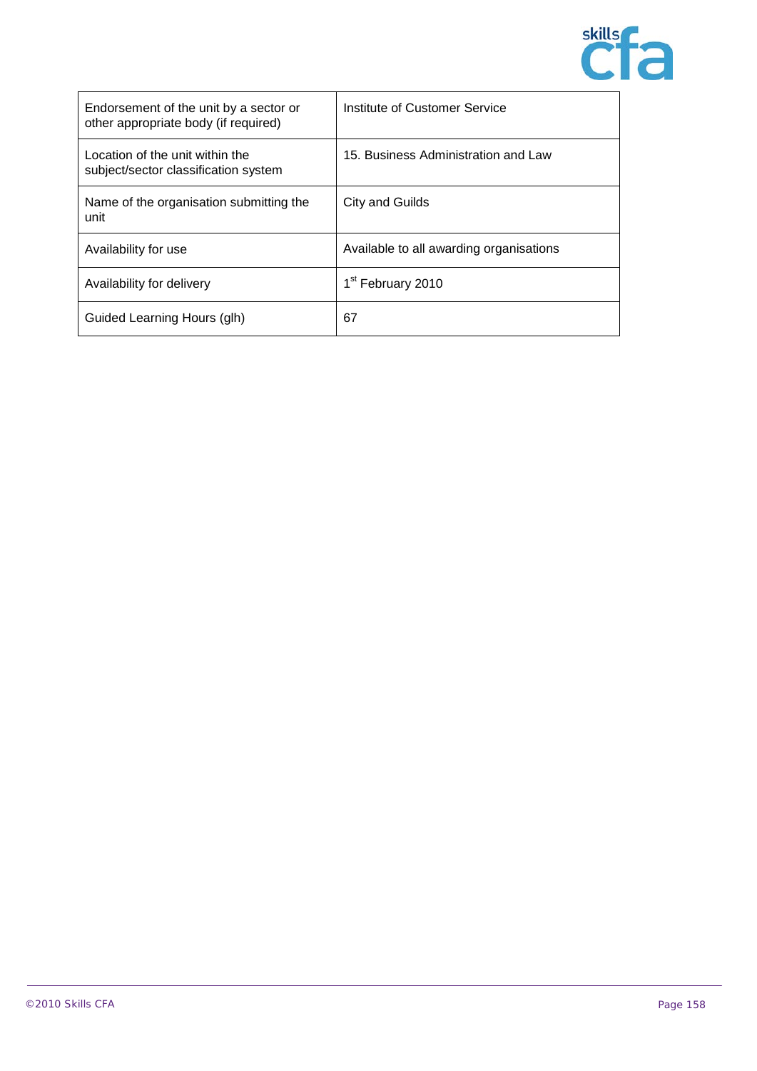| Endorsement of the unit by a sector or other appropriate body (if required) | Institute of Customer Service |
|---|---|
| Location of the unit within the subject/sector classification system | 15. Business Administration and Law |
| Name of the organisation submitting the unit | City and Guilds |
| Availability for use | Available to all awarding organisations |
| Availability for delivery | 1st February 2010 |
| Guided Learning Hours (glh) | 67 |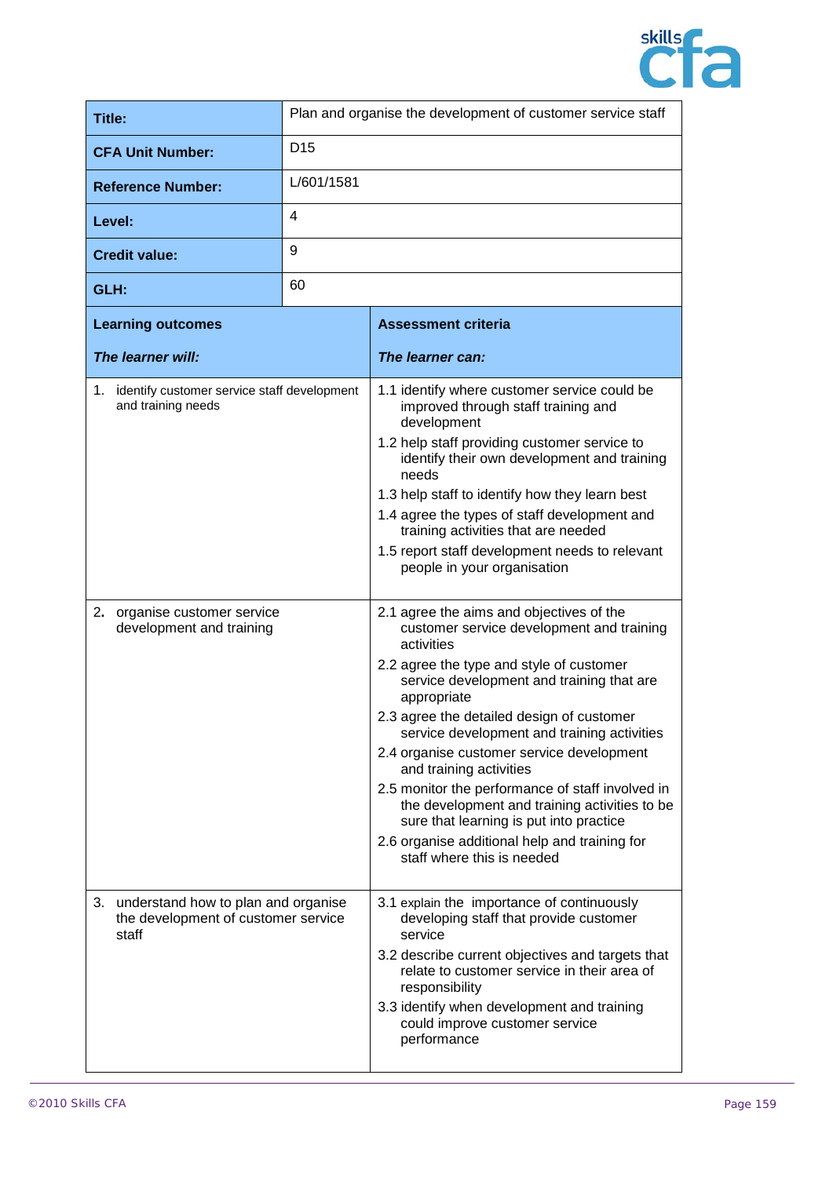| | |
|---|---|
| **Title:** | Plan and organise the development of customer service staff |
| **CFA Unit Number:** | D15 |
| **Reference Number:** | L/601/1581 |
| **Level:** | 4 |
| **Credit value:** | 9 |
| **GLH:** | 60 |

| **Learning outcomes**<br><br>***The learner will:*** | **Assessment criteria**<br><br>***The learner can:*** |
|---|---|
| 1. identify customer service staff development and training needs | 1.1 identify where customer service could be improved through staff training and development<br>1.2 help staff providing customer service to identify their own development and training needs<br>1.3 help staff to identify how they learn best<br>1.4 agree the types of staff development and training activities that are needed<br>1.5 report staff development needs to relevant people in your organisation |
| 2. organise customer service development and training | 2.1 agree the aims and objectives of the customer service development and training activities<br>2.2 agree the type and style of customer service development and training that are appropriate<br>2.3 agree the detailed design of customer service development and training activities<br>2.4 organise customer service development and training activities<br>2.5 monitor the performance of staff involved in the development and training activities to be sure that learning is put into practice<br>2.6 organise additional help and training for staff where this is needed |
| 3. understand how to plan and organise the development of customer service staff | 3.1 explain the importance of continuously developing staff that provide customer service<br>3.2 describe current objectives and targets that relate to customer service in their area of responsibility<br>3.3 identify when development and training could improve customer service performance |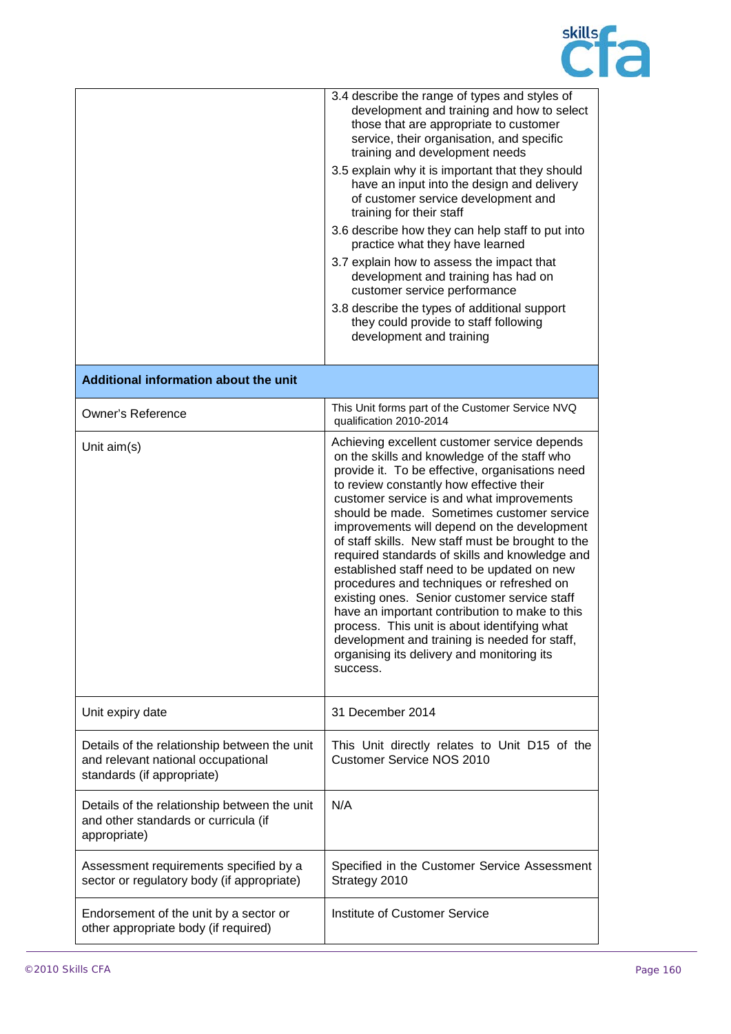| | |
|---|---|
| | 3.4 describe the range of types and styles of development and training and how to select those that are appropriate to customer service, their organisation, and specific training and development needs<br>3.5 explain why it is important that they should have an input into the design and delivery of customer service development and training for their staff<br>3.6 describe how they can help staff to put into practice what they have learned<br>3.7 explain how to assess the impact that development and training has had on customer service performance<br>3.8 describe the types of additional support they could provide to staff following development and training |
| **Additional information about the unit** | |
| Owner's Reference | This Unit forms part of the Customer Service NVQ qualification 2010-2014 |
| Unit aim(s) | Achieving excellent customer service depends on the skills and knowledge of the staff who provide it. To be effective, organisations need to review constantly how effective their customer service is and what improvements should be made. Sometimes customer service improvements will depend on the development of staff skills. New staff must be brought to the required standards of skills and knowledge and established staff need to be updated on new procedures and techniques or refreshed on existing ones. Senior customer service staff have an important contribution to make to this process. This unit is about identifying what development and training is needed for staff, organising its delivery and monitoring its success. |
| Unit expiry date | 31 December 2014 |
| Details of the relationship between the unit and relevant national occupational standards (if appropriate) | This Unit directly relates to Unit D15 of the Customer Service NOS 2010 |
| Details of the relationship between the unit and other standards or curricula (if appropriate) | N/A |
| Assessment requirements specified by a sector or regulatory body (if appropriate) | Specified in the Customer Service Assessment Strategy 2010 |
| Endorsement of the unit by a sector or other appropriate body (if required) | Institute of Customer Service |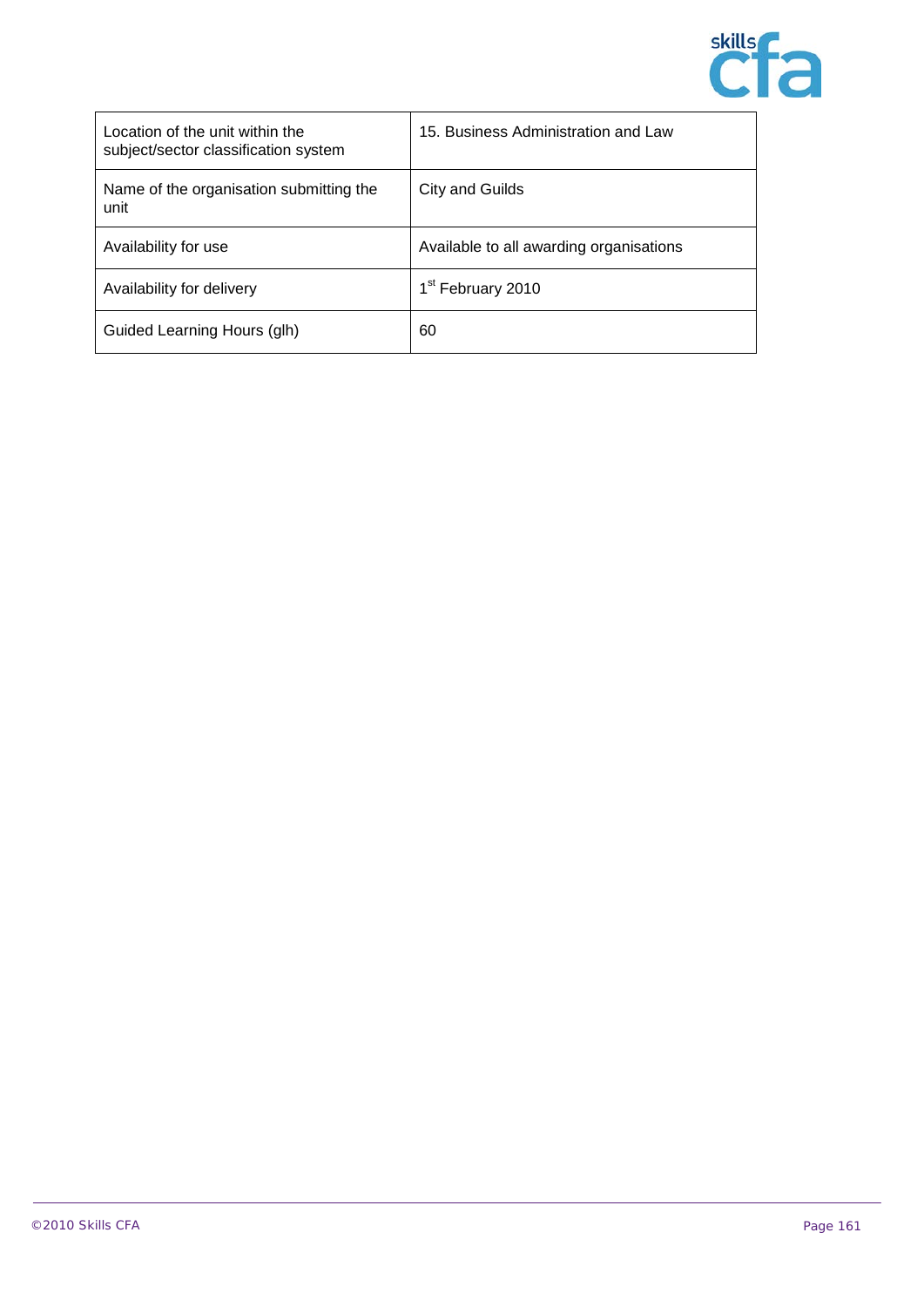| Location of the unit within the subject/sector classification system | 15. Business Administration and Law |
|---|---|
| Name of the organisation submitting the unit | City and Guilds |
| Availability for use | Available to all awarding organisations |
| Availability for delivery | 1st February 2010 |
| Guided Learning Hours (glh) | 60 |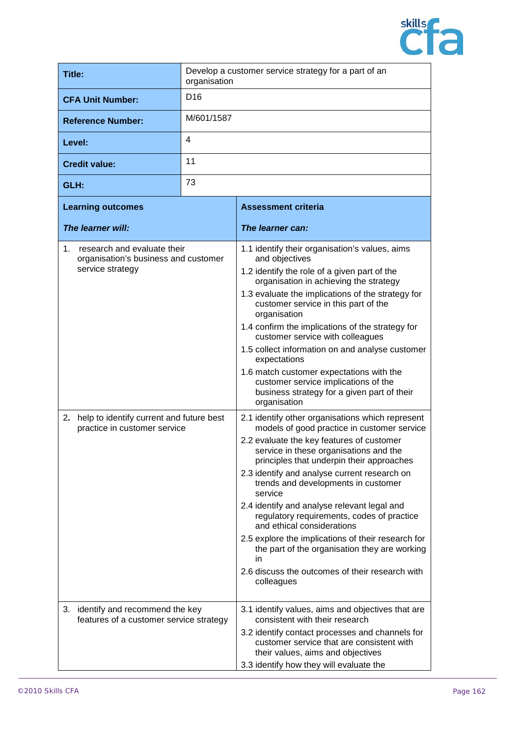| Title: | Develop a customer service strategy for a part of an organisation |
|---|---|
| **CFA Unit Number:** | D16 |
| **Reference Number:** | M/601/1587 |
| **Level:** | 4 |
| **Credit value:** | 11 |
| **GLH:** | 73 |

| **Learning outcomes**<br>***The learner will:*** | **Assessment criteria**<br>***The learner can:*** |
|---|---|
| 1. research and evaluate their organisation's business and customer service strategy | 1.1 identify their organisation's values, aims and objectives<br>1.2 identify the role of a given part of the organisation in achieving the strategy<br>1.3 evaluate the implications of the strategy for customer service in this part of the organisation<br>1.4 confirm the implications of the strategy for customer service with colleagues<br>1.5 collect information on and analyse customer expectations<br>1.6 match customer expectations with the customer service implications of the business strategy for a given part of their organisation |
| 2. help to identify current and future best practice in customer service | 2.1 identify other organisations which represent models of good practice in customer service<br>2.2 evaluate the key features of customer service in these organisations and the principles that underpin their approaches<br>2.3 identify and analyse current research on trends and developments in customer service<br>2.4 identify and analyse relevant legal and regulatory requirements, codes of practice and ethical considerations<br>2.5 explore the implications of their research for the part of the organisation they are working in<br>2.6 discuss the outcomes of their research with colleagues |
| 3. identify and recommend the key features of a customer service strategy | 3.1 identify values, aims and objectives that are consistent with their research<br>3.2 identify contact processes and channels for customer service that are consistent with their values, aims and objectives<br>3.3 identify how they will evaluate the |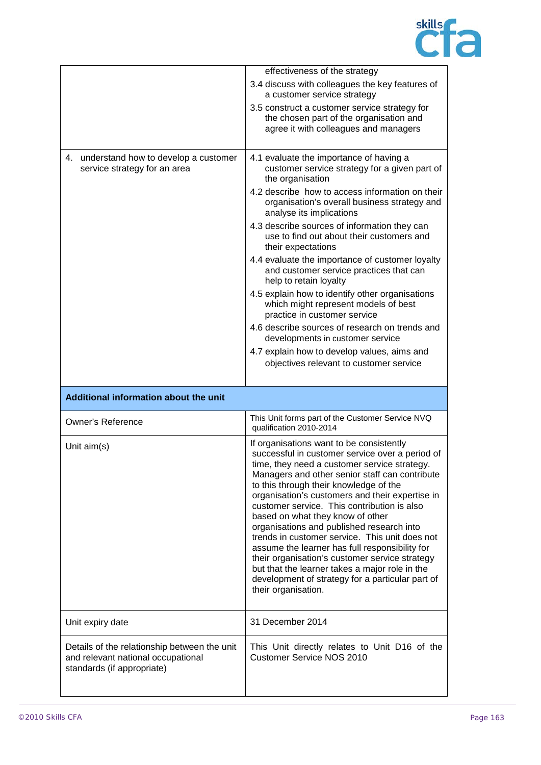| | |
|---|---|
| | effectiveness of the strategy<br>3.4 discuss with colleagues the key features of a customer service strategy<br>3.5 construct a customer service strategy for the chosen part of the organisation and agree it with colleagues and managers |
| 4. understand how to develop a customer service strategy for an area | 4.1 evaluate the importance of having a customer service strategy for a given part of the organisation<br>4.2 describe how to access information on their organisation's overall business strategy and analyse its implications<br>4.3 describe sources of information they can use to find out about their customers and their expectations<br>4.4 evaluate the importance of customer loyalty and customer service practices that can help to retain loyalty<br>4.5 explain how to identify other organisations which might represent models of best practice in customer service<br>4.6 describe sources of research on trends and developments in customer service<br>4.7 explain how to develop values, aims and objectives relevant to customer service |

| **Additional information about the unit** | |
|---|---|
| Owner's Reference | This Unit forms part of the Customer Service NVQ qualification 2010-2014 |
| Unit aim(s) | If organisations want to be consistently successful in customer service over a period of time, they need a customer service strategy. Managers and other senior staff can contribute to this through their knowledge of the organisation's customers and their expertise in customer service. This contribution is also based on what they know of other organisations and published research into trends in customer service. This unit does not assume the learner has full responsibility for their organisation's customer service strategy but that the learner takes a major role in the development of strategy for a particular part of their organisation. |
| Unit expiry date | 31 December 2014 |
| Details of the relationship between the unit and relevant national occupational standards (if appropriate) | This Unit directly relates to Unit D16 of the Customer Service NOS 2010 |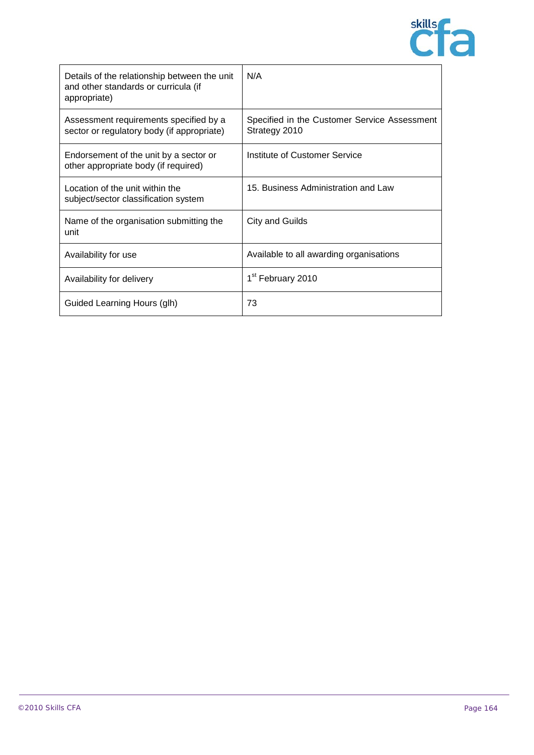| | |
|---|---|
| Details of the relationship between the unit and other standards or curricula (if appropriate) | N/A |
| Assessment requirements specified by a sector or regulatory body (if appropriate) | Specified in the Customer Service Assessment Strategy 2010 |
| Endorsement of the unit by a sector or other appropriate body (if required) | Institute of Customer Service |
| Location of the unit within the subject/sector classification system | 15. Business Administration and Law |
| Name of the organisation submitting the unit | City and Guilds |
| Availability for use | Available to all awarding organisations |
| Availability for delivery | 1st February 2010 |
| Guided Learning Hours (glh) | 73 |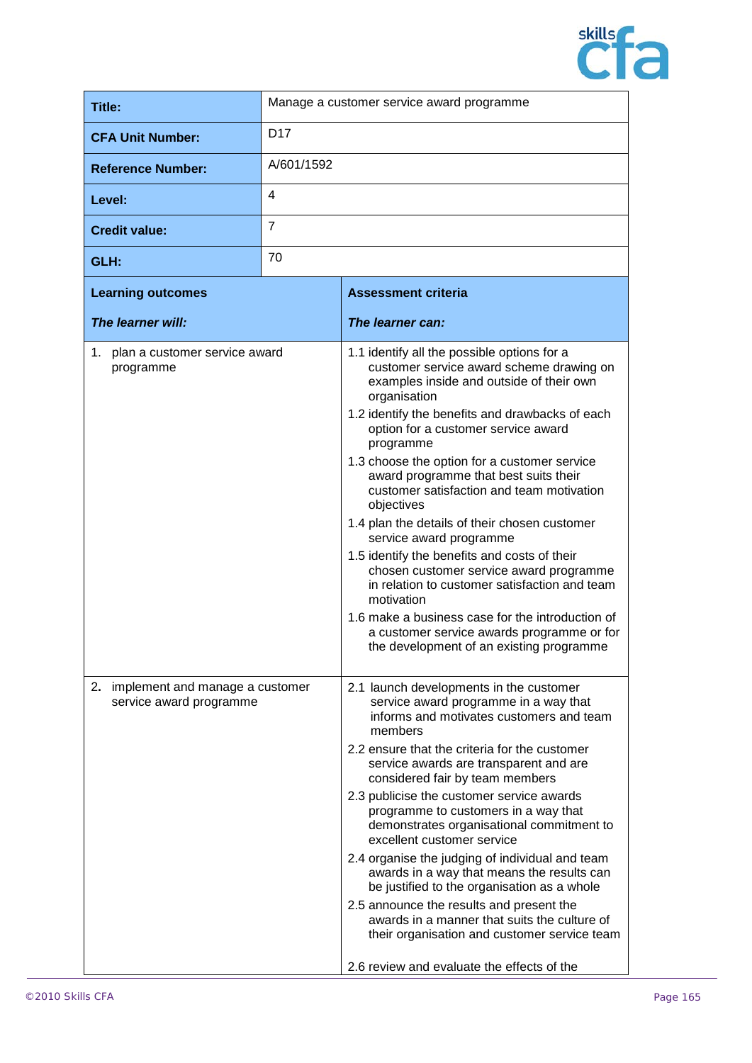| Title: | Manage a customer service award programme |
|---|---|
| CFA Unit Number: | D17 |
| Reference Number: | A/601/1592 |
| Level: | 4 |
| Credit value: | 7 |
| GLH: | 70 |

| **Learning outcomes**<br><br>***The learner will:*** | **Assessment criteria**<br><br>***The learner can:*** |
|---|---|
| 1. plan a customer service award programme | 1.1 identify all the possible options for a customer service award scheme drawing on examples inside and outside of their own organisation<br>1.2 identify the benefits and drawbacks of each option for a customer service award programme<br>1.3 choose the option for a customer service award programme that best suits their customer satisfaction and team motivation objectives<br>1.4 plan the details of their chosen customer service award programme<br>1.5 identify the benefits and costs of their chosen customer service award programme in relation to customer satisfaction and team motivation<br>1.6 make a business case for the introduction of a customer service awards programme or for the development of an existing programme |
| 2. implement and manage a customer service award programme | 2.1 launch developments in the customer service award programme in a way that informs and motivates customers and team members<br>2.2 ensure that the criteria for the customer service awards are transparent and are considered fair by team members<br>2.3 publicise the customer service awards programme to customers in a way that demonstrates organisational commitment to excellent customer service<br>2.4 organise the judging of individual and team awards in a way that means the results can be justified to the organisation as a whole<br>2.5 announce the results and present the awards in a manner that suits the culture of their organisation and customer service team<br>2.6 review and evaluate the effects of the |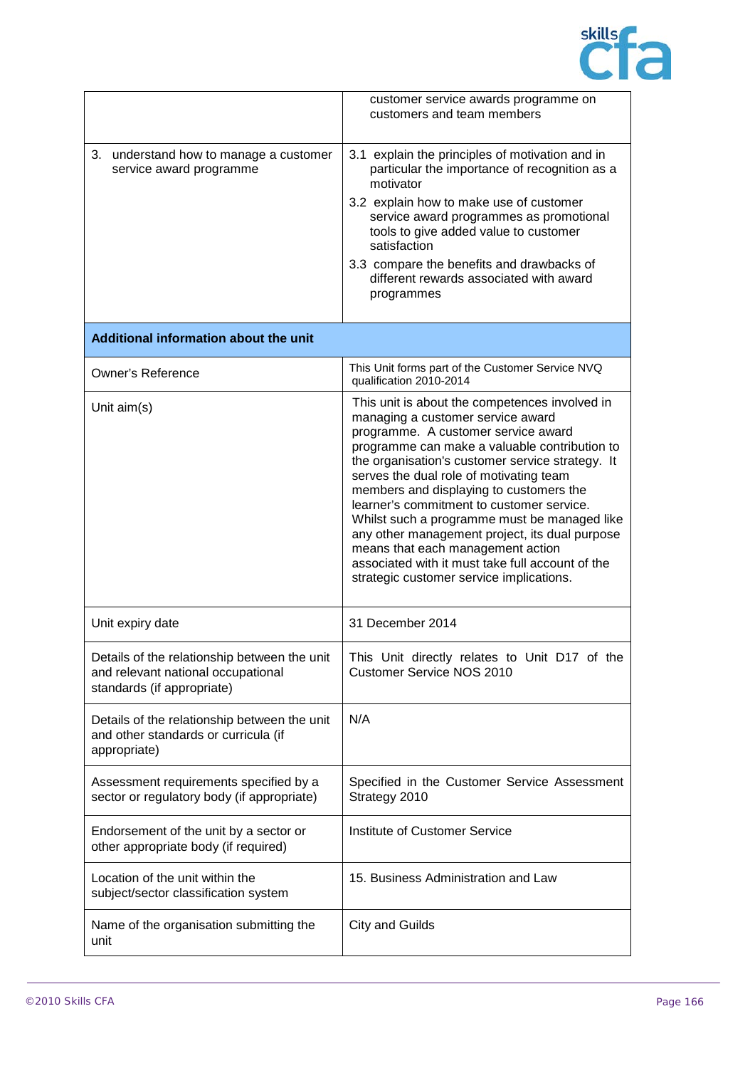| | |
|---|---|
| | customer service awards programme on customers and team members |
| 3. understand how to manage a customer service award programme | 3.1 explain the principles of motivation and in particular the importance of recognition as a motivator<br>3.2 explain how to make use of customer service award programmes as promotional tools to give added value to customer satisfaction<br>3.3 compare the benefits and drawbacks of different rewards associated with award programmes |
| **Additional information about the unit** | |
| Owner's Reference | This Unit forms part of the Customer Service NVQ qualification 2010-2014 |
| Unit aim(s) | This unit is about the competences involved in managing a customer service award programme. A customer service award programme can make a valuable contribution to the organisation's customer service strategy. It serves the dual role of motivating team members and displaying to customers the learner's commitment to customer service. Whilst such a programme must be managed like any other management project, its dual purpose means that each management action associated with it must take full account of the strategic customer service implications. |
| Unit expiry date | 31 December 2014 |
| Details of the relationship between the unit and relevant national occupational standards (if appropriate) | This Unit directly relates to Unit D17 of the Customer Service NOS 2010 |
| Details of the relationship between the unit and other standards or curricula (if appropriate) | N/A |
| Assessment requirements specified by a sector or regulatory body (if appropriate) | Specified in the Customer Service Assessment Strategy 2010 |
| Endorsement of the unit by a sector or other appropriate body (if required) | Institute of Customer Service |
| Location of the unit within the subject/sector classification system | 15. Business Administration and Law |
| Name of the organisation submitting the unit | City and Guilds |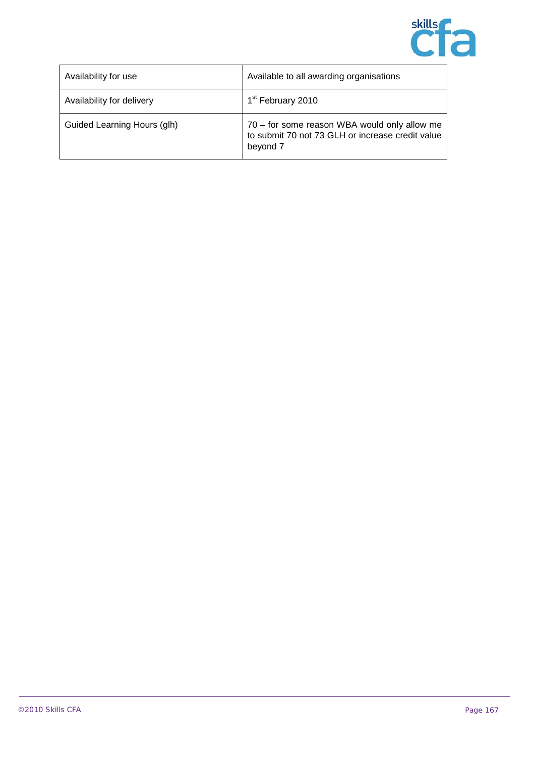| Availability for use | Available to all awarding organisations |
|---|---|
| Availability for delivery | 1st February 2010 |
| Guided Learning Hours (glh) | 70 – for some reason WBA would only allow me to submit 70 not 73 GLH or increase credit value beyond 7 |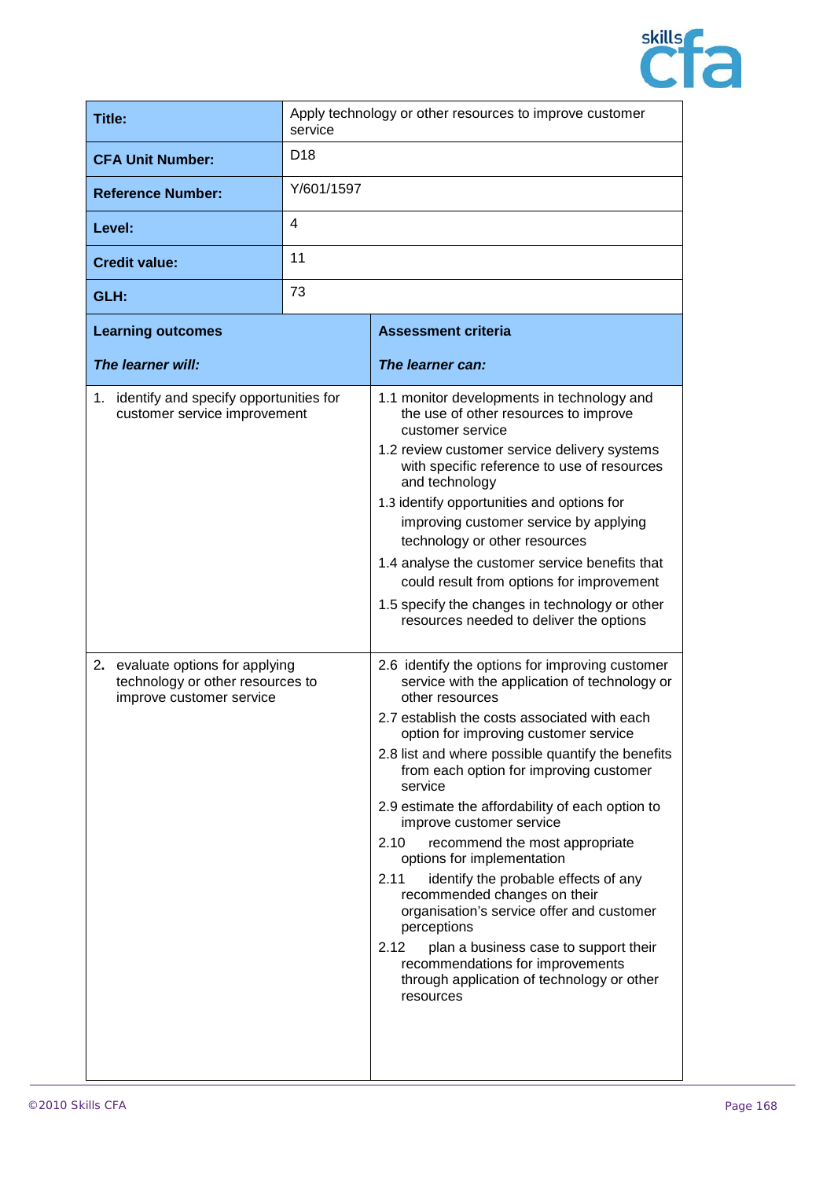| **Title:** | Apply technology or other resources to improve customer service |
|---|---|
| **CFA Unit Number:** | D18 |
| **Reference Number:** | Y/601/1597 |
| **Level:** | 4 |
| **Credit value:** | 11 |
| **GLH:** | 73 |

| **Learning outcomes**<br><br>***The learner will:*** | **Assessment criteria**<br><br>***The learner can:*** |
|---|---|
| 1. identify and specify opportunities for customer service improvement | 1.1 monitor developments in technology and the use of other resources to improve customer service<br>1.2 review customer service delivery systems with specific reference to use of resources and technology<br>1.3 identify opportunities and options for improving customer service by applying technology or other resources<br>1.4 analyse the customer service benefits that could result from options for improvement<br>1.5 specify the changes in technology or other resources needed to deliver the options |
| 2. evaluate options for applying technology or other resources to improve customer service | 2.6 identify the options for improving customer service with the application of technology or other resources<br>2.7 establish the costs associated with each option for improving customer service<br>2.8 list and where possible quantify the benefits from each option for improving customer service<br>2.9 estimate the affordability of each option to improve customer service<br>2.10 recommend the most appropriate options for implementation<br>2.11 identify the probable effects of any recommended changes on their organisation's service offer and customer perceptions<br>2.12 plan a business case to support their recommendations for improvements through application of technology or other resources |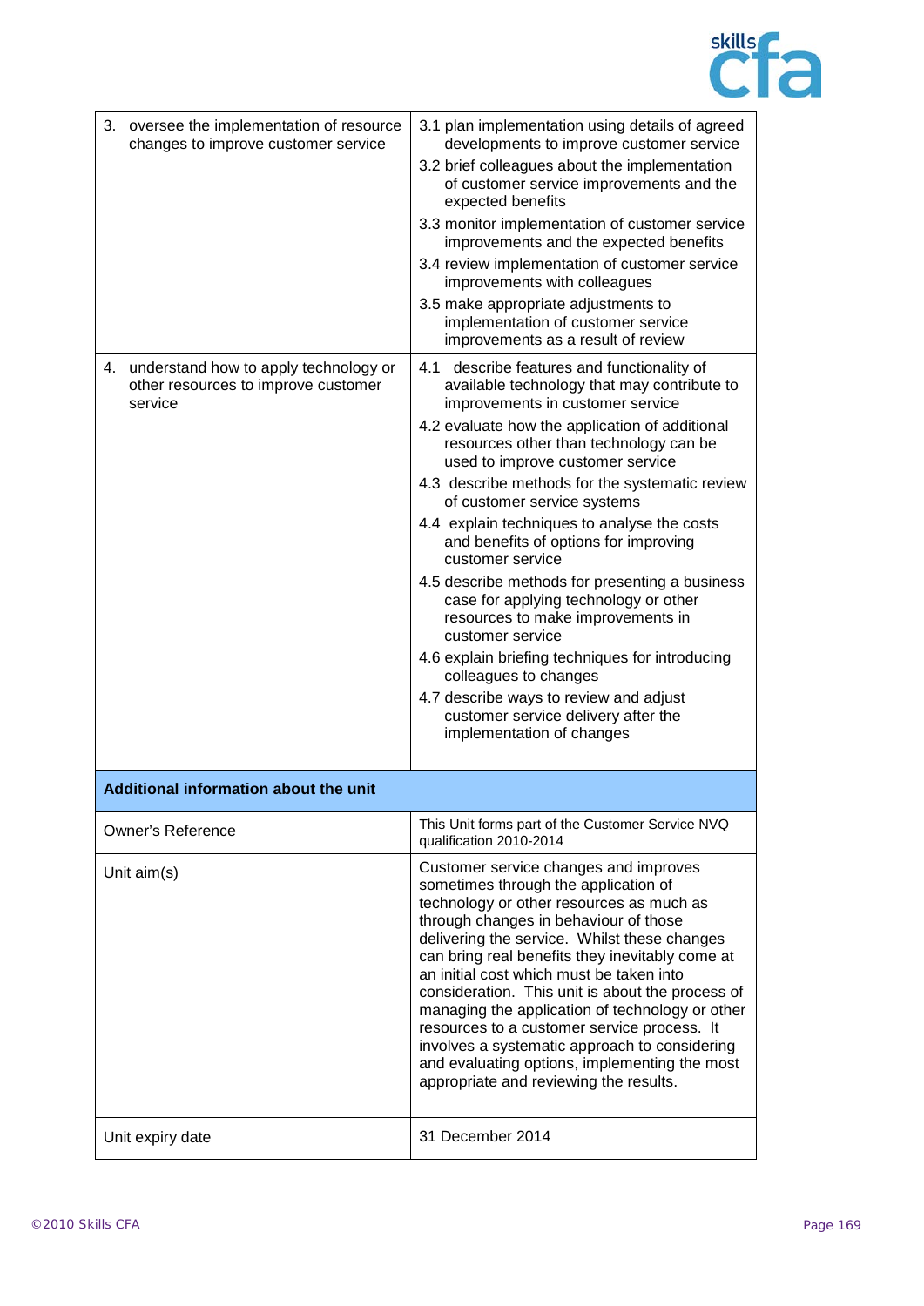| | |
|---|---|
| 3. oversee the implementation of resource changes to improve customer service | 3.1 plan implementation using details of agreed developments to improve customer service<br>3.2 brief colleagues about the implementation of customer service improvements and the expected benefits<br>3.3 monitor implementation of customer service improvements and the expected benefits<br>3.4 review implementation of customer service improvements with colleagues<br>3.5 make appropriate adjustments to implementation of customer service improvements as a result of review |
| 4. understand how to apply technology or other resources to improve customer service | 4.1 describe features and functionality of available technology that may contribute to improvements in customer service<br>4.2 evaluate how the application of additional resources other than technology can be used to improve customer service<br>4.3 describe methods for the systematic review of customer service systems<br>4.4 explain techniques to analyse the costs and benefits of options for improving customer service<br>4.5 describe methods for presenting a business case for applying technology or other resources to make improvements in customer service<br>4.6 explain briefing techniques for introducing colleagues to changes<br>4.7 describe ways to review and adjust customer service delivery after the implementation of changes |

| **Additional information about the unit** | |
|---|---|
| Owner's Reference | This Unit forms part of the Customer Service NVQ qualification 2010-2014 |
| Unit aim(s) | Customer service changes and improves sometimes through the application of technology or other resources as much as through changes in behaviour of those delivering the service. Whilst these changes can bring real benefits they inevitably come at an initial cost which must be taken into consideration. This unit is about the process of managing the application of technology or other resources to a customer service process. It involves a systematic approach to considering and evaluating options, implementing the most appropriate and reviewing the results. |
| Unit expiry date | 31 December 2014 |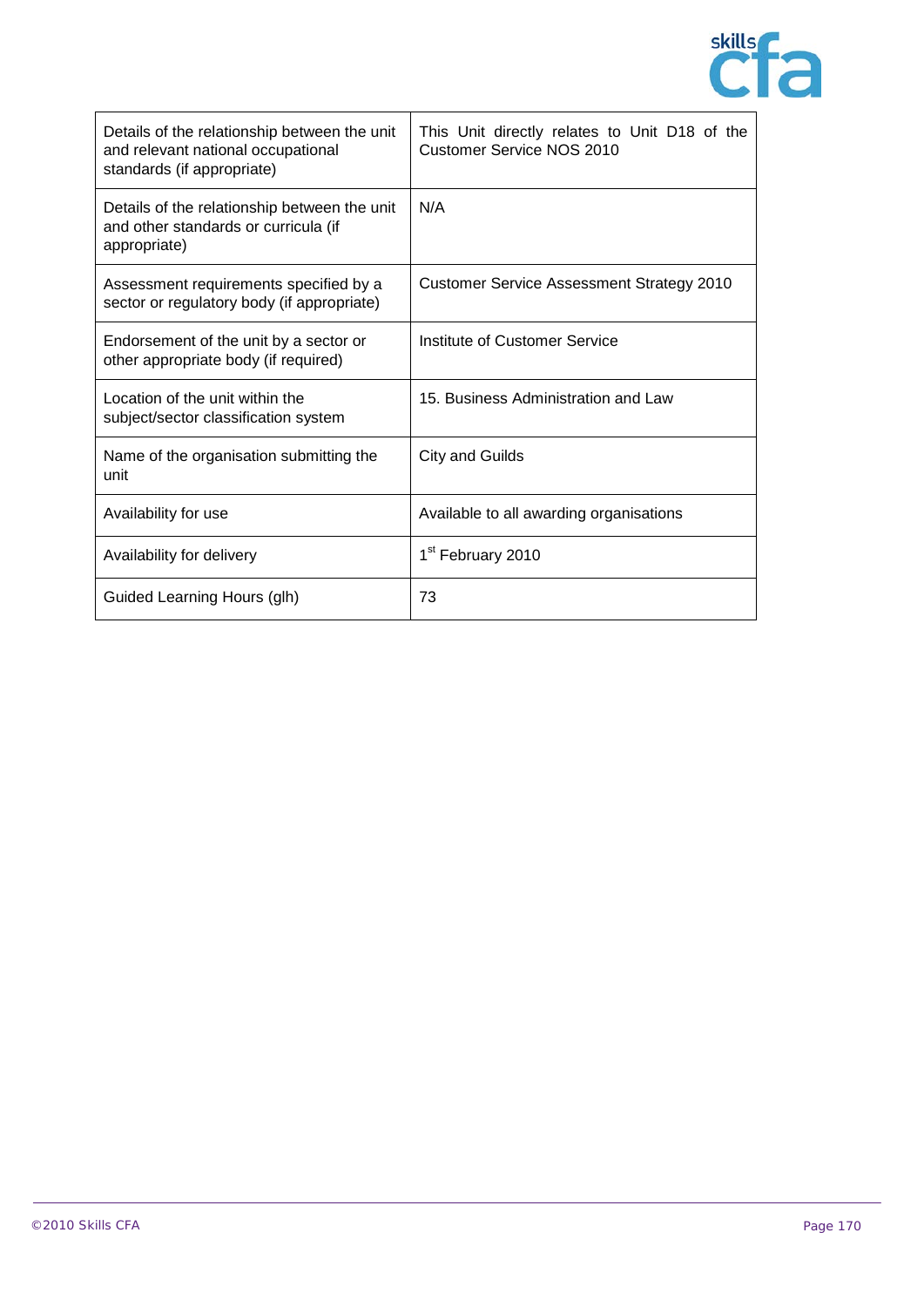| | |
|---|---|
| Details of the relationship between the unit and relevant national occupational standards (if appropriate) | This Unit directly relates to Unit D18 of the Customer Service NOS 2010 |
| Details of the relationship between the unit and other standards or curricula (if appropriate) | N/A |
| Assessment requirements specified by a sector or regulatory body (if appropriate) | Customer Service Assessment Strategy 2010 |
| Endorsement of the unit by a sector or other appropriate body (if required) | Institute of Customer Service |
| Location of the unit within the subject/sector classification system | 15. Business Administration and Law |
| Name of the organisation submitting the unit | City and Guilds |
| Availability for use | Available to all awarding organisations |
| Availability for delivery | 1st February 2010 |
| Guided Learning Hours (glh) | 73 |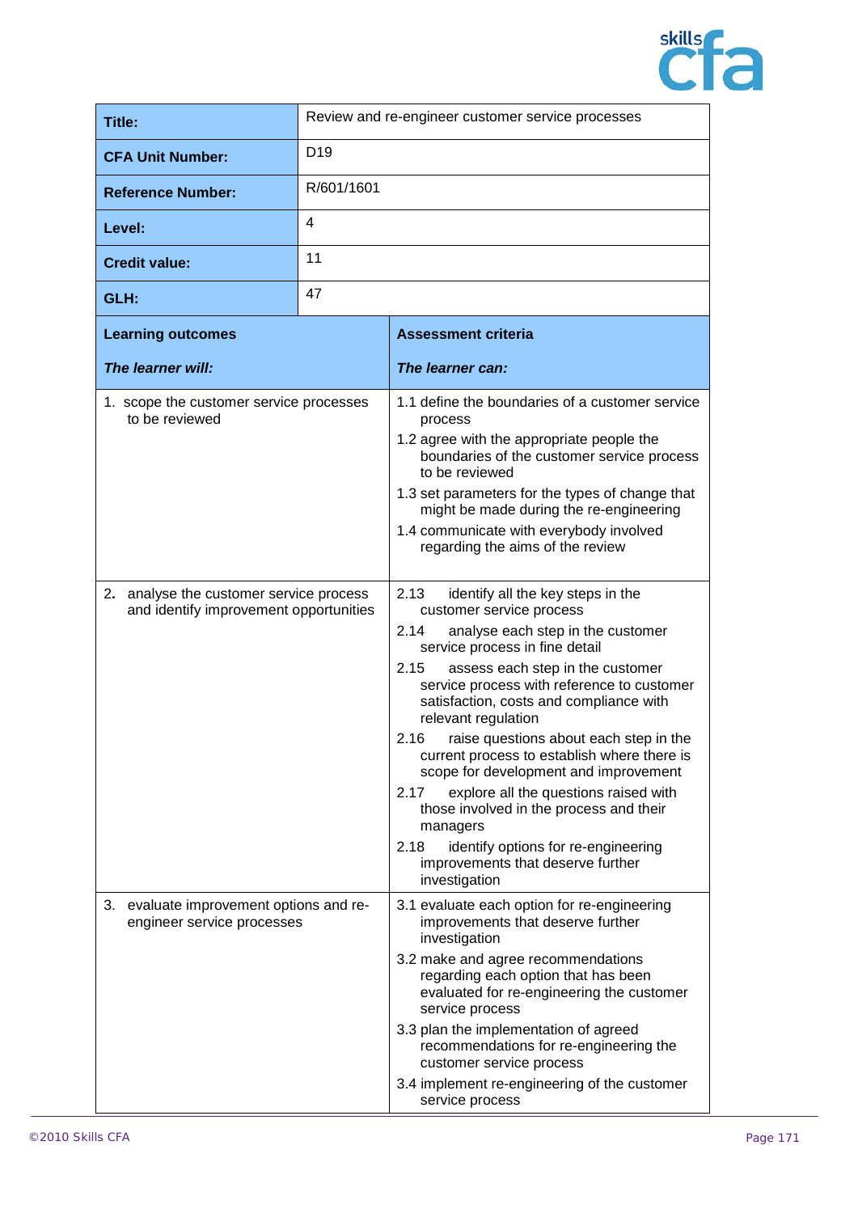| Title: | Review and re-engineer customer service processes |
|---|---|
| **CFA Unit Number:** | D19 |
| **Reference Number:** | R/601/1601 |
| **Level:** | 4 |
| **Credit value:** | 11 |
| **GLH:** | 47 |

| **Learning outcomes**<br><br>***The learner will:*** | **Assessment criteria**<br><br>***The learner can:*** |
|---|---|
| 1. scope the customer service processes to be reviewed | 1.1 define the boundaries of a customer service process<br>1.2 agree with the appropriate people the boundaries of the customer service process to be reviewed<br>1.3 set parameters for the types of change that might be made during the re-engineering<br>1.4 communicate with everybody involved regarding the aims of the review |
| 2. analyse the customer service process and identify improvement opportunities | 2.13 identify all the key steps in the customer service process<br>2.14 analyse each step in the customer service process in fine detail<br>2.15 assess each step in the customer service process with reference to customer satisfaction, costs and compliance with relevant regulation<br>2.16 raise questions about each step in the current process to establish where there is scope for development and improvement<br>2.17 explore all the questions raised with those involved in the process and their managers<br>2.18 identify options for re-engineering improvements that deserve further investigation |
| 3. evaluate improvement options and re-engineer service processes | 3.1 evaluate each option for re-engineering improvements that deserve further investigation<br>3.2 make and agree recommendations regarding each option that has been evaluated for re-engineering the customer service process<br>3.3 plan the implementation of agreed recommendations for re-engineering the customer service process<br>3.4 implement re-engineering of the customer service process |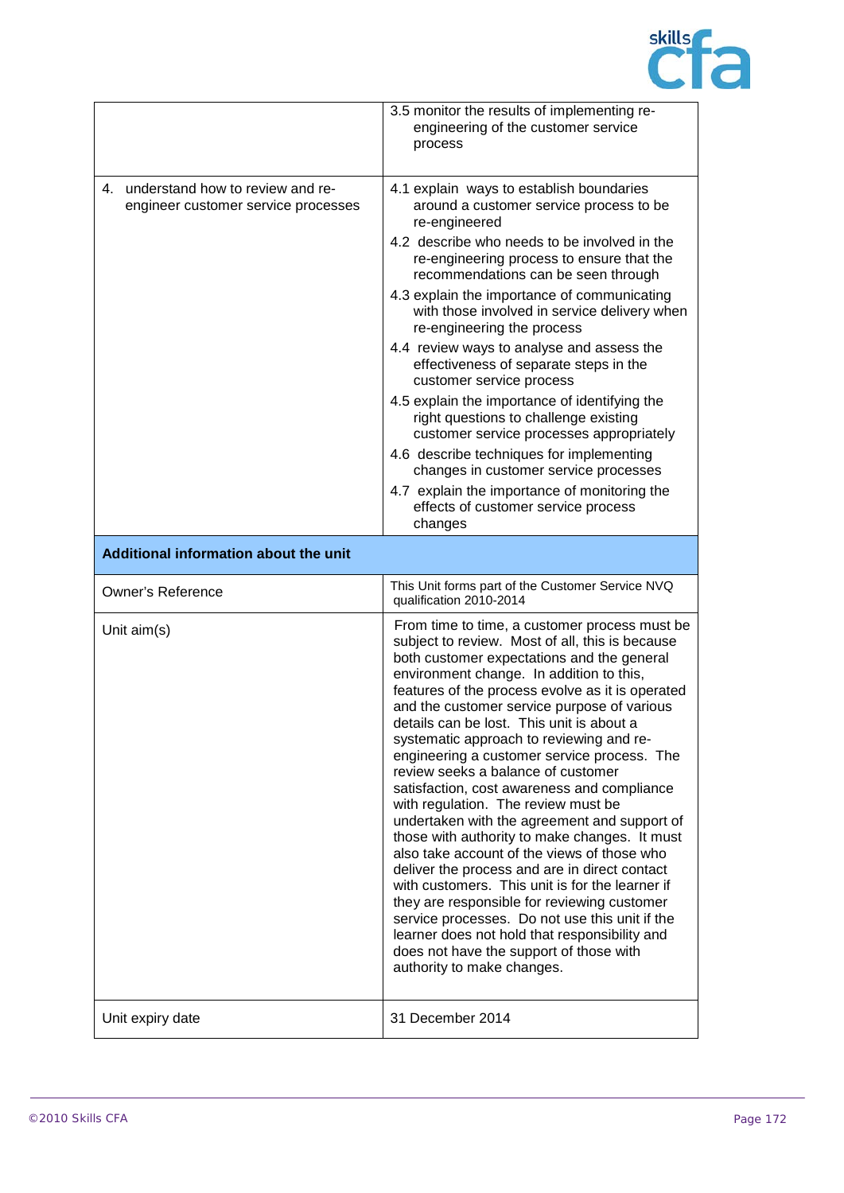| | |
|---|---|
| | 3.5 monitor the results of implementing re-engineering of the customer service process |
| 4. understand how to review and re-engineer customer service processes | 4.1 explain ways to establish boundaries around a customer service process to be re-engineered<br>4.2 describe who needs to be involved in the re-engineering process to ensure that the recommendations can be seen through<br>4.3 explain the importance of communicating with those involved in service delivery when re-engineering the process<br>4.4 review ways to analyse and assess the effectiveness of separate steps in the customer service process<br>4.5 explain the importance of identifying the right questions to challenge existing customer service processes appropriately<br>4.6 describe techniques for implementing changes in customer service processes<br>4.7 explain the importance of monitoring the effects of customer service process changes |
| **Additional information about the unit** | |
| Owner's Reference | This Unit forms part of the Customer Service NVQ qualification 2010-2014 |
| Unit aim(s) | From time to time, a customer process must be subject to review. Most of all, this is because both customer expectations and the general environment change. In addition to this, features of the process evolve as it is operated and the customer service purpose of various details can be lost. This unit is about a systematic approach to reviewing and re-engineering a customer service process. The review seeks a balance of customer satisfaction, cost awareness and compliance with regulation. The review must be undertaken with the agreement and support of those with authority to make changes. It must also take account of the views of those who deliver the process and are in direct contact with customers. This unit is for the learner if they are responsible for reviewing customer service processes. Do not use this unit if the learner does not hold that responsibility and does not have the support of those with authority to make changes. |
| Unit expiry date | 31 December 2014 |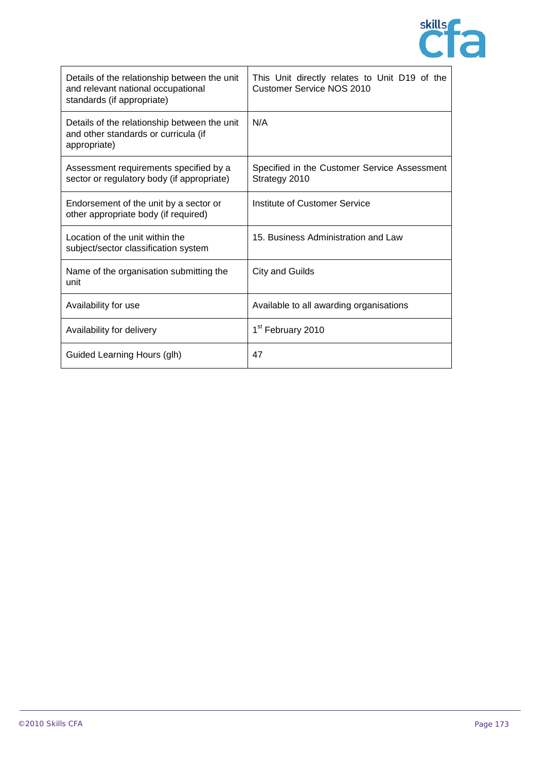| Details of the relationship between the unit and relevant national occupational standards (if appropriate) | This Unit directly relates to Unit D19 of the Customer Service NOS 2010 |
|---|---|
| Details of the relationship between the unit and other standards or curricula (if appropriate) | N/A |
| Assessment requirements specified by a sector or regulatory body (if appropriate) | Specified in the Customer Service Assessment Strategy 2010 |
| Endorsement of the unit by a sector or other appropriate body (if required) | Institute of Customer Service |
| Location of the unit within the subject/sector classification system | 15. Business Administration and Law |
| Name of the organisation submitting the unit | City and Guilds |
| Availability for use | Available to all awarding organisations |
| Availability for delivery | 1st February 2010 |
| Guided Learning Hours (glh) | 47 |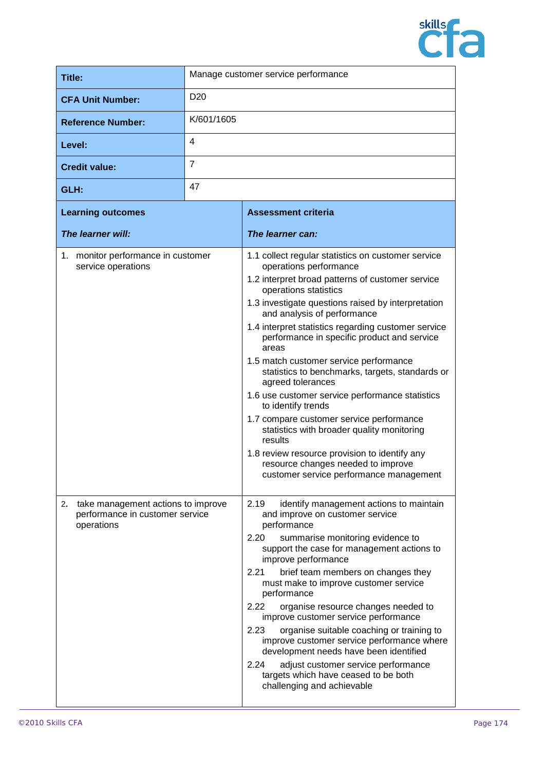| | |
|---|---|
| **Title:** | Manage customer service performance |
| **CFA Unit Number:** | D20 |
| **Reference Number:** | K/601/1605 |
| **Level:** | 4 |
| **Credit value:** | 7 |
| **GLH:** | 47 |

| **Learning outcomes**<br>***The learner will:*** | **Assessment criteria**<br>***The learner can:*** |
|---|---|
| 1. monitor performance in customer service operations | 1.1 collect regular statistics on customer service operations performance<br>1.2 interpret broad patterns of customer service operations statistics<br>1.3 investigate questions raised by interpretation and analysis of performance<br>1.4 interpret statistics regarding customer service performance in specific product and service areas<br>1.5 match customer service performance statistics to benchmarks, targets, standards or agreed tolerances<br>1.6 use customer service performance statistics to identify trends<br>1.7 compare customer service performance statistics with broader quality monitoring results<br>1.8 review resource provision to identify any resource changes needed to improve customer service performance management |
| 2. take management actions to improve performance in customer service operations | 2.19 identify management actions to maintain and improve on customer service performance<br>2.20 summarise monitoring evidence to support the case for management actions to improve performance<br>2.21 brief team members on changes they must make to improve customer service performance<br>2.22 organise resource changes needed to improve customer service performance<br>2.23 organise suitable coaching or training to improve customer service performance where development needs have been identified<br>2.24 adjust customer service performance targets which have ceased to be both challenging and achievable |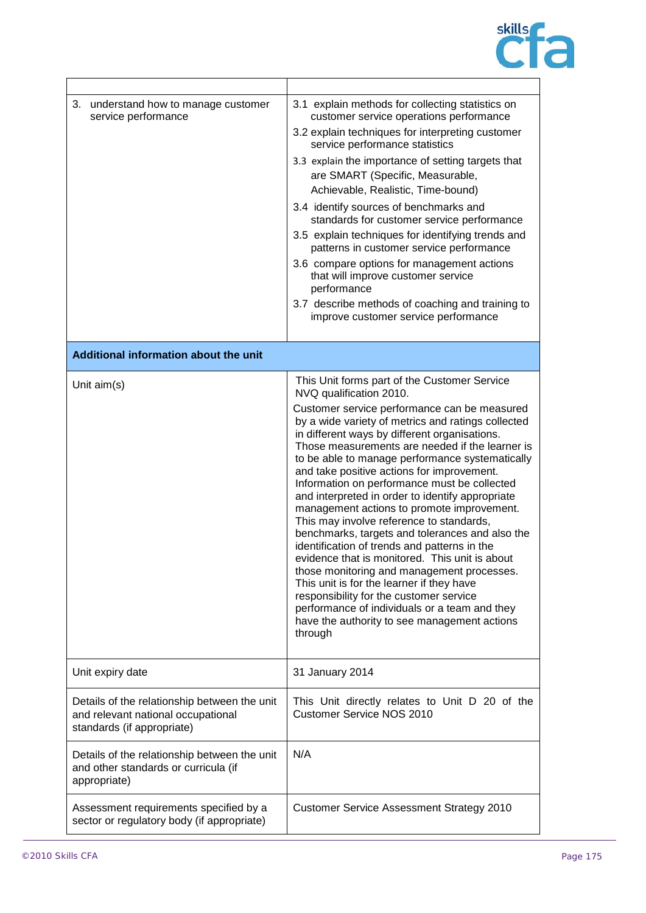| | |
|---|---|
| 3. understand how to manage customer service performance | 3.1 explain methods for collecting statistics on customer service operations performance<br>3.2 explain techniques for interpreting customer service performance statistics<br>3.3 explain the importance of setting targets that are SMART (Specific, Measurable, Achievable, Realistic, Time-bound)<br>3.4 identify sources of benchmarks and standards for customer service performance<br>3.5 explain techniques for identifying trends and patterns in customer service performance<br>3.6 compare options for management actions that will improve customer service performance<br>3.7 describe methods of coaching and training to improve customer service performance |
| **Additional information about the unit** | |
| Unit aim(s) | This Unit forms part of the Customer Service NVQ qualification 2010.<br>Customer service performance can be measured by a wide variety of metrics and ratings collected in different ways by different organisations. Those measurements are needed if the learner is to be able to manage performance systematically and take positive actions for improvement. Information on performance must be collected and interpreted in order to identify appropriate management actions to promote improvement. This may involve reference to standards, benchmarks, targets and tolerances and also the identification of trends and patterns in the evidence that is monitored. This unit is about those monitoring and management processes. This unit is for the learner if they have responsibility for the customer service performance of individuals or a team and they have the authority to see management actions through |
| Unit expiry date | 31 January 2014 |
| Details of the relationship between the unit and relevant national occupational standards (if appropriate) | This Unit directly relates to Unit D 20 of the Customer Service NOS 2010 |
| Details of the relationship between the unit and other standards or curricula (if appropriate) | N/A |
| Assessment requirements specified by a sector or regulatory body (if appropriate) | Customer Service Assessment Strategy 2010 |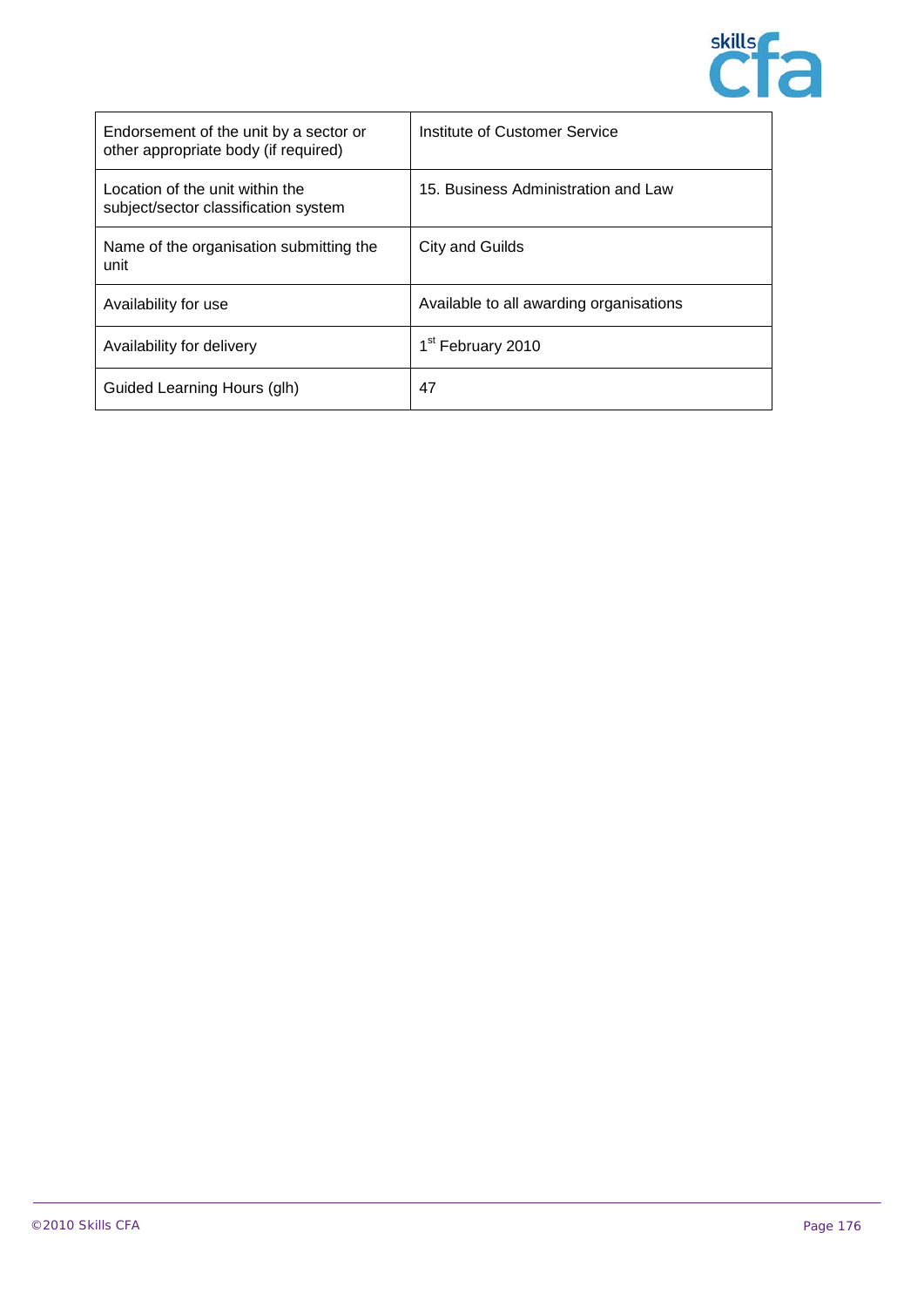| | |
|---|---|
| Endorsement of the unit by a sector or other appropriate body (if required) | Institute of Customer Service |
| Location of the unit within the subject/sector classification system | 15. Business Administration and Law |
| Name of the organisation submitting the unit | City and Guilds |
| Availability for use | Available to all awarding organisations |
| Availability for delivery | 1st February 2010 |
| Guided Learning Hours (glh) | 47 |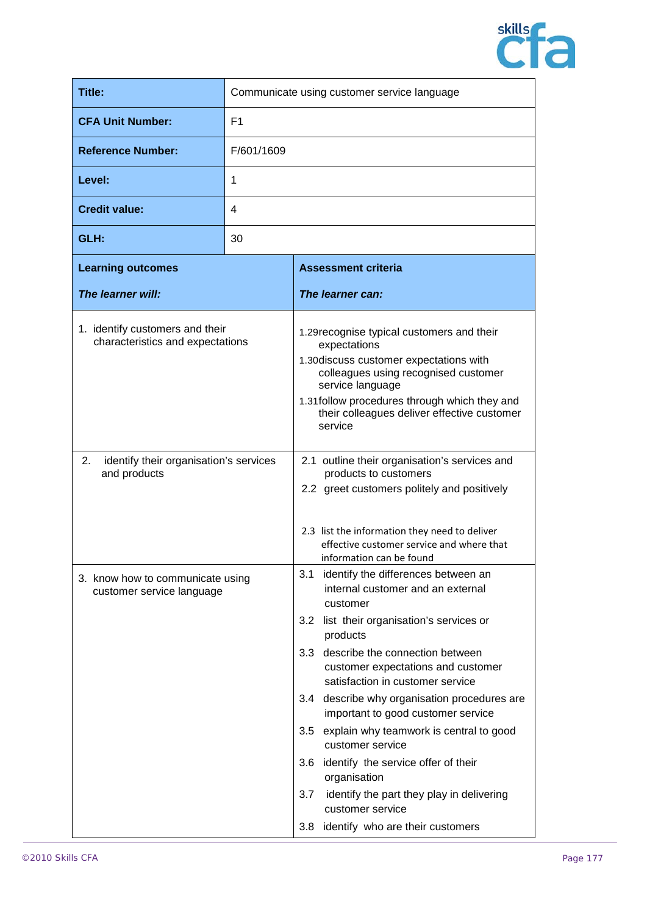| **Title:** | Communicate using customer service language |
|---|---|
| **CFA Unit Number:** | F1 |
| **Reference Number:** | F/601/1609 |
| **Level:** | 1 |
| **Credit value:** | 4 |
| **GLH:** | 30 |

| **Learning outcomes**<br><br>***The learner will:*** | **Assessment criteria**<br><br>***The learner can:*** |
|---|---|
| 1. identify customers and their characteristics and expectations | 1.29recognise typical customers and their expectations<br>1.30discuss customer expectations with colleagues using recognised customer service language<br>1.31follow procedures through which they and their colleagues deliver effective customer service |
| 2. identify their organisation's services and products | 2.1 outline their organisation's services and products to customers<br>2.2 greet customers politely and positively<br>2.3 list the information they need to deliver effective customer service and where that information can be found |
| 3. know how to communicate using customer service language | 3.1 identify the differences between an internal customer and an external customer<br>3.2 list their organisation's services or products<br>3.3 describe the connection between customer expectations and customer satisfaction in customer service<br>3.4 describe why organisation procedures are important to good customer service<br>3.5 explain why teamwork is central to good customer service<br>3.6 identify the service offer of their organisation<br>3.7 identify the part they play in delivering customer service<br>3.8 identify who are their customers |

©2010 Skills CFA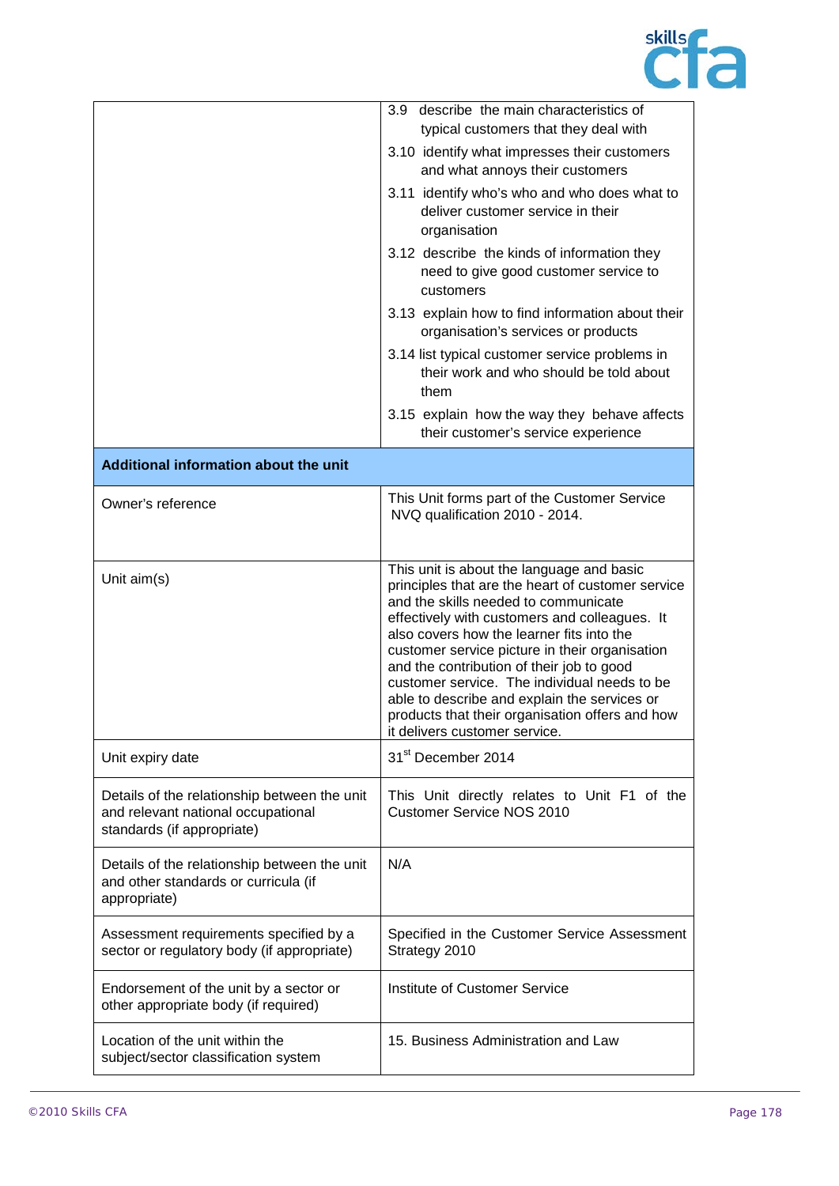| | |
|---|---|
| | 3.9 describe the main characteristics of typical customers that they deal with<br>3.10 identify what impresses their customers and what annoys their customers<br>3.11 identify who's who and who does what to deliver customer service in their organisation<br>3.12 describe the kinds of information they need to give good customer service to customers<br>3.13 explain how to find information about their organisation's services or products<br>3.14 list typical customer service problems in their work and who should be told about them<br>3.15 explain how the way they behave affects their customer's service experience |
| **Additional information about the unit** | |
| Owner's reference | This Unit forms part of the Customer Service NVQ qualification 2010 - 2014. |
| Unit aim(s) | This unit is about the language and basic principles that are the heart of customer service and the skills needed to communicate effectively with customers and colleagues. It also covers how the learner fits into the customer service picture in their organisation and the contribution of their job to good customer service. The individual needs to be able to describe and explain the services or products that their organisation offers and how it delivers customer service. |
| Unit expiry date | 31st December 2014 |
| Details of the relationship between the unit and relevant national occupational standards (if appropriate) | This Unit directly relates to Unit F1 of the Customer Service NOS 2010 |
| Details of the relationship between the unit and other standards or curricula (if appropriate) | N/A |
| Assessment requirements specified by a sector or regulatory body (if appropriate) | Specified in the Customer Service Assessment Strategy 2010 |
| Endorsement of the unit by a sector or other appropriate body (if required) | Institute of Customer Service |
| Location of the unit within the subject/sector classification system | 15. Business Administration and Law |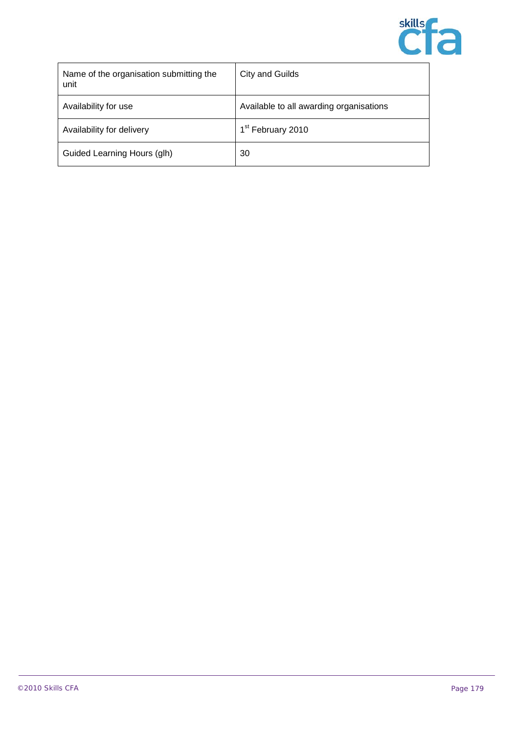| Name of the organisation submitting the unit | City and Guilds |
|---|---|
| Availability for use | Available to all awarding organisations |
| Availability for delivery | 1st February 2010 |
| Guided Learning Hours (glh) | 30 |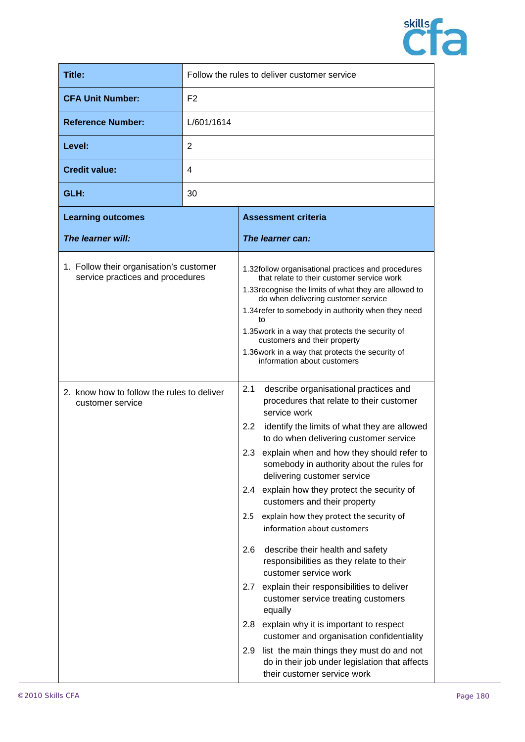| Title: | Follow the rules to deliver customer service |
|---|---|
| CFA Unit Number: | F2 |
| Reference Number: | L/601/1614 |
| Level: | 2 |
| Credit value: | 4 |
| GLH: | 30 |

| **Learning outcomes**<br><br>***The learner will:*** | **Assessment criteria**<br><br>***The learner can:*** |
|---|---|
| 1. Follow their organisation's customer service practices and procedures | 1.32follow organisational practices and procedures that relate to their customer service work<br>1.33recognise the limits of what they are allowed to do when delivering customer service<br>1.34refer to somebody in authority when they need to<br>1.35work in a way that protects the security of customers and their property<br>1.36work in a way that protects the security of information about customers |
| 2. know how to follow the rules to deliver customer service | 2.1 describe organisational practices and procedures that relate to their customer service work<br>2.2 identify the limits of what they are allowed to do when delivering customer service<br>2.3 explain when and how they should refer to somebody in authority about the rules for delivering customer service<br>2.4 explain how they protect the security of customers and their property<br>2.5 explain how they protect the security of information about customers<br>2.6 describe their health and safety responsibilities as they relate to their customer service work<br>2.7 explain their responsibilities to deliver customer service treating customers equally<br>2.8 explain why it is important to respect customer and organisation confidentiality<br>2.9 list the main things they must do and not do in their job under legislation that affects their customer service work |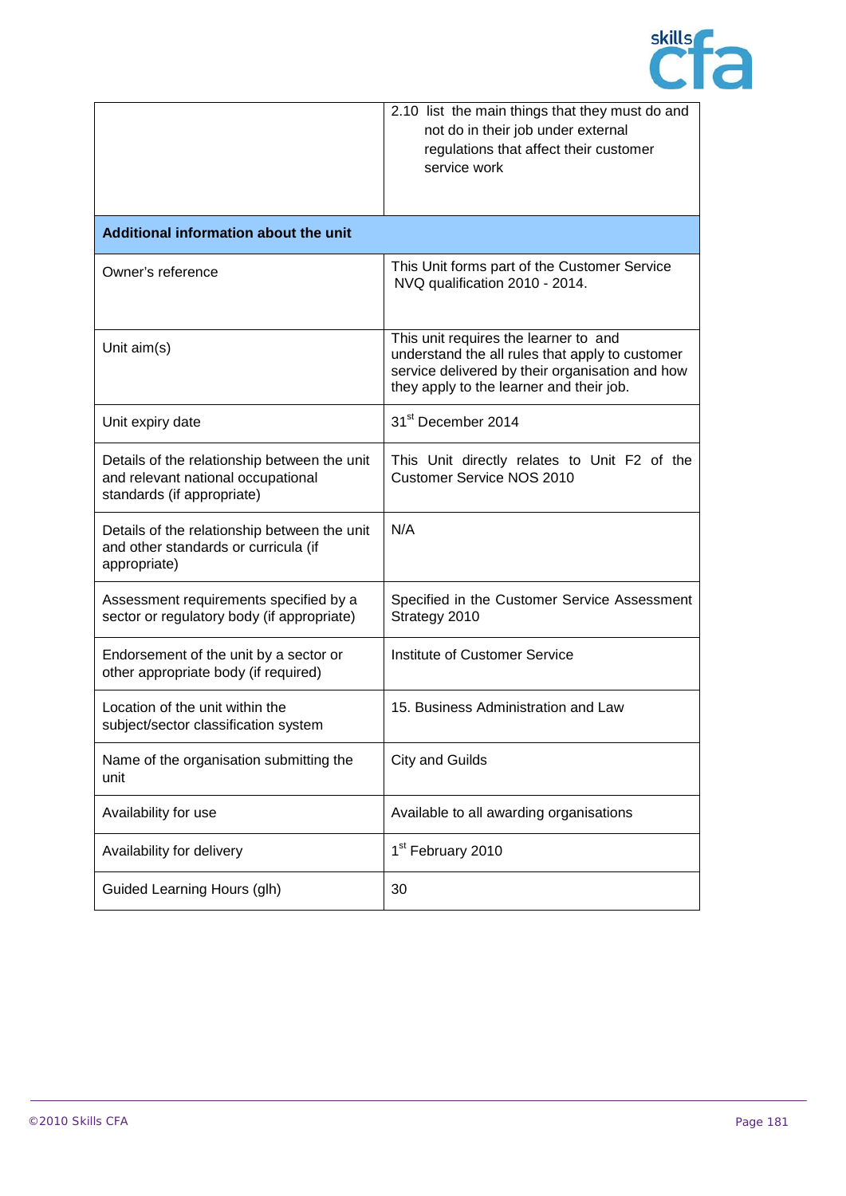| | |
|---|---|
| | 2.10 list the main things that they must do and not do in their job under external regulations that affect their customer service work |
| **Additional information about the unit** | |
| Owner's reference | This Unit forms part of the Customer Service NVQ qualification 2010 - 2014. |
| Unit aim(s) | This unit requires the learner to and understand the all rules that apply to customer service delivered by their organisation and how they apply to the learner and their job. |
| Unit expiry date | 31st December 2014 |
| Details of the relationship between the unit and relevant national occupational standards (if appropriate) | This Unit directly relates to Unit F2 of the Customer Service NOS 2010 |
| Details of the relationship between the unit and other standards or curricula (if appropriate) | N/A |
| Assessment requirements specified by a sector or regulatory body (if appropriate) | Specified in the Customer Service Assessment Strategy 2010 |
| Endorsement of the unit by a sector or other appropriate body (if required) | Institute of Customer Service |
| Location of the unit within the subject/sector classification system | 15. Business Administration and Law |
| Name of the organisation submitting the unit | City and Guilds |
| Availability for use | Available to all awarding organisations |
| Availability for delivery | 1st February 2010 |
| Guided Learning Hours (glh) | 30 |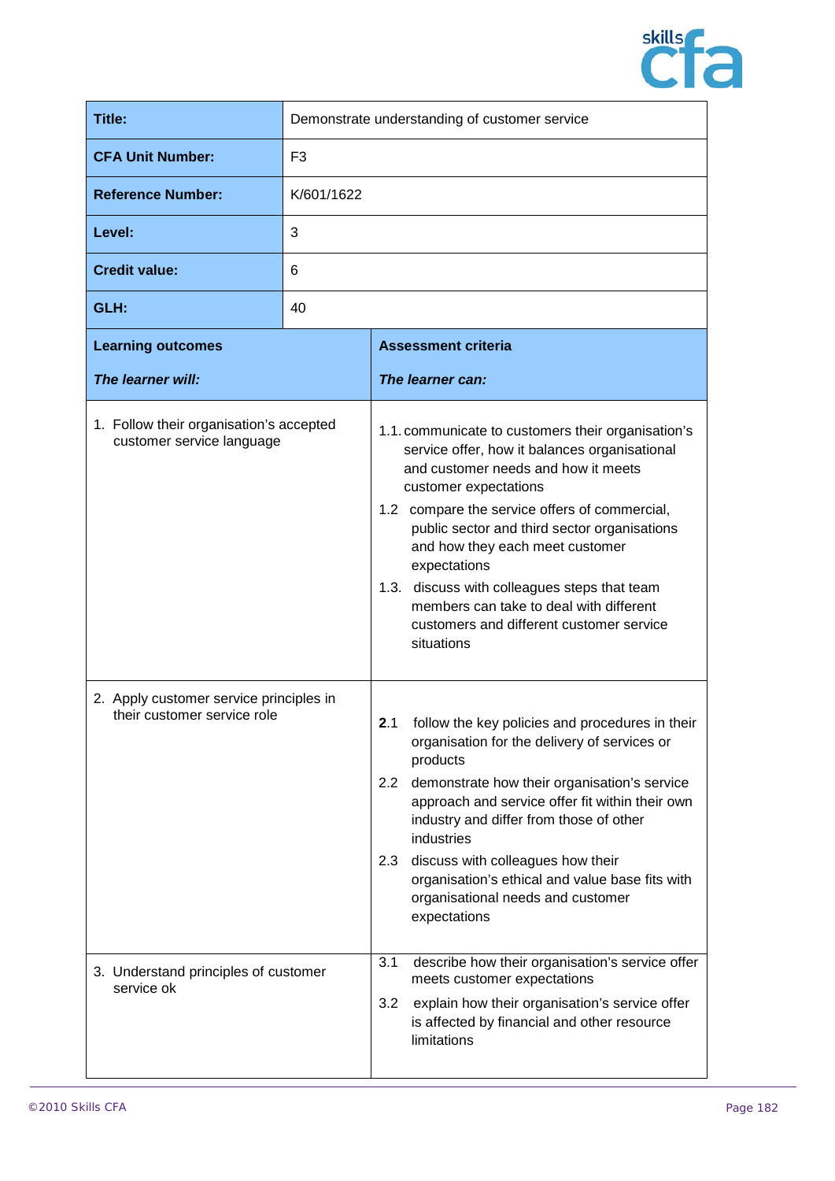| Title: | Demonstrate understanding of customer service |
|---|---|
| **CFA Unit Number:** | F3 |
| **Reference Number:** | K/601/1622 |
| **Level:** | 3 |
| **Credit value:** | 6 |
| **GLH:** | 40 |

| **Learning outcomes**<br><br>***The learner will:*** | **Assessment criteria**<br><br>***The learner can:*** |
|---|---|
| 1. Follow their organisation's accepted customer service language | 1.1. communicate to customers their organisation's service offer, how it balances organisational and customer needs and how it meets customer expectations<br>1.2 compare the service offers of commercial, public sector and third sector organisations and how they each meet customer expectations<br>1.3. discuss with colleagues steps that team members can take to deal with different customers and different customer service situations |
| 2. Apply customer service principles in their customer service role | **2**.1 follow the key policies and procedures in their organisation for the delivery of services or products<br>2.2 demonstrate how their organisation's service approach and service offer fit within their own industry and differ from those of other industries<br>2.3 discuss with colleagues how their organisation's ethical and value base fits with organisational needs and customer expectations |
| 3. Understand principles of customer service ok | 3.1 describe how their organisation's service offer meets customer expectations<br>3.2 explain how their organisation's service offer is affected by financial and other resource limitations |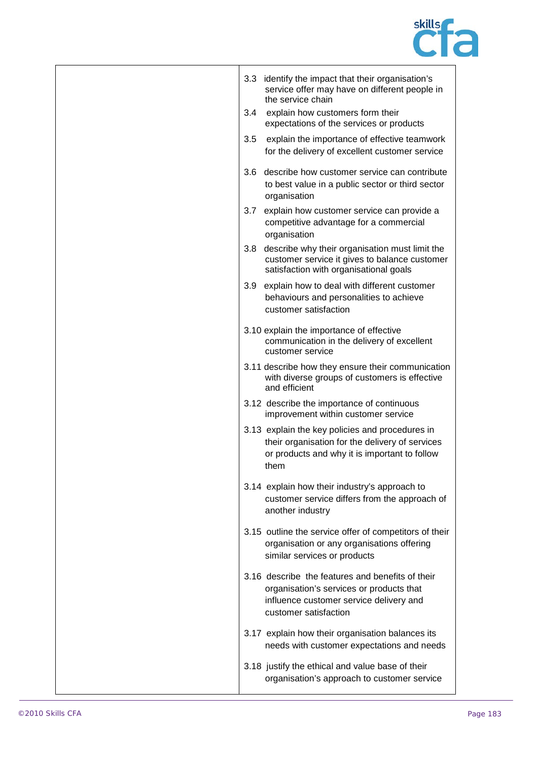| | |
|---|---|
| | 3.3 identify the impact that their organisation's service offer may have on different people in the service chain<br>3.4 explain how customers form their expectations of the services or products<br>3.5 explain the importance of effective teamwork for the delivery of excellent customer service<br>3.6 describe how customer service can contribute to best value in a public sector or third sector organisation<br>3.7 explain how customer service can provide a competitive advantage for a commercial organisation<br>3.8 describe why their organisation must limit the customer service it gives to balance customer satisfaction with organisational goals<br>3.9 explain how to deal with different customer behaviours and personalities to achieve customer satisfaction<br>3.10 explain the importance of effective communication in the delivery of excellent customer service<br>3.11 describe how they ensure their communication with diverse groups of customers is effective and efficient<br>3.12 describe the importance of continuous improvement within customer service<br>3.13 explain the key policies and procedures in their organisation for the delivery of services or products and why it is important to follow them<br>3.14 explain how their industry's approach to customer service differs from the approach of another industry<br>3.15 outline the service offer of competitors of their organisation or any organisations offering similar services or products<br>3.16 describe the features and benefits of their organisation's services or products that influence customer service delivery and customer satisfaction<br>3.17 explain how their organisation balances its needs with customer expectations and needs<br>3.18 justify the ethical and value base of their organisation's approach to customer service |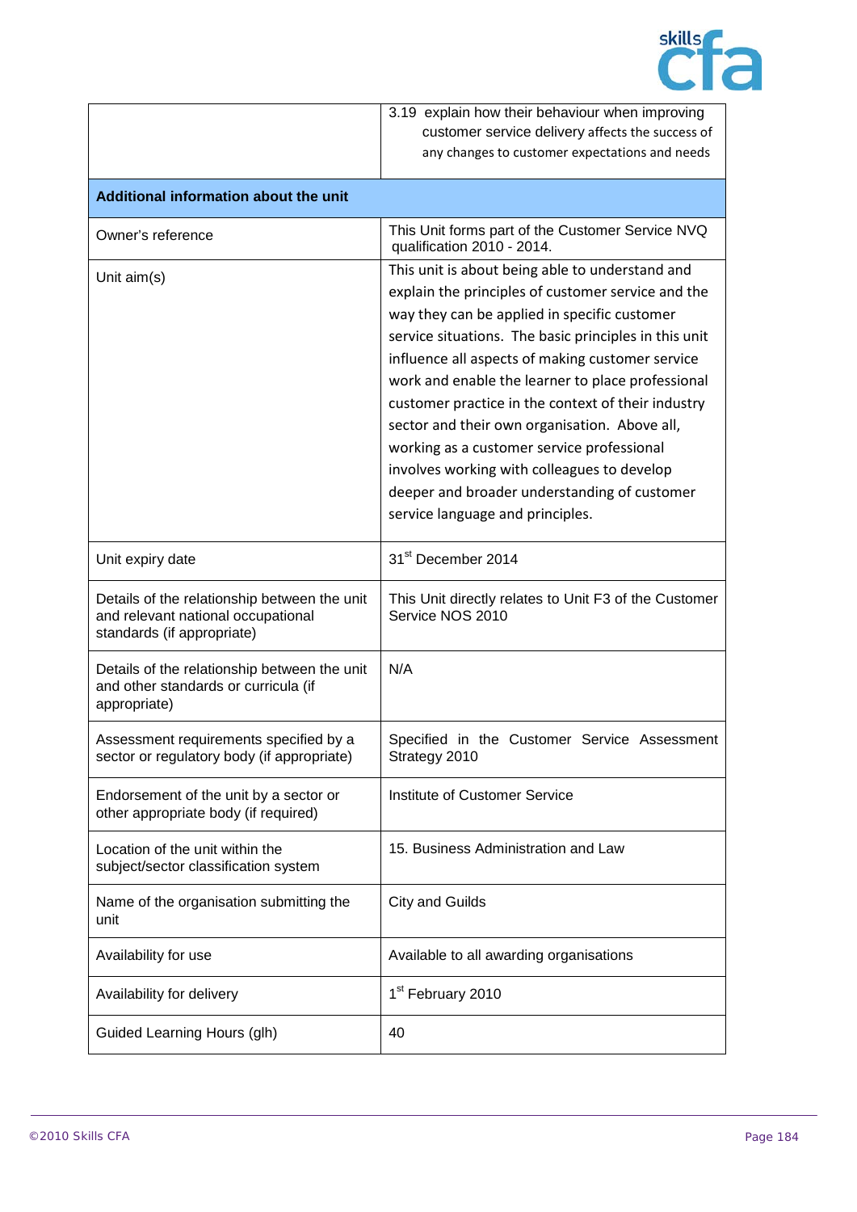| | |
|---|---|
| | 3.19 explain how their behaviour when improving customer service delivery affects the success of any changes to customer expectations and needs |
| **Additional information about the unit** | |
| Owner's reference | This Unit forms part of the Customer Service NVQ qualification 2010 - 2014. |
| Unit aim(s) | This unit is about being able to understand and explain the principles of customer service and the way they can be applied in specific customer service situations. The basic principles in this unit influence all aspects of making customer service work and enable the learner to place professional customer practice in the context of their industry sector and their own organisation. Above all, working as a customer service professional involves working with colleagues to develop deeper and broader understanding of customer service language and principles. |
| Unit expiry date | 31st December 2014 |
| Details of the relationship between the unit and relevant national occupational standards (if appropriate) | This Unit directly relates to Unit F3 of the Customer Service NOS 2010 |
| Details of the relationship between the unit and other standards or curricula (if appropriate) | N/A |
| Assessment requirements specified by a sector or regulatory body (if appropriate) | Specified in the Customer Service Assessment Strategy 2010 |
| Endorsement of the unit by a sector or other appropriate body (if required) | Institute of Customer Service |
| Location of the unit within the subject/sector classification system | 15. Business Administration and Law |
| Name of the organisation submitting the unit | City and Guilds |
| Availability for use | Available to all awarding organisations |
| Availability for delivery | 1st February 2010 |
| Guided Learning Hours (glh) | 40 |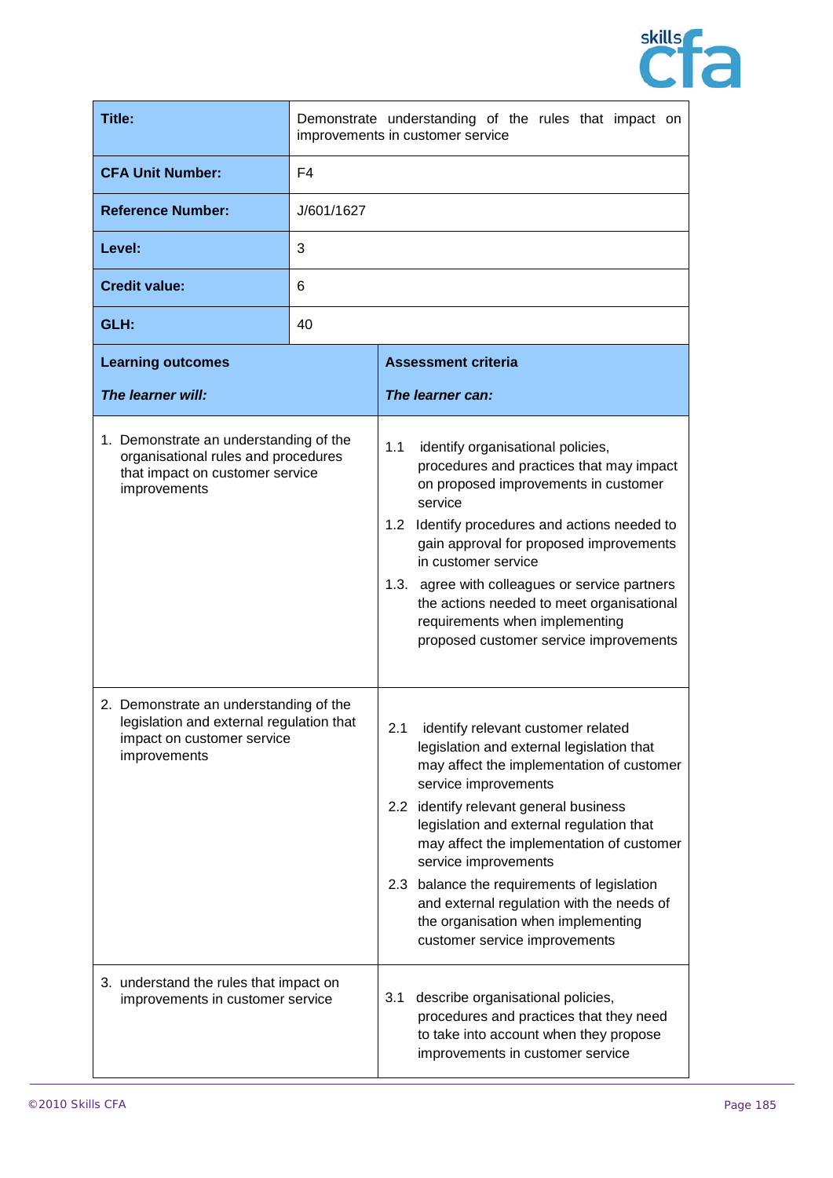| | |
|---|---|
| **Title:** | Demonstrate understanding of the rules that impact on improvements in customer service |
| **CFA Unit Number:** | F4 |
| **Reference Number:** | J/601/1627 |
| **Level:** | 3 |
| **Credit value:** | 6 |
| **GLH:** | 40 |

| **Learning outcomes**<br><br>***The learner will:*** | **Assessment criteria**<br><br>***The learner can:*** |
|---|---|
| 1. Demonstrate an understanding of the organisational rules and procedures that impact on customer service improvements | 1.1 identify organisational policies, procedures and practices that may impact on proposed improvements in customer service<br>1.2 Identify procedures and actions needed to gain approval for proposed improvements in customer service<br>1.3. agree with colleagues or service partners the actions needed to meet organisational requirements when implementing proposed customer service improvements |
| 2. Demonstrate an understanding of the legislation and external regulation that impact on customer service improvements | 2.1 identify relevant customer related legislation and external legislation that may affect the implementation of customer service improvements<br>2.2 identify relevant general business legislation and external regulation that may affect the implementation of customer service improvements<br>2.3 balance the requirements of legislation and external regulation with the needs of the organisation when implementing customer service improvements |
| 3. understand the rules that impact on improvements in customer service | 3.1 describe organisational policies, procedures and practices that they need to take into account when they propose improvements in customer service |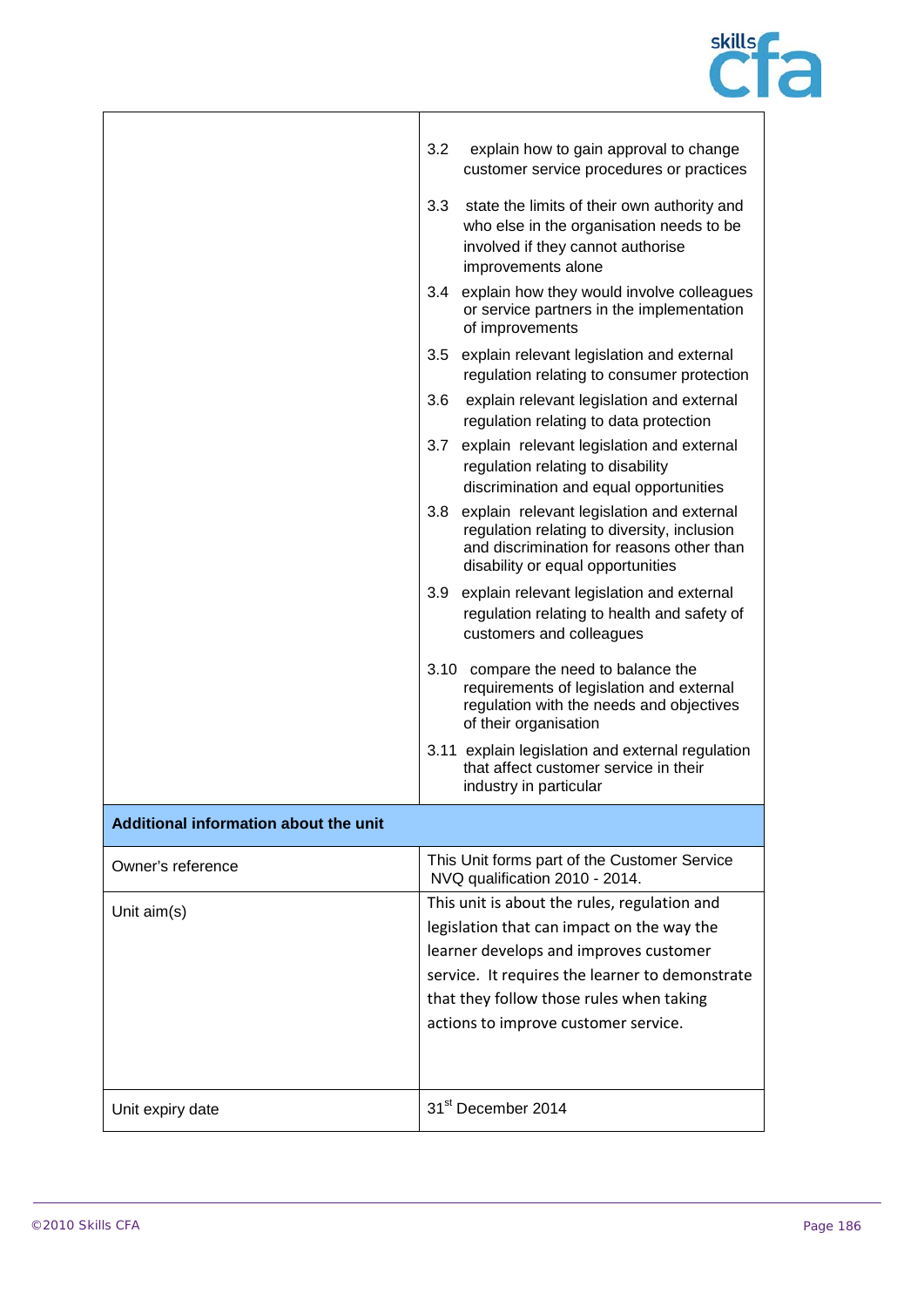| | |
|---|---|
| | 3.2 explain how to gain approval to change customer service procedures or practices<br><br>3.3 state the limits of their own authority and who else in the organisation needs to be involved if they cannot authorise improvements alone<br><br>3.4 explain how they would involve colleagues or service partners in the implementation of improvements<br><br>3.5 explain relevant legislation and external regulation relating to consumer protection<br><br>3.6 explain relevant legislation and external regulation relating to data protection<br><br>3.7 explain relevant legislation and external regulation relating to disability discrimination and equal opportunities<br><br>3.8 explain relevant legislation and external regulation relating to diversity, inclusion and discrimination for reasons other than disability or equal opportunities<br><br>3.9 explain relevant legislation and external regulation relating to health and safety of customers and colleagues<br><br>3.10 compare the need to balance the requirements of legislation and external regulation with the needs and objectives of their organisation<br><br>3.11 explain legislation and external regulation that affect customer service in their industry in particular |
| **Additional information about the unit** | |
| Owner's reference | This Unit forms part of the Customer Service NVQ qualification 2010 - 2014. |
| Unit aim(s) | This unit is about the rules, regulation and legislation that can impact on the way the learner develops and improves customer service. It requires the learner to demonstrate that they follow those rules when taking actions to improve customer service. |
| Unit expiry date | 31st December 2014 |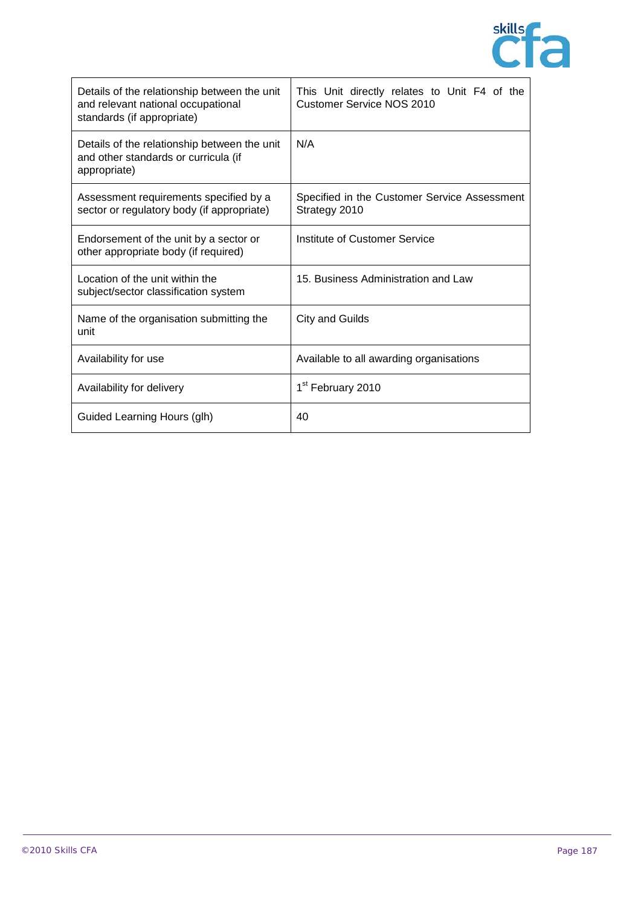| Details of the relationship between the unit and relevant national occupational standards (if appropriate) | This Unit directly relates to Unit F4 of the Customer Service NOS 2010 |
|---|---|
| Details of the relationship between the unit and other standards or curricula (if appropriate) | N/A |
| Assessment requirements specified by a sector or regulatory body (if appropriate) | Specified in the Customer Service Assessment Strategy 2010 |
| Endorsement of the unit by a sector or other appropriate body (if required) | Institute of Customer Service |
| Location of the unit within the subject/sector classification system | 15. Business Administration and Law |
| Name of the organisation submitting the unit | City and Guilds |
| Availability for use | Available to all awarding organisations |
| Availability for delivery | 1st February 2010 |
| Guided Learning Hours (glh) | 40 |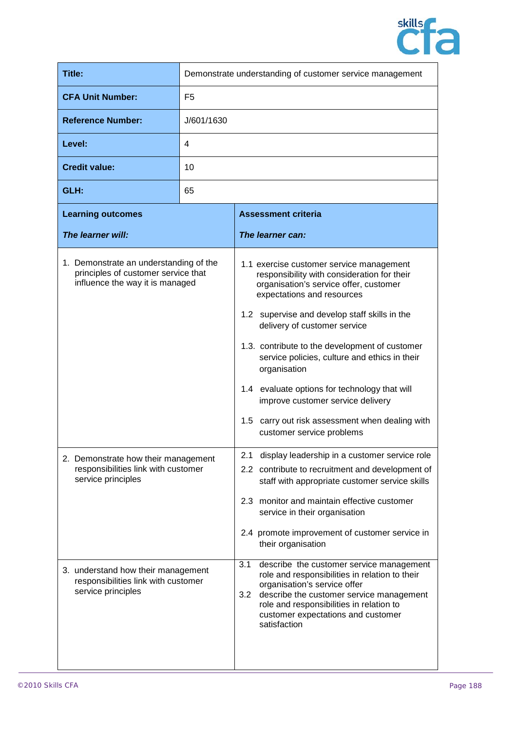| Title: | Demonstrate understanding of customer service management |
|---|---|
| **CFA Unit Number:** | F5 |
| **Reference Number:** | J/601/1630 |
| **Level:** | 4 |
| **Credit value:** | 10 |
| **GLH:** | 65 |

| **Learning outcomes** <br><br> ***The learner will:*** | **Assessment criteria** <br><br> ***The learner can:*** |
|---|---|
| 1. Demonstrate an understanding of the principles of customer service that influence the way it is managed | 1.1 exercise customer service management responsibility with consideration for their organisation's service offer, customer expectations and resources <br><br> 1.2 supervise and develop staff skills in the delivery of customer service <br><br> 1.3. contribute to the development of customer service policies, culture and ethics in their organisation <br><br> 1.4 evaluate options for technology that will improve customer service delivery <br><br> 1.5 carry out risk assessment when dealing with customer service problems |
| 2. Demonstrate how their management responsibilities link with customer service principles | 2.1 display leadership in a customer service role <br> 2.2 contribute to recruitment and development of staff with appropriate customer service skills <br><br> 2.3 monitor and maintain effective customer service in their organisation <br><br> 2.4 promote improvement of customer service in their organisation |
| 3. understand how their management responsibilities link with customer service principles | 3.1 describe the customer service management role and responsibilities in relation to their organisation's service offer <br> 3.2 describe the customer service management role and responsibilities in relation to customer expectations and customer satisfaction |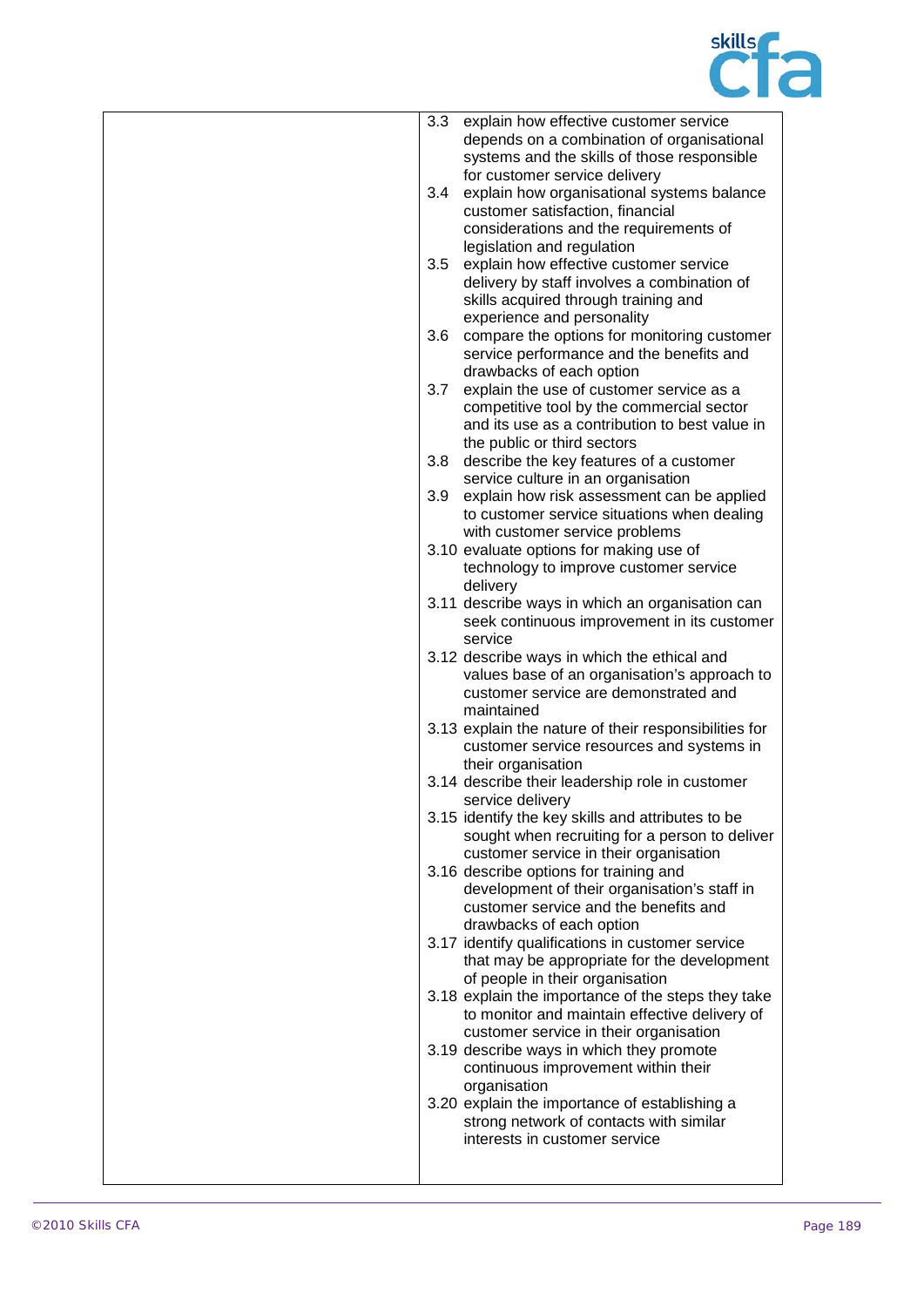| | |
|---|---|
| | 3.3 explain how effective customer service depends on a combination of organisational systems and the skills of those responsible for customer service delivery<br>3.4 explain how organisational systems balance customer satisfaction, financial considerations and the requirements of legislation and regulation<br>3.5 explain how effective customer service delivery by staff involves a combination of skills acquired through training and experience and personality<br>3.6 compare the options for monitoring customer service performance and the benefits and drawbacks of each option<br>3.7 explain the use of customer service as a competitive tool by the commercial sector and its use as a contribution to best value in the public or third sectors<br>3.8 describe the key features of a customer service culture in an organisation<br>3.9 explain how risk assessment can be applied to customer service situations when dealing with customer service problems<br>3.10 evaluate options for making use of technology to improve customer service delivery<br>3.11 describe ways in which an organisation can seek continuous improvement in its customer service<br>3.12 describe ways in which the ethical and values base of an organisation's approach to customer service are demonstrated and maintained<br>3.13 explain the nature of their responsibilities for customer service resources and systems in their organisation<br>3.14 describe their leadership role in customer service delivery<br>3.15 identify the key skills and attributes to be sought when recruiting for a person to deliver customer service in their organisation<br>3.16 describe options for training and development of their organisation's staff in customer service and the benefits and drawbacks of each option<br>3.17 identify qualifications in customer service that may be appropriate for the development of people in their organisation<br>3.18 explain the importance of the steps they take to monitor and maintain effective delivery of customer service in their organisation<br>3.19 describe ways in which they promote continuous improvement within their organisation<br>3.20 explain the importance of establishing a strong network of contacts with similar interests in customer service |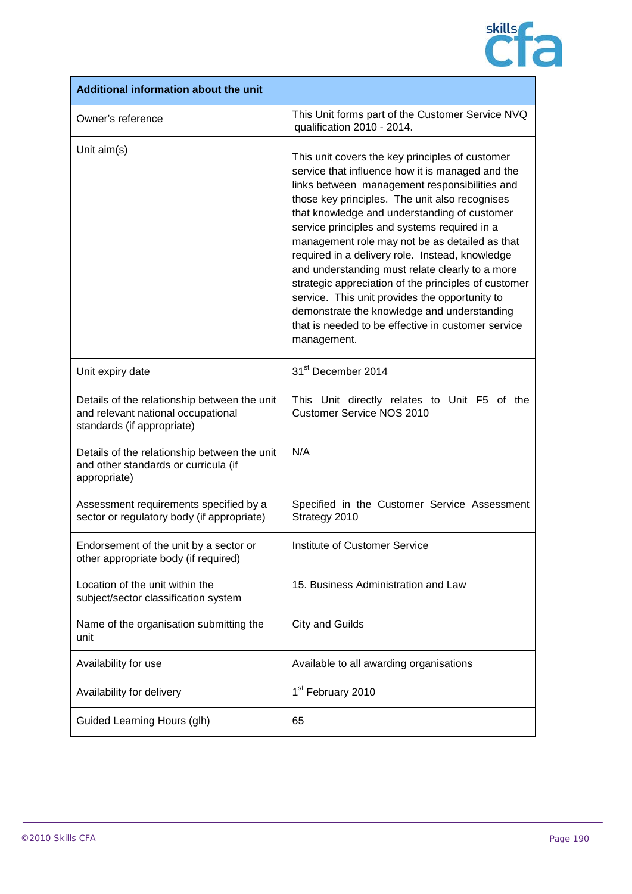| Additional information about the unit | |
|---|---|
| Owner's reference | This Unit forms part of the Customer Service NVQ qualification 2010 - 2014. |
| Unit aim(s) | This unit covers the key principles of customer service that influence how it is managed and the links between management responsibilities and those key principles. The unit also recognises that knowledge and understanding of customer service principles and systems required in a management role may not be as detailed as that required in a delivery role. Instead, knowledge and understanding must relate clearly to a more strategic appreciation of the principles of customer service. This unit provides the opportunity to demonstrate the knowledge and understanding that is needed to be effective in customer service management. |
| Unit expiry date | 31st December 2014 |
| Details of the relationship between the unit and relevant national occupational standards (if appropriate) | This Unit directly relates to Unit F5 of the Customer Service NOS 2010 |
| Details of the relationship between the unit and other standards or curricula (if appropriate) | N/A |
| Assessment requirements specified by a sector or regulatory body (if appropriate) | Specified in the Customer Service Assessment Strategy 2010 |
| Endorsement of the unit by a sector or other appropriate body (if required) | Institute of Customer Service |
| Location of the unit within the subject/sector classification system | 15. Business Administration and Law |
| Name of the organisation submitting the unit | City and Guilds |
| Availability for use | Available to all awarding organisations |
| Availability for delivery | 1st February 2010 |
| Guided Learning Hours (glh) | 65 |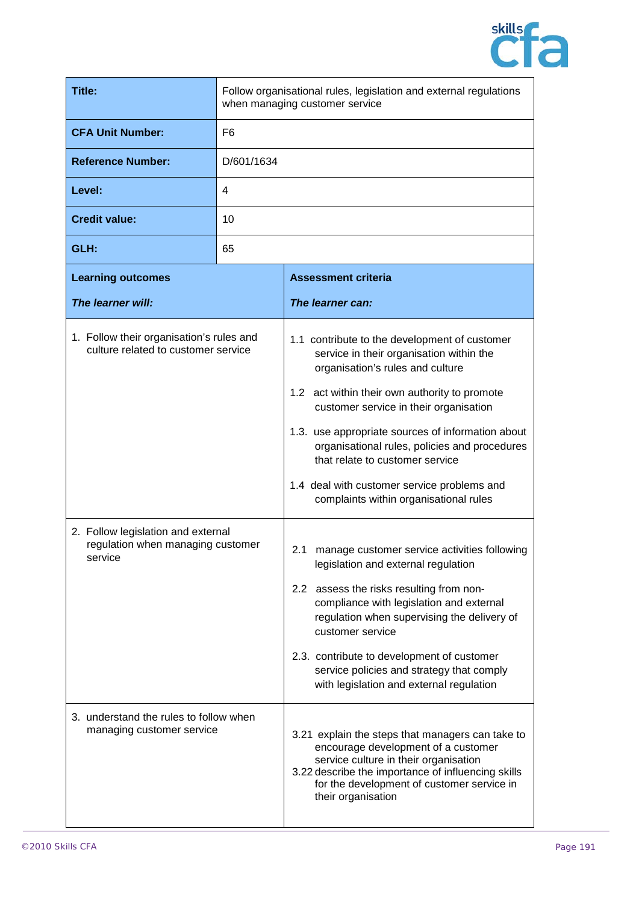| **Title:** | Follow organisational rules, legislation and external regulations when managing customer service |
|---|---|
| **CFA Unit Number:** | F6 |
| **Reference Number:** | D/601/1634 |
| **Level:** | 4 |
| **Credit value:** | 10 |
| **GLH:** | 65 |

| **Learning outcomes** <br><br> ***The learner will:*** | **Assessment criteria** <br><br> ***The learner can:*** |
|---|---|
| 1. Follow their organisation's rules and culture related to customer service | 1.1 contribute to the development of customer service in their organisation within the organisation's rules and culture <br><br> 1.2 act within their own authority to promote customer service in their organisation <br><br> 1.3. use appropriate sources of information about organisational rules, policies and procedures that relate to customer service <br><br> 1.4 deal with customer service problems and complaints within organisational rules |
| 2. Follow legislation and external regulation when managing customer service | 2.1 manage customer service activities following legislation and external regulation <br><br> 2.2 assess the risks resulting from non-compliance with legislation and external regulation when supervising the delivery of customer service <br><br> 2.3. contribute to development of customer service policies and strategy that comply with legislation and external regulation |
| 3. understand the rules to follow when managing customer service | 3.21 explain the steps that managers can take to encourage development of a customer service culture in their organisation <br> 3.22 describe the importance of influencing skills for the development of customer service in their organisation |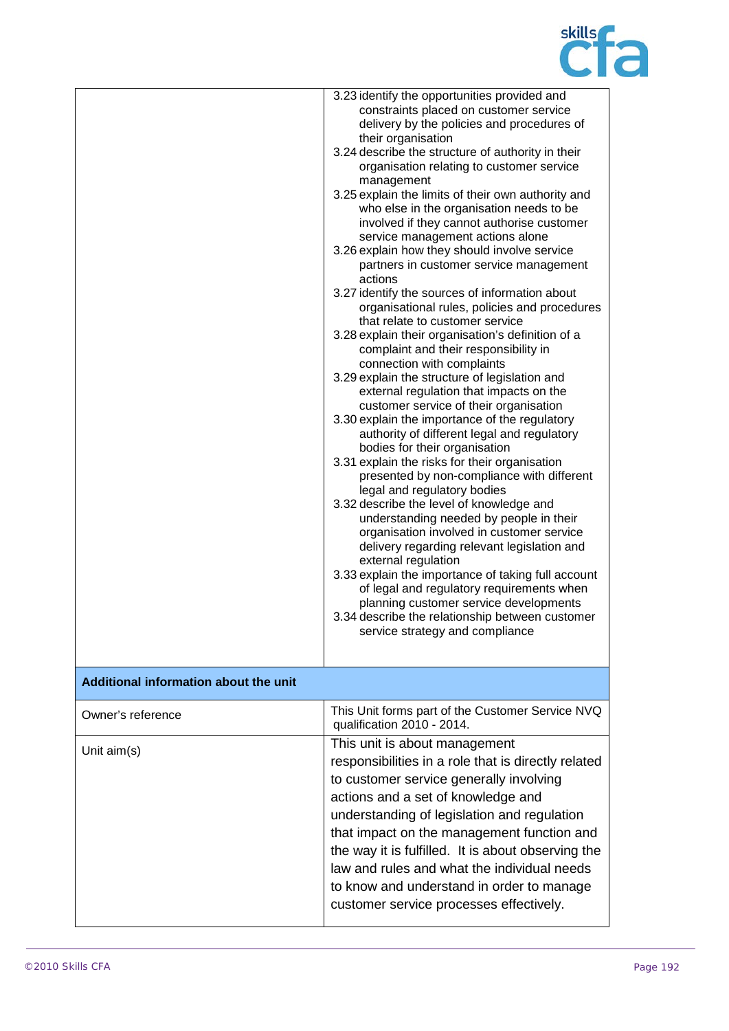| | |
|---|---|
| | 3.23 identify the opportunities provided and constraints placed on customer service delivery by the policies and procedures of their organisation<br>3.24 describe the structure of authority in their organisation relating to customer service management<br>3.25 explain the limits of their own authority and who else in the organisation needs to be involved if they cannot authorise customer service management actions alone<br>3.26 explain how they should involve service partners in customer service management actions<br>3.27 identify the sources of information about organisational rules, policies and procedures that relate to customer service<br>3.28 explain their organisation's definition of a complaint and their responsibility in connection with complaints<br>3.29 explain the structure of legislation and external regulation that impacts on the customer service of their organisation<br>3.30 explain the importance of the regulatory authority of different legal and regulatory bodies for their organisation<br>3.31 explain the risks for their organisation presented by non-compliance with different legal and regulatory bodies<br>3.32 describe the level of knowledge and understanding needed by people in their organisation involved in customer service delivery regarding relevant legislation and external regulation<br>3.33 explain the importance of taking full account of legal and regulatory requirements when planning customer service developments<br>3.34 describe the relationship between customer service strategy and compliance |
| **Additional information about the unit** | |
| Owner's reference | This Unit forms part of the Customer Service NVQ qualification 2010 - 2014. |
| Unit aim(s) | This unit is about management responsibilities in a role that is directly related to customer service generally involving actions and a set of knowledge and understanding of legislation and regulation that impact on the management function and the way it is fulfilled. It is about observing the law and rules and what the individual needs to know and understand in order to manage customer service processes effectively. |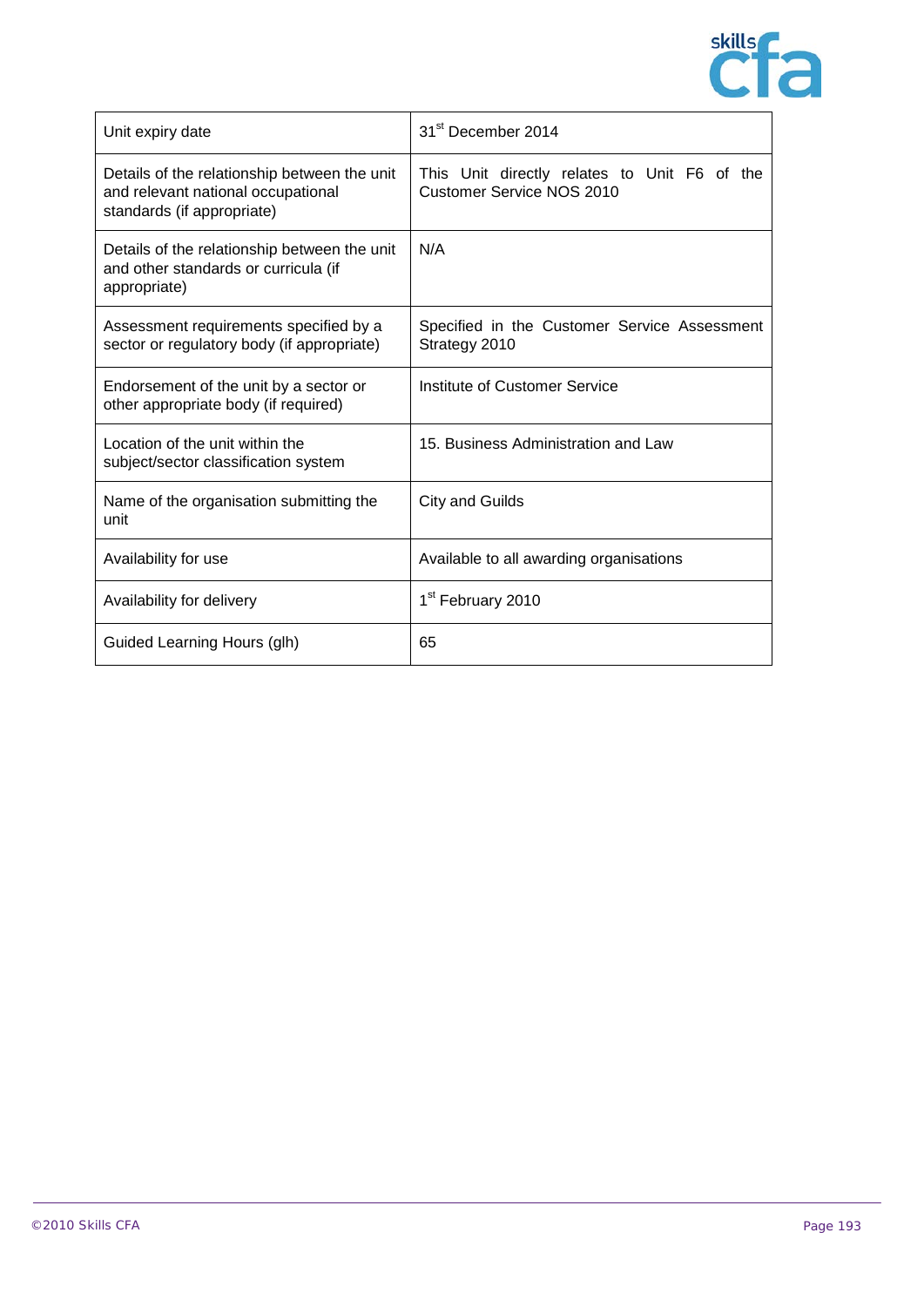| | |
|---|---|
| Unit expiry date | 31st December 2014 |
| Details of the relationship between the unit and relevant national occupational standards (if appropriate) | This Unit directly relates to Unit F6 of the Customer Service NOS 2010 |
| Details of the relationship between the unit and other standards or curricula (if appropriate) | N/A |
| Assessment requirements specified by a sector or regulatory body (if appropriate) | Specified in the Customer Service Assessment Strategy 2010 |
| Endorsement of the unit by a sector or other appropriate body (if required) | Institute of Customer Service |
| Location of the unit within the subject/sector classification system | 15. Business Administration and Law |
| Name of the organisation submitting the unit | City and Guilds |
| Availability for use | Available to all awarding organisations |
| Availability for delivery | 1st February 2010 |
| Guided Learning Hours (glh) | 65 |